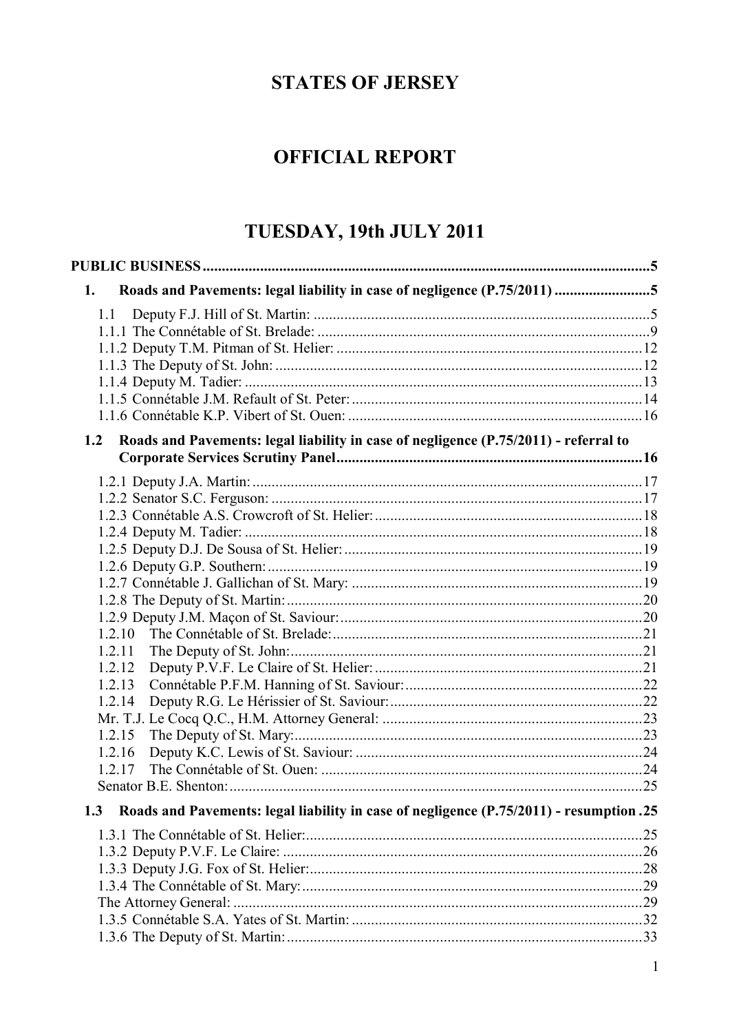# STATES OF JERSEY

# OFFICIAL REPORT

# TUESDAY, 19th JULY 2011

**PUBLIC BUSINESS** .....5

**1. Roads and Pavements: legal liability in case of negligence (P.75/2011)** .....5

- 1.1 Deputy F.J. Hill of St. Martin: .....5
- 1.1.1 The Connétable of St. Brelade: .....9
- 1.1.2 Deputy T.M. Pitman of St. Helier: .....12
- 1.1.3 The Deputy of St. John: .....12
- 1.1.4 Deputy M. Tadier: .....13
- 1.1.5 Connétable J.M. Refault of St. Peter: .....14
- 1.1.6 Connétable K.P. Vibert of St. Ouen: .....16

**1.2 Roads and Pavements: legal liability in case of negligence (P.75/2011) - referral to Corporate Services Scrutiny Panel** .....16

- 1.2.1 Deputy J.A. Martin: .....17
- 1.2.2 Senator S.C. Ferguson: .....17
- 1.2.3 Connétable A.S. Crowcroft of St. Helier: .....18
- 1.2.4 Deputy M. Tadier: .....18
- 1.2.5 Deputy D.J. De Sousa of St. Helier: .....19
- 1.2.6 Deputy G.P. Southern: .....19
- 1.2.7 Connétable J. Gallichan of St. Mary: .....19
- 1.2.8 The Deputy of St. Martin: .....20
- 1.2.9 Deputy J.M. Maçon of St. Saviour: .....20
- 1.2.10 The Connétable of St. Brelade: .....21
- 1.2.11 The Deputy of St. John: .....21
- 1.2.12 Deputy P.V.F. Le Claire of St. Helier: .....21
- 1.2.13 Connétable P.F.M. Hanning of St. Saviour: .....22
- 1.2.14 Deputy R.G. Le Hérissier of St. Saviour: .....22
- Mr. T.J. Le Cocq Q.C., H.M. Attorney General: .....23
- 1.2.15 The Deputy of St. Mary: .....23
- 1.2.16 Deputy K.C. Lewis of St. Saviour: .....24
- 1.2.17 The Connétable of St. Ouen: .....24
- Senator B.E. Shenton: .....25

**1.3 Roads and Pavements: legal liability in case of negligence (P.75/2011) - resumption** .....25

- 1.3.1 The Connétable of St. Helier: .....25
- 1.3.2 Deputy P.V.F. Le Claire: .....26
- 1.3.3 Deputy J.G. Fox of St. Helier: .....28
- 1.3.4 The Connétable of St. Mary: .....29
- The Attorney General: .....29
- 1.3.5 Connétable S.A. Yates of St. Martin: .....32
- 1.3.6 The Deputy of St. Martin: .....33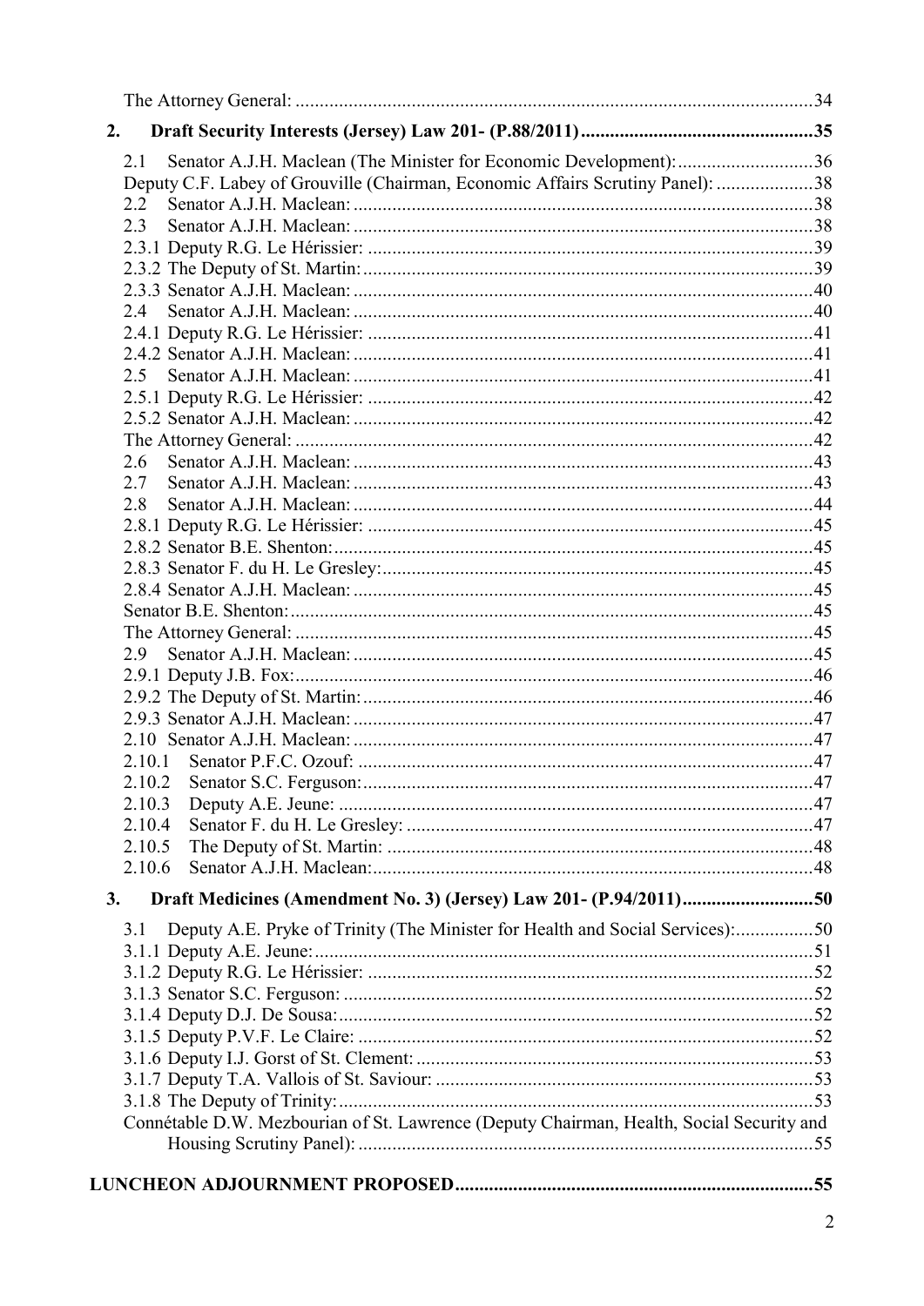The Attorney General: ....................................................................................................34

**2. Draft Security Interests (Jersey) Law 201- (P.88/2011)...............................................35**

2.1 Senator A.J.H. Maclean (The Minister for Economic Development):............................36
Deputy C.F. Labey of Grouville (Chairman, Economic Affairs Scrutiny Panel): ....................38
2.2 Senator A.J.H. Maclean: ...............................................................................................38
2.3 Senator A.J.H. Maclean: ...............................................................................................38
2.3.1 Deputy R.G. Le Hérissier: ............................................................................................39
2.3.2 The Deputy of St. Martin: .............................................................................................39
2.3.3 Senator A.J.H. Maclean: ...............................................................................................40
2.4 Senator A.J.H. Maclean: ...............................................................................................40
2.4.1 Deputy R.G. Le Hérissier: ............................................................................................41
2.4.2 Senator A.J.H. Maclean: ...............................................................................................41
2.5 Senator A.J.H. Maclean: ...............................................................................................41
2.5.1 Deputy R.G. Le Hérissier: ............................................................................................42
2.5.2 Senator A.J.H. Maclean: ...............................................................................................42
The Attorney General: ...........................................................................................................42
2.6 Senator A.J.H. Maclean: ...............................................................................................43
2.7 Senator A.J.H. Maclean: ...............................................................................................43
2.8 Senator A.J.H. Maclean: ...............................................................................................44
2.8.1 Deputy R.G. Le Hérissier: ............................................................................................45
2.8.2 Senator B.E. Shenton: ...................................................................................................45
2.8.3 Senator F. du H. Le Gresley: .........................................................................................45
2.8.4 Senator A.J.H. Maclean: ...............................................................................................45
Senator B.E. Shenton: ............................................................................................................45
The Attorney General: ...........................................................................................................45
2.9 Senator A.J.H. Maclean: ...............................................................................................45
2.9.1 Deputy J.B. Fox: ...........................................................................................................46
2.9.2 The Deputy of St. Martin: .............................................................................................46
2.9.3 Senator A.J.H. Maclean: ...............................................................................................47
2.10 Senator A.J.H. Maclean: ...............................................................................................47
2.10.1 Senator P.F.C. Ozouf: ...............................................................................................47
2.10.2 Senator S.C. Ferguson: ..............................................................................................47
2.10.3 Deputy A.E. Jeune: ...................................................................................................47
2.10.4 Senator F. du H. Le Gresley: .....................................................................................47
2.10.5 The Deputy of St. Martin: .........................................................................................48
2.10.6 Senator A.J.H. Maclean: ............................................................................................48

**3. Draft Medicines (Amendment No. 3) (Jersey) Law 201- (P.94/2011)..........................50**

3.1 Deputy A.E. Pryke of Trinity (The Minister for Health and Social Services):................50
3.1.1 Deputy A.E. Jeune: .......................................................................................................51
3.1.2 Deputy R.G. Le Hérissier: ............................................................................................52
3.1.3 Senator S.C. Ferguson: .................................................................................................52
3.1.4 Deputy D.J. De Sousa: ..................................................................................................52
3.1.5 Deputy P.V.F. Le Claire: ..............................................................................................52
3.1.6 Deputy I.J. Gorst of St. Clement: ..................................................................................53
3.1.7 Deputy T.A. Vallois of St. Saviour: ..............................................................................53
3.1.8 The Deputy of Trinity: ..................................................................................................53
Connétable D.W. Mezbourian of St. Lawrence (Deputy Chairman, Health, Social Security and Housing Scrutiny Panel): .............................................................................................55

**LUNCHEON ADJOURNMENT PROPOSED.........................................................................55**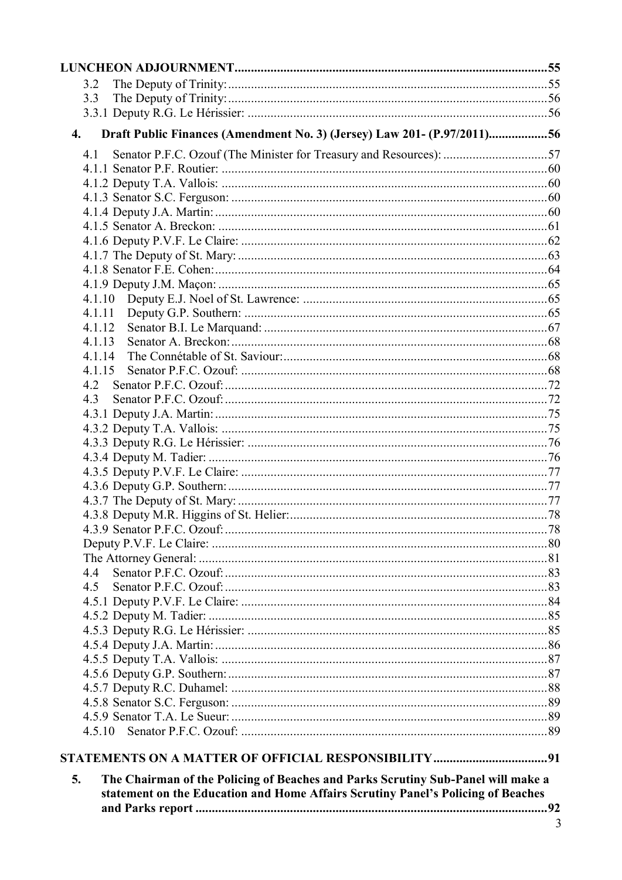**LUNCHEON ADJOURNMENT** ........................................................................................ 55

3.2 The Deputy of Trinity: ........................................................................................ 55
3.3 The Deputy of Trinity: ........................................................................................ 56
3.3.1 Deputy R.G. Le Hérissier: ........................................................................................ 56

**4. Draft Public Finances (Amendment No. 3) (Jersey) Law 201- (P.97/2011)** .................. 56

4.1 Senator P.F.C. Ozouf (The Minister for Treasury and Resources): ................................ 57
4.1.1 Senator P.F. Routier: ........................................................................................ 60
4.1.2 Deputy T.A. Vallois: ........................................................................................ 60
4.1.3 Senator S.C. Ferguson: ........................................................................................ 60
4.1.4 Deputy J.A. Martin: ........................................................................................ 60
4.1.5 Senator A. Breckon: ........................................................................................ 61
4.1.6 Deputy P.V.F. Le Claire: ........................................................................................ 62
4.1.7 The Deputy of St. Mary: ........................................................................................ 63
4.1.8 Senator F.E. Cohen: ........................................................................................ 64
4.1.9 Deputy J.M. Maçon: ........................................................................................ 65
4.1.10 Deputy E.J. Noel of St. Lawrence: ........................................................................................ 65
4.1.11 Deputy G.P. Southern: ........................................................................................ 65
4.1.12 Senator B.I. Le Marquand: ........................................................................................ 67
4.1.13 Senator A. Breckon: ........................................................................................ 68
4.1.14 The Connétable of St. Saviour: ........................................................................................ 68
4.1.15 Senator P.F.C. Ozouf: ........................................................................................ 68
4.2 Senator P.F.C. Ozouf: ........................................................................................ 72
4.3 Senator P.F.C. Ozouf: ........................................................................................ 72
4.3.1 Deputy J.A. Martin: ........................................................................................ 75
4.3.2 Deputy T.A. Vallois: ........................................................................................ 75
4.3.3 Deputy R.G. Le Hérissier: ........................................................................................ 76
4.3.4 Deputy M. Tadier: ........................................................................................ 76
4.3.5 Deputy P.V.F. Le Claire: ........................................................................................ 77
4.3.6 Deputy G.P. Southern: ........................................................................................ 77
4.3.7 The Deputy of St. Mary: ........................................................................................ 77
4.3.8 Deputy M.R. Higgins of St. Helier: ........................................................................................ 78
4.3.9 Senator P.F.C. Ozouf: ........................................................................................ 78
Deputy P.V.F. Le Claire: ........................................................................................ 80
The Attorney General: ........................................................................................ 81
4.4 Senator P.F.C. Ozouf: ........................................................................................ 83
4.5 Senator P.F.C. Ozouf: ........................................................................................ 83
4.5.1 Deputy P.V.F. Le Claire: ........................................................................................ 84
4.5.2 Deputy M. Tadier: ........................................................................................ 85
4.5.3 Deputy R.G. Le Hérissier: ........................................................................................ 85
4.5.4 Deputy J.A. Martin: ........................................................................................ 86
4.5.5 Deputy T.A. Vallois: ........................................................................................ 87
4.5.6 Deputy G.P. Southern: ........................................................................................ 87
4.5.7 Deputy R.C. Duhamel: ........................................................................................ 88
4.5.8 Senator S.C. Ferguson: ........................................................................................ 89
4.5.9 Senator T.A. Le Sueur: ........................................................................................ 89
4.5.10 Senator P.F.C. Ozouf: ........................................................................................ 89

**STATEMENTS ON A MATTER OF OFFICIAL RESPONSIBILITY** .................................. 91

**5. The Chairman of the Policing of Beaches and Parks Scrutiny Sub-Panel will make a statement on the Education and Home Affairs Scrutiny Panel's Policing of Beaches and Parks report** ........................................................................................ 92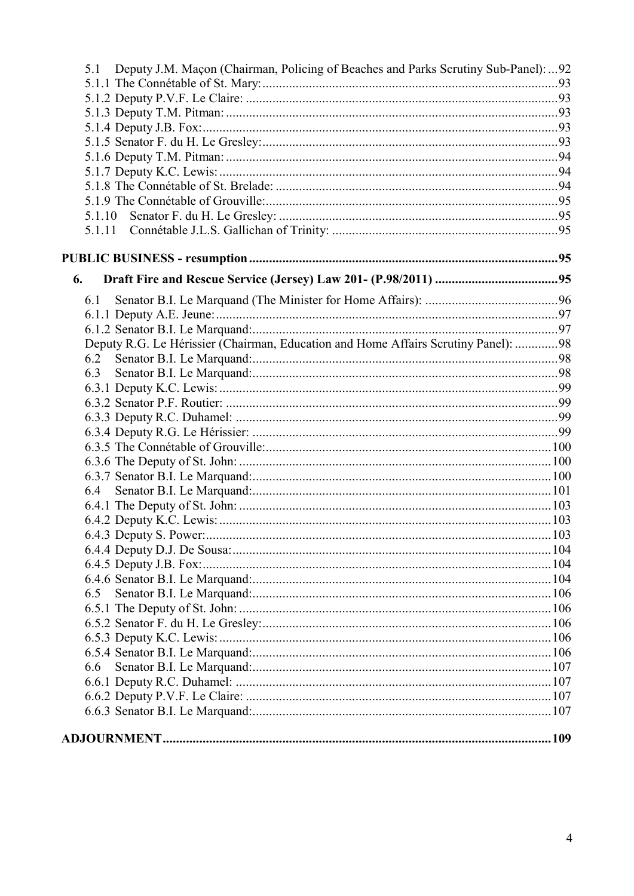5.1 Deputy J.M. Maçon (Chairman, Policing of Beaches and Parks Scrutiny Sub-Panel): ...92

5.1.1 The Connétable of St. Mary: ...93

5.1.2 Deputy P.V.F. Le Claire: ...93

5.1.3 Deputy T.M. Pitman: ...93

5.1.4 Deputy J.B. Fox: ...93

5.1.5 Senator F. du H. Le Gresley: ...93

5.1.6 Deputy T.M. Pitman: ...94

5.1.7 Deputy K.C. Lewis: ...94

5.1.8 The Connétable of St. Brelade: ...94

5.1.9 The Connétable of Grouville: ...95

5.1.10 Senator F. du H. Le Gresley: ...95

5.1.11 Connétable J.L.S. Gallichan of Trinity: ...95

**PUBLIC BUSINESS - resumption** ...95

**6. Draft Fire and Rescue Service (Jersey) Law 201- (P.98/2011)** ...95

6.1 Senator B.I. Le Marquand (The Minister for Home Affairs): ...96

6.1.1 Deputy A.E. Jeune: ...97

6.1.2 Senator B.I. Le Marquand: ...97

Deputy R.G. Le Hérissier (Chairman, Education and Home Affairs Scrutiny Panel): ...98

6.2 Senator B.I. Le Marquand: ...98

6.3 Senator B.I. Le Marquand: ...98

6.3.1 Deputy K.C. Lewis: ...99

6.3.2 Senator P.F. Routier: ...99

6.3.3 Deputy R.C. Duhamel: ...99

6.3.4 Deputy R.G. Le Hérissier: ...99

6.3.5 The Connétable of Grouville: ...100

6.3.6 The Deputy of St. John: ...100

6.3.7 Senator B.I. Le Marquand: ...100

6.4 Senator B.I. Le Marquand: ...101

6.4.1 The Deputy of St. John: ...103

6.4.2 Deputy K.C. Lewis: ...103

6.4.3 Deputy S. Power: ...103

6.4.4 Deputy D.J. De Sousa: ...104

6.4.5 Deputy J.B. Fox: ...104

6.4.6 Senator B.I. Le Marquand: ...104

6.5 Senator B.I. Le Marquand: ...106

6.5.1 The Deputy of St. John: ...106

6.5.2 Senator F. du H. Le Gresley: ...106

6.5.3 Deputy K.C. Lewis: ...106

6.5.4 Senator B.I. Le Marquand: ...106

6.6 Senator B.I. Le Marquand: ...107

6.6.1 Deputy R.C. Duhamel: ...107

6.6.2 Deputy P.V.F. Le Claire: ...107

6.6.3 Senator B.I. Le Marquand: ...107

**ADJOURNMENT** ...109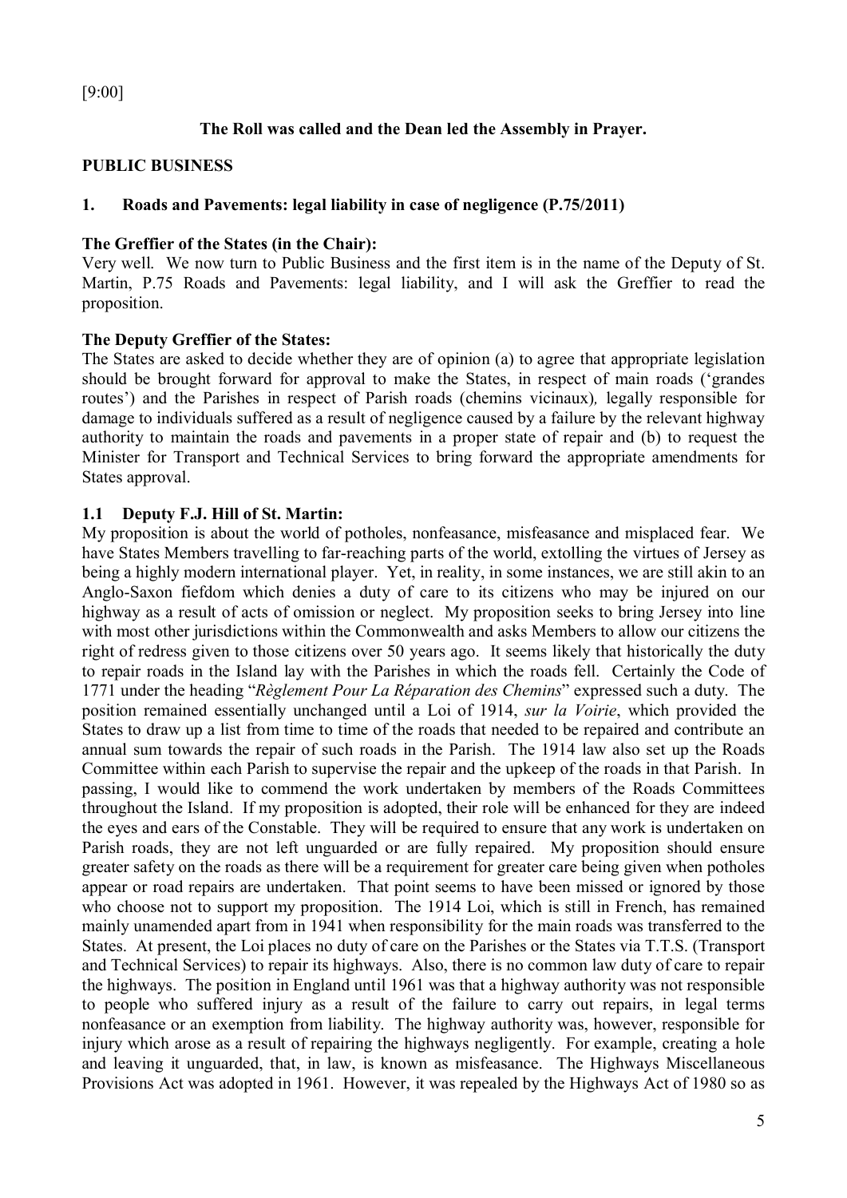[9:00]

**The Roll was called and the Dean led the Assembly in Prayer.**

**PUBLIC BUSINESS**

## 1. Roads and Pavements: legal liability in case of negligence (P.75/2011)

**The Greffier of the States (in the Chair):**

Very well. We now turn to Public Business and the first item is in the name of the Deputy of St. Martin, P.75 Roads and Pavements: legal liability, and I will ask the Greffier to read the proposition.

**The Deputy Greffier of the States:**

The States are asked to decide whether they are of opinion (a) to agree that appropriate legislation should be brought forward for approval to make the States, in respect of main roads ('grandes routes') and the Parishes in respect of Parish roads (chemins vicinaux)*,* legally responsible for damage to individuals suffered as a result of negligence caused by a failure by the relevant highway authority to maintain the roads and pavements in a proper state of repair and (b) to request the Minister for Transport and Technical Services to bring forward the appropriate amendments for States approval.

### 1.1 Deputy F.J. Hill of St. Martin:

My proposition is about the world of potholes, nonfeasance, misfeasance and misplaced fear. We have States Members travelling to far-reaching parts of the world, extolling the virtues of Jersey as being a highly modern international player. Yet, in reality, in some instances, we are still akin to an Anglo-Saxon fiefdom which denies a duty of care to its citizens who may be injured on our highway as a result of acts of omission or neglect. My proposition seeks to bring Jersey into line with most other jurisdictions within the Commonwealth and asks Members to allow our citizens the right of redress given to those citizens over 50 years ago. It seems likely that historically the duty to repair roads in the Island lay with the Parishes in which the roads fell. Certainly the Code of 1771 under the heading "*Règlement Pour La Réparation des Chemins*" expressed such a duty. The position remained essentially unchanged until a Loi of 1914, *sur la Voirie*, which provided the States to draw up a list from time to time of the roads that needed to be repaired and contribute an annual sum towards the repair of such roads in the Parish. The 1914 law also set up the Roads Committee within each Parish to supervise the repair and the upkeep of the roads in that Parish. In passing, I would like to commend the work undertaken by members of the Roads Committees throughout the Island. If my proposition is adopted, their role will be enhanced for they are indeed the eyes and ears of the Constable. They will be required to ensure that any work is undertaken on Parish roads, they are not left unguarded or are fully repaired. My proposition should ensure greater safety on the roads as there will be a requirement for greater care being given when potholes appear or road repairs are undertaken. That point seems to have been missed or ignored by those who choose not to support my proposition. The 1914 Loi, which is still in French, has remained mainly unamended apart from in 1941 when responsibility for the main roads was transferred to the States. At present, the Loi places no duty of care on the Parishes or the States via T.T.S. (Transport and Technical Services) to repair its highways. Also, there is no common law duty of care to repair the highways. The position in England until 1961 was that a highway authority was not responsible to people who suffered injury as a result of the failure to carry out repairs, in legal terms nonfeasance or an exemption from liability. The highway authority was, however, responsible for injury which arose as a result of repairing the highways negligently. For example, creating a hole and leaving it unguarded, that, in law, is known as misfeasance. The Highways Miscellaneous Provisions Act was adopted in 1961. However, it was repealed by the Highways Act of 1980 so as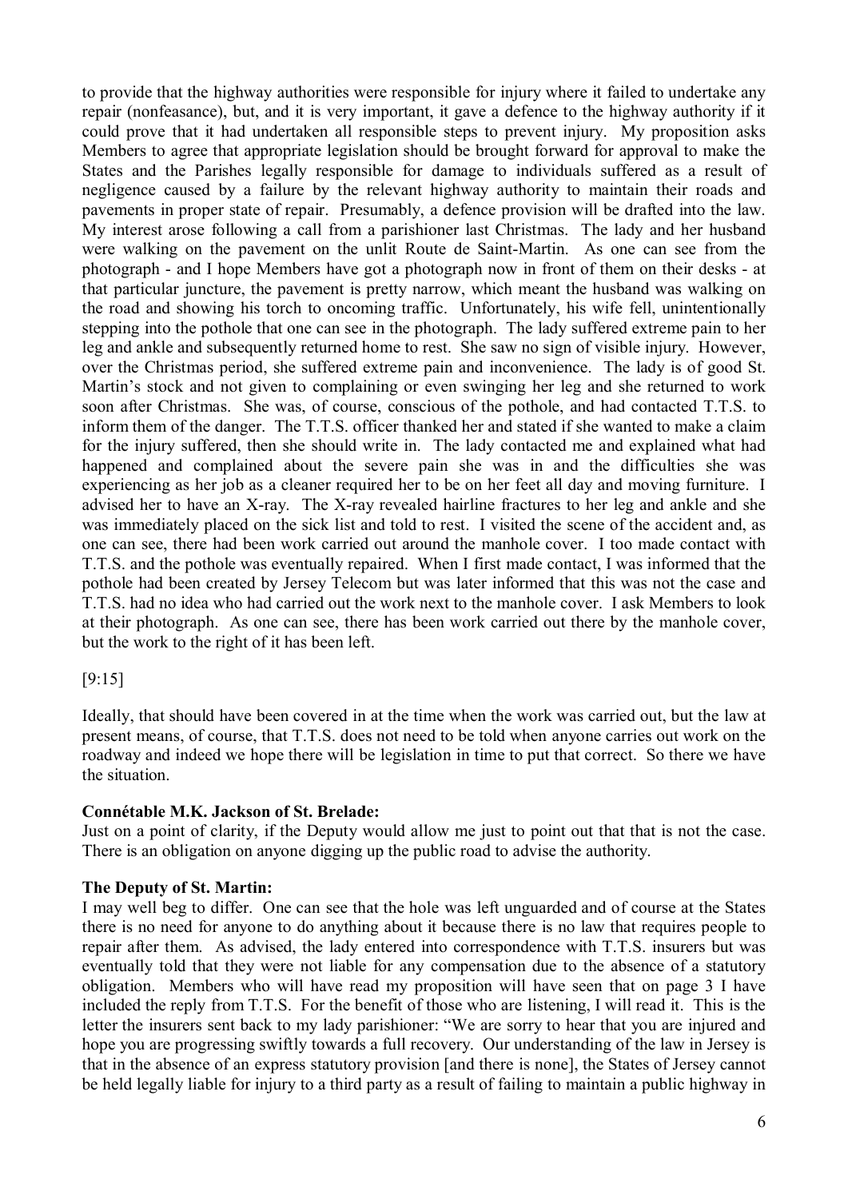to provide that the highway authorities were responsible for injury where it failed to undertake any repair (nonfeasance), but, and it is very important, it gave a defence to the highway authority if it could prove that it had undertaken all responsible steps to prevent injury. My proposition asks Members to agree that appropriate legislation should be brought forward for approval to make the States and the Parishes legally responsible for damage to individuals suffered as a result of negligence caused by a failure by the relevant highway authority to maintain their roads and pavements in proper state of repair. Presumably, a defence provision will be drafted into the law. My interest arose following a call from a parishioner last Christmas. The lady and her husband were walking on the pavement on the unlit Route de Saint-Martin. As one can see from the photograph - and I hope Members have got a photograph now in front of them on their desks - at that particular juncture, the pavement is pretty narrow, which meant the husband was walking on the road and showing his torch to oncoming traffic. Unfortunately, his wife fell, unintentionally stepping into the pothole that one can see in the photograph. The lady suffered extreme pain to her leg and ankle and subsequently returned home to rest. She saw no sign of visible injury. However, over the Christmas period, she suffered extreme pain and inconvenience. The lady is of good St. Martin's stock and not given to complaining or even swinging her leg and she returned to work soon after Christmas. She was, of course, conscious of the pothole, and had contacted T.T.S. to inform them of the danger. The T.T.S. officer thanked her and stated if she wanted to make a claim for the injury suffered, then she should write in. The lady contacted me and explained what had happened and complained about the severe pain she was in and the difficulties she was experiencing as her job as a cleaner required her to be on her feet all day and moving furniture. I advised her to have an X-ray. The X-ray revealed hairline fractures to her leg and ankle and she was immediately placed on the sick list and told to rest. I visited the scene of the accident and, as one can see, there had been work carried out around the manhole cover. I too made contact with T.T.S. and the pothole was eventually repaired. When I first made contact, I was informed that the pothole had been created by Jersey Telecom but was later informed that this was not the case and T.T.S. had no idea who had carried out the work next to the manhole cover. I ask Members to look at their photograph. As one can see, there has been work carried out there by the manhole cover, but the work to the right of it has been left.

[9:15]

Ideally, that should have been covered in at the time when the work was carried out, but the law at present means, of course, that T.T.S. does not need to be told when anyone carries out work on the roadway and indeed we hope there will be legislation in time to put that correct. So there we have the situation.

**Connétable M.K. Jackson of St. Brelade:**

Just on a point of clarity, if the Deputy would allow me just to point out that that is not the case. There is an obligation on anyone digging up the public road to advise the authority.

**The Deputy of St. Martin:**

I may well beg to differ. One can see that the hole was left unguarded and of course at the States there is no need for anyone to do anything about it because there is no law that requires people to repair after them. As advised, the lady entered into correspondence with T.T.S. insurers but was eventually told that they were not liable for any compensation due to the absence of a statutory obligation. Members who will have read my proposition will have seen that on page 3 I have included the reply from T.T.S. For the benefit of those who are listening, I will read it. This is the letter the insurers sent back to my lady parishioner: "We are sorry to hear that you are injured and hope you are progressing swiftly towards a full recovery. Our understanding of the law in Jersey is that in the absence of an express statutory provision [and there is none], the States of Jersey cannot be held legally liable for injury to a third party as a result of failing to maintain a public highway in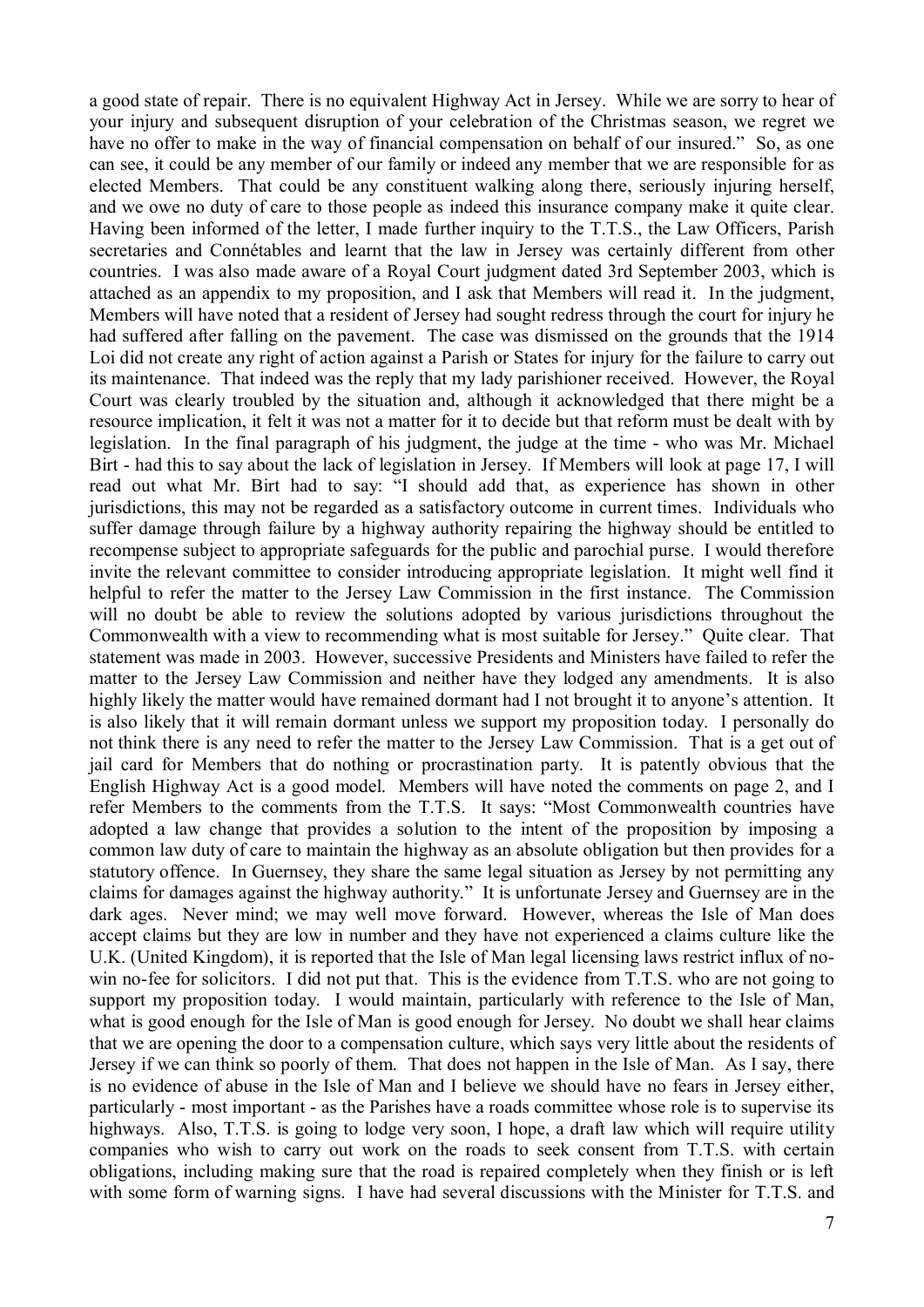a good state of repair. There is no equivalent Highway Act in Jersey. While we are sorry to hear of your injury and subsequent disruption of your celebration of the Christmas season, we regret we have no offer to make in the way of financial compensation on behalf of our insured." So, as one can see, it could be any member of our family or indeed any member that we are responsible for as elected Members. That could be any constituent walking along there, seriously injuring herself, and we owe no duty of care to those people as indeed this insurance company make it quite clear. Having been informed of the letter, I made further inquiry to the T.T.S., the Law Officers, Parish secretaries and Connétables and learnt that the law in Jersey was certainly different from other countries. I was also made aware of a Royal Court judgment dated 3rd September 2003, which is attached as an appendix to my proposition, and I ask that Members will read it. In the judgment, Members will have noted that a resident of Jersey had sought redress through the court for injury he had suffered after falling on the pavement. The case was dismissed on the grounds that the 1914 Loi did not create any right of action against a Parish or States for injury for the failure to carry out its maintenance. That indeed was the reply that my lady parishioner received. However, the Royal Court was clearly troubled by the situation and, although it acknowledged that there might be a resource implication, it felt it was not a matter for it to decide but that reform must be dealt with by legislation. In the final paragraph of his judgment, the judge at the time - who was Mr. Michael Birt - had this to say about the lack of legislation in Jersey. If Members will look at page 17, I will read out what Mr. Birt had to say: "I should add that, as experience has shown in other jurisdictions, this may not be regarded as a satisfactory outcome in current times. Individuals who suffer damage through failure by a highway authority repairing the highway should be entitled to recompense subject to appropriate safeguards for the public and parochial purse. I would therefore invite the relevant committee to consider introducing appropriate legislation. It might well find it helpful to refer the matter to the Jersey Law Commission in the first instance. The Commission will no doubt be able to review the solutions adopted by various jurisdictions throughout the Commonwealth with a view to recommending what is most suitable for Jersey." Quite clear. That statement was made in 2003. However, successive Presidents and Ministers have failed to refer the matter to the Jersey Law Commission and neither have they lodged any amendments. It is also highly likely the matter would have remained dormant had I not brought it to anyone's attention. It is also likely that it will remain dormant unless we support my proposition today. I personally do not think there is any need to refer the matter to the Jersey Law Commission. That is a get out of jail card for Members that do nothing or procrastination party. It is patently obvious that the English Highway Act is a good model. Members will have noted the comments on page 2, and I refer Members to the comments from the T.T.S. It says: "Most Commonwealth countries have adopted a law change that provides a solution to the intent of the proposition by imposing a common law duty of care to maintain the highway as an absolute obligation but then provides for a statutory offence. In Guernsey, they share the same legal situation as Jersey by not permitting any claims for damages against the highway authority." It is unfortunate Jersey and Guernsey are in the dark ages. Never mind; we may well move forward. However, whereas the Isle of Man does accept claims but they are low in number and they have not experienced a claims culture like the U.K. (United Kingdom), it is reported that the Isle of Man legal licensing laws restrict influx of no-win no-fee for solicitors. I did not put that. This is the evidence from T.T.S. who are not going to support my proposition today. I would maintain, particularly with reference to the Isle of Man, what is good enough for the Isle of Man is good enough for Jersey. No doubt we shall hear claims that we are opening the door to a compensation culture, which says very little about the residents of Jersey if we can think so poorly of them. That does not happen in the Isle of Man. As I say, there is no evidence of abuse in the Isle of Man and I believe we should have no fears in Jersey either, particularly - most important - as the Parishes have a roads committee whose role is to supervise its highways. Also, T.T.S. is going to lodge very soon, I hope, a draft law which will require utility companies who wish to carry out work on the roads to seek consent from T.T.S. with certain obligations, including making sure that the road is repaired completely when they finish or is left with some form of warning signs. I have had several discussions with the Minister for T.T.S. and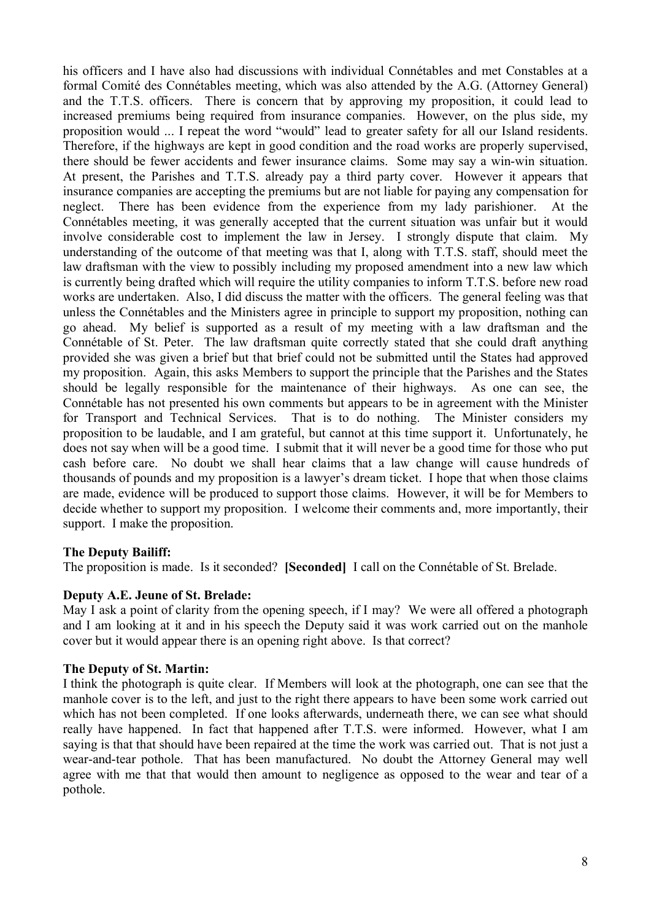his officers and I have also had discussions with individual Connétables and met Constables at a formal Comité des Connétables meeting, which was also attended by the A.G. (Attorney General) and the T.T.S. officers. There is concern that by approving my proposition, it could lead to increased premiums being required from insurance companies. However, on the plus side, my proposition would ... I repeat the word "would" lead to greater safety for all our Island residents. Therefore, if the highways are kept in good condition and the road works are properly supervised, there should be fewer accidents and fewer insurance claims. Some may say a win-win situation. At present, the Parishes and T.T.S. already pay a third party cover. However it appears that insurance companies are accepting the premiums but are not liable for paying any compensation for neglect. There has been evidence from the experience from my lady parishioner. At the Connétables meeting, it was generally accepted that the current situation was unfair but it would involve considerable cost to implement the law in Jersey. I strongly dispute that claim. My understanding of the outcome of that meeting was that I, along with T.T.S. staff, should meet the law draftsman with the view to possibly including my proposed amendment into a new law which is currently being drafted which will require the utility companies to inform T.T.S. before new road works are undertaken. Also, I did discuss the matter with the officers. The general feeling was that unless the Connétables and the Ministers agree in principle to support my proposition, nothing can go ahead. My belief is supported as a result of my meeting with a law draftsman and the Connétable of St. Peter. The law draftsman quite correctly stated that she could draft anything provided she was given a brief but that brief could not be submitted until the States had approved my proposition. Again, this asks Members to support the principle that the Parishes and the States should be legally responsible for the maintenance of their highways. As one can see, the Connétable has not presented his own comments but appears to be in agreement with the Minister for Transport and Technical Services. That is to do nothing. The Minister considers my proposition to be laudable, and I am grateful, but cannot at this time support it. Unfortunately, he does not say when will be a good time. I submit that it will never be a good time for those who put cash before care. No doubt we shall hear claims that a law change will cause hundreds of thousands of pounds and my proposition is a lawyer's dream ticket. I hope that when those claims are made, evidence will be produced to support those claims. However, it will be for Members to decide whether to support my proposition. I welcome their comments and, more importantly, their support. I make the proposition.

**The Deputy Bailiff:**

The proposition is made. Is it seconded? **[Seconded]** I call on the Connétable of St. Brelade.

**Deputy A.E. Jeune of St. Brelade:**

May I ask a point of clarity from the opening speech, if I may? We were all offered a photograph and I am looking at it and in his speech the Deputy said it was work carried out on the manhole cover but it would appear there is an opening right above. Is that correct?

**The Deputy of St. Martin:**

I think the photograph is quite clear. If Members will look at the photograph, one can see that the manhole cover is to the left, and just to the right there appears to have been some work carried out which has not been completed. If one looks afterwards, underneath there, we can see what should really have happened. In fact that happened after T.T.S. were informed. However, what I am saying is that that should have been repaired at the time the work was carried out. That is not just a wear-and-tear pothole. That has been manufactured. No doubt the Attorney General may well agree with me that that would then amount to negligence as opposed to the wear and tear of a pothole.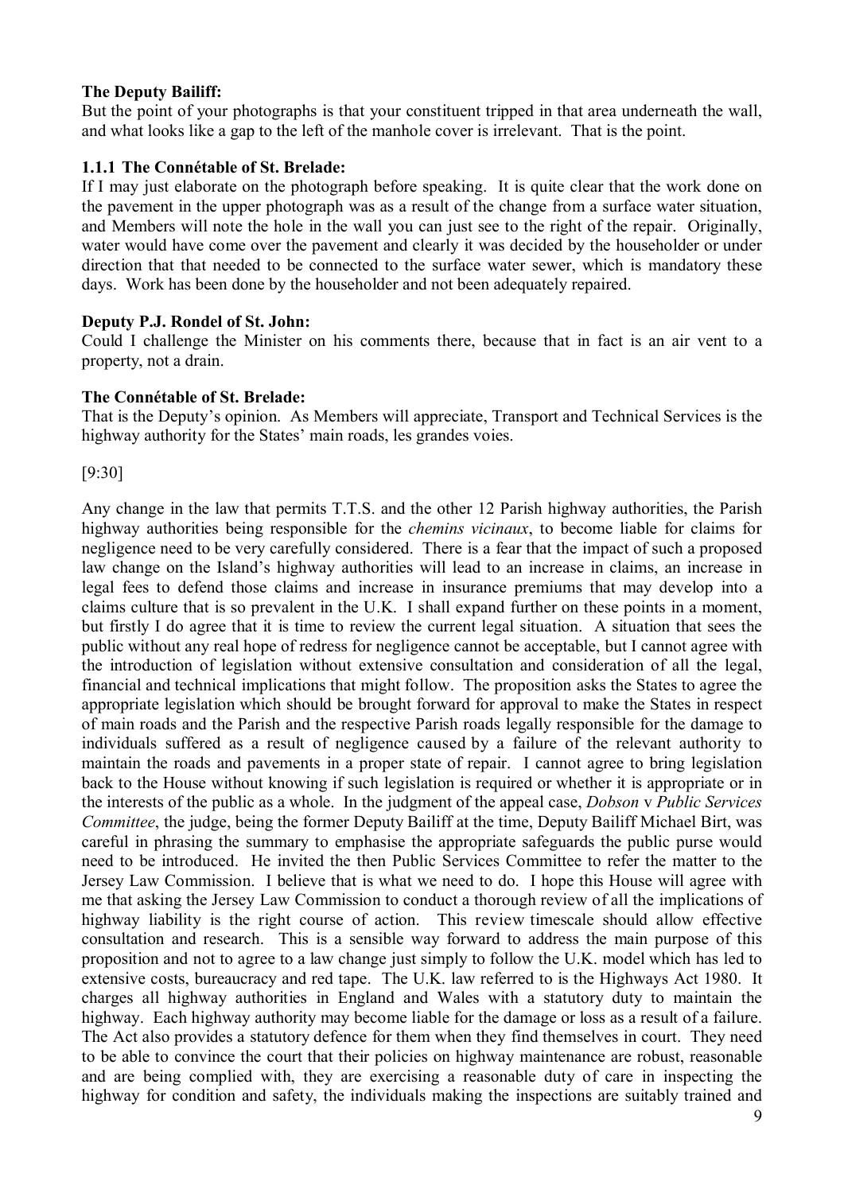**The Deputy Bailiff:**

But the point of your photographs is that your constituent tripped in that area underneath the wall, and what looks like a gap to the left of the manhole cover is irrelevant. That is the point.

**1.1.1 The Connétable of St. Brelade:**

If I may just elaborate on the photograph before speaking. It is quite clear that the work done on the pavement in the upper photograph was as a result of the change from a surface water situation, and Members will note the hole in the wall you can just see to the right of the repair. Originally, water would have come over the pavement and clearly it was decided by the householder or under direction that that needed to be connected to the surface water sewer, which is mandatory these days. Work has been done by the householder and not been adequately repaired.

**Deputy P.J. Rondel of St. John:**

Could I challenge the Minister on his comments there, because that in fact is an air vent to a property, not a drain.

**The Connétable of St. Brelade:**

That is the Deputy's opinion. As Members will appreciate, Transport and Technical Services is the highway authority for the States' main roads, les grandes voies.

[9:30]

Any change in the law that permits T.T.S. and the other 12 Parish highway authorities, the Parish highway authorities being responsible for the *chemins vicinaux*, to become liable for claims for negligence need to be very carefully considered. There is a fear that the impact of such a proposed law change on the Island's highway authorities will lead to an increase in claims, an increase in legal fees to defend those claims and increase in insurance premiums that may develop into a claims culture that is so prevalent in the U.K. I shall expand further on these points in a moment, but firstly I do agree that it is time to review the current legal situation. A situation that sees the public without any real hope of redress for negligence cannot be acceptable, but I cannot agree with the introduction of legislation without extensive consultation and consideration of all the legal, financial and technical implications that might follow. The proposition asks the States to agree the appropriate legislation which should be brought forward for approval to make the States in respect of main roads and the Parish and the respective Parish roads legally responsible for the damage to individuals suffered as a result of negligence caused by a failure of the relevant authority to maintain the roads and pavements in a proper state of repair. I cannot agree to bring legislation back to the House without knowing if such legislation is required or whether it is appropriate or in the interests of the public as a whole. In the judgment of the appeal case, *Dobson* v *Public Services Committee*, the judge, being the former Deputy Bailiff at the time, Deputy Bailiff Michael Birt, was careful in phrasing the summary to emphasise the appropriate safeguards the public purse would need to be introduced. He invited the then Public Services Committee to refer the matter to the Jersey Law Commission. I believe that is what we need to do. I hope this House will agree with me that asking the Jersey Law Commission to conduct a thorough review of all the implications of highway liability is the right course of action. This review timescale should allow effective consultation and research. This is a sensible way forward to address the main purpose of this proposition and not to agree to a law change just simply to follow the U.K. model which has led to extensive costs, bureaucracy and red tape. The U.K. law referred to is the Highways Act 1980. It charges all highway authorities in England and Wales with a statutory duty to maintain the highway. Each highway authority may become liable for the damage or loss as a result of a failure. The Act also provides a statutory defence for them when they find themselves in court. They need to be able to convince the court that their policies on highway maintenance are robust, reasonable and are being complied with, they are exercising a reasonable duty of care in inspecting the highway for condition and safety, the individuals making the inspections are suitably trained and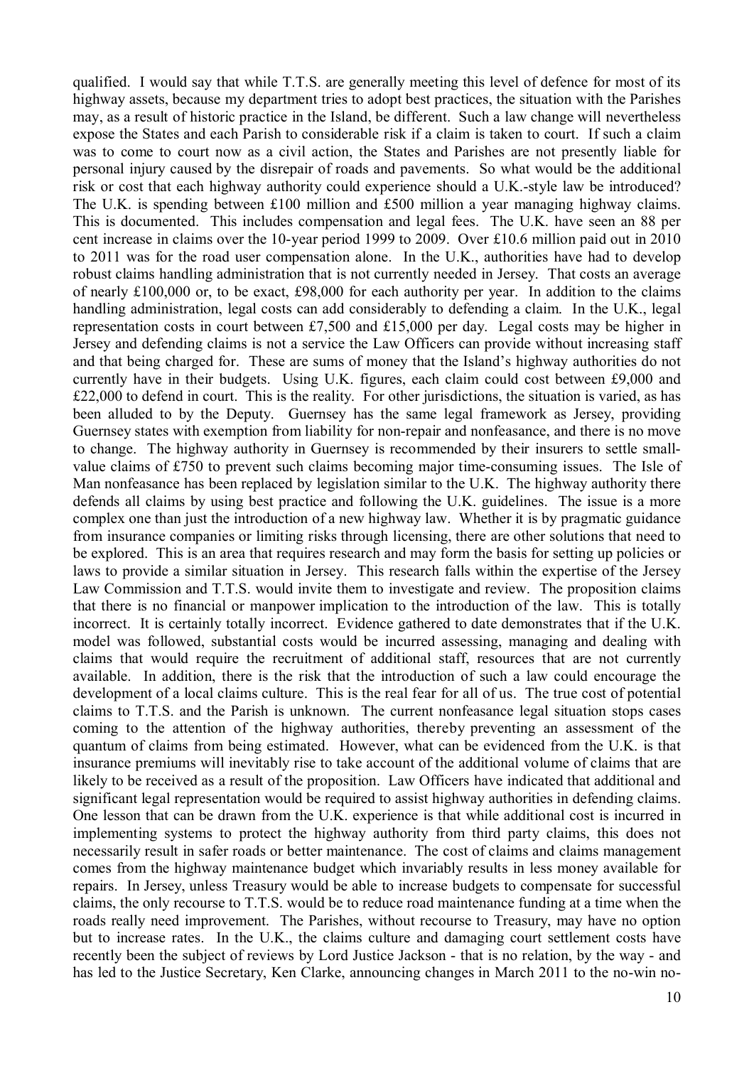qualified. I would say that while T.T.S. are generally meeting this level of defence for most of its highway assets, because my department tries to adopt best practices, the situation with the Parishes may, as a result of historic practice in the Island, be different. Such a law change will nevertheless expose the States and each Parish to considerable risk if a claim is taken to court. If such a claim was to come to court now as a civil action, the States and Parishes are not presently liable for personal injury caused by the disrepair of roads and pavements. So what would be the additional risk or cost that each highway authority could experience should a U.K.-style law be introduced? The U.K. is spending between £100 million and £500 million a year managing highway claims. This is documented. This includes compensation and legal fees. The U.K. have seen an 88 per cent increase in claims over the 10-year period 1999 to 2009. Over £10.6 million paid out in 2010 to 2011 was for the road user compensation alone. In the U.K., authorities have had to develop robust claims handling administration that is not currently needed in Jersey. That costs an average of nearly £100,000 or, to be exact, £98,000 for each authority per year. In addition to the claims handling administration, legal costs can add considerably to defending a claim. In the U.K., legal representation costs in court between £7,500 and £15,000 per day. Legal costs may be higher in Jersey and defending claims is not a service the Law Officers can provide without increasing staff and that being charged for. These are sums of money that the Island's highway authorities do not currently have in their budgets. Using U.K. figures, each claim could cost between £9,000 and £22,000 to defend in court. This is the reality. For other jurisdictions, the situation is varied, as has been alluded to by the Deputy. Guernsey has the same legal framework as Jersey, providing Guernsey states with exemption from liability for non-repair and nonfeasance, and there is no move to change. The highway authority in Guernsey is recommended by their insurers to settle small-value claims of £750 to prevent such claims becoming major time-consuming issues. The Isle of Man nonfeasance has been replaced by legislation similar to the U.K. The highway authority there defends all claims by using best practice and following the U.K. guidelines. The issue is a more complex one than just the introduction of a new highway law. Whether it is by pragmatic guidance from insurance companies or limiting risks through licensing, there are other solutions that need to be explored. This is an area that requires research and may form the basis for setting up policies or laws to provide a similar situation in Jersey. This research falls within the expertise of the Jersey Law Commission and T.T.S. would invite them to investigate and review. The proposition claims that there is no financial or manpower implication to the introduction of the law. This is totally incorrect. It is certainly totally incorrect. Evidence gathered to date demonstrates that if the U.K. model was followed, substantial costs would be incurred assessing, managing and dealing with claims that would require the recruitment of additional staff, resources that are not currently available. In addition, there is the risk that the introduction of such a law could encourage the development of a local claims culture. This is the real fear for all of us. The true cost of potential claims to T.T.S. and the Parish is unknown. The current nonfeasance legal situation stops cases coming to the attention of the highway authorities, thereby preventing an assessment of the quantum of claims from being estimated. However, what can be evidenced from the U.K. is that insurance premiums will inevitably rise to take account of the additional volume of claims that are likely to be received as a result of the proposition. Law Officers have indicated that additional and significant legal representation would be required to assist highway authorities in defending claims. One lesson that can be drawn from the U.K. experience is that while additional cost is incurred in implementing systems to protect the highway authority from third party claims, this does not necessarily result in safer roads or better maintenance. The cost of claims and claims management comes from the highway maintenance budget which invariably results in less money available for repairs. In Jersey, unless Treasury would be able to increase budgets to compensate for successful claims, the only recourse to T.T.S. would be to reduce road maintenance funding at a time when the roads really need improvement. The Parishes, without recourse to Treasury, may have no option but to increase rates. In the U.K., the claims culture and damaging court settlement costs have recently been the subject of reviews by Lord Justice Jackson - that is no relation, by the way - and has led to the Justice Secretary, Ken Clarke, announcing changes in March 2011 to the no-win no-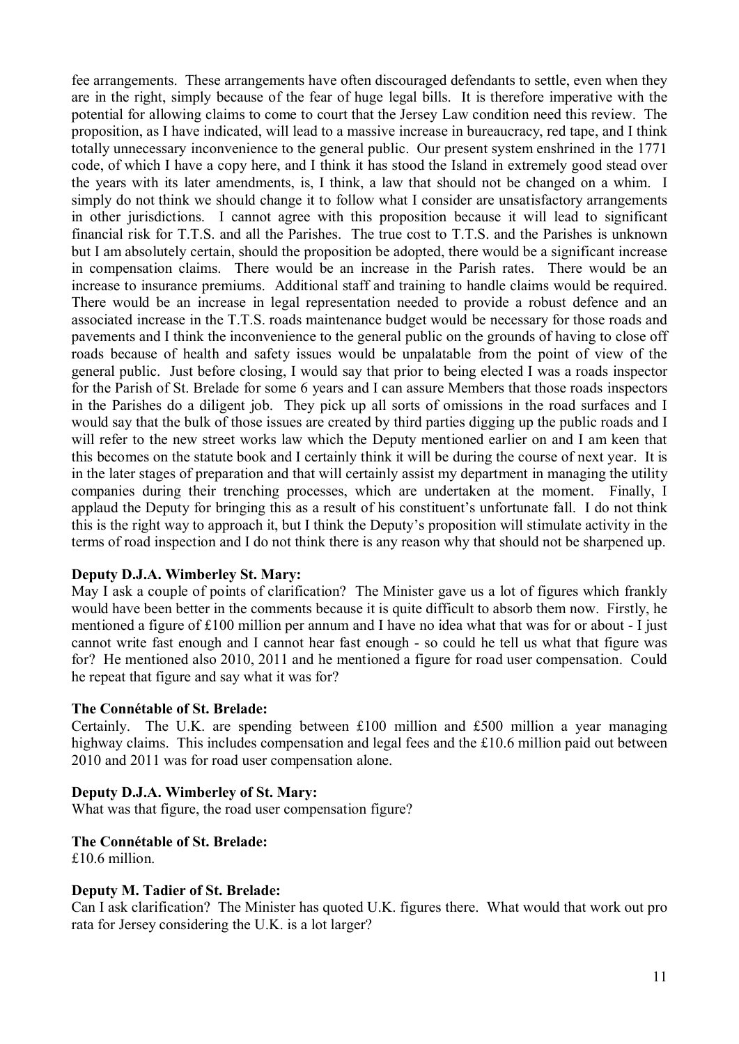fee arrangements. These arrangements have often discouraged defendants to settle, even when they are in the right, simply because of the fear of huge legal bills. It is therefore imperative with the potential for allowing claims to come to court that the Jersey Law condition need this review. The proposition, as I have indicated, will lead to a massive increase in bureaucracy, red tape, and I think totally unnecessary inconvenience to the general public. Our present system enshrined in the 1771 code, of which I have a copy here, and I think it has stood the Island in extremely good stead over the years with its later amendments, is, I think, a law that should not be changed on a whim. I simply do not think we should change it to follow what I consider are unsatisfactory arrangements in other jurisdictions. I cannot agree with this proposition because it will lead to significant financial risk for T.T.S. and all the Parishes. The true cost to T.T.S. and the Parishes is unknown but I am absolutely certain, should the proposition be adopted, there would be a significant increase in compensation claims. There would be an increase in the Parish rates. There would be an increase to insurance premiums. Additional staff and training to handle claims would be required. There would be an increase in legal representation needed to provide a robust defence and an associated increase in the T.T.S. roads maintenance budget would be necessary for those roads and pavements and I think the inconvenience to the general public on the grounds of having to close off roads because of health and safety issues would be unpalatable from the point of view of the general public. Just before closing, I would say that prior to being elected I was a roads inspector for the Parish of St. Brelade for some 6 years and I can assure Members that those roads inspectors in the Parishes do a diligent job. They pick up all sorts of omissions in the road surfaces and I would say that the bulk of those issues are created by third parties digging up the public roads and I will refer to the new street works law which the Deputy mentioned earlier on and I am keen that this becomes on the statute book and I certainly think it will be during the course of next year. It is in the later stages of preparation and that will certainly assist my department in managing the utility companies during their trenching processes, which are undertaken at the moment. Finally, I applaud the Deputy for bringing this as a result of his constituent's unfortunate fall. I do not think this is the right way to approach it, but I think the Deputy's proposition will stimulate activity in the terms of road inspection and I do not think there is any reason why that should not be sharpened up.

**Deputy D.J.A. Wimberley St. Mary:**

May I ask a couple of points of clarification? The Minister gave us a lot of figures which frankly would have been better in the comments because it is quite difficult to absorb them now. Firstly, he mentioned a figure of £100 million per annum and I have no idea what that was for or about - I just cannot write fast enough and I cannot hear fast enough - so could he tell us what that figure was for? He mentioned also 2010, 2011 and he mentioned a figure for road user compensation. Could he repeat that figure and say what it was for?

**The Connétable of St. Brelade:**

Certainly. The U.K. are spending between £100 million and £500 million a year managing highway claims. This includes compensation and legal fees and the £10.6 million paid out between 2010 and 2011 was for road user compensation alone.

**Deputy D.J.A. Wimberley of St. Mary:**

What was that figure, the road user compensation figure?

**The Connétable of St. Brelade:**

£10.6 million.

**Deputy M. Tadier of St. Brelade:**

Can I ask clarification? The Minister has quoted U.K. figures there. What would that work out pro rata for Jersey considering the U.K. is a lot larger?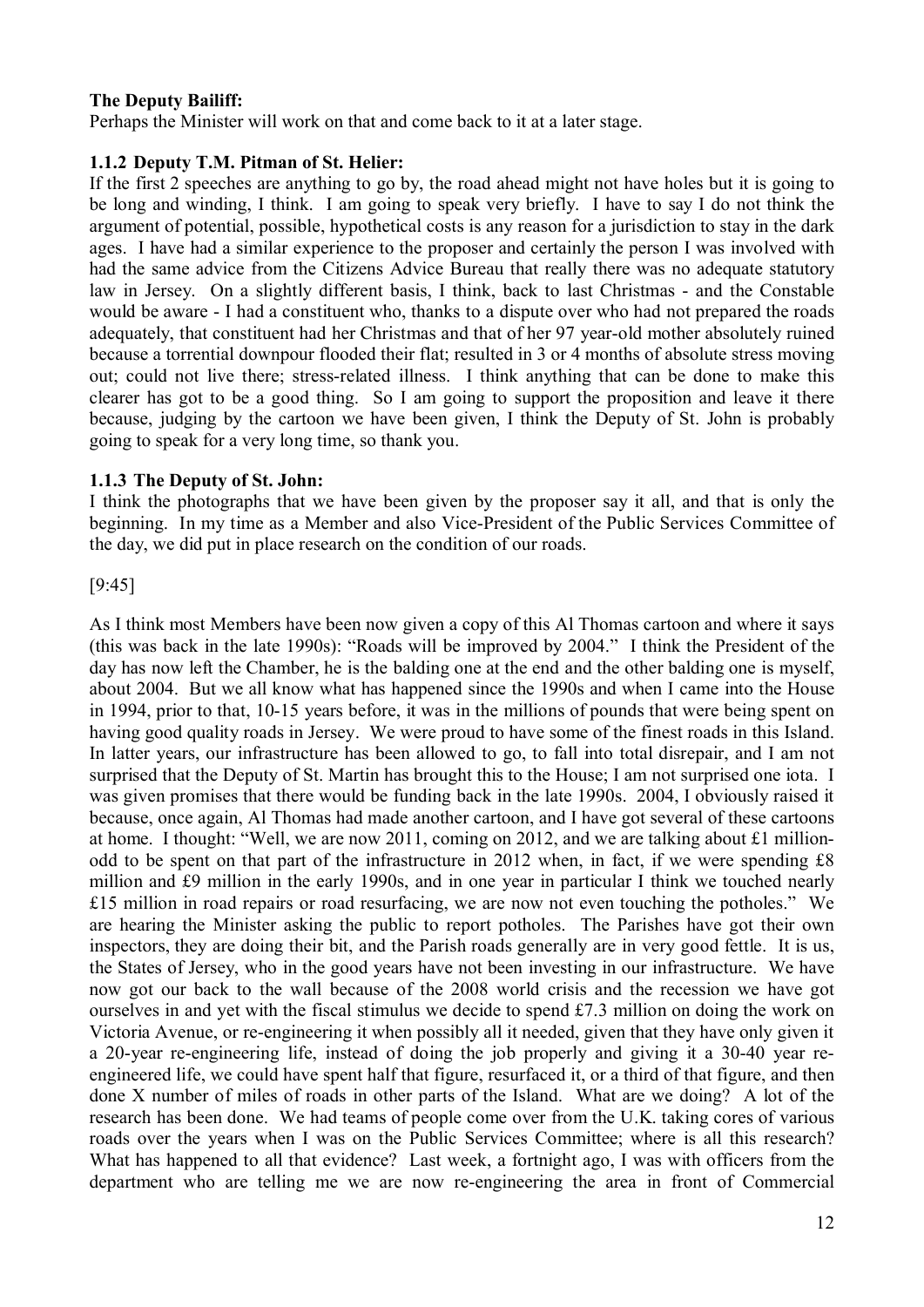**The Deputy Bailiff:**

Perhaps the Minister will work on that and come back to it at a later stage.

**1.1.2 Deputy T.M. Pitman of St. Helier:**

If the first 2 speeches are anything to go by, the road ahead might not have holes but it is going to be long and winding, I think. I am going to speak very briefly. I have to say I do not think the argument of potential, possible, hypothetical costs is any reason for a jurisdiction to stay in the dark ages. I have had a similar experience to the proposer and certainly the person I was involved with had the same advice from the Citizens Advice Bureau that really there was no adequate statutory law in Jersey. On a slightly different basis, I think, back to last Christmas - and the Constable would be aware - I had a constituent who, thanks to a dispute over who had not prepared the roads adequately, that constituent had her Christmas and that of her 97 year-old mother absolutely ruined because a torrential downpour flooded their flat; resulted in 3 or 4 months of absolute stress moving out; could not live there; stress-related illness. I think anything that can be done to make this clearer has got to be a good thing. So I am going to support the proposition and leave it there because, judging by the cartoon we have been given, I think the Deputy of St. John is probably going to speak for a very long time, so thank you.

**1.1.3 The Deputy of St. John:**

I think the photographs that we have been given by the proposer say it all, and that is only the beginning. In my time as a Member and also Vice-President of the Public Services Committee of the day, we did put in place research on the condition of our roads.

[9:45]

As I think most Members have been now given a copy of this Al Thomas cartoon and where it says (this was back in the late 1990s): "Roads will be improved by 2004." I think the President of the day has now left the Chamber, he is the balding one at the end and the other balding one is myself, about 2004. But we all know what has happened since the 1990s and when I came into the House in 1994, prior to that, 10-15 years before, it was in the millions of pounds that were being spent on having good quality roads in Jersey. We were proud to have some of the finest roads in this Island. In latter years, our infrastructure has been allowed to go, to fall into total disrepair, and I am not surprised that the Deputy of St. Martin has brought this to the House; I am not surprised one iota. I was given promises that there would be funding back in the late 1990s. 2004, I obviously raised it because, once again, Al Thomas had made another cartoon, and I have got several of these cartoons at home. I thought: "Well, we are now 2011, coming on 2012, and we are talking about £1 million-odd to be spent on that part of the infrastructure in 2012 when, in fact, if we were spending £8 million and £9 million in the early 1990s, and in one year in particular I think we touched nearly £15 million in road repairs or road resurfacing, we are now not even touching the potholes." We are hearing the Minister asking the public to report potholes. The Parishes have got their own inspectors, they are doing their bit, and the Parish roads generally are in very good fettle. It is us, the States of Jersey, who in the good years have not been investing in our infrastructure. We have now got our back to the wall because of the 2008 world crisis and the recession we have got ourselves in and yet with the fiscal stimulus we decide to spend £7.3 million on doing the work on Victoria Avenue, or re-engineering it when possibly all it needed, given that they have only given it a 20-year re-engineering life, instead of doing the job properly and giving it a 30-40 year re-engineered life, we could have spent half that figure, resurfaced it, or a third of that figure, and then done X number of miles of roads in other parts of the Island. What are we doing? A lot of the research has been done. We had teams of people come over from the U.K. taking cores of various roads over the years when I was on the Public Services Committee; where is all this research? What has happened to all that evidence? Last week, a fortnight ago, I was with officers from the department who are telling me we are now re-engineering the area in front of Commercial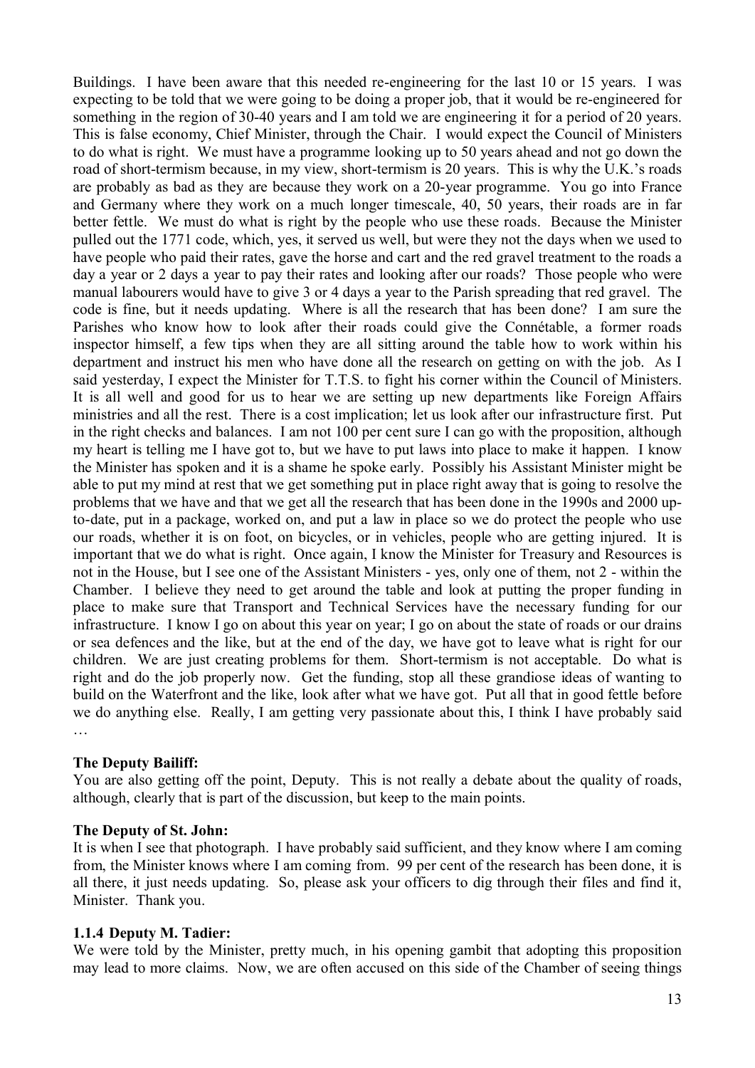Buildings. I have been aware that this needed re-engineering for the last 10 or 15 years. I was expecting to be told that we were going to be doing a proper job, that it would be re-engineered for something in the region of 30-40 years and I am told we are engineering it for a period of 20 years. This is false economy, Chief Minister, through the Chair. I would expect the Council of Ministers to do what is right. We must have a programme looking up to 50 years ahead and not go down the road of short-termism because, in my view, short-termism is 20 years. This is why the U.K.'s roads are probably as bad as they are because they work on a 20-year programme. You go into France and Germany where they work on a much longer timescale, 40, 50 years, their roads are in far better fettle. We must do what is right by the people who use these roads. Because the Minister pulled out the 1771 code, which, yes, it served us well, but were they not the days when we used to have people who paid their rates, gave the horse and cart and the red gravel treatment to the roads a day a year or 2 days a year to pay their rates and looking after our roads? Those people who were manual labourers would have to give 3 or 4 days a year to the Parish spreading that red gravel. The code is fine, but it needs updating. Where is all the research that has been done? I am sure the Parishes who know how to look after their roads could give the Connétable, a former roads inspector himself, a few tips when they are all sitting around the table how to work within his department and instruct his men who have done all the research on getting on with the job. As I said yesterday, I expect the Minister for T.T.S. to fight his corner within the Council of Ministers. It is all well and good for us to hear we are setting up new departments like Foreign Affairs ministries and all the rest. There is a cost implication; let us look after our infrastructure first. Put in the right checks and balances. I am not 100 per cent sure I can go with the proposition, although my heart is telling me I have got to, but we have to put laws into place to make it happen. I know the Minister has spoken and it is a shame he spoke early. Possibly his Assistant Minister might be able to put my mind at rest that we get something put in place right away that is going to resolve the problems that we have and that we get all the research that has been done in the 1990s and 2000 up-to-date, put in a package, worked on, and put a law in place so we do protect the people who use our roads, whether it is on foot, on bicycles, or in vehicles, people who are getting injured. It is important that we do what is right. Once again, I know the Minister for Treasury and Resources is not in the House, but I see one of the Assistant Ministers - yes, only one of them, not 2 - within the Chamber. I believe they need to get around the table and look at putting the proper funding in place to make sure that Transport and Technical Services have the necessary funding for our infrastructure. I know I go on about this year on year; I go on about the state of roads or our drains or sea defences and the like, but at the end of the day, we have got to leave what is right for our children. We are just creating problems for them. Short-termism is not acceptable. Do what is right and do the job properly now. Get the funding, stop all these grandiose ideas of wanting to build on the Waterfront and the like, look after what we have got. Put all that in good fettle before we do anything else. Really, I am getting very passionate about this, I think I have probably said …

**The Deputy Bailiff:**

You are also getting off the point, Deputy. This is not really a debate about the quality of roads, although, clearly that is part of the discussion, but keep to the main points.

**The Deputy of St. John:**

It is when I see that photograph. I have probably said sufficient, and they know where I am coming from, the Minister knows where I am coming from. 99 per cent of the research has been done, it is all there, it just needs updating. So, please ask your officers to dig through their files and find it, Minister. Thank you.

**1.1.4 Deputy M. Tadier:**

We were told by the Minister, pretty much, in his opening gambit that adopting this proposition may lead to more claims. Now, we are often accused on this side of the Chamber of seeing things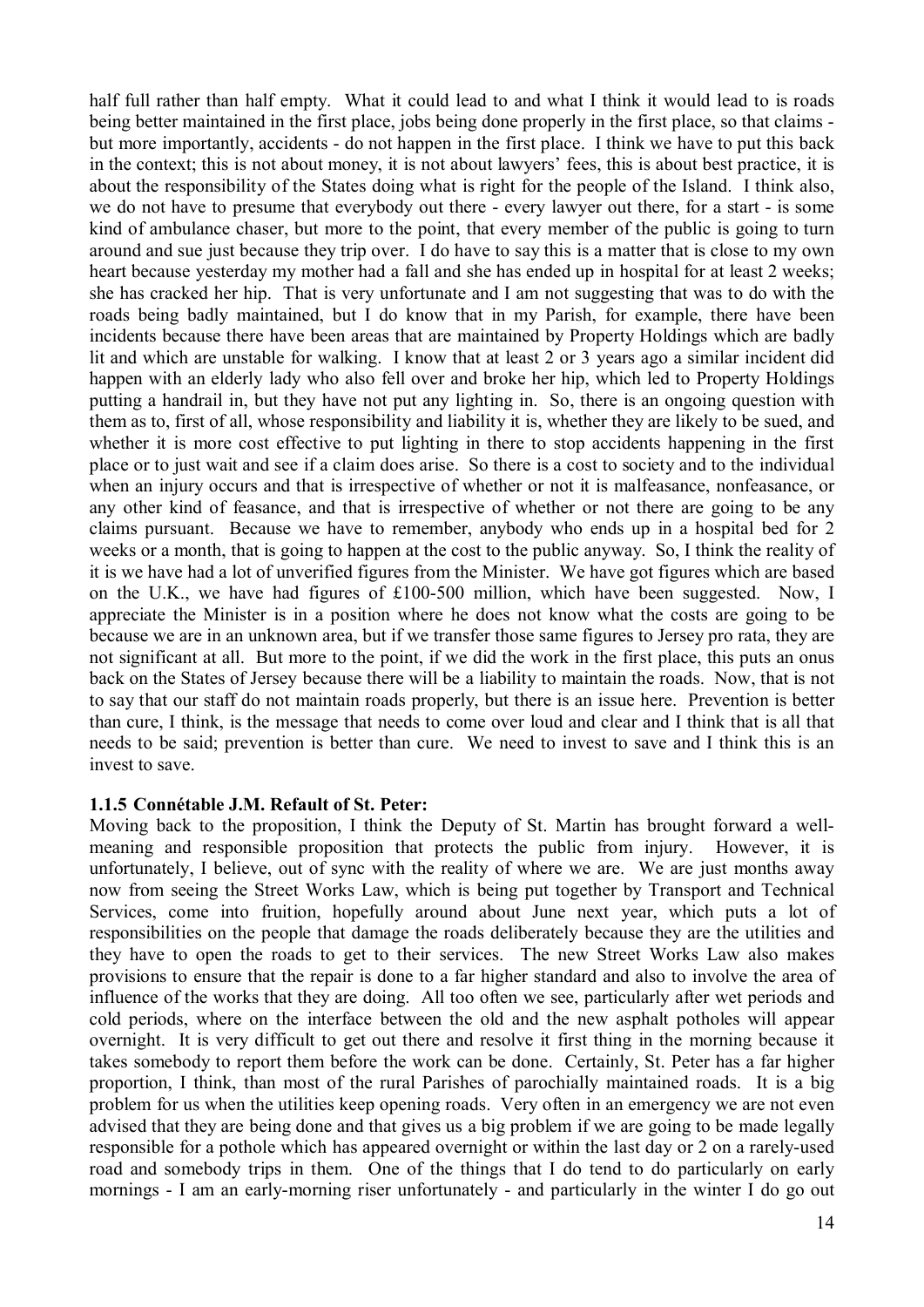half full rather than half empty. What it could lead to and what I think it would lead to is roads being better maintained in the first place, jobs being done properly in the first place, so that claims - but more importantly, accidents - do not happen in the first place. I think we have to put this back in the context; this is not about money, it is not about lawyers' fees, this is about best practice, it is about the responsibility of the States doing what is right for the people of the Island. I think also, we do not have to presume that everybody out there - every lawyer out there, for a start - is some kind of ambulance chaser, but more to the point, that every member of the public is going to turn around and sue just because they trip over. I do have to say this is a matter that is close to my own heart because yesterday my mother had a fall and she has ended up in hospital for at least 2 weeks; she has cracked her hip. That is very unfortunate and I am not suggesting that was to do with the roads being badly maintained, but I do know that in my Parish, for example, there have been incidents because there have been areas that are maintained by Property Holdings which are badly lit and which are unstable for walking. I know that at least 2 or 3 years ago a similar incident did happen with an elderly lady who also fell over and broke her hip, which led to Property Holdings putting a handrail in, but they have not put any lighting in. So, there is an ongoing question with them as to, first of all, whose responsibility and liability it is, whether they are likely to be sued, and whether it is more cost effective to put lighting in there to stop accidents happening in the first place or to just wait and see if a claim does arise. So there is a cost to society and to the individual when an injury occurs and that is irrespective of whether or not it is malfeasance, nonfeasance, or any other kind of feasance, and that is irrespective of whether or not there are going to be any claims pursuant. Because we have to remember, anybody who ends up in a hospital bed for 2 weeks or a month, that is going to happen at the cost to the public anyway. So, I think the reality of it is we have had a lot of unverified figures from the Minister. We have got figures which are based on the U.K., we have had figures of £100-500 million, which have been suggested. Now, I appreciate the Minister is in a position where he does not know what the costs are going to be because we are in an unknown area, but if we transfer those same figures to Jersey pro rata, they are not significant at all. But more to the point, if we did the work in the first place, this puts an onus back on the States of Jersey because there will be a liability to maintain the roads. Now, that is not to say that our staff do not maintain roads properly, but there is an issue here. Prevention is better than cure, I think, is the message that needs to come over loud and clear and I think that is all that needs to be said; prevention is better than cure. We need to invest to save and I think this is an invest to save.

**1.1.5 Connétable J.M. Refault of St. Peter:**

Moving back to the proposition, I think the Deputy of St. Martin has brought forward a well-meaning and responsible proposition that protects the public from injury. However, it is unfortunately, I believe, out of sync with the reality of where we are. We are just months away now from seeing the Street Works Law, which is being put together by Transport and Technical Services, come into fruition, hopefully around about June next year, which puts a lot of responsibilities on the people that damage the roads deliberately because they are the utilities and they have to open the roads to get to their services. The new Street Works Law also makes provisions to ensure that the repair is done to a far higher standard and also to involve the area of influence of the works that they are doing. All too often we see, particularly after wet periods and cold periods, where on the interface between the old and the new asphalt potholes will appear overnight. It is very difficult to get out there and resolve it first thing in the morning because it takes somebody to report them before the work can be done. Certainly, St. Peter has a far higher proportion, I think, than most of the rural Parishes of parochially maintained roads. It is a big problem for us when the utilities keep opening roads. Very often in an emergency we are not even advised that they are being done and that gives us a big problem if we are going to be made legally responsible for a pothole which has appeared overnight or within the last day or 2 on a rarely-used road and somebody trips in them. One of the things that I do tend to do particularly on early mornings - I am an early-morning riser unfortunately - and particularly in the winter I do go out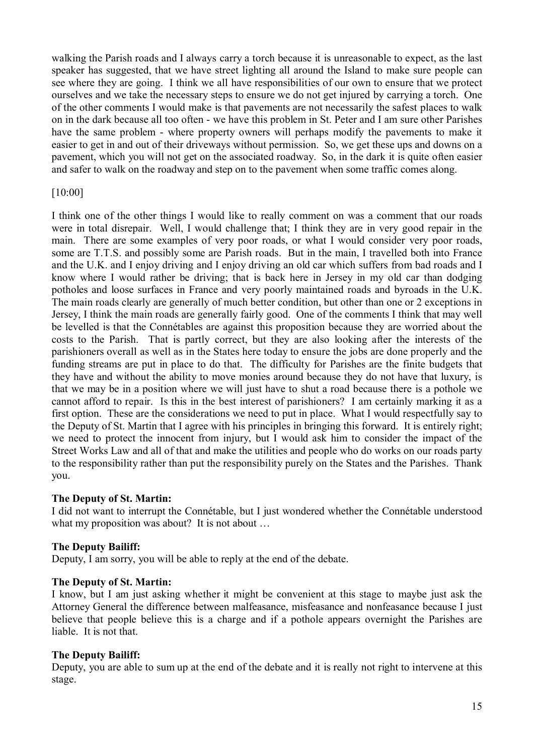walking the Parish roads and I always carry a torch because it is unreasonable to expect, as the last speaker has suggested, that we have street lighting all around the Island to make sure people can see where they are going. I think we all have responsibilities of our own to ensure that we protect ourselves and we take the necessary steps to ensure we do not get injured by carrying a torch. One of the other comments I would make is that pavements are not necessarily the safest places to walk on in the dark because all too often - we have this problem in St. Peter and I am sure other Parishes have the same problem - where property owners will perhaps modify the pavements to make it easier to get in and out of their driveways without permission. So, we get these ups and downs on a pavement, which you will not get on the associated roadway. So, in the dark it is quite often easier and safer to walk on the roadway and step on to the pavement when some traffic comes along.

[10:00]

I think one of the other things I would like to really comment on was a comment that our roads were in total disrepair. Well, I would challenge that; I think they are in very good repair in the main. There are some examples of very poor roads, or what I would consider very poor roads, some are T.T.S. and possibly some are Parish roads. But in the main, I travelled both into France and the U.K. and I enjoy driving and I enjoy driving an old car which suffers from bad roads and I know where I would rather be driving; that is back here in Jersey in my old car than dodging potholes and loose surfaces in France and very poorly maintained roads and byroads in the U.K. The main roads clearly are generally of much better condition, but other than one or 2 exceptions in Jersey, I think the main roads are generally fairly good. One of the comments I think that may well be levelled is that the Connétables are against this proposition because they are worried about the costs to the Parish. That is partly correct, but they are also looking after the interests of the parishioners overall as well as in the States here today to ensure the jobs are done properly and the funding streams are put in place to do that. The difficulty for Parishes are the finite budgets that they have and without the ability to move monies around because they do not have that luxury, is that we may be in a position where we will just have to shut a road because there is a pothole we cannot afford to repair. Is this in the best interest of parishioners? I am certainly marking it as a first option. These are the considerations we need to put in place. What I would respectfully say to the Deputy of St. Martin that I agree with his principles in bringing this forward. It is entirely right; we need to protect the innocent from injury, but I would ask him to consider the impact of the Street Works Law and all of that and make the utilities and people who do works on our roads party to the responsibility rather than put the responsibility purely on the States and the Parishes. Thank you.

**The Deputy of St. Martin:**

I did not want to interrupt the Connétable, but I just wondered whether the Connétable understood what my proposition was about? It is not about …

**The Deputy Bailiff:**

Deputy, I am sorry, you will be able to reply at the end of the debate.

**The Deputy of St. Martin:**

I know, but I am just asking whether it might be convenient at this stage to maybe just ask the Attorney General the difference between malfeasance, misfeasance and nonfeasance because I just believe that people believe this is a charge and if a pothole appears overnight the Parishes are liable. It is not that.

**The Deputy Bailiff:**

Deputy, you are able to sum up at the end of the debate and it is really not right to intervene at this stage.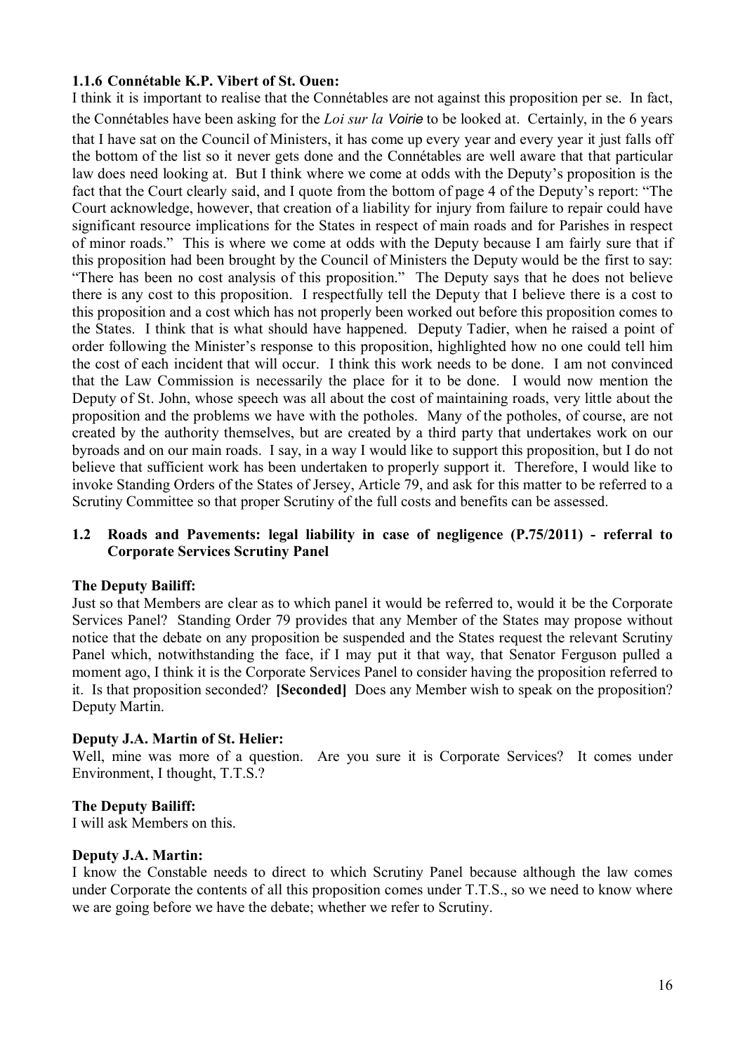### 1.1.6 Connétable K.P. Vibert of St. Ouen:

I think it is important to realise that the Connétables are not against this proposition per se. In fact, the Connétables have been asking for the *Loi sur la Voirie* to be looked at. Certainly, in the 6 years that I have sat on the Council of Ministers, it has come up every year and every year it just falls off the bottom of the list so it never gets done and the Connétables are well aware that that particular law does need looking at. But I think where we come at odds with the Deputy's proposition is the fact that the Court clearly said, and I quote from the bottom of page 4 of the Deputy's report: "The Court acknowledge, however, that creation of a liability for injury from failure to repair could have significant resource implications for the States in respect of main roads and for Parishes in respect of minor roads." This is where we come at odds with the Deputy because I am fairly sure that if this proposition had been brought by the Council of Ministers the Deputy would be the first to say: "There has been no cost analysis of this proposition." The Deputy says that he does not believe there is any cost to this proposition. I respectfully tell the Deputy that I believe there is a cost to this proposition and a cost which has not properly been worked out before this proposition comes to the States. I think that is what should have happened. Deputy Tadier, when he raised a point of order following the Minister's response to this proposition, highlighted how no one could tell him the cost of each incident that will occur. I think this work needs to be done. I am not convinced that the Law Commission is necessarily the place for it to be done. I would now mention the Deputy of St. John, whose speech was all about the cost of maintaining roads, very little about the proposition and the problems we have with the potholes. Many of the potholes, of course, are not created by the authority themselves, but are created by a third party that undertakes work on our byroads and on our main roads. I say, in a way I would like to support this proposition, but I do not believe that sufficient work has been undertaken to properly support it. Therefore, I would like to invoke Standing Orders of the States of Jersey, Article 79, and ask for this matter to be referred to a Scrutiny Committee so that proper Scrutiny of the full costs and benefits can be assessed.

## 1.2 Roads and Pavements: legal liability in case of negligence (P.75/2011) - referral to Corporate Services Scrutiny Panel

**The Deputy Bailiff:**

Just so that Members are clear as to which panel it would be referred to, would it be the Corporate Services Panel? Standing Order 79 provides that any Member of the States may propose without notice that the debate on any proposition be suspended and the States request the relevant Scrutiny Panel which, notwithstanding the face, if I may put it that way, that Senator Ferguson pulled a moment ago, I think it is the Corporate Services Panel to consider having the proposition referred to it. Is that proposition seconded? **[Seconded]** Does any Member wish to speak on the proposition? Deputy Martin.

**Deputy J.A. Martin of St. Helier:**

Well, mine was more of a question. Are you sure it is Corporate Services? It comes under Environment, I thought, T.T.S.?

**The Deputy Bailiff:**

I will ask Members on this.

**Deputy J.A. Martin:**

I know the Constable needs to direct to which Scrutiny Panel because although the law comes under Corporate the contents of all this proposition comes under T.T.S., so we need to know where we are going before we have the debate; whether we refer to Scrutiny.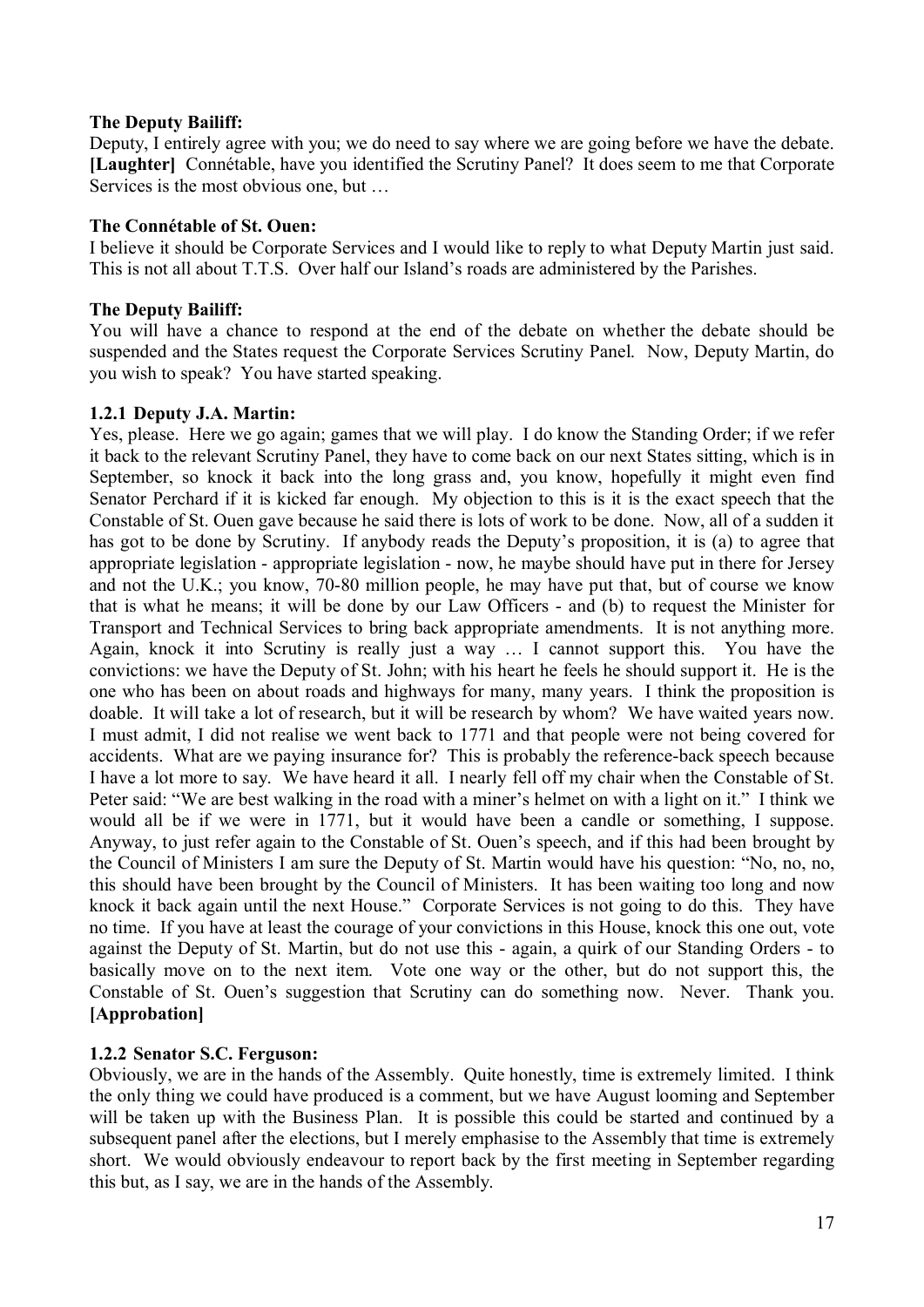**The Deputy Bailiff:**

Deputy, I entirely agree with you; we do need to say where we are going before we have the debate. **[Laughter]** Connétable, have you identified the Scrutiny Panel? It does seem to me that Corporate Services is the most obvious one, but …

**The Connétable of St. Ouen:**

I believe it should be Corporate Services and I would like to reply to what Deputy Martin just said. This is not all about T.T.S. Over half our Island's roads are administered by the Parishes.

**The Deputy Bailiff:**

You will have a chance to respond at the end of the debate on whether the debate should be suspended and the States request the Corporate Services Scrutiny Panel. Now, Deputy Martin, do you wish to speak? You have started speaking.

**1.2.1 Deputy J.A. Martin:**

Yes, please. Here we go again; games that we will play. I do know the Standing Order; if we refer it back to the relevant Scrutiny Panel, they have to come back on our next States sitting, which is in September, so knock it back into the long grass and, you know, hopefully it might even find Senator Perchard if it is kicked far enough. My objection to this is it is the exact speech that the Constable of St. Ouen gave because he said there is lots of work to be done. Now, all of a sudden it has got to be done by Scrutiny. If anybody reads the Deputy's proposition, it is (a) to agree that appropriate legislation - appropriate legislation - now, he maybe should have put in there for Jersey and not the U.K.; you know, 70-80 million people, he may have put that, but of course we know that is what he means; it will be done by our Law Officers - and (b) to request the Minister for Transport and Technical Services to bring back appropriate amendments. It is not anything more. Again, knock it into Scrutiny is really just a way … I cannot support this. You have the convictions: we have the Deputy of St. John; with his heart he feels he should support it. He is the one who has been on about roads and highways for many, many years. I think the proposition is doable. It will take a lot of research, but it will be research by whom? We have waited years now. I must admit, I did not realise we went back to 1771 and that people were not being covered for accidents. What are we paying insurance for? This is probably the reference-back speech because I have a lot more to say. We have heard it all. I nearly fell off my chair when the Constable of St. Peter said: "We are best walking in the road with a miner's helmet on with a light on it." I think we would all be if we were in 1771, but it would have been a candle or something, I suppose. Anyway, to just refer again to the Constable of St. Ouen's speech, and if this had been brought by the Council of Ministers I am sure the Deputy of St. Martin would have his question: "No, no, no, this should have been brought by the Council of Ministers. It has been waiting too long and now knock it back again until the next House." Corporate Services is not going to do this. They have no time. If you have at least the courage of your convictions in this House, knock this one out, vote against the Deputy of St. Martin, but do not use this - again, a quirk of our Standing Orders - to basically move on to the next item. Vote one way or the other, but do not support this, the Constable of St. Ouen's suggestion that Scrutiny can do something now. Never. Thank you. **[Approbation]**

**1.2.2 Senator S.C. Ferguson:**

Obviously, we are in the hands of the Assembly. Quite honestly, time is extremely limited. I think the only thing we could have produced is a comment, but we have August looming and September will be taken up with the Business Plan. It is possible this could be started and continued by a subsequent panel after the elections, but I merely emphasise to the Assembly that time is extremely short. We would obviously endeavour to report back by the first meeting in September regarding this but, as I say, we are in the hands of the Assembly.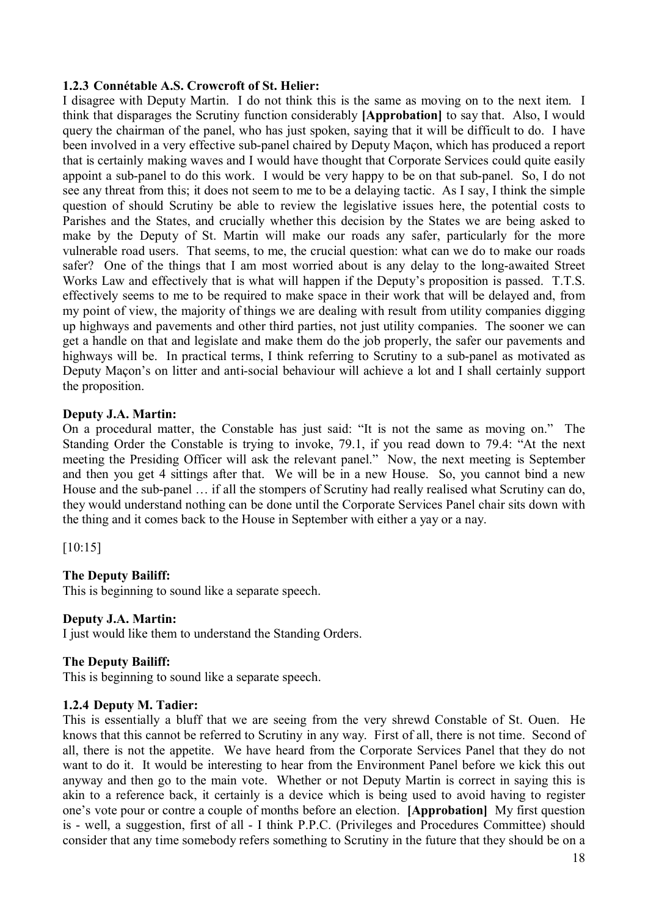**1.2.3 Connétable A.S. Crowcroft of St. Helier:**

I disagree with Deputy Martin. I do not think this is the same as moving on to the next item. I think that disparages the Scrutiny function considerably **[Approbation]** to say that. Also, I would query the chairman of the panel, who has just spoken, saying that it will be difficult to do. I have been involved in a very effective sub-panel chaired by Deputy Maçon, which has produced a report that is certainly making waves and I would have thought that Corporate Services could quite easily appoint a sub-panel to do this work. I would be very happy to be on that sub-panel. So, I do not see any threat from this; it does not seem to me to be a delaying tactic. As I say, I think the simple question of should Scrutiny be able to review the legislative issues here, the potential costs to Parishes and the States, and crucially whether this decision by the States we are being asked to make by the Deputy of St. Martin will make our roads any safer, particularly for the more vulnerable road users. That seems, to me, the crucial question: what can we do to make our roads safer? One of the things that I am most worried about is any delay to the long-awaited Street Works Law and effectively that is what will happen if the Deputy's proposition is passed. T.T.S. effectively seems to me to be required to make space in their work that will be delayed and, from my point of view, the majority of things we are dealing with result from utility companies digging up highways and pavements and other third parties, not just utility companies. The sooner we can get a handle on that and legislate and make them do the job properly, the safer our pavements and highways will be. In practical terms, I think referring to Scrutiny to a sub-panel as motivated as Deputy Maçon's on litter and anti-social behaviour will achieve a lot and I shall certainly support the proposition.

**Deputy J.A. Martin:**

On a procedural matter, the Constable has just said: "It is not the same as moving on." The Standing Order the Constable is trying to invoke, 79.1, if you read down to 79.4: "At the next meeting the Presiding Officer will ask the relevant panel." Now, the next meeting is September and then you get 4 sittings after that. We will be in a new House. So, you cannot bind a new House and the sub-panel … if all the stompers of Scrutiny had really realised what Scrutiny can do, they would understand nothing can be done until the Corporate Services Panel chair sits down with the thing and it comes back to the House in September with either a yay or a nay.

[10:15]

**The Deputy Bailiff:**

This is beginning to sound like a separate speech.

**Deputy J.A. Martin:**

I just would like them to understand the Standing Orders.

**The Deputy Bailiff:**

This is beginning to sound like a separate speech.

**1.2.4 Deputy M. Tadier:**

This is essentially a bluff that we are seeing from the very shrewd Constable of St. Ouen. He knows that this cannot be referred to Scrutiny in any way. First of all, there is not time. Second of all, there is not the appetite. We have heard from the Corporate Services Panel that they do not want to do it. It would be interesting to hear from the Environment Panel before we kick this out anyway and then go to the main vote. Whether or not Deputy Martin is correct in saying this is akin to a reference back, it certainly is a device which is being used to avoid having to register one's vote pour or contre a couple of months before an election. **[Approbation]** My first question is - well, a suggestion, first of all - I think P.P.C. (Privileges and Procedures Committee) should consider that any time somebody refers something to Scrutiny in the future that they should be on a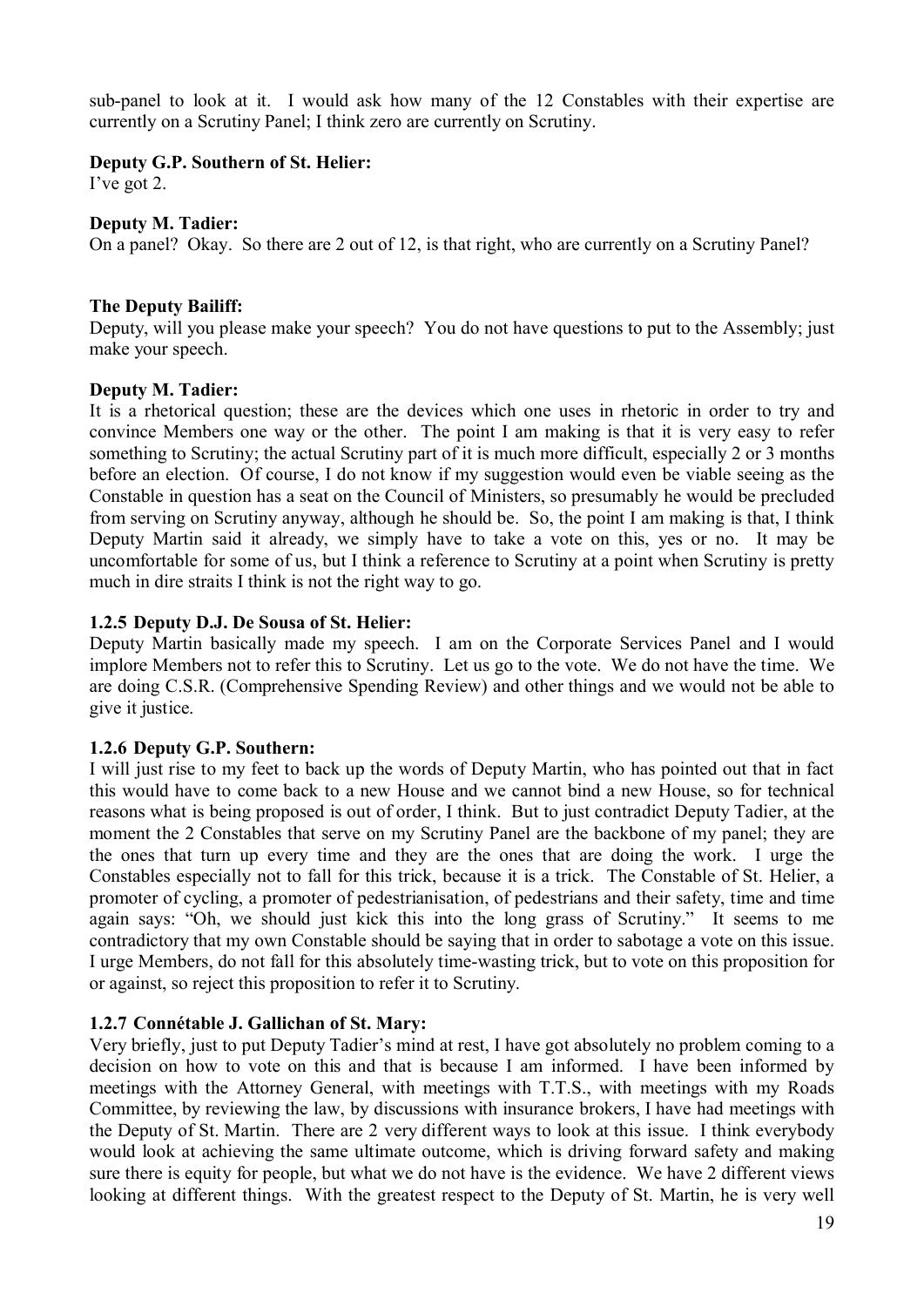sub-panel to look at it. I would ask how many of the 12 Constables with their expertise are currently on a Scrutiny Panel; I think zero are currently on Scrutiny.

**Deputy G.P. Southern of St. Helier:**
I've got 2.

**Deputy M. Tadier:**
On a panel? Okay. So there are 2 out of 12, is that right, who are currently on a Scrutiny Panel?

**The Deputy Bailiff:**
Deputy, will you please make your speech? You do not have questions to put to the Assembly; just make your speech.

**Deputy M. Tadier:**
It is a rhetorical question; these are the devices which one uses in rhetoric in order to try and convince Members one way or the other. The point I am making is that it is very easy to refer something to Scrutiny; the actual Scrutiny part of it is much more difficult, especially 2 or 3 months before an election. Of course, I do not know if my suggestion would even be viable seeing as the Constable in question has a seat on the Council of Ministers, so presumably he would be precluded from serving on Scrutiny anyway, although he should be. So, the point I am making is that, I think Deputy Martin said it already, we simply have to take a vote on this, yes or no. It may be uncomfortable for some of us, but I think a reference to Scrutiny at a point when Scrutiny is pretty much in dire straits I think is not the right way to go.

### 1.2.5 Deputy D.J. De Sousa of St. Helier:

Deputy Martin basically made my speech. I am on the Corporate Services Panel and I would implore Members not to refer this to Scrutiny. Let us go to the vote. We do not have the time. We are doing C.S.R. (Comprehensive Spending Review) and other things and we would not be able to give it justice.

### 1.2.6 Deputy G.P. Southern:

I will just rise to my feet to back up the words of Deputy Martin, who has pointed out that in fact this would have to come back to a new House and we cannot bind a new House, so for technical reasons what is being proposed is out of order, I think. But to just contradict Deputy Tadier, at the moment the 2 Constables that serve on my Scrutiny Panel are the backbone of my panel; they are the ones that turn up every time and they are the ones that are doing the work. I urge the Constables especially not to fall for this trick, because it is a trick. The Constable of St. Helier, a promoter of cycling, a promoter of pedestrianisation, of pedestrians and their safety, time and time again says: "Oh, we should just kick this into the long grass of Scrutiny." It seems to me contradictory that my own Constable should be saying that in order to sabotage a vote on this issue. I urge Members, do not fall for this absolutely time-wasting trick, but to vote on this proposition for or against, so reject this proposition to refer it to Scrutiny.

### 1.2.7 Connétable J. Gallichan of St. Mary:

Very briefly, just to put Deputy Tadier's mind at rest, I have got absolutely no problem coming to a decision on how to vote on this and that is because I am informed. I have been informed by meetings with the Attorney General, with meetings with T.T.S., with meetings with my Roads Committee, by reviewing the law, by discussions with insurance brokers, I have had meetings with the Deputy of St. Martin. There are 2 very different ways to look at this issue. I think everybody would look at achieving the same ultimate outcome, which is driving forward safety and making sure there is equity for people, but what we do not have is the evidence. We have 2 different views looking at different things. With the greatest respect to the Deputy of St. Martin, he is very well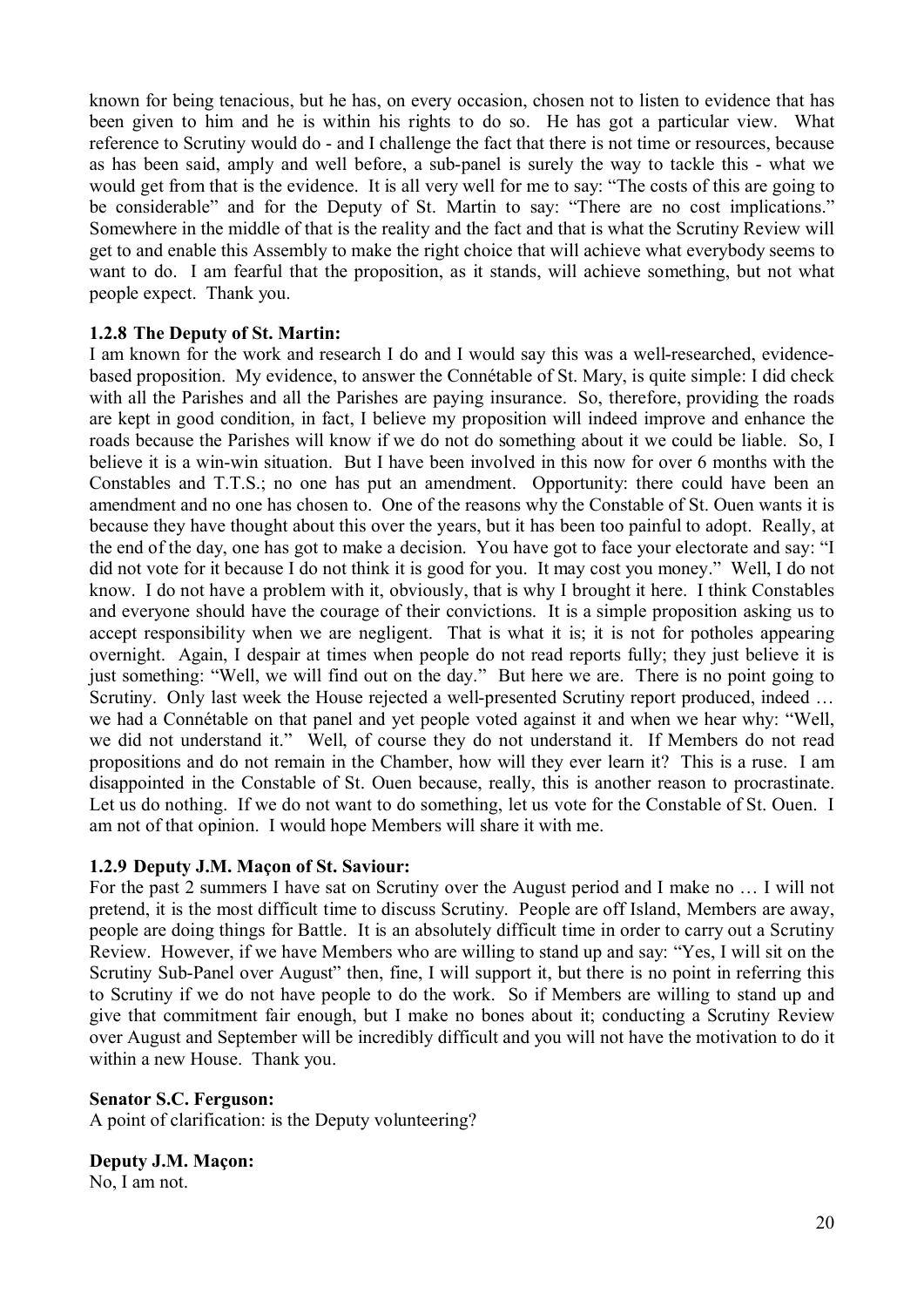known for being tenacious, but he has, on every occasion, chosen not to listen to evidence that has been given to him and he is within his rights to do so. He has got a particular view. What reference to Scrutiny would do - and I challenge the fact that there is not time or resources, because as has been said, amply and well before, a sub-panel is surely the way to tackle this - what we would get from that is the evidence. It is all very well for me to say: "The costs of this are going to be considerable" and for the Deputy of St. Martin to say: "There are no cost implications." Somewhere in the middle of that is the reality and the fact and that is what the Scrutiny Review will get to and enable this Assembly to make the right choice that will achieve what everybody seems to want to do. I am fearful that the proposition, as it stands, will achieve something, but not what people expect. Thank you.

### 1.2.8 The Deputy of St. Martin:

I am known for the work and research I do and I would say this was a well-researched, evidence-based proposition. My evidence, to answer the Connétable of St. Mary, is quite simple: I did check with all the Parishes and all the Parishes are paying insurance. So, therefore, providing the roads are kept in good condition, in fact, I believe my proposition will indeed improve and enhance the roads because the Parishes will know if we do not do something about it we could be liable. So, I believe it is a win-win situation. But I have been involved in this now for over 6 months with the Constables and T.T.S.; no one has put an amendment. Opportunity: there could have been an amendment and no one has chosen to. One of the reasons why the Constable of St. Ouen wants it is because they have thought about this over the years, but it has been too painful to adopt. Really, at the end of the day, one has got to make a decision. You have got to face your electorate and say: "I did not vote for it because I do not think it is good for you. It may cost you money." Well, I do not know. I do not have a problem with it, obviously, that is why I brought it here. I think Constables and everyone should have the courage of their convictions. It is a simple proposition asking us to accept responsibility when we are negligent. That is what it is; it is not for potholes appearing overnight. Again, I despair at times when people do not read reports fully; they just believe it is just something: "Well, we will find out on the day." But here we are. There is no point going to Scrutiny. Only last week the House rejected a well-presented Scrutiny report produced, indeed … we had a Connétable on that panel and yet people voted against it and when we hear why: "Well, we did not understand it." Well, of course they do not understand it. If Members do not read propositions and do not remain in the Chamber, how will they ever learn it? This is a ruse. I am disappointed in the Constable of St. Ouen because, really, this is another reason to procrastinate. Let us do nothing. If we do not want to do something, let us vote for the Constable of St. Ouen. I am not of that opinion. I would hope Members will share it with me.

### 1.2.9 Deputy J.M. Maçon of St. Saviour:

For the past 2 summers I have sat on Scrutiny over the August period and I make no … I will not pretend, it is the most difficult time to discuss Scrutiny. People are off Island, Members are away, people are doing things for Battle. It is an absolutely difficult time in order to carry out a Scrutiny Review. However, if we have Members who are willing to stand up and say: "Yes, I will sit on the Scrutiny Sub-Panel over August" then, fine, I will support it, but there is no point in referring this to Scrutiny if we do not have people to do the work. So if Members are willing to stand up and give that commitment fair enough, but I make no bones about it; conducting a Scrutiny Review over August and September will be incredibly difficult and you will not have the motivation to do it within a new House. Thank you.

**Senator S.C. Ferguson:**

A point of clarification: is the Deputy volunteering?

**Deputy J.M. Maçon:**

No, I am not.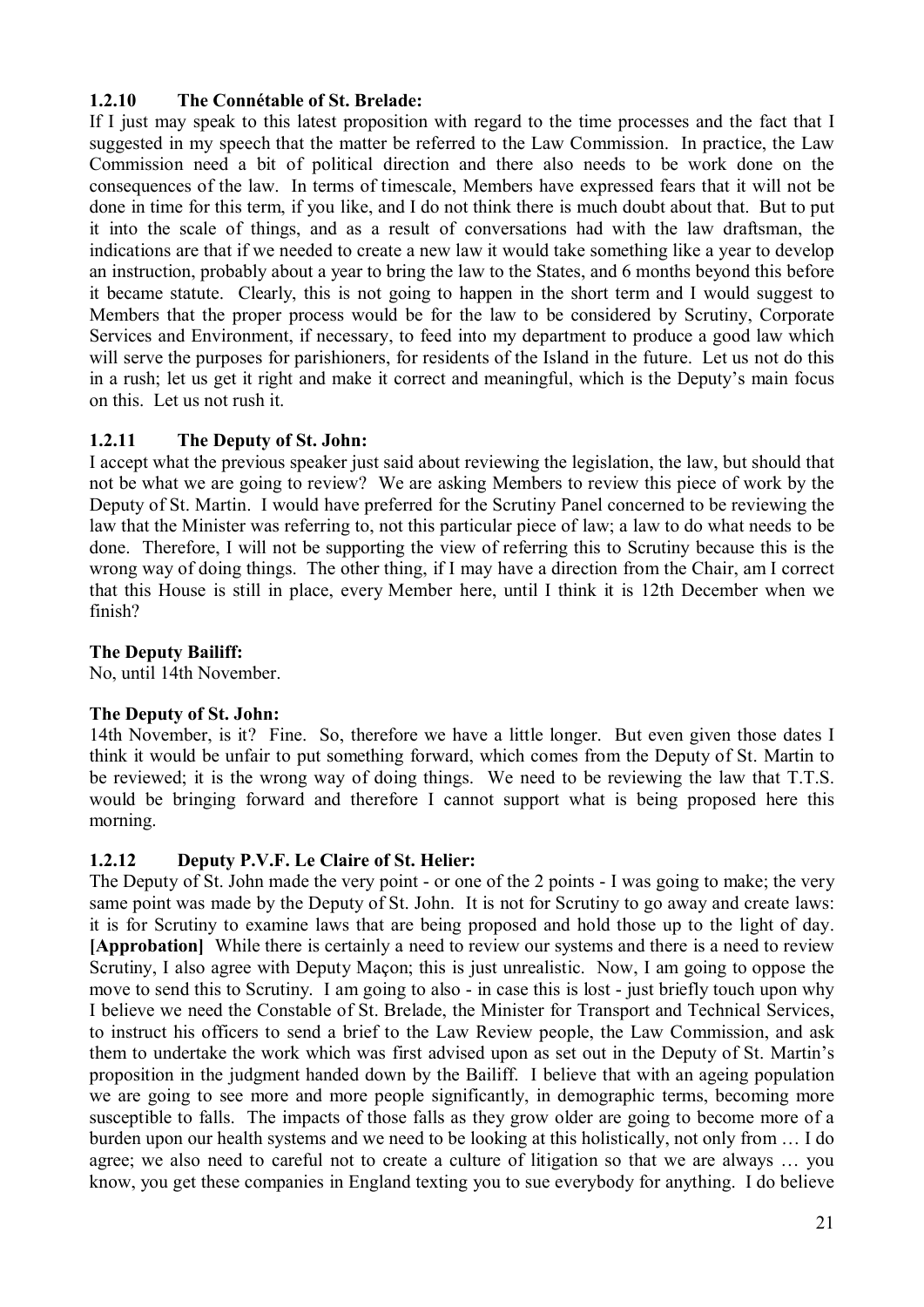### 1.2.10 The Connétable of St. Brelade:

If I just may speak to this latest proposition with regard to the time processes and the fact that I suggested in my speech that the matter be referred to the Law Commission. In practice, the Law Commission need a bit of political direction and there also needs to be work done on the consequences of the law. In terms of timescale, Members have expressed fears that it will not be done in time for this term, if you like, and I do not think there is much doubt about that. But to put it into the scale of things, and as a result of conversations had with the law draftsman, the indications are that if we needed to create a new law it would take something like a year to develop an instruction, probably about a year to bring the law to the States, and 6 months beyond this before it became statute. Clearly, this is not going to happen in the short term and I would suggest to Members that the proper process would be for the law to be considered by Scrutiny, Corporate Services and Environment, if necessary, to feed into my department to produce a good law which will serve the purposes for parishioners, for residents of the Island in the future. Let us not do this in a rush; let us get it right and make it correct and meaningful, which is the Deputy's main focus on this. Let us not rush it.

### 1.2.11 The Deputy of St. John:

I accept what the previous speaker just said about reviewing the legislation, the law, but should that not be what we are going to review? We are asking Members to review this piece of work by the Deputy of St. Martin. I would have preferred for the Scrutiny Panel concerned to be reviewing the law that the Minister was referring to, not this particular piece of law; a law to do what needs to be done. Therefore, I will not be supporting the view of referring this to Scrutiny because this is the wrong way of doing things. The other thing, if I may have a direction from the Chair, am I correct that this House is still in place, every Member here, until I think it is 12th December when we finish?

**The Deputy Bailiff:**

No, until 14th November.

**The Deputy of St. John:**

14th November, is it? Fine. So, therefore we have a little longer. But even given those dates I think it would be unfair to put something forward, which comes from the Deputy of St. Martin to be reviewed; it is the wrong way of doing things. We need to be reviewing the law that T.T.S. would be bringing forward and therefore I cannot support what is being proposed here this morning.

### 1.2.12 Deputy P.V.F. Le Claire of St. Helier:

The Deputy of St. John made the very point - or one of the 2 points - I was going to make; the very same point was made by the Deputy of St. John. It is not for Scrutiny to go away and create laws: it is for Scrutiny to examine laws that are being proposed and hold those up to the light of day. **[Approbation]** While there is certainly a need to review our systems and there is a need to review Scrutiny, I also agree with Deputy Maçon; this is just unrealistic. Now, I am going to oppose the move to send this to Scrutiny. I am going to also - in case this is lost - just briefly touch upon why I believe we need the Constable of St. Brelade, the Minister for Transport and Technical Services, to instruct his officers to send a brief to the Law Review people, the Law Commission, and ask them to undertake the work which was first advised upon as set out in the Deputy of St. Martin's proposition in the judgment handed down by the Bailiff. I believe that with an ageing population we are going to see more and more people significantly, in demographic terms, becoming more susceptible to falls. The impacts of those falls as they grow older are going to become more of a burden upon our health systems and we need to be looking at this holistically, not only from … I do agree; we also need to careful not to create a culture of litigation so that we are always … you know, you get these companies in England texting you to sue everybody for anything. I do believe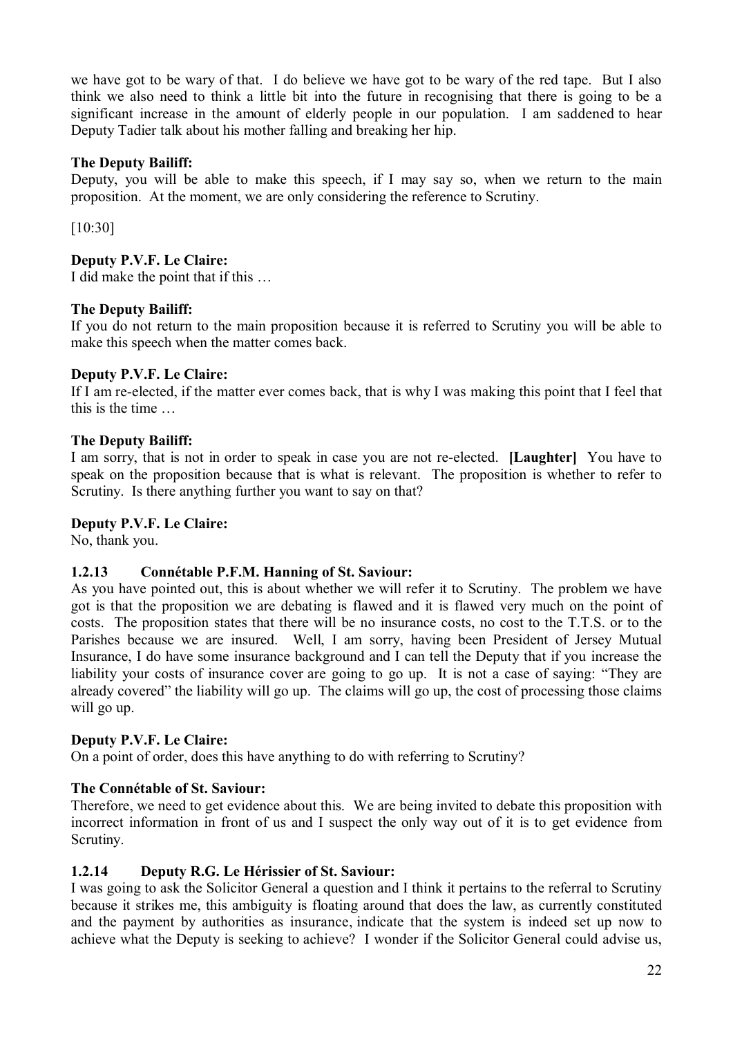we have got to be wary of that. I do believe we have got to be wary of the red tape. But I also think we also need to think a little bit into the future in recognising that there is going to be a significant increase in the amount of elderly people in our population. I am saddened to hear Deputy Tadier talk about his mother falling and breaking her hip.

**The Deputy Bailiff:**
Deputy, you will be able to make this speech, if I may say so, when we return to the main proposition. At the moment, we are only considering the reference to Scrutiny.

[10:30]

**Deputy P.V.F. Le Claire:**
I did make the point that if this …

**The Deputy Bailiff:**
If you do not return to the main proposition because it is referred to Scrutiny you will be able to make this speech when the matter comes back.

**Deputy P.V.F. Le Claire:**
If I am re-elected, if the matter ever comes back, that is why I was making this point that I feel that this is the time …

**The Deputy Bailiff:**
I am sorry, that is not in order to speak in case you are not re-elected. **[Laughter]** You have to speak on the proposition because that is what is relevant. The proposition is whether to refer to Scrutiny. Is there anything further you want to say on that?

**Deputy P.V.F. Le Claire:**
No, thank you.

### 1.2.13 Connétable P.F.M. Hanning of St. Saviour:

As you have pointed out, this is about whether we will refer it to Scrutiny. The problem we have got is that the proposition we are debating is flawed and it is flawed very much on the point of costs. The proposition states that there will be no insurance costs, no cost to the T.T.S. or to the Parishes because we are insured. Well, I am sorry, having been President of Jersey Mutual Insurance, I do have some insurance background and I can tell the Deputy that if you increase the liability your costs of insurance cover are going to go up. It is not a case of saying: "They are already covered" the liability will go up. The claims will go up, the cost of processing those claims will go up.

**Deputy P.V.F. Le Claire:**
On a point of order, does this have anything to do with referring to Scrutiny?

**The Connétable of St. Saviour:**
Therefore, we need to get evidence about this. We are being invited to debate this proposition with incorrect information in front of us and I suspect the only way out of it is to get evidence from Scrutiny.

### 1.2.14 Deputy R.G. Le Hérissier of St. Saviour:

I was going to ask the Solicitor General a question and I think it pertains to the referral to Scrutiny because it strikes me, this ambiguity is floating around that does the law, as currently constituted and the payment by authorities as insurance, indicate that the system is indeed set up now to achieve what the Deputy is seeking to achieve? I wonder if the Solicitor General could advise us,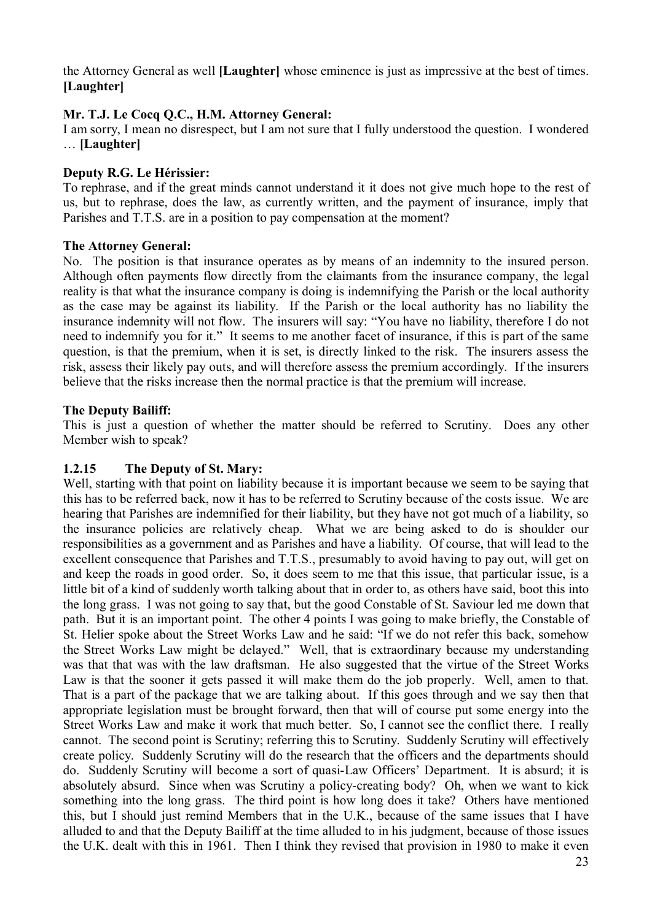the Attorney General as well **[Laughter]** whose eminence is just as impressive at the best of times. **[Laughter]**

**Mr. T.J. Le Cocq Q.C., H.M. Attorney General:**

I am sorry, I mean no disrespect, but I am not sure that I fully understood the question. I wondered … **[Laughter]**

**Deputy R.G. Le Hérissier:**

To rephrase, and if the great minds cannot understand it it does not give much hope to the rest of us, but to rephrase, does the law, as currently written, and the payment of insurance, imply that Parishes and T.T.S. are in a position to pay compensation at the moment?

**The Attorney General:**

No. The position is that insurance operates as by means of an indemnity to the insured person. Although often payments flow directly from the claimants from the insurance company, the legal reality is that what the insurance company is doing is indemnifying the Parish or the local authority as the case may be against its liability. If the Parish or the local authority has no liability the insurance indemnity will not flow. The insurers will say: "You have no liability, therefore I do not need to indemnify you for it." It seems to me another facet of insurance, if this is part of the same question, is that the premium, when it is set, is directly linked to the risk. The insurers assess the risk, assess their likely pay outs, and will therefore assess the premium accordingly. If the insurers believe that the risks increase then the normal practice is that the premium will increase.

**The Deputy Bailiff:**

This is just a question of whether the matter should be referred to Scrutiny. Does any other Member wish to speak?

### 1.2.15 The Deputy of St. Mary:

Well, starting with that point on liability because it is important because we seem to be saying that this has to be referred back, now it has to be referred to Scrutiny because of the costs issue. We are hearing that Parishes are indemnified for their liability, but they have not got much of a liability, so the insurance policies are relatively cheap. What we are being asked to do is shoulder our responsibilities as a government and as Parishes and have a liability. Of course, that will lead to the excellent consequence that Parishes and T.T.S., presumably to avoid having to pay out, will get on and keep the roads in good order. So, it does seem to me that this issue, that particular issue, is a little bit of a kind of suddenly worth talking about that in order to, as others have said, boot this into the long grass. I was not going to say that, but the good Constable of St. Saviour led me down that path. But it is an important point. The other 4 points I was going to make briefly, the Constable of St. Helier spoke about the Street Works Law and he said: "If we do not refer this back, somehow the Street Works Law might be delayed." Well, that is extraordinary because my understanding was that that was with the law draftsman. He also suggested that the virtue of the Street Works Law is that the sooner it gets passed it will make them do the job properly. Well, amen to that. That is a part of the package that we are talking about. If this goes through and we say then that appropriate legislation must be brought forward, then that will of course put some energy into the Street Works Law and make it work that much better. So, I cannot see the conflict there. I really cannot. The second point is Scrutiny; referring this to Scrutiny. Suddenly Scrutiny will effectively create policy. Suddenly Scrutiny will do the research that the officers and the departments should do. Suddenly Scrutiny will become a sort of quasi-Law Officers' Department. It is absurd; it is absolutely absurd. Since when was Scrutiny a policy-creating body? Oh, when we want to kick something into the long grass. The third point is how long does it take? Others have mentioned this, but I should just remind Members that in the U.K., because of the same issues that I have alluded to and that the Deputy Bailiff at the time alluded to in his judgment, because of those issues the U.K. dealt with this in 1961. Then I think they revised that provision in 1980 to make it even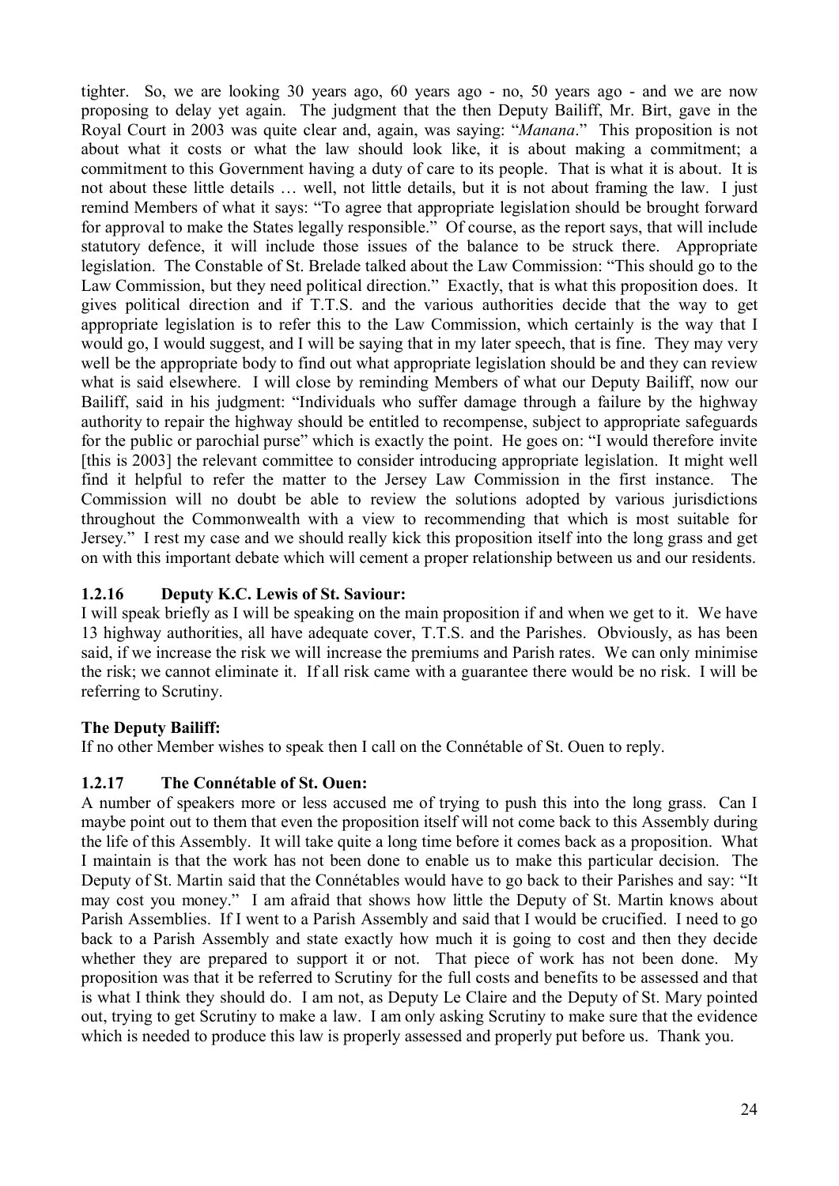tighter. So, we are looking 30 years ago, 60 years ago - no, 50 years ago - and we are now proposing to delay yet again. The judgment that the then Deputy Bailiff, Mr. Birt, gave in the Royal Court in 2003 was quite clear and, again, was saying: "*Manana*." This proposition is not about what it costs or what the law should look like, it is about making a commitment; a commitment to this Government having a duty of care to its people. That is what it is about. It is not about these little details … well, not little details, but it is not about framing the law. I just remind Members of what it says: "To agree that appropriate legislation should be brought forward for approval to make the States legally responsible." Of course, as the report says, that will include statutory defence, it will include those issues of the balance to be struck there. Appropriate legislation. The Constable of St. Brelade talked about the Law Commission: "This should go to the Law Commission, but they need political direction." Exactly, that is what this proposition does. It gives political direction and if T.T.S. and the various authorities decide that the way to get appropriate legislation is to refer this to the Law Commission, which certainly is the way that I would go, I would suggest, and I will be saying that in my later speech, that is fine. They may very well be the appropriate body to find out what appropriate legislation should be and they can review what is said elsewhere. I will close by reminding Members of what our Deputy Bailiff, now our Bailiff, said in his judgment: "Individuals who suffer damage through a failure by the highway authority to repair the highway should be entitled to recompense, subject to appropriate safeguards for the public or parochial purse" which is exactly the point. He goes on: "I would therefore invite [this is 2003] the relevant committee to consider introducing appropriate legislation. It might well find it helpful to refer the matter to the Jersey Law Commission in the first instance. The Commission will no doubt be able to review the solutions adopted by various jurisdictions throughout the Commonwealth with a view to recommending that which is most suitable for Jersey." I rest my case and we should really kick this proposition itself into the long grass and get on with this important debate which will cement a proper relationship between us and our residents.

### 1.2.16 Deputy K.C. Lewis of St. Saviour:

I will speak briefly as I will be speaking on the main proposition if and when we get to it. We have 13 highway authorities, all have adequate cover, T.T.S. and the Parishes. Obviously, as has been said, if we increase the risk we will increase the premiums and Parish rates. We can only minimise the risk; we cannot eliminate it. If all risk came with a guarantee there would be no risk. I will be referring to Scrutiny.

**The Deputy Bailiff:**

If no other Member wishes to speak then I call on the Connétable of St. Ouen to reply.

### 1.2.17 The Connétable of St. Ouen:

A number of speakers more or less accused me of trying to push this into the long grass. Can I maybe point out to them that even the proposition itself will not come back to this Assembly during the life of this Assembly. It will take quite a long time before it comes back as a proposition. What I maintain is that the work has not been done to enable us to make this particular decision. The Deputy of St. Martin said that the Connétables would have to go back to their Parishes and say: "It may cost you money." I am afraid that shows how little the Deputy of St. Martin knows about Parish Assemblies. If I went to a Parish Assembly and said that I would be crucified. I need to go back to a Parish Assembly and state exactly how much it is going to cost and then they decide whether they are prepared to support it or not. That piece of work has not been done. My proposition was that it be referred to Scrutiny for the full costs and benefits to be assessed and that is what I think they should do. I am not, as Deputy Le Claire and the Deputy of St. Mary pointed out, trying to get Scrutiny to make a law. I am only asking Scrutiny to make sure that the evidence which is needed to produce this law is properly assessed and properly put before us. Thank you.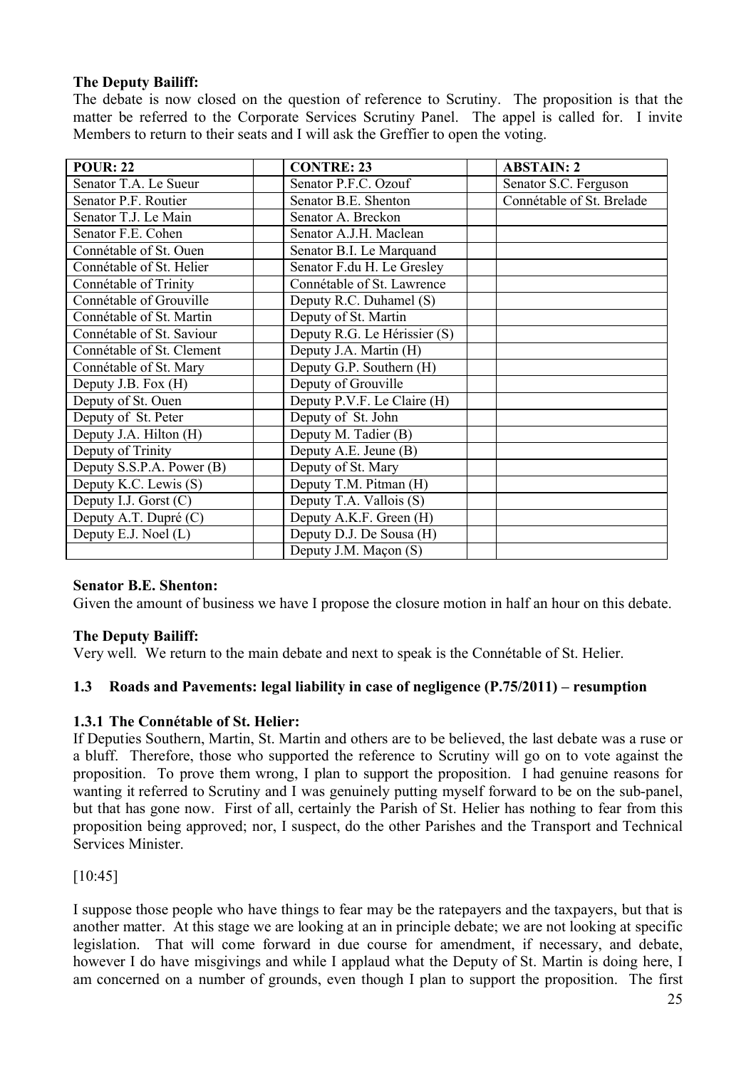**The Deputy Bailiff:**

The debate is now closed on the question of reference to Scrutiny. The proposition is that the matter be referred to the Corporate Services Scrutiny Panel. The appel is called for. I invite Members to return to their seats and I will ask the Greffier to open the voting.

| POUR: 22 | | CONTRE: 23 | | ABSTAIN: 2 |
|---|---|---|---|---|
| Senator T.A. Le Sueur | | Senator P.F.C. Ozouf | | Senator S.C. Ferguson |
| Senator P.F. Routier | | Senator B.E. Shenton | | Connétable of St. Brelade |
| Senator T.J. Le Main | | Senator A. Breckon | | |
| Senator F.E. Cohen | | Senator A.J.H. Maclean | | |
| Connétable of St. Ouen | | Senator B.I. Le Marquand | | |
| Connétable of St. Helier | | Senator F.du H. Le Gresley | | |
| Connétable of Trinity | | Connétable of St. Lawrence | | |
| Connétable of Grouville | | Deputy R.C. Duhamel (S) | | |
| Connétable of St. Martin | | Deputy of St. Martin | | |
| Connétable of St. Saviour | | Deputy R.G. Le Hérissier (S) | | |
| Connétable of St. Clement | | Deputy J.A. Martin (H) | | |
| Connétable of St. Mary | | Deputy G.P. Southern (H) | | |
| Deputy J.B. Fox (H) | | Deputy of Grouville | | |
| Deputy of St. Ouen | | Deputy P.V.F. Le Claire (H) | | |
| Deputy of St. Peter | | Deputy of St. John | | |
| Deputy J.A. Hilton (H) | | Deputy M. Tadier (B) | | |
| Deputy of Trinity | | Deputy A.E. Jeune (B) | | |
| Deputy S.S.P.A. Power (B) | | Deputy of St. Mary | | |
| Deputy K.C. Lewis (S) | | Deputy T.M. Pitman (H) | | |
| Deputy I.J. Gorst (C) | | Deputy T.A. Vallois (S) | | |
| Deputy A.T. Dupré (C) | | Deputy A.K.F. Green (H) | | |
| Deputy E.J. Noel (L) | | Deputy D.J. De Sousa (H) | | |
| | | Deputy J.M. Maçon (S) | | |

**Senator B.E. Shenton:**

Given the amount of business we have I propose the closure motion in half an hour on this debate.

**The Deputy Bailiff:**

Very well. We return to the main debate and next to speak is the Connétable of St. Helier.

### 1.3 Roads and Pavements: legal liability in case of negligence (P.75/2011) – resumption

#### 1.3.1 The Connétable of St. Helier:

If Deputies Southern, Martin, St. Martin and others are to be believed, the last debate was a ruse or a bluff. Therefore, those who supported the reference to Scrutiny will go on to vote against the proposition. To prove them wrong, I plan to support the proposition. I had genuine reasons for wanting it referred to Scrutiny and I was genuinely putting myself forward to be on the sub-panel, but that has gone now. First of all, certainly the Parish of St. Helier has nothing to fear from this proposition being approved; nor, I suspect, do the other Parishes and the Transport and Technical Services Minister.

[10:45]

I suppose those people who have things to fear may be the ratepayers and the taxpayers, but that is another matter. At this stage we are looking at an in principle debate; we are not looking at specific legislation. That will come forward in due course for amendment, if necessary, and debate, however I do have misgivings and while I applaud what the Deputy of St. Martin is doing here, I am concerned on a number of grounds, even though I plan to support the proposition. The first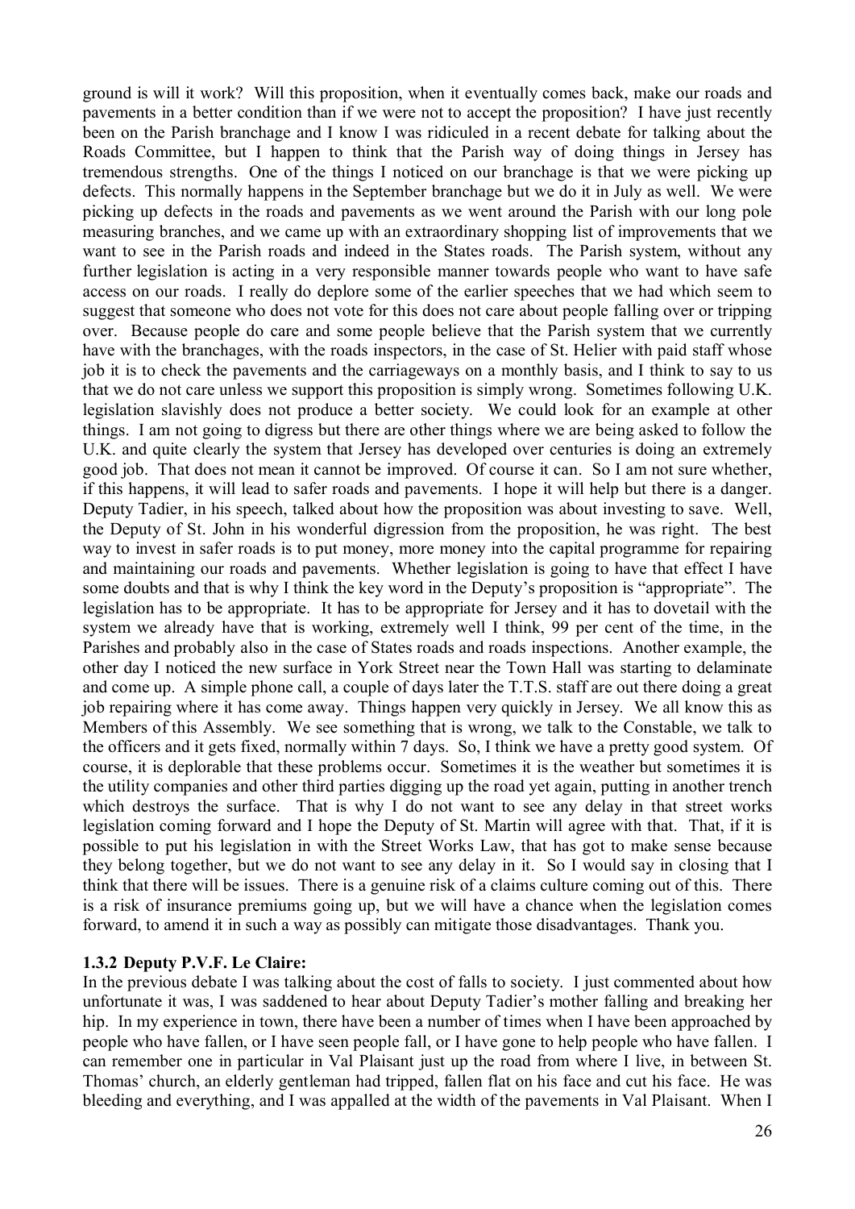ground is will it work? Will this proposition, when it eventually comes back, make our roads and pavements in a better condition than if we were not to accept the proposition? I have just recently been on the Parish branchage and I know I was ridiculed in a recent debate for talking about the Roads Committee, but I happen to think that the Parish way of doing things in Jersey has tremendous strengths. One of the things I noticed on our branchage is that we were picking up defects. This normally happens in the September branchage but we do it in July as well. We were picking up defects in the roads and pavements as we went around the Parish with our long pole measuring branches, and we came up with an extraordinary shopping list of improvements that we want to see in the Parish roads and indeed in the States roads. The Parish system, without any further legislation is acting in a very responsible manner towards people who want to have safe access on our roads. I really do deplore some of the earlier speeches that we had which seem to suggest that someone who does not vote for this does not care about people falling over or tripping over. Because people do care and some people believe that the Parish system that we currently have with the branchages, with the roads inspectors, in the case of St. Helier with paid staff whose job it is to check the pavements and the carriageways on a monthly basis, and I think to say to us that we do not care unless we support this proposition is simply wrong. Sometimes following U.K. legislation slavishly does not produce a better society. We could look for an example at other things. I am not going to digress but there are other things where we are being asked to follow the U.K. and quite clearly the system that Jersey has developed over centuries is doing an extremely good job. That does not mean it cannot be improved. Of course it can. So I am not sure whether, if this happens, it will lead to safer roads and pavements. I hope it will help but there is a danger. Deputy Tadier, in his speech, talked about how the proposition was about investing to save. Well, the Deputy of St. John in his wonderful digression from the proposition, he was right. The best way to invest in safer roads is to put money, more money into the capital programme for repairing and maintaining our roads and pavements. Whether legislation is going to have that effect I have some doubts and that is why I think the key word in the Deputy's proposition is "appropriate". The legislation has to be appropriate. It has to be appropriate for Jersey and it has to dovetail with the system we already have that is working, extremely well I think, 99 per cent of the time, in the Parishes and probably also in the case of States roads and roads inspections. Another example, the other day I noticed the new surface in York Street near the Town Hall was starting to delaminate and come up. A simple phone call, a couple of days later the T.T.S. staff are out there doing a great job repairing where it has come away. Things happen very quickly in Jersey. We all know this as Members of this Assembly. We see something that is wrong, we talk to the Constable, we talk to the officers and it gets fixed, normally within 7 days. So, I think we have a pretty good system. Of course, it is deplorable that these problems occur. Sometimes it is the weather but sometimes it is the utility companies and other third parties digging up the road yet again, putting in another trench which destroys the surface. That is why I do not want to see any delay in that street works legislation coming forward and I hope the Deputy of St. Martin will agree with that. That, if it is possible to put his legislation in with the Street Works Law, that has got to make sense because they belong together, but we do not want to see any delay in it. So I would say in closing that I think that there will be issues. There is a genuine risk of a claims culture coming out of this. There is a risk of insurance premiums going up, but we will have a chance when the legislation comes forward, to amend it in such a way as possibly can mitigate those disadvantages. Thank you.

### 1.3.2 Deputy P.V.F. Le Claire:

In the previous debate I was talking about the cost of falls to society. I just commented about how unfortunate it was, I was saddened to hear about Deputy Tadier's mother falling and breaking her hip. In my experience in town, there have been a number of times when I have been approached by people who have fallen, or I have seen people fall, or I have gone to help people who have fallen. I can remember one in particular in Val Plaisant just up the road from where I live, in between St. Thomas' church, an elderly gentleman had tripped, fallen flat on his face and cut his face. He was bleeding and everything, and I was appalled at the width of the pavements in Val Plaisant. When I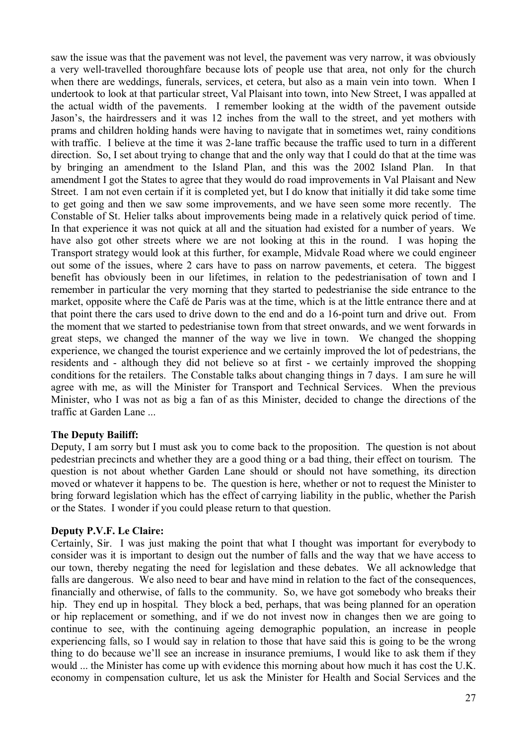saw the issue was that the pavement was not level, the pavement was very narrow, it was obviously a very well-travelled thoroughfare because lots of people use that area, not only for the church when there are weddings, funerals, services, et cetera, but also as a main vein into town. When I undertook to look at that particular street, Val Plaisant into town, into New Street, I was appalled at the actual width of the pavements. I remember looking at the width of the pavement outside Jason's, the hairdressers and it was 12 inches from the wall to the street, and yet mothers with prams and children holding hands were having to navigate that in sometimes wet, rainy conditions with traffic. I believe at the time it was 2-lane traffic because the traffic used to turn in a different direction. So, I set about trying to change that and the only way that I could do that at the time was by bringing an amendment to the Island Plan, and this was the 2002 Island Plan. In that amendment I got the States to agree that they would do road improvements in Val Plaisant and New Street. I am not even certain if it is completed yet, but I do know that initially it did take some time to get going and then we saw some improvements, and we have seen some more recently. The Constable of St. Helier talks about improvements being made in a relatively quick period of time. In that experience it was not quick at all and the situation had existed for a number of years. We have also got other streets where we are not looking at this in the round. I was hoping the Transport strategy would look at this further, for example, Midvale Road where we could engineer out some of the issues, where 2 cars have to pass on narrow pavements, et cetera. The biggest benefit has obviously been in our lifetimes, in relation to the pedestrianisation of town and I remember in particular the very morning that they started to pedestrianise the side entrance to the market, opposite where the Café de Paris was at the time, which is at the little entrance there and at that point there the cars used to drive down to the end and do a 16-point turn and drive out. From the moment that we started to pedestrianise town from that street onwards, and we went forwards in great steps, we changed the manner of the way we live in town. We changed the shopping experience, we changed the tourist experience and we certainly improved the lot of pedestrians, the residents and - although they did not believe so at first - we certainly improved the shopping conditions for the retailers. The Constable talks about changing things in 7 days. I am sure he will agree with me, as will the Minister for Transport and Technical Services. When the previous Minister, who I was not as big a fan of as this Minister, decided to change the directions of the traffic at Garden Lane ...

**The Deputy Bailiff:**

Deputy, I am sorry but I must ask you to come back to the proposition. The question is not about pedestrian precincts and whether they are a good thing or a bad thing, their effect on tourism. The question is not about whether Garden Lane should or should not have something, its direction moved or whatever it happens to be. The question is here, whether or not to request the Minister to bring forward legislation which has the effect of carrying liability in the public, whether the Parish or the States. I wonder if you could please return to that question.

**Deputy P.V.F. Le Claire:**

Certainly, Sir. I was just making the point that what I thought was important for everybody to consider was it is important to design out the number of falls and the way that we have access to our town, thereby negating the need for legislation and these debates. We all acknowledge that falls are dangerous. We also need to bear and have mind in relation to the fact of the consequences, financially and otherwise, of falls to the community. So, we have got somebody who breaks their hip. They end up in hospital. They block a bed, perhaps, that was being planned for an operation or hip replacement or something, and if we do not invest now in changes then we are going to continue to see, with the continuing ageing demographic population, an increase in people experiencing falls, so I would say in relation to those that have said this is going to be the wrong thing to do because we'll see an increase in insurance premiums, I would like to ask them if they would ... the Minister has come up with evidence this morning about how much it has cost the U.K. economy in compensation culture, let us ask the Minister for Health and Social Services and the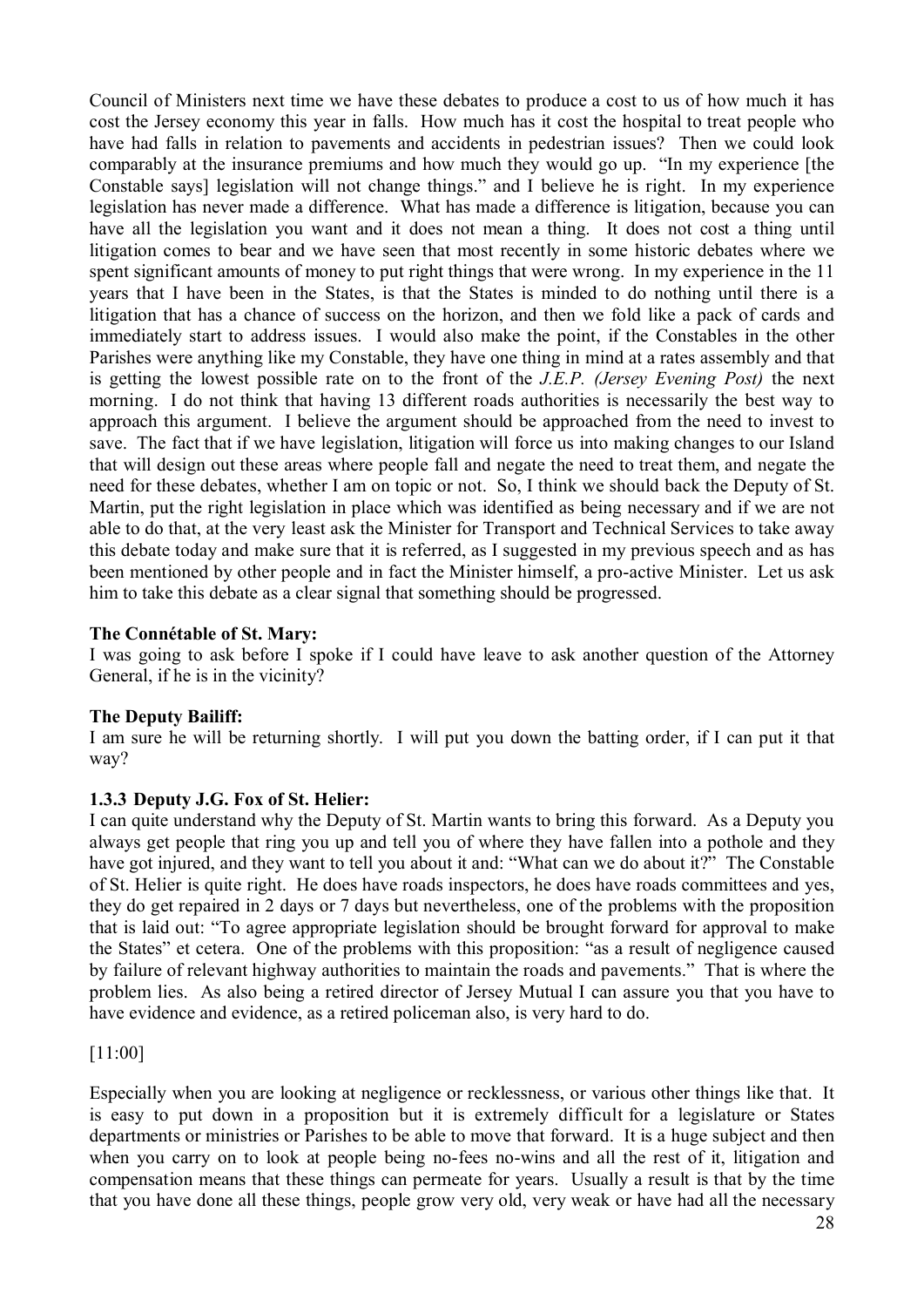Council of Ministers next time we have these debates to produce a cost to us of how much it has cost the Jersey economy this year in falls. How much has it cost the hospital to treat people who have had falls in relation to pavements and accidents in pedestrian issues? Then we could look comparably at the insurance premiums and how much they would go up. "In my experience [the Constable says] legislation will not change things." and I believe he is right. In my experience legislation has never made a difference. What has made a difference is litigation, because you can have all the legislation you want and it does not mean a thing. It does not cost a thing until litigation comes to bear and we have seen that most recently in some historic debates where we spent significant amounts of money to put right things that were wrong. In my experience in the 11 years that I have been in the States, is that the States is minded to do nothing until there is a litigation that has a chance of success on the horizon, and then we fold like a pack of cards and immediately start to address issues. I would also make the point, if the Constables in the other Parishes were anything like my Constable, they have one thing in mind at a rates assembly and that is getting the lowest possible rate on to the front of the *J.E.P. (Jersey Evening Post)* the next morning. I do not think that having 13 different roads authorities is necessarily the best way to approach this argument. I believe the argument should be approached from the need to invest to save. The fact that if we have legislation, litigation will force us into making changes to our Island that will design out these areas where people fall and negate the need to treat them, and negate the need for these debates, whether I am on topic or not. So, I think we should back the Deputy of St. Martin, put the right legislation in place which was identified as being necessary and if we are not able to do that, at the very least ask the Minister for Transport and Technical Services to take away this debate today and make sure that it is referred, as I suggested in my previous speech and as has been mentioned by other people and in fact the Minister himself, a pro-active Minister. Let us ask him to take this debate as a clear signal that something should be progressed.

**The Connétable of St. Mary:**

I was going to ask before I spoke if I could have leave to ask another question of the Attorney General, if he is in the vicinity?

**The Deputy Bailiff:**

I am sure he will be returning shortly. I will put you down the batting order, if I can put it that way?

**1.3.3 Deputy J.G. Fox of St. Helier:**

I can quite understand why the Deputy of St. Martin wants to bring this forward. As a Deputy you always get people that ring you up and tell you of where they have fallen into a pothole and they have got injured, and they want to tell you about it and: "What can we do about it?" The Constable of St. Helier is quite right. He does have roads inspectors, he does have roads committees and yes, they do get repaired in 2 days or 7 days but nevertheless, one of the problems with the proposition that is laid out: "To agree appropriate legislation should be brought forward for approval to make the States" et cetera. One of the problems with this proposition: "as a result of negligence caused by failure of relevant highway authorities to maintain the roads and pavements." That is where the problem lies. As also being a retired director of Jersey Mutual I can assure you that you have to have evidence and evidence, as a retired policeman also, is very hard to do.

[11:00]

Especially when you are looking at negligence or recklessness, or various other things like that. It is easy to put down in a proposition but it is extremely difficult for a legislature or States departments or ministries or Parishes to be able to move that forward. It is a huge subject and then when you carry on to look at people being no-fees no-wins and all the rest of it, litigation and compensation means that these things can permeate for years. Usually a result is that by the time that you have done all these things, people grow very old, very weak or have had all the necessary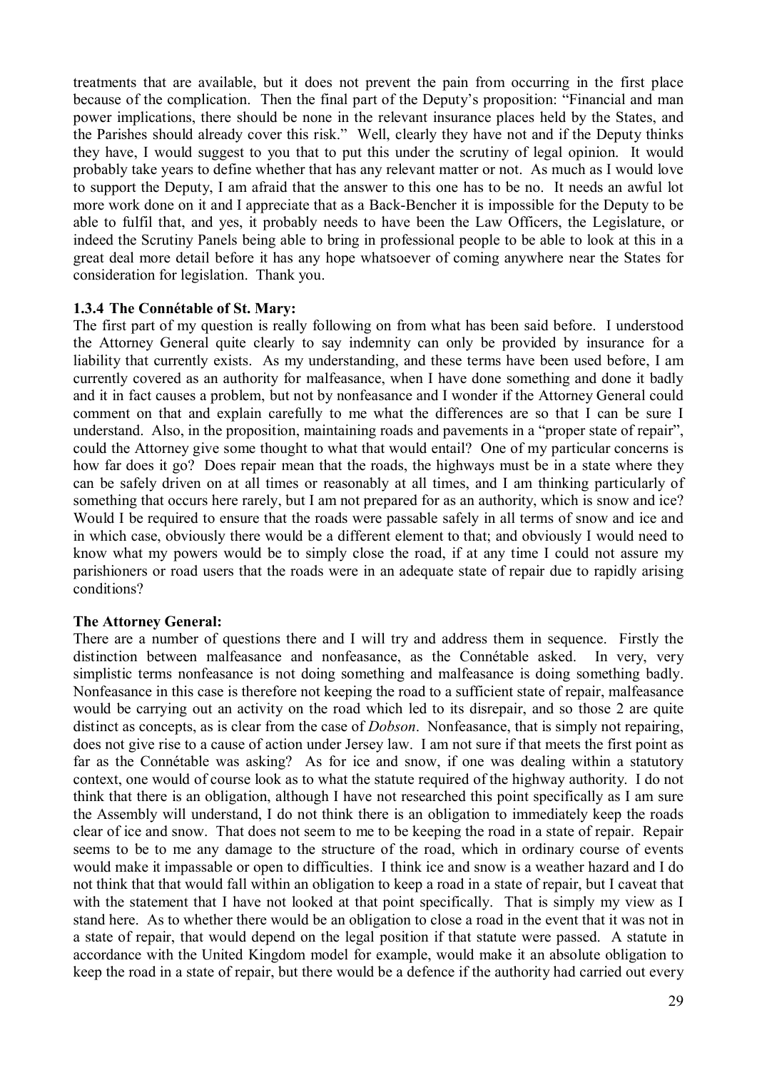treatments that are available, but it does not prevent the pain from occurring in the first place because of the complication. Then the final part of the Deputy's proposition: "Financial and man power implications, there should be none in the relevant insurance places held by the States, and the Parishes should already cover this risk." Well, clearly they have not and if the Deputy thinks they have, I would suggest to you that to put this under the scrutiny of legal opinion. It would probably take years to define whether that has any relevant matter or not. As much as I would love to support the Deputy, I am afraid that the answer to this one has to be no. It needs an awful lot more work done on it and I appreciate that as a Back-Bencher it is impossible for the Deputy to be able to fulfil that, and yes, it probably needs to have been the Law Officers, the Legislature, or indeed the Scrutiny Panels being able to bring in professional people to be able to look at this in a great deal more detail before it has any hope whatsoever of coming anywhere near the States for consideration for legislation. Thank you.

#### 1.3.4 The Connétable of St. Mary:

The first part of my question is really following on from what has been said before. I understood the Attorney General quite clearly to say indemnity can only be provided by insurance for a liability that currently exists. As my understanding, and these terms have been used before, I am currently covered as an authority for malfeasance, when I have done something and done it badly and it in fact causes a problem, but not by nonfeasance and I wonder if the Attorney General could comment on that and explain carefully to me what the differences are so that I can be sure I understand. Also, in the proposition, maintaining roads and pavements in a "proper state of repair", could the Attorney give some thought to what that would entail? One of my particular concerns is how far does it go? Does repair mean that the roads, the highways must be in a state where they can be safely driven on at all times or reasonably at all times, and I am thinking particularly of something that occurs here rarely, but I am not prepared for as an authority, which is snow and ice? Would I be required to ensure that the roads were passable safely in all terms of snow and ice and in which case, obviously there would be a different element to that; and obviously I would need to know what my powers would be to simply close the road, if at any time I could not assure my parishioners or road users that the roads were in an adequate state of repair due to rapidly arising conditions?

**The Attorney General:**

There are a number of questions there and I will try and address them in sequence. Firstly the distinction between malfeasance and nonfeasance, as the Connétable asked. In very, very simplistic terms nonfeasance is not doing something and malfeasance is doing something badly. Nonfeasance in this case is therefore not keeping the road to a sufficient state of repair, malfeasance would be carrying out an activity on the road which led to its disrepair, and so those 2 are quite distinct as concepts, as is clear from the case of *Dobson*. Nonfeasance, that is simply not repairing, does not give rise to a cause of action under Jersey law. I am not sure if that meets the first point as far as the Connétable was asking? As for ice and snow, if one was dealing within a statutory context, one would of course look as to what the statute required of the highway authority. I do not think that there is an obligation, although I have not researched this point specifically as I am sure the Assembly will understand, I do not think there is an obligation to immediately keep the roads clear of ice and snow. That does not seem to me to be keeping the road in a state of repair. Repair seems to be to me any damage to the structure of the road, which in ordinary course of events would make it impassable or open to difficulties. I think ice and snow is a weather hazard and I do not think that that would fall within an obligation to keep a road in a state of repair, but I caveat that with the statement that I have not looked at that point specifically. That is simply my view as I stand here. As to whether there would be an obligation to close a road in the event that it was not in a state of repair, that would depend on the legal position if that statute were passed. A statute in accordance with the United Kingdom model for example, would make it an absolute obligation to keep the road in a state of repair, but there would be a defence if the authority had carried out every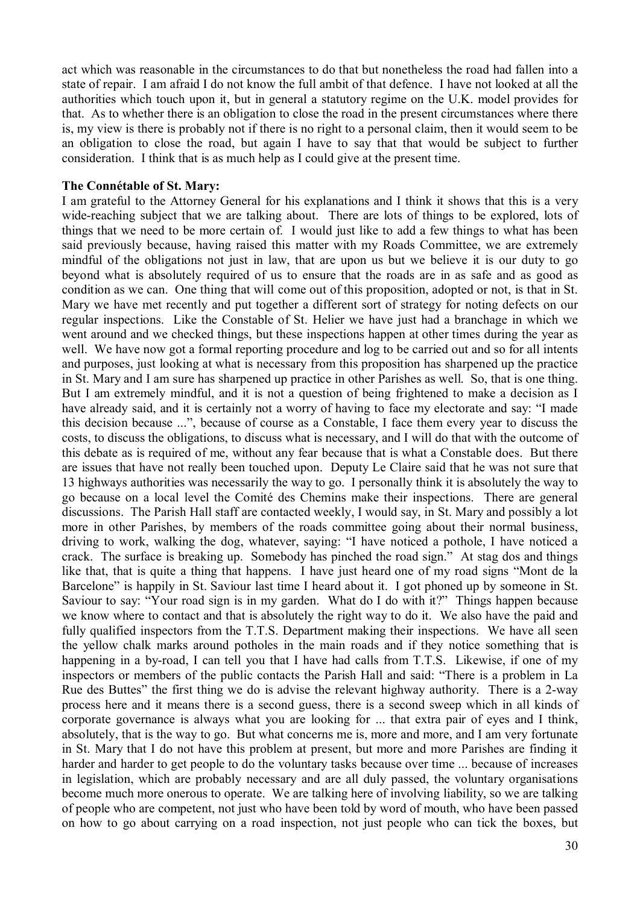act which was reasonable in the circumstances to do that but nonetheless the road had fallen into a state of repair. I am afraid I do not know the full ambit of that defence. I have not looked at all the authorities which touch upon it, but in general a statutory regime on the U.K. model provides for that. As to whether there is an obligation to close the road in the present circumstances where there is, my view is there is probably not if there is no right to a personal claim, then it would seem to be an obligation to close the road, but again I have to say that that would be subject to further consideration. I think that is as much help as I could give at the present time.

**The Connétable of St. Mary:**

I am grateful to the Attorney General for his explanations and I think it shows that this is a very wide-reaching subject that we are talking about. There are lots of things to be explored, lots of things that we need to be more certain of. I would just like to add a few things to what has been said previously because, having raised this matter with my Roads Committee, we are extremely mindful of the obligations not just in law, that are upon us but we believe it is our duty to go beyond what is absolutely required of us to ensure that the roads are in as safe and as good as condition as we can. One thing that will come out of this proposition, adopted or not, is that in St. Mary we have met recently and put together a different sort of strategy for noting defects on our regular inspections. Like the Constable of St. Helier we have just had a branchage in which we went around and we checked things, but these inspections happen at other times during the year as well. We have now got a formal reporting procedure and log to be carried out and so for all intents and purposes, just looking at what is necessary from this proposition has sharpened up the practice in St. Mary and I am sure has sharpened up practice in other Parishes as well. So, that is one thing. But I am extremely mindful, and it is not a question of being frightened to make a decision as I have already said, and it is certainly not a worry of having to face my electorate and say: "I made this decision because ...", because of course as a Constable, I face them every year to discuss the costs, to discuss the obligations, to discuss what is necessary, and I will do that with the outcome of this debate as is required of me, without any fear because that is what a Constable does. But there are issues that have not really been touched upon. Deputy Le Claire said that he was not sure that 13 highways authorities was necessarily the way to go. I personally think it is absolutely the way to go because on a local level the Comité des Chemins make their inspections. There are general discussions. The Parish Hall staff are contacted weekly, I would say, in St. Mary and possibly a lot more in other Parishes, by members of the roads committee going about their normal business, driving to work, walking the dog, whatever, saying: "I have noticed a pothole, I have noticed a crack. The surface is breaking up. Somebody has pinched the road sign." At stag dos and things like that, that is quite a thing that happens. I have just heard one of my road signs "Mont de la Barcelone" is happily in St. Saviour last time I heard about it. I got phoned up by someone in St. Saviour to say: "Your road sign is in my garden. What do I do with it?" Things happen because we know where to contact and that is absolutely the right way to do it. We also have the paid and fully qualified inspectors from the T.T.S. Department making their inspections. We have all seen the yellow chalk marks around potholes in the main roads and if they notice something that is happening in a by-road, I can tell you that I have had calls from T.T.S. Likewise, if one of my inspectors or members of the public contacts the Parish Hall and said: "There is a problem in La Rue des Buttes" the first thing we do is advise the relevant highway authority. There is a 2-way process here and it means there is a second guess, there is a second sweep which in all kinds of corporate governance is always what you are looking for ... that extra pair of eyes and I think, absolutely, that is the way to go. But what concerns me is, more and more, and I am very fortunate in St. Mary that I do not have this problem at present, but more and more Parishes are finding it harder and harder to get people to do the voluntary tasks because over time ... because of increases in legislation, which are probably necessary and are all duly passed, the voluntary organisations become much more onerous to operate. We are talking here of involving liability, so we are talking of people who are competent, not just who have been told by word of mouth, who have been passed on how to go about carrying on a road inspection, not just people who can tick the boxes, but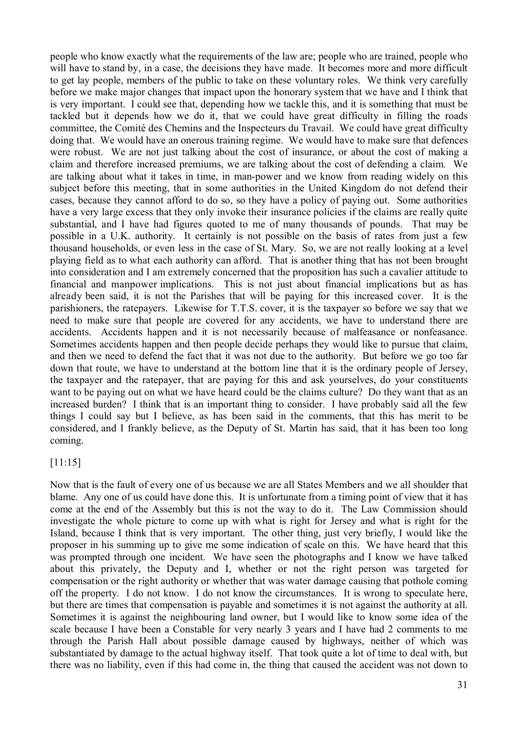people who know exactly what the requirements of the law are; people who are trained, people who will have to stand by, in a case, the decisions they have made. It becomes more and more difficult to get lay people, members of the public to take on these voluntary roles. We think very carefully before we make major changes that impact upon the honorary system that we have and I think that is very important. I could see that, depending how we tackle this, and it is something that must be tackled but it depends how we do it, that we could have great difficulty in filling the roads committee, the Comité des Chemins and the Inspecteurs du Travail. We could have great difficulty doing that. We would have an onerous training regime. We would have to make sure that defences were robust. We are not just talking about the cost of insurance, or about the cost of making a claim and therefore increased premiums, we are talking about the cost of defending a claim. We are talking about what it takes in time, in man-power and we know from reading widely on this subject before this meeting, that in some authorities in the United Kingdom do not defend their cases, because they cannot afford to do so, so they have a policy of paying out. Some authorities have a very large excess that they only invoke their insurance policies if the claims are really quite substantial, and I have had figures quoted to me of many thousands of pounds. That may be possible in a U.K. authority. It certainly is not possible on the basis of rates from just a few thousand households, or even less in the case of St. Mary. So, we are not really looking at a level playing field as to what each authority can afford. That is another thing that has not been brought into consideration and I am extremely concerned that the proposition has such a cavalier attitude to financial and manpower implications. This is not just about financial implications but as has already been said, it is not the Parishes that will be paying for this increased cover. It is the parishioners, the ratepayers. Likewise for T.T.S. cover, it is the taxpayer so before we say that we need to make sure that people are covered for any accidents, we have to understand there are accidents. Accidents happen and it is not necessarily because of malfeasance or nonfeasance. Sometimes accidents happen and then people decide perhaps they would like to pursue that claim, and then we need to defend the fact that it was not due to the authority. But before we go too far down that route, we have to understand at the bottom line that it is the ordinary people of Jersey, the taxpayer and the ratepayer, that are paying for this and ask yourselves, do your constituents want to be paying out on what we have heard could be the claims culture? Do they want that as an increased burden? I think that is an important thing to consider. I have probably said all the few things I could say but I believe, as has been said in the comments, that this has merit to be considered, and I frankly believe, as the Deputy of St. Martin has said, that it has been too long coming.

[11:15]

Now that is the fault of every one of us because we are all States Members and we all shoulder that blame. Any one of us could have done this. It is unfortunate from a timing point of view that it has come at the end of the Assembly but this is not the way to do it. The Law Commission should investigate the whole picture to come up with what is right for Jersey and what is right for the Island, because I think that is very important. The other thing, just very briefly, I would like the proposer in his summing up to give me some indication of scale on this. We have heard that this was prompted through one incident. We have seen the photographs and I know we have talked about this privately, the Deputy and I, whether or not the right person was targeted for compensation or the right authority or whether that was water damage causing that pothole coming off the property. I do not know. I do not know the circumstances. It is wrong to speculate here, but there are times that compensation is payable and sometimes it is not against the authority at all. Sometimes it is against the neighbouring land owner, but I would like to know some idea of the scale because I have been a Constable for very nearly 3 years and I have had 2 comments to me through the Parish Hall about possible damage caused by highways, neither of which was substantiated by damage to the actual highway itself. That took quite a lot of time to deal with, but there was no liability, even if this had come in, the thing that caused the accident was not down to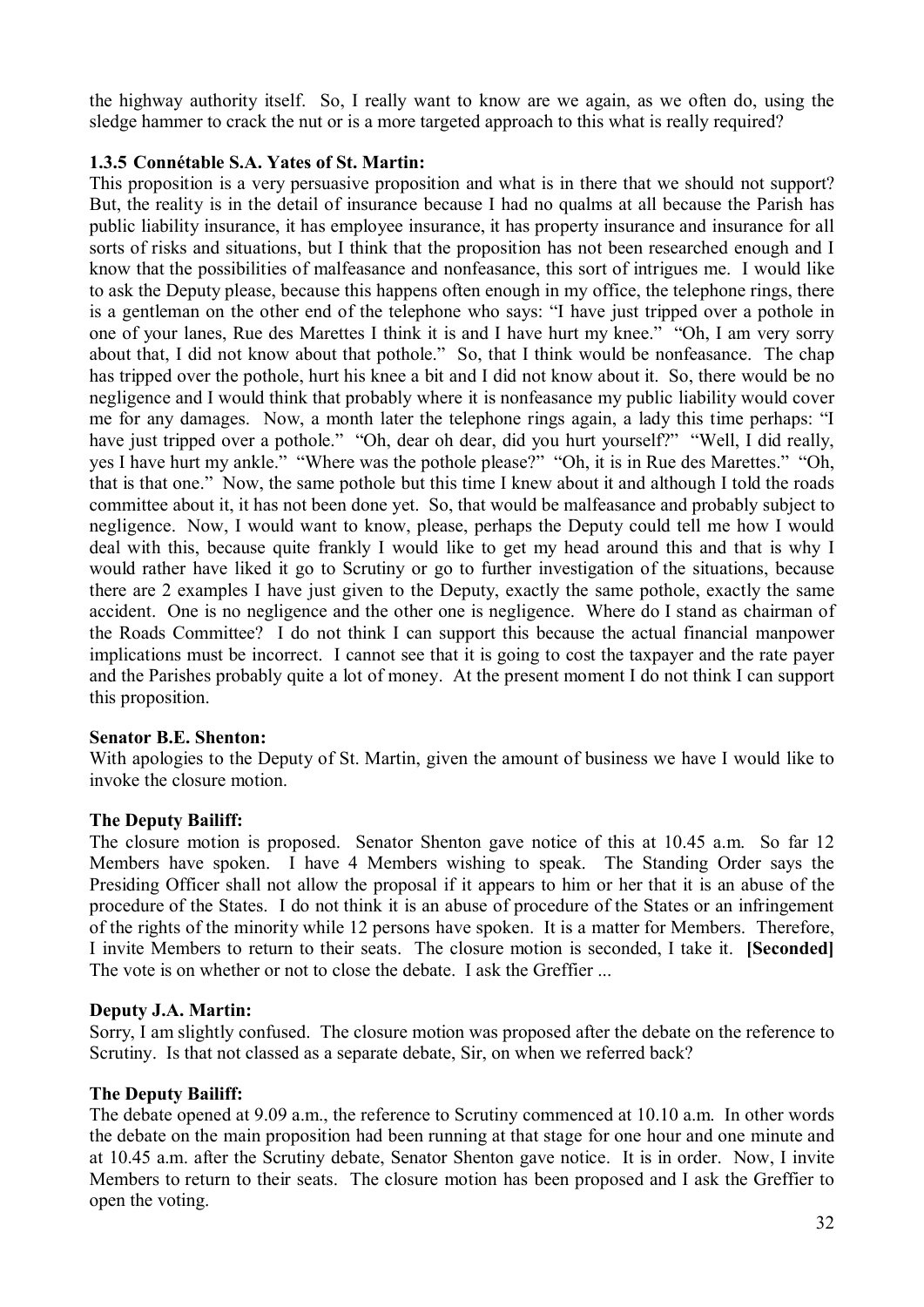the highway authority itself. So, I really want to know are we again, as we often do, using the sledge hammer to crack the nut or is a more targeted approach to this what is really required?

**1.3.5 Connétable S.A. Yates of St. Martin:**

This proposition is a very persuasive proposition and what is in there that we should not support? But, the reality is in the detail of insurance because I had no qualms at all because the Parish has public liability insurance, it has employee insurance, it has property insurance and insurance for all sorts of risks and situations, but I think that the proposition has not been researched enough and I know that the possibilities of malfeasance and nonfeasance, this sort of intrigues me. I would like to ask the Deputy please, because this happens often enough in my office, the telephone rings, there is a gentleman on the other end of the telephone who says: "I have just tripped over a pothole in one of your lanes, Rue des Marettes I think it is and I have hurt my knee." "Oh, I am very sorry about that, I did not know about that pothole." So, that I think would be nonfeasance. The chap has tripped over the pothole, hurt his knee a bit and I did not know about it. So, there would be no negligence and I would think that probably where it is nonfeasance my public liability would cover me for any damages. Now, a month later the telephone rings again, a lady this time perhaps: "I have just tripped over a pothole." "Oh, dear oh dear, did you hurt yourself?" "Well, I did really, yes I have hurt my ankle." "Where was the pothole please?" "Oh, it is in Rue des Marettes." "Oh, that is that one." Now, the same pothole but this time I knew about it and although I told the roads committee about it, it has not been done yet. So, that would be malfeasance and probably subject to negligence. Now, I would want to know, please, perhaps the Deputy could tell me how I would deal with this, because quite frankly I would like to get my head around this and that is why I would rather have liked it go to Scrutiny or go to further investigation of the situations, because there are 2 examples I have just given to the Deputy, exactly the same pothole, exactly the same accident. One is no negligence and the other one is negligence. Where do I stand as chairman of the Roads Committee? I do not think I can support this because the actual financial manpower implications must be incorrect. I cannot see that it is going to cost the taxpayer and the rate payer and the Parishes probably quite a lot of money. At the present moment I do not think I can support this proposition.

**Senator B.E. Shenton:**

With apologies to the Deputy of St. Martin, given the amount of business we have I would like to invoke the closure motion.

**The Deputy Bailiff:**

The closure motion is proposed. Senator Shenton gave notice of this at 10.45 a.m. So far 12 Members have spoken. I have 4 Members wishing to speak. The Standing Order says the Presiding Officer shall not allow the proposal if it appears to him or her that it is an abuse of the procedure of the States. I do not think it is an abuse of procedure of the States or an infringement of the rights of the minority while 12 persons have spoken. It is a matter for Members. Therefore, I invite Members to return to their seats. The closure motion is seconded, I take it. **[Seconded]** The vote is on whether or not to close the debate. I ask the Greffier ...

**Deputy J.A. Martin:**

Sorry, I am slightly confused. The closure motion was proposed after the debate on the reference to Scrutiny. Is that not classed as a separate debate, Sir, on when we referred back?

**The Deputy Bailiff:**

The debate opened at 9.09 a.m., the reference to Scrutiny commenced at 10.10 a.m. In other words the debate on the main proposition had been running at that stage for one hour and one minute and at 10.45 a.m. after the Scrutiny debate, Senator Shenton gave notice. It is in order. Now, I invite Members to return to their seats. The closure motion has been proposed and I ask the Greffier to open the voting.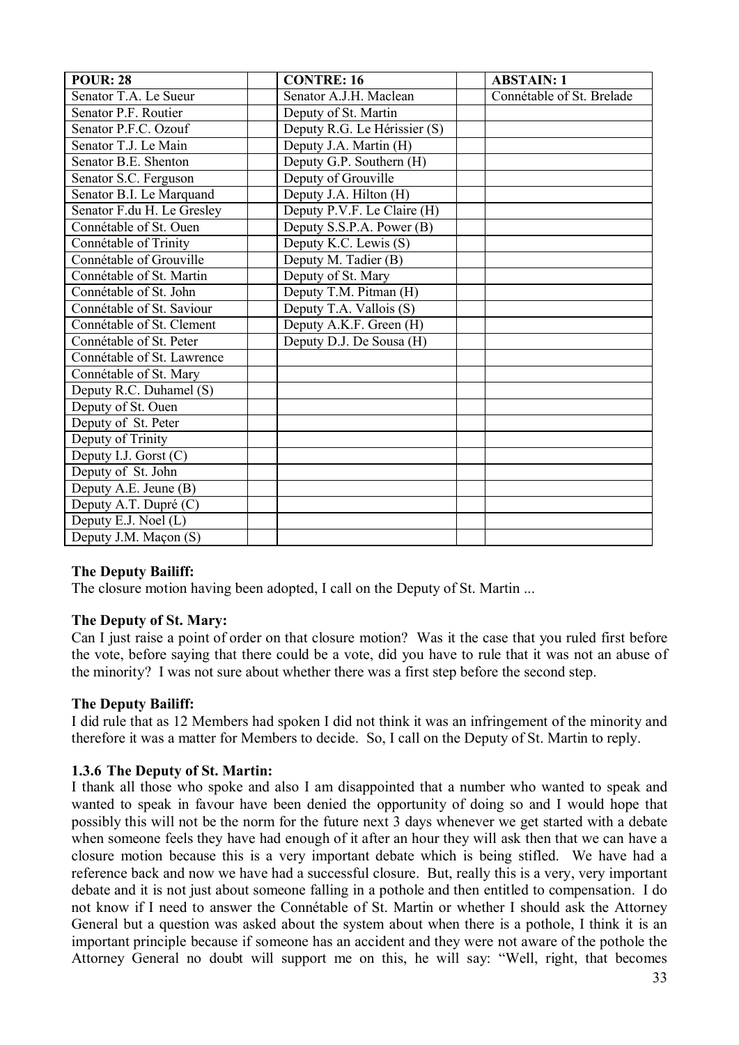| POUR: 28 | | CONTRE: 16 | | ABSTAIN: 1 |
|---|---|---|---|---|
| Senator T.A. Le Sueur | | Senator A.J.H. Maclean | | Connétable of St. Brelade |
| Senator P.F. Routier | | Deputy of St. Martin | | |
| Senator P.F.C. Ozouf | | Deputy R.G. Le Hérissier (S) | | |
| Senator T.J. Le Main | | Deputy J.A. Martin (H) | | |
| Senator B.E. Shenton | | Deputy G.P. Southern (H) | | |
| Senator S.C. Ferguson | | Deputy of Grouville | | |
| Senator B.I. Le Marquand | | Deputy J.A. Hilton (H) | | |
| Senator F.du H. Le Gresley | | Deputy P.V.F. Le Claire (H) | | |
| Connétable of St. Ouen | | Deputy S.S.P.A. Power (B) | | |
| Connétable of Trinity | | Deputy K.C. Lewis (S) | | |
| Connétable of Grouville | | Deputy M. Tadier (B) | | |
| Connétable of St. Martin | | Deputy of St. Mary | | |
| Connétable of St. John | | Deputy T.M. Pitman (H) | | |
| Connétable of St. Saviour | | Deputy T.A. Vallois (S) | | |
| Connétable of St. Clement | | Deputy A.K.F. Green (H) | | |
| Connétable of St. Peter | | Deputy D.J. De Sousa (H) | | |
| Connétable of St. Lawrence | | | | |
| Connétable of St. Mary | | | | |
| Deputy R.C. Duhamel (S) | | | | |
| Deputy of St. Ouen | | | | |
| Deputy of St. Peter | | | | |
| Deputy of Trinity | | | | |
| Deputy I.J. Gorst (C) | | | | |
| Deputy of St. John | | | | |
| Deputy A.E. Jeune (B) | | | | |
| Deputy A.T. Dupré (C) | | | | |
| Deputy E.J. Noel (L) | | | | |
| Deputy J.M. Maçon (S) | | | | |

**The Deputy Bailiff:**

The closure motion having been adopted, I call on the Deputy of St. Martin ...

**The Deputy of St. Mary:**

Can I just raise a point of order on that closure motion? Was it the case that you ruled first before the vote, before saying that there could be a vote, did you have to rule that it was not an abuse of the minority? I was not sure about whether there was a first step before the second step.

**The Deputy Bailiff:**

I did rule that as 12 Members had spoken I did not think it was an infringement of the minority and therefore it was a matter for Members to decide. So, I call on the Deputy of St. Martin to reply.

### 1.3.6 The Deputy of St. Martin:

I thank all those who spoke and also I am disappointed that a number who wanted to speak and wanted to speak in favour have been denied the opportunity of doing so and I would hope that possibly this will not be the norm for the future next 3 days whenever we get started with a debate when someone feels they have had enough of it after an hour they will ask then that we can have a closure motion because this is a very important debate which is being stifled. We have had a reference back and now we have had a successful closure. But, really this is a very, very important debate and it is not just about someone falling in a pothole and then entitled to compensation. I do not know if I need to answer the Connétable of St. Martin or whether I should ask the Attorney General but a question was asked about the system about when there is a pothole, I think it is an important principle because if someone has an accident and they were not aware of the pothole the Attorney General no doubt will support me on this, he will say: "Well, right, that becomes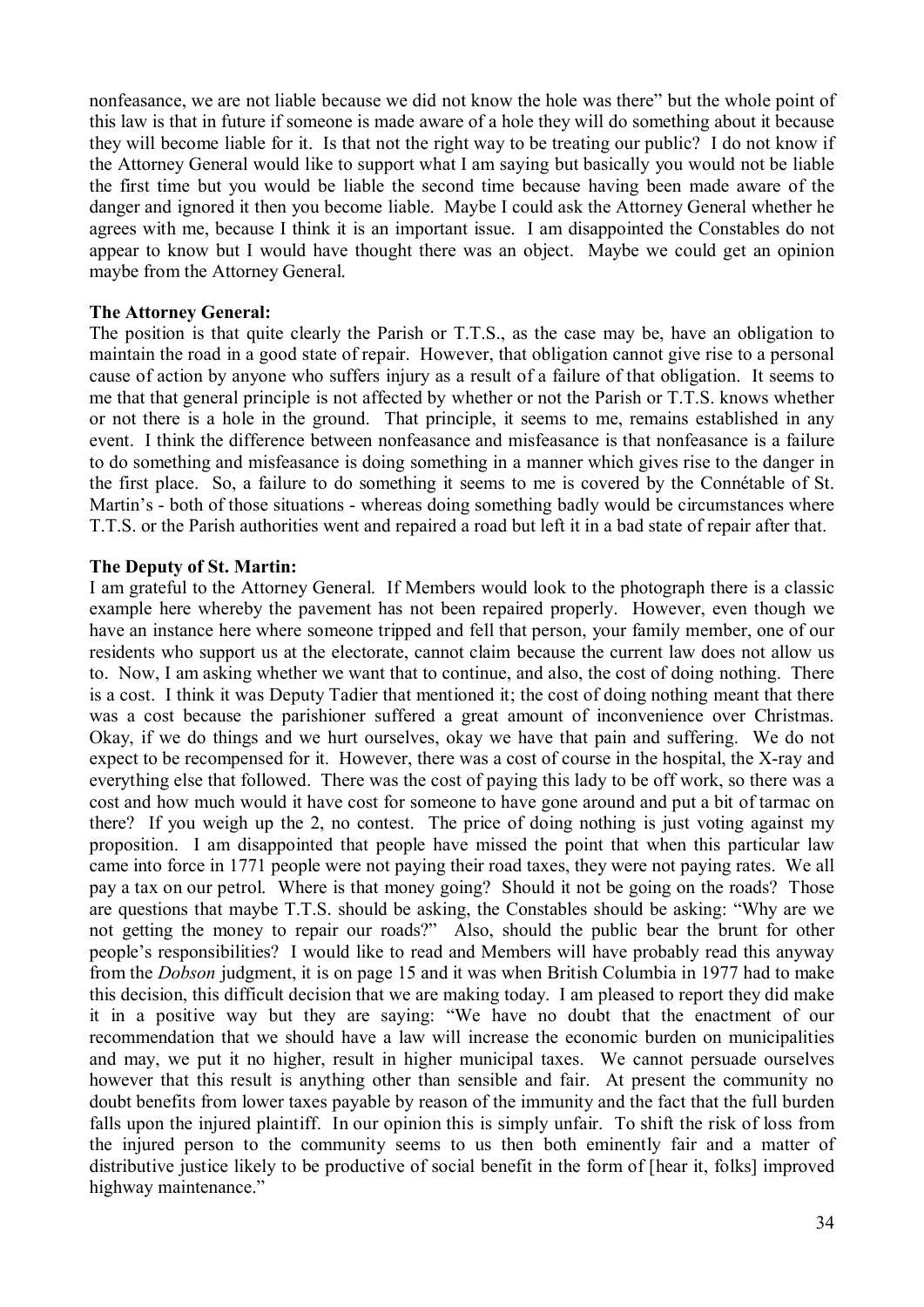nonfeasance, we are not liable because we did not know the hole was there" but the whole point of this law is that in future if someone is made aware of a hole they will do something about it because they will become liable for it. Is that not the right way to be treating our public? I do not know if the Attorney General would like to support what I am saying but basically you would not be liable the first time but you would be liable the second time because having been made aware of the danger and ignored it then you become liable. Maybe I could ask the Attorney General whether he agrees with me, because I think it is an important issue. I am disappointed the Constables do not appear to know but I would have thought there was an object. Maybe we could get an opinion maybe from the Attorney General.

**The Attorney General:**

The position is that quite clearly the Parish or T.T.S., as the case may be, have an obligation to maintain the road in a good state of repair. However, that obligation cannot give rise to a personal cause of action by anyone who suffers injury as a result of a failure of that obligation. It seems to me that that general principle is not affected by whether or not the Parish or T.T.S. knows whether or not there is a hole in the ground. That principle, it seems to me, remains established in any event. I think the difference between nonfeasance and misfeasance is that nonfeasance is a failure to do something and misfeasance is doing something in a manner which gives rise to the danger in the first place. So, a failure to do something it seems to me is covered by the Connétable of St. Martin's - both of those situations - whereas doing something badly would be circumstances where T.T.S. or the Parish authorities went and repaired a road but left it in a bad state of repair after that.

**The Deputy of St. Martin:**

I am grateful to the Attorney General. If Members would look to the photograph there is a classic example here whereby the pavement has not been repaired properly. However, even though we have an instance here where someone tripped and fell that person, your family member, one of our residents who support us at the electorate, cannot claim because the current law does not allow us to. Now, I am asking whether we want that to continue, and also, the cost of doing nothing. There is a cost. I think it was Deputy Tadier that mentioned it; the cost of doing nothing meant that there was a cost because the parishioner suffered a great amount of inconvenience over Christmas. Okay, if we do things and we hurt ourselves, okay we have that pain and suffering. We do not expect to be recompensed for it. However, there was a cost of course in the hospital, the X-ray and everything else that followed. There was the cost of paying this lady to be off work, so there was a cost and how much would it have cost for someone to have gone around and put a bit of tarmac on there? If you weigh up the 2, no contest. The price of doing nothing is just voting against my proposition. I am disappointed that people have missed the point that when this particular law came into force in 1771 people were not paying their road taxes, they were not paying rates. We all pay a tax on our petrol. Where is that money going? Should it not be going on the roads? Those are questions that maybe T.T.S. should be asking, the Constables should be asking: "Why are we not getting the money to repair our roads?" Also, should the public bear the brunt for other people's responsibilities? I would like to read and Members will have probably read this anyway from the *Dobson* judgment, it is on page 15 and it was when British Columbia in 1977 had to make this decision, this difficult decision that we are making today. I am pleased to report they did make it in a positive way but they are saying: "We have no doubt that the enactment of our recommendation that we should have a law will increase the economic burden on municipalities and may, we put it no higher, result in higher municipal taxes. We cannot persuade ourselves however that this result is anything other than sensible and fair. At present the community no doubt benefits from lower taxes payable by reason of the immunity and the fact that the full burden falls upon the injured plaintiff. In our opinion this is simply unfair. To shift the risk of loss from the injured person to the community seems to us then both eminently fair and a matter of distributive justice likely to be productive of social benefit in the form of [hear it, folks] improved highway maintenance."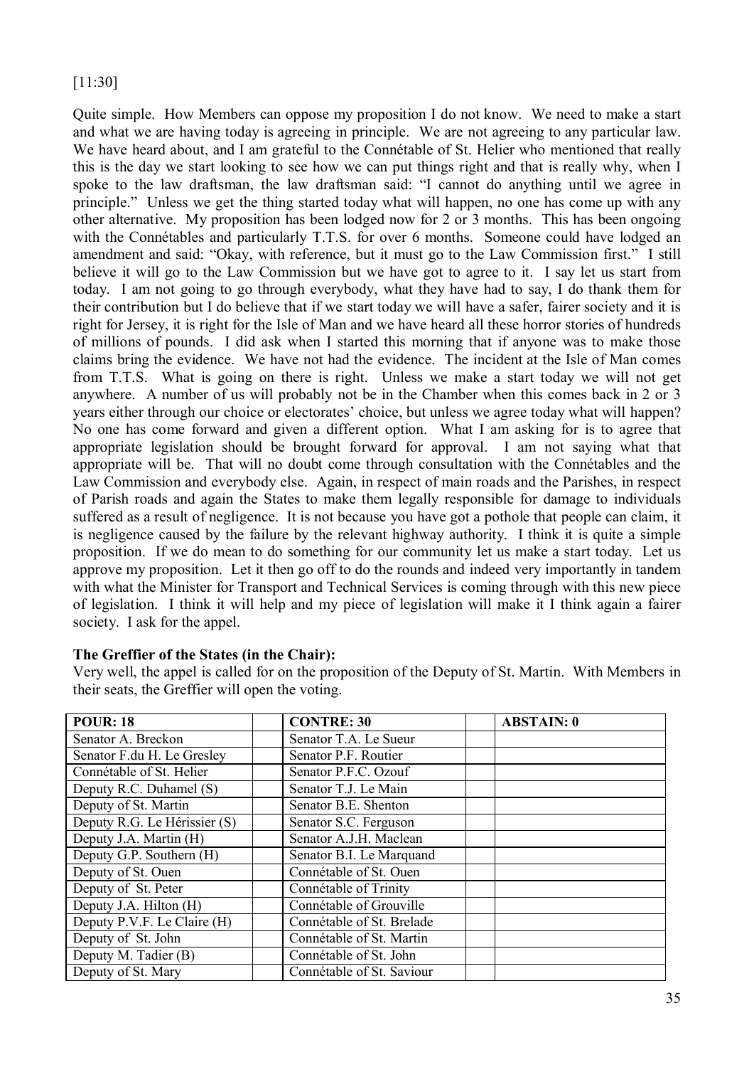[11:30]

Quite simple. How Members can oppose my proposition I do not know. We need to make a start and what we are having today is agreeing in principle. We are not agreeing to any particular law. We have heard about, and I am grateful to the Connétable of St. Helier who mentioned that really this is the day we start looking to see how we can put things right and that is really why, when I spoke to the law draftsman, the law draftsman said: "I cannot do anything until we agree in principle." Unless we get the thing started today what will happen, no one has come up with any other alternative. My proposition has been lodged now for 2 or 3 months. This has been ongoing with the Connétables and particularly T.T.S. for over 6 months. Someone could have lodged an amendment and said: "Okay, with reference, but it must go to the Law Commission first." I still believe it will go to the Law Commission but we have got to agree to it. I say let us start from today. I am not going to go through everybody, what they have had to say, I do thank them for their contribution but I do believe that if we start today we will have a safer, fairer society and it is right for Jersey, it is right for the Isle of Man and we have heard all these horror stories of hundreds of millions of pounds. I did ask when I started this morning that if anyone was to make those claims bring the evidence. We have not had the evidence. The incident at the Isle of Man comes from T.T.S. What is going on there is right. Unless we make a start today we will not get anywhere. A number of us will probably not be in the Chamber when this comes back in 2 or 3 years either through our choice or electorates' choice, but unless we agree today what will happen? No one has come forward and given a different option. What I am asking for is to agree that appropriate legislation should be brought forward for approval. I am not saying what that appropriate will be. That will no doubt come through consultation with the Connétables and the Law Commission and everybody else. Again, in respect of main roads and the Parishes, in respect of Parish roads and again the States to make them legally responsible for damage to individuals suffered as a result of negligence. It is not because you have got a pothole that people can claim, it is negligence caused by the failure by the relevant highway authority. I think it is quite a simple proposition. If we do mean to do something for our community let us make a start today. Let us approve my proposition. Let it then go off to do the rounds and indeed very importantly in tandem with what the Minister for Transport and Technical Services is coming through with this new piece of legislation. I think it will help and my piece of legislation will make it I think again a fairer society. I ask for the appel.

**The Greffier of the States (in the Chair):**

Very well, the appel is called for on the proposition of the Deputy of St. Martin. With Members in their seats, the Greffier will open the voting.

| POUR: 18 | | CONTRE: 30 | | ABSTAIN: 0 |
|---|---|---|---|---|
| Senator A. Breckon | | Senator T.A. Le Sueur | | |
| Senator F.du H. Le Gresley | | Senator P.F. Routier | | |
| Connétable of St. Helier | | Senator P.F.C. Ozouf | | |
| Deputy R.C. Duhamel (S) | | Senator T.J. Le Main | | |
| Deputy of St. Martin | | Senator B.E. Shenton | | |
| Deputy R.G. Le Hérissier (S) | | Senator S.C. Ferguson | | |
| Deputy J.A. Martin (H) | | Senator A.J.H. Maclean | | |
| Deputy G.P. Southern (H) | | Senator B.I. Le Marquand | | |
| Deputy of St. Ouen | | Connétable of St. Ouen | | |
| Deputy of St. Peter | | Connétable of Trinity | | |
| Deputy J.A. Hilton (H) | | Connétable of Grouville | | |
| Deputy P.V.F. Le Claire (H) | | Connétable of St. Brelade | | |
| Deputy of St. John | | Connétable of St. Martin | | |
| Deputy M. Tadier (B) | | Connétable of St. John | | |
| Deputy of St. Mary | | Connétable of St. Saviour | | |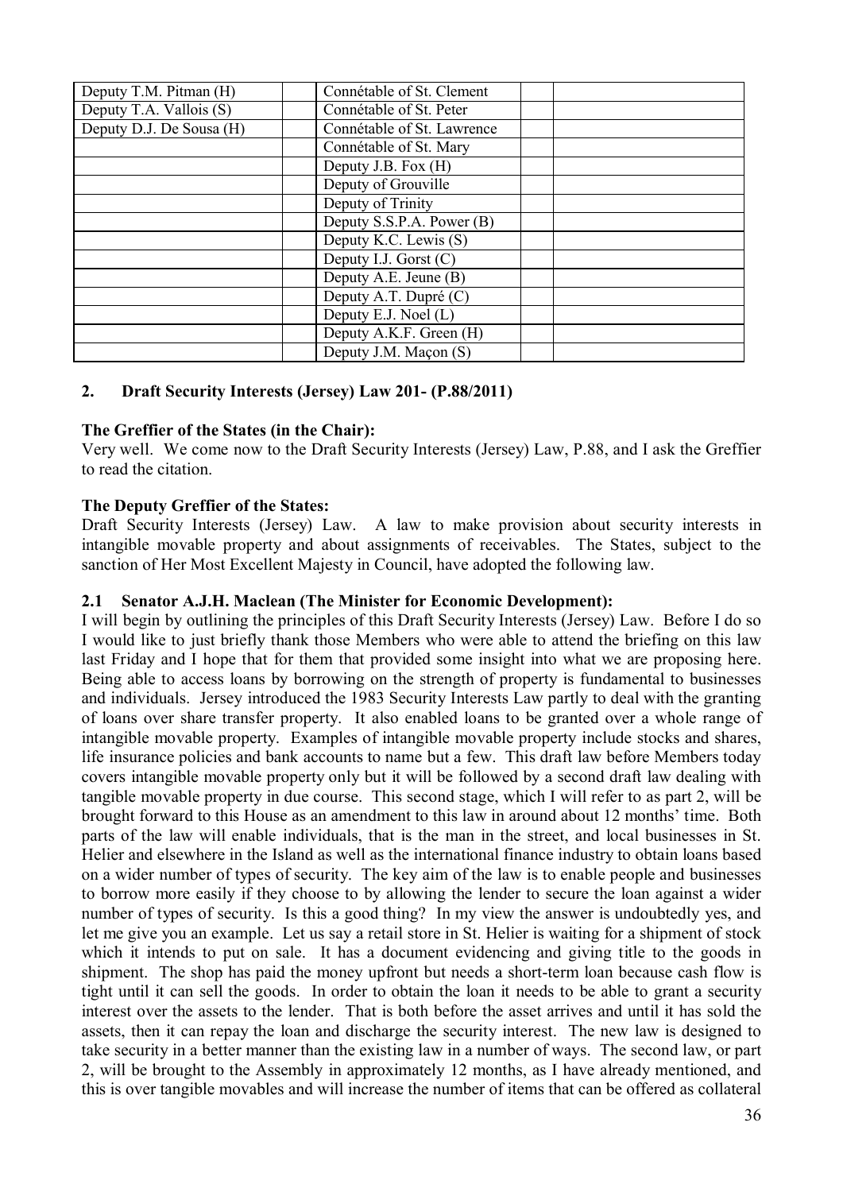| | | | | |
|---|---|---|---|---|
| Deputy T.M. Pitman (H) | | Connétable of St. Clement | | |
| Deputy T.A. Vallois (S) | | Connétable of St. Peter | | |
| Deputy D.J. De Sousa (H) | | Connétable of St. Lawrence | | |
| | | Connétable of St. Mary | | |
| | | Deputy J.B. Fox (H) | | |
| | | Deputy of Grouville | | |
| | | Deputy of Trinity | | |
| | | Deputy S.S.P.A. Power (B) | | |
| | | Deputy K.C. Lewis (S) | | |
| | | Deputy I.J. Gorst (C) | | |
| | | Deputy A.E. Jeune (B) | | |
| | | Deputy A.T. Dupré (C) | | |
| | | Deputy E.J. Noel (L) | | |
| | | Deputy A.K.F. Green (H) | | |
| | | Deputy J.M. Maçon (S) | | |

## 2. Draft Security Interests (Jersey) Law 201- (P.88/2011)

**The Greffier of the States (in the Chair):**

Very well. We come now to the Draft Security Interests (Jersey) Law, P.88, and I ask the Greffier to read the citation.

**The Deputy Greffier of the States:**

Draft Security Interests (Jersey) Law. A law to make provision about security interests in intangible movable property and about assignments of receivables. The States, subject to the sanction of Her Most Excellent Majesty in Council, have adopted the following law.

### 2.1 Senator A.J.H. Maclean (The Minister for Economic Development):

I will begin by outlining the principles of this Draft Security Interests (Jersey) Law. Before I do so I would like to just briefly thank those Members who were able to attend the briefing on this law last Friday and I hope that for them that provided some insight into what we are proposing here. Being able to access loans by borrowing on the strength of property is fundamental to businesses and individuals. Jersey introduced the 1983 Security Interests Law partly to deal with the granting of loans over share transfer property. It also enabled loans to be granted over a whole range of intangible movable property. Examples of intangible movable property include stocks and shares, life insurance policies and bank accounts to name but a few. This draft law before Members today covers intangible movable property only but it will be followed by a second draft law dealing with tangible movable property in due course. This second stage, which I will refer to as part 2, will be brought forward to this House as an amendment to this law in around about 12 months' time. Both parts of the law will enable individuals, that is the man in the street, and local businesses in St. Helier and elsewhere in the Island as well as the international finance industry to obtain loans based on a wider number of types of security. The key aim of the law is to enable people and businesses to borrow more easily if they choose to by allowing the lender to secure the loan against a wider number of types of security. Is this a good thing? In my view the answer is undoubtedly yes, and let me give you an example. Let us say a retail store in St. Helier is waiting for a shipment of stock which it intends to put on sale. It has a document evidencing and giving title to the goods in shipment. The shop has paid the money upfront but needs a short-term loan because cash flow is tight until it can sell the goods. In order to obtain the loan it needs to be able to grant a security interest over the assets to the lender. That is both before the asset arrives and until it has sold the assets, then it can repay the loan and discharge the security interest. The new law is designed to take security in a better manner than the existing law in a number of ways. The second law, or part 2, will be brought to the Assembly in approximately 12 months, as I have already mentioned, and this is over tangible movables and will increase the number of items that can be offered as collateral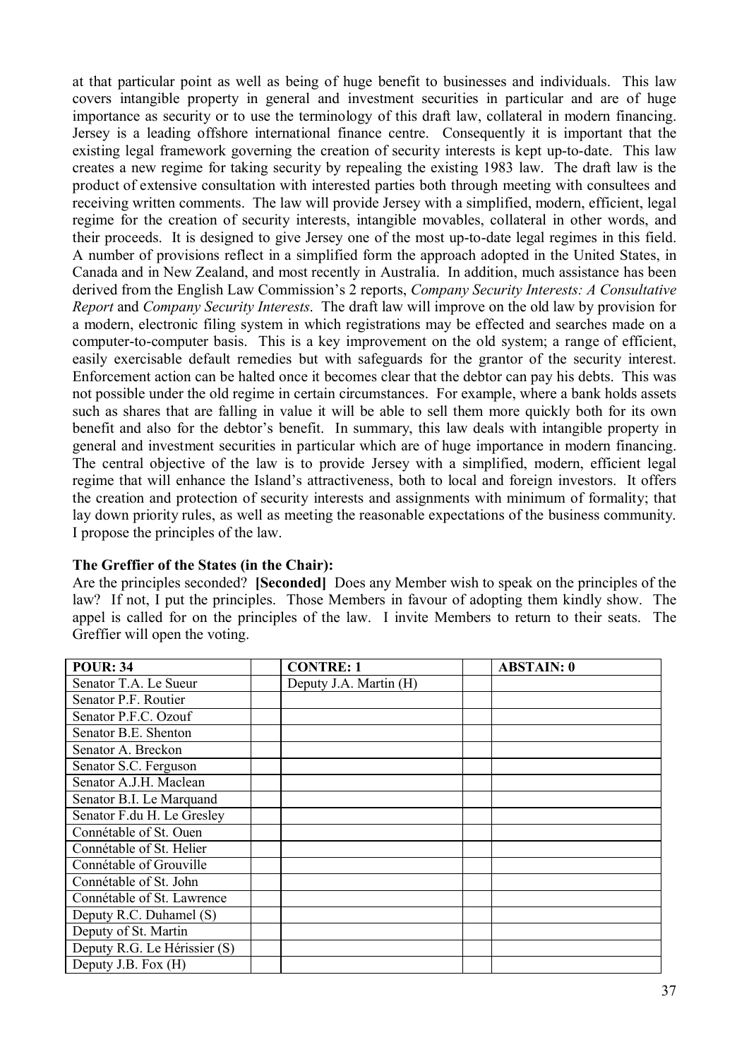at that particular point as well as being of huge benefit to businesses and individuals. This law covers intangible property in general and investment securities in particular and are of huge importance as security or to use the terminology of this draft law, collateral in modern financing. Jersey is a leading offshore international finance centre. Consequently it is important that the existing legal framework governing the creation of security interests is kept up-to-date. This law creates a new regime for taking security by repealing the existing 1983 law. The draft law is the product of extensive consultation with interested parties both through meeting with consultees and receiving written comments. The law will provide Jersey with a simplified, modern, efficient, legal regime for the creation of security interests, intangible movables, collateral in other words, and their proceeds. It is designed to give Jersey one of the most up-to-date legal regimes in this field. A number of provisions reflect in a simplified form the approach adopted in the United States, in Canada and in New Zealand, and most recently in Australia. In addition, much assistance has been derived from the English Law Commission's 2 reports, *Company Security Interests: A Consultative Report* and *Company Security Interests*. The draft law will improve on the old law by provision for a modern, electronic filing system in which registrations may be effected and searches made on a computer-to-computer basis. This is a key improvement on the old system; a range of efficient, easily exercisable default remedies but with safeguards for the grantor of the security interest. Enforcement action can be halted once it becomes clear that the debtor can pay his debts. This was not possible under the old regime in certain circumstances. For example, where a bank holds assets such as shares that are falling in value it will be able to sell them more quickly both for its own benefit and also for the debtor's benefit. In summary, this law deals with intangible property in general and investment securities in particular which are of huge importance in modern financing. The central objective of the law is to provide Jersey with a simplified, modern, efficient legal regime that will enhance the Island's attractiveness, both to local and foreign investors. It offers the creation and protection of security interests and assignments with minimum of formality; that lay down priority rules, as well as meeting the reasonable expectations of the business community. I propose the principles of the law.

**The Greffier of the States (in the Chair):**

Are the principles seconded? **[Seconded]** Does any Member wish to speak on the principles of the law? If not, I put the principles. Those Members in favour of adopting them kindly show. The appel is called for on the principles of the law. I invite Members to return to their seats. The Greffier will open the voting.

| POUR: 34 | | CONTRE: 1 | | ABSTAIN: 0 |
|---|---|---|---|---|
| Senator T.A. Le Sueur | | Deputy J.A. Martin (H) | | |
| Senator P.F. Routier | | | | |
| Senator P.F.C. Ozouf | | | | |
| Senator B.E. Shenton | | | | |
| Senator A. Breckon | | | | |
| Senator S.C. Ferguson | | | | |
| Senator A.J.H. Maclean | | | | |
| Senator B.I. Le Marquand | | | | |
| Senator F.du H. Le Gresley | | | | |
| Connétable of St. Ouen | | | | |
| Connétable of St. Helier | | | | |
| Connétable of Grouville | | | | |
| Connétable of St. John | | | | |
| Connétable of St. Lawrence | | | | |
| Deputy R.C. Duhamel (S) | | | | |
| Deputy of St. Martin | | | | |
| Deputy R.G. Le Hérissier (S) | | | | |
| Deputy J.B. Fox (H) | | | | |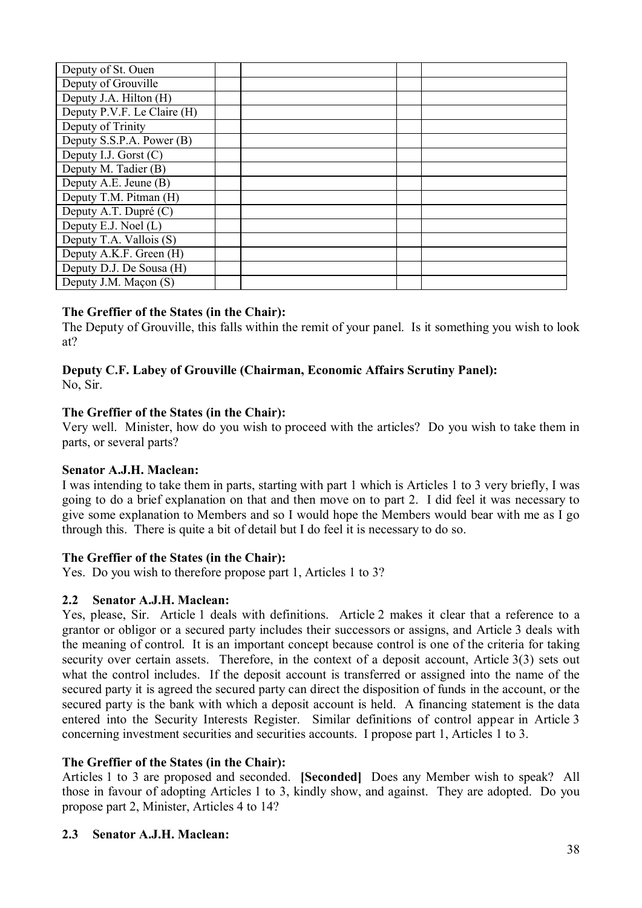| | | | | |
|---|---|---|---|---|
| Deputy of St. Ouen | | | | |
| Deputy of Grouville | | | | |
| Deputy J.A. Hilton (H) | | | | |
| Deputy P.V.F. Le Claire (H) | | | | |
| Deputy of Trinity | | | | |
| Deputy S.S.P.A. Power (B) | | | | |
| Deputy I.J. Gorst (C) | | | | |
| Deputy M. Tadier (B) | | | | |
| Deputy A.E. Jeune (B) | | | | |
| Deputy T.M. Pitman (H) | | | | |
| Deputy A.T. Dupré (C) | | | | |
| Deputy E.J. Noel (L) | | | | |
| Deputy T.A. Vallois (S) | | | | |
| Deputy A.K.F. Green (H) | | | | |
| Deputy D.J. De Sousa (H) | | | | |
| Deputy J.M. Maçon (S) | | | | |

**The Greffier of the States (in the Chair):**
The Deputy of Grouville, this falls within the remit of your panel. Is it something you wish to look at?

**Deputy C.F. Labey of Grouville (Chairman, Economic Affairs Scrutiny Panel):**
No, Sir.

**The Greffier of the States (in the Chair):**
Very well. Minister, how do you wish to proceed with the articles? Do you wish to take them in parts, or several parts?

**Senator A.J.H. Maclean:**
I was intending to take them in parts, starting with part 1 which is Articles 1 to 3 very briefly, I was going to do a brief explanation on that and then move on to part 2. I did feel it was necessary to give some explanation to Members and so I would hope the Members would bear with me as I go through this. There is quite a bit of detail but I do feel it is necessary to do so.

**The Greffier of the States (in the Chair):**
Yes. Do you wish to therefore propose part 1, Articles 1 to 3?

### 2.2 Senator A.J.H. Maclean:

Yes, please, Sir. Article 1 deals with definitions. Article 2 makes it clear that a reference to a grantor or obligor or a secured party includes their successors or assigns, and Article 3 deals with the meaning of control. It is an important concept because control is one of the criteria for taking security over certain assets. Therefore, in the context of a deposit account, Article 3(3) sets out what the control includes. If the deposit account is transferred or assigned into the name of the secured party it is agreed the secured party can direct the disposition of funds in the account, or the secured party is the bank with which a deposit account is held. A financing statement is the data entered into the Security Interests Register. Similar definitions of control appear in Article 3 concerning investment securities and securities accounts. I propose part 1, Articles 1 to 3.

**The Greffier of the States (in the Chair):**
Articles 1 to 3 are proposed and seconded. **[Seconded]** Does any Member wish to speak? All those in favour of adopting Articles 1 to 3, kindly show, and against. They are adopted. Do you propose part 2, Minister, Articles 4 to 14?

### 2.3 Senator A.J.H. Maclean: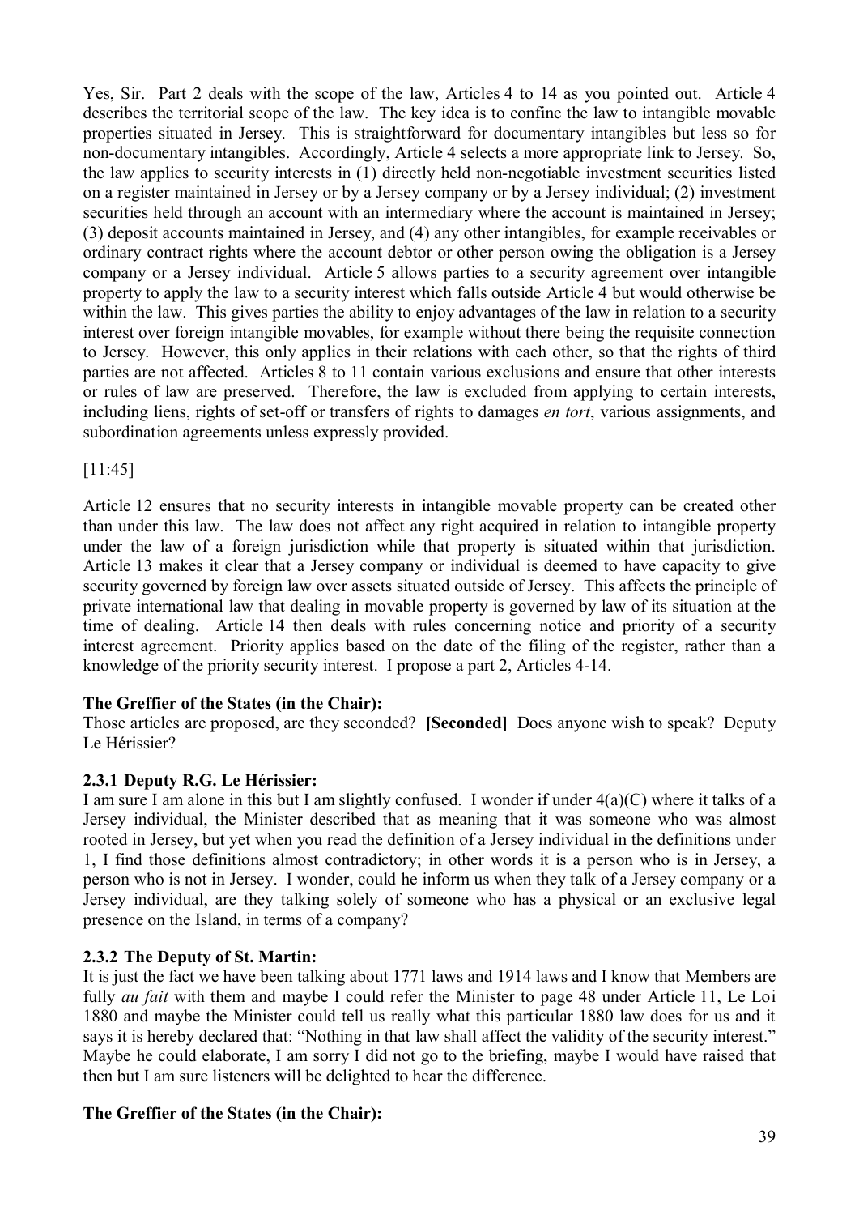Yes, Sir. Part 2 deals with the scope of the law, Articles 4 to 14 as you pointed out. Article 4 describes the territorial scope of the law. The key idea is to confine the law to intangible movable properties situated in Jersey. This is straightforward for documentary intangibles but less so for non-documentary intangibles. Accordingly, Article 4 selects a more appropriate link to Jersey. So, the law applies to security interests in (1) directly held non-negotiable investment securities listed on a register maintained in Jersey or by a Jersey company or by a Jersey individual; (2) investment securities held through an account with an intermediary where the account is maintained in Jersey; (3) deposit accounts maintained in Jersey, and (4) any other intangibles, for example receivables or ordinary contract rights where the account debtor or other person owing the obligation is a Jersey company or a Jersey individual. Article 5 allows parties to a security agreement over intangible property to apply the law to a security interest which falls outside Article 4 but would otherwise be within the law. This gives parties the ability to enjoy advantages of the law in relation to a security interest over foreign intangible movables, for example without there being the requisite connection to Jersey. However, this only applies in their relations with each other, so that the rights of third parties are not affected. Articles 8 to 11 contain various exclusions and ensure that other interests or rules of law are preserved. Therefore, the law is excluded from applying to certain interests, including liens, rights of set-off or transfers of rights to damages *en tort*, various assignments, and subordination agreements unless expressly provided.

[11:45]

Article 12 ensures that no security interests in intangible movable property can be created other than under this law. The law does not affect any right acquired in relation to intangible property under the law of a foreign jurisdiction while that property is situated within that jurisdiction. Article 13 makes it clear that a Jersey company or individual is deemed to have capacity to give security governed by foreign law over assets situated outside of Jersey. This affects the principle of private international law that dealing in movable property is governed by law of its situation at the time of dealing. Article 14 then deals with rules concerning notice and priority of a security interest agreement. Priority applies based on the date of the filing of the register, rather than a knowledge of the priority security interest. I propose a part 2, Articles 4-14.

**The Greffier of the States (in the Chair):**

Those articles are proposed, are they seconded? **[Seconded]** Does anyone wish to speak? Deputy Le Hérissier?

### 2.3.1 Deputy R.G. Le Hérissier:

I am sure I am alone in this but I am slightly confused. I wonder if under 4(a)(C) where it talks of a Jersey individual, the Minister described that as meaning that it was someone who was almost rooted in Jersey, but yet when you read the definition of a Jersey individual in the definitions under 1, I find those definitions almost contradictory; in other words it is a person who is in Jersey, a person who is not in Jersey. I wonder, could he inform us when they talk of a Jersey company or a Jersey individual, are they talking solely of someone who has a physical or an exclusive legal presence on the Island, in terms of a company?

### 2.3.2 The Deputy of St. Martin:

It is just the fact we have been talking about 1771 laws and 1914 laws and I know that Members are fully *au fait* with them and maybe I could refer the Minister to page 48 under Article 11, Le Loi 1880 and maybe the Minister could tell us really what this particular 1880 law does for us and it says it is hereby declared that: "Nothing in that law shall affect the validity of the security interest." Maybe he could elaborate, I am sorry I did not go to the briefing, maybe I would have raised that then but I am sure listeners will be delighted to hear the difference.

**The Greffier of the States (in the Chair):**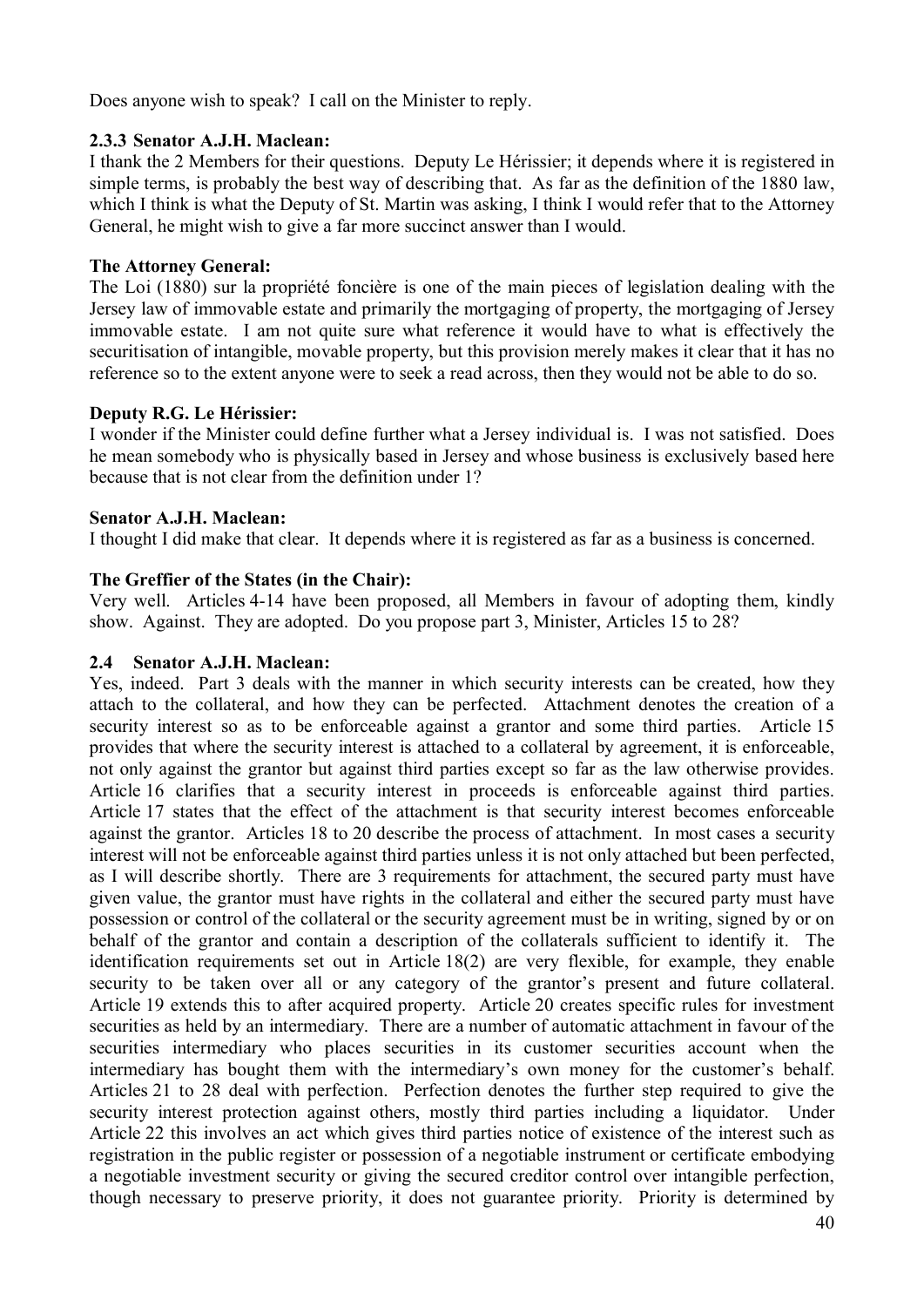Does anyone wish to speak? I call on the Minister to reply.

### 2.3.3 Senator A.J.H. Maclean:

I thank the 2 Members for their questions. Deputy Le Hérissier; it depends where it is registered in simple terms, is probably the best way of describing that. As far as the definition of the 1880 law, which I think is what the Deputy of St. Martin was asking, I think I would refer that to the Attorney General, he might wish to give a far more succinct answer than I would.

**The Attorney General:**

The Loi (1880) sur la propriété foncière is one of the main pieces of legislation dealing with the Jersey law of immovable estate and primarily the mortgaging of property, the mortgaging of Jersey immovable estate. I am not quite sure what reference it would have to what is effectively the securitisation of intangible, movable property, but this provision merely makes it clear that it has no reference so to the extent anyone were to seek a read across, then they would not be able to do so.

**Deputy R.G. Le Hérissier:**

I wonder if the Minister could define further what a Jersey individual is. I was not satisfied. Does he mean somebody who is physically based in Jersey and whose business is exclusively based here because that is not clear from the definition under 1?

**Senator A.J.H. Maclean:**

I thought I did make that clear. It depends where it is registered as far as a business is concerned.

**The Greffier of the States (in the Chair):**

Very well. Articles 4-14 have been proposed, all Members in favour of adopting them, kindly show. Against. They are adopted. Do you propose part 3, Minister, Articles 15 to 28?

## 2.4 Senator A.J.H. Maclean:

Yes, indeed. Part 3 deals with the manner in which security interests can be created, how they attach to the collateral, and how they can be perfected. Attachment denotes the creation of a security interest so as to be enforceable against a grantor and some third parties. Article 15 provides that where the security interest is attached to a collateral by agreement, it is enforceable, not only against the grantor but against third parties except so far as the law otherwise provides. Article 16 clarifies that a security interest in proceeds is enforceable against third parties. Article 17 states that the effect of the attachment is that security interest becomes enforceable against the grantor. Articles 18 to 20 describe the process of attachment. In most cases a security interest will not be enforceable against third parties unless it is not only attached but been perfected, as I will describe shortly. There are 3 requirements for attachment, the secured party must have given value, the grantor must have rights in the collateral and either the secured party must have possession or control of the collateral or the security agreement must be in writing, signed by or on behalf of the grantor and contain a description of the collaterals sufficient to identify it. The identification requirements set out in Article 18(2) are very flexible, for example, they enable security to be taken over all or any category of the grantor's present and future collateral. Article 19 extends this to after acquired property. Article 20 creates specific rules for investment securities as held by an intermediary. There are a number of automatic attachment in favour of the securities intermediary who places securities in its customer securities account when the intermediary has bought them with the intermediary's own money for the customer's behalf. Articles 21 to 28 deal with perfection. Perfection denotes the further step required to give the security interest protection against others, mostly third parties including a liquidator. Under Article 22 this involves an act which gives third parties notice of existence of the interest such as registration in the public register or possession of a negotiable instrument or certificate embodying a negotiable investment security or giving the secured creditor control over intangible perfection, though necessary to preserve priority, it does not guarantee priority. Priority is determined by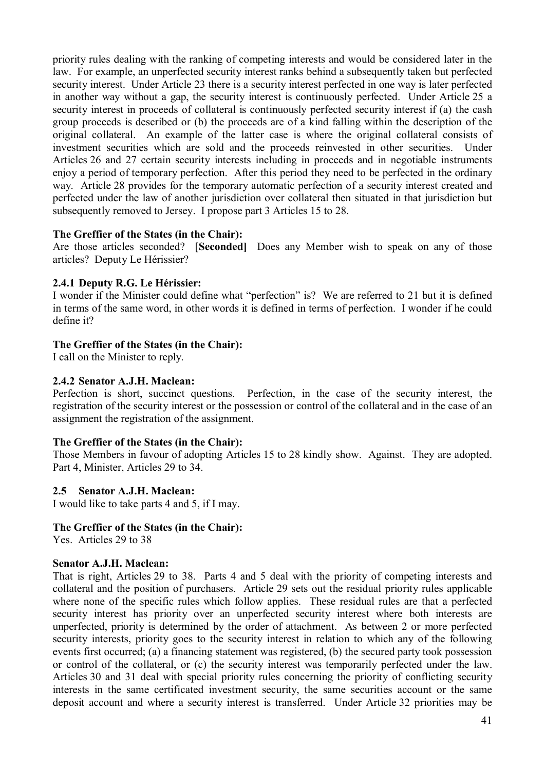priority rules dealing with the ranking of competing interests and would be considered later in the law. For example, an unperfected security interest ranks behind a subsequently taken but perfected security interest. Under Article 23 there is a security interest perfected in one way is later perfected in another way without a gap, the security interest is continuously perfected. Under Article 25 a security interest in proceeds of collateral is continuously perfected security interest if (a) the cash group proceeds is described or (b) the proceeds are of a kind falling within the description of the original collateral. An example of the latter case is where the original collateral consists of investment securities which are sold and the proceeds reinvested in other securities. Under Articles 26 and 27 certain security interests including in proceeds and in negotiable instruments enjoy a period of temporary perfection. After this period they need to be perfected in the ordinary way. Article 28 provides for the temporary automatic perfection of a security interest created and perfected under the law of another jurisdiction over collateral then situated in that jurisdiction but subsequently removed to Jersey. I propose part 3 Articles 15 to 28.

**The Greffier of the States (in the Chair):**

Are those articles seconded? [**Seconded**] Does any Member wish to speak on any of those articles? Deputy Le Hérissier?

**2.4.1 Deputy R.G. Le Hérissier:**

I wonder if the Minister could define what "perfection" is? We are referred to 21 but it is defined in terms of the same word, in other words it is defined in terms of perfection. I wonder if he could define it?

**The Greffier of the States (in the Chair):**

I call on the Minister to reply.

**2.4.2 Senator A.J.H. Maclean:**

Perfection is short, succinct questions. Perfection, in the case of the security interest, the registration of the security interest or the possession or control of the collateral and in the case of an assignment the registration of the assignment.

**The Greffier of the States (in the Chair):**

Those Members in favour of adopting Articles 15 to 28 kindly show. Against. They are adopted. Part 4, Minister, Articles 29 to 34.

**2.5 Senator A.J.H. Maclean:**

I would like to take parts 4 and 5, if I may.

**The Greffier of the States (in the Chair):**

Yes. Articles 29 to 38

**Senator A.J.H. Maclean:**

That is right, Articles 29 to 38. Parts 4 and 5 deal with the priority of competing interests and collateral and the position of purchasers. Article 29 sets out the residual priority rules applicable where none of the specific rules which follow applies. These residual rules are that a perfected security interest has priority over an unperfected security interest where both interests are unperfected, priority is determined by the order of attachment. As between 2 or more perfected security interests, priority goes to the security interest in relation to which any of the following events first occurred; (a) a financing statement was registered, (b) the secured party took possession or control of the collateral, or (c) the security interest was temporarily perfected under the law. Articles 30 and 31 deal with special priority rules concerning the priority of conflicting security interests in the same certificated investment security, the same securities account or the same deposit account and where a security interest is transferred. Under Article 32 priorities may be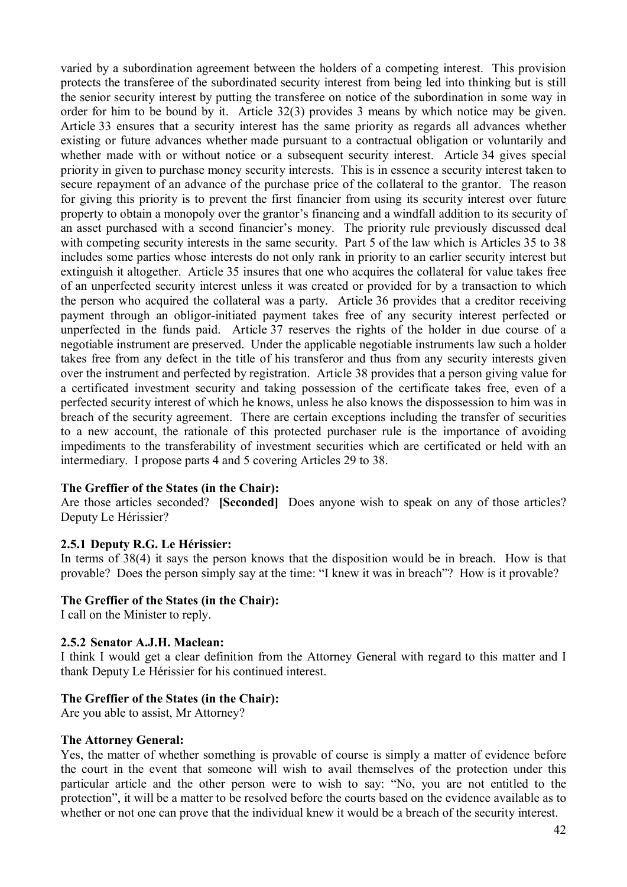varied by a subordination agreement between the holders of a competing interest. This provision protects the transferee of the subordinated security interest from being led into thinking but is still the senior security interest by putting the transferee on notice of the subordination in some way in order for him to be bound by it. Article 32(3) provides 3 means by which notice may be given. Article 33 ensures that a security interest has the same priority as regards all advances whether existing or future advances whether made pursuant to a contractual obligation or voluntarily and whether made with or without notice or a subsequent security interest. Article 34 gives special priority in given to purchase money security interests. This is in essence a security interest taken to secure repayment of an advance of the purchase price of the collateral to the grantor. The reason for giving this priority is to prevent the first financier from using its security interest over future property to obtain a monopoly over the grantor's financing and a windfall addition to its security of an asset purchased with a second financier's money. The priority rule previously discussed deal with competing security interests in the same security. Part 5 of the law which is Articles 35 to 38 includes some parties whose interests do not only rank in priority to an earlier security interest but extinguish it altogether. Article 35 insures that one who acquires the collateral for value takes free of an unperfected security interest unless it was created or provided for by a transaction to which the person who acquired the collateral was a party. Article 36 provides that a creditor receiving payment through an obligor-initiated payment takes free of any security interest perfected or unperfected in the funds paid. Article 37 reserves the rights of the holder in due course of a negotiable instrument are preserved. Under the applicable negotiable instruments law such a holder takes free from any defect in the title of his transferor and thus from any security interests given over the instrument and perfected by registration. Article 38 provides that a person giving value for a certificated investment security and taking possession of the certificate takes free, even of a perfected security interest of which he knows, unless he also knows the dispossession to him was in breach of the security agreement. There are certain exceptions including the transfer of securities to a new account, the rationale of this protected purchaser rule is the importance of avoiding impediments to the transferability of investment securities which are certificated or held with an intermediary. I propose parts 4 and 5 covering Articles 29 to 38.

**The Greffier of the States (in the Chair):**

Are those articles seconded? **[Seconded]** Does anyone wish to speak on any of those articles? Deputy Le Hérissier?

**2.5.1 Deputy R.G. Le Hérissier:**

In terms of 38(4) it says the person knows that the disposition would be in breach. How is that provable? Does the person simply say at the time: "I knew it was in breach"? How is it provable?

**The Greffier of the States (in the Chair):**

I call on the Minister to reply.

**2.5.2 Senator A.J.H. Maclean:**

I think I would get a clear definition from the Attorney General with regard to this matter and I thank Deputy Le Hérissier for his continued interest.

**The Greffier of the States (in the Chair):**

Are you able to assist, Mr Attorney?

**The Attorney General:**

Yes, the matter of whether something is provable of course is simply a matter of evidence before the court in the event that someone will wish to avail themselves of the protection under this particular article and the other person were to wish to say: "No, you are not entitled to the protection", it will be a matter to be resolved before the courts based on the evidence available as to whether or not one can prove that the individual knew it would be a breach of the security interest.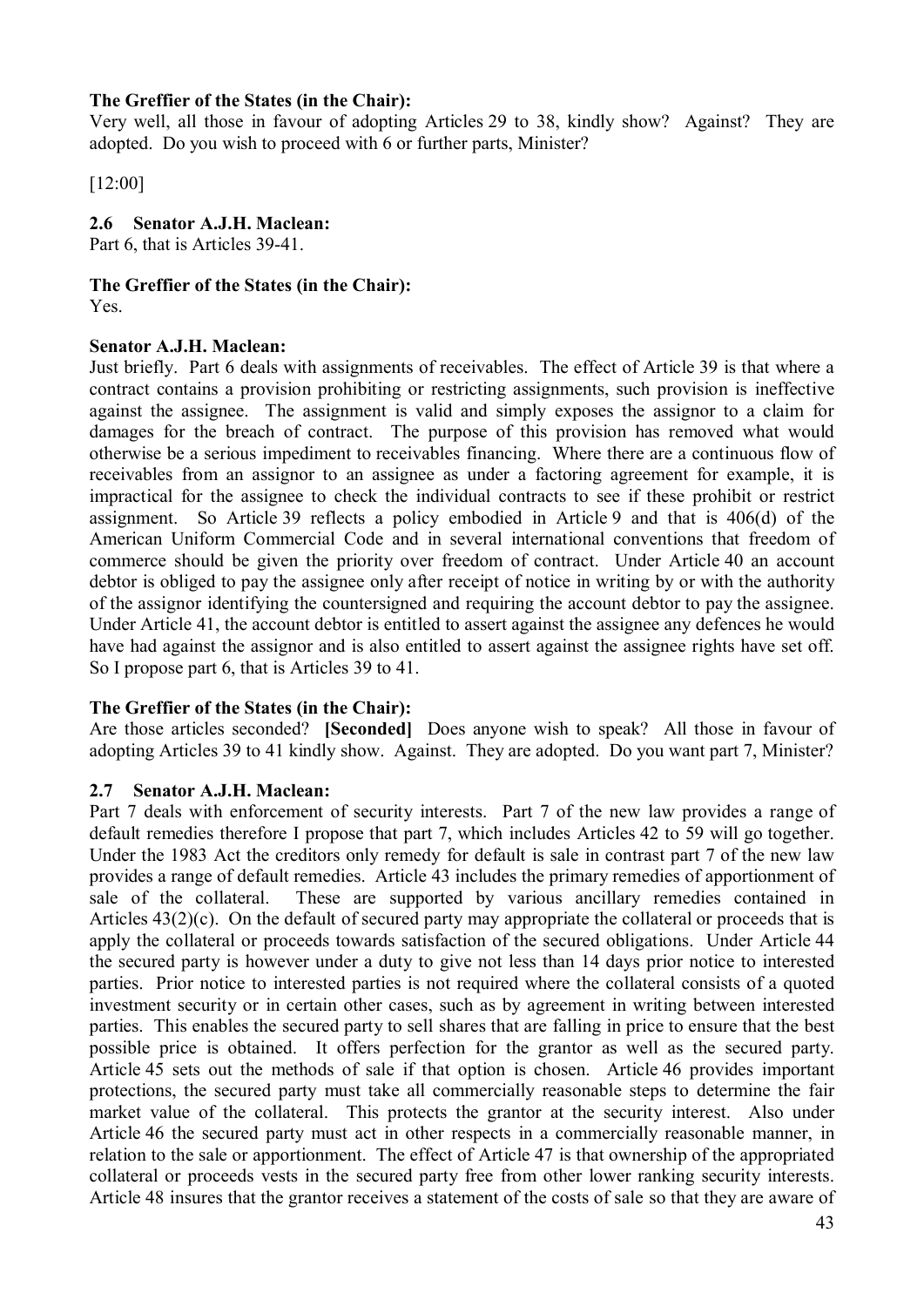**The Greffier of the States (in the Chair):**

Very well, all those in favour of adopting Articles 29 to 38, kindly show? Against? They are adopted. Do you wish to proceed with 6 or further parts, Minister?

[12:00]

**2.6 Senator A.J.H. Maclean:**

Part 6, that is Articles 39-41.

**The Greffier of the States (in the Chair):**

Yes.

**Senator A.J.H. Maclean:**

Just briefly. Part 6 deals with assignments of receivables. The effect of Article 39 is that where a contract contains a provision prohibiting or restricting assignments, such provision is ineffective against the assignee. The assignment is valid and simply exposes the assignor to a claim for damages for the breach of contract. The purpose of this provision has removed what would otherwise be a serious impediment to receivables financing. Where there are a continuous flow of receivables from an assignor to an assignee as under a factoring agreement for example, it is impractical for the assignee to check the individual contracts to see if these prohibit or restrict assignment. So Article 39 reflects a policy embodied in Article 9 and that is 406(d) of the American Uniform Commercial Code and in several international conventions that freedom of commerce should be given the priority over freedom of contract. Under Article 40 an account debtor is obliged to pay the assignee only after receipt of notice in writing by or with the authority of the assignor identifying the countersigned and requiring the account debtor to pay the assignee. Under Article 41, the account debtor is entitled to assert against the assignee any defences he would have had against the assignor and is also entitled to assert against the assignee rights have set off. So I propose part 6, that is Articles 39 to 41.

**The Greffier of the States (in the Chair):**

Are those articles seconded? **[Seconded]** Does anyone wish to speak? All those in favour of adopting Articles 39 to 41 kindly show. Against. They are adopted. Do you want part 7, Minister?

**2.7 Senator A.J.H. Maclean:**

Part 7 deals with enforcement of security interests. Part 7 of the new law provides a range of default remedies therefore I propose that part 7, which includes Articles 42 to 59 will go together. Under the 1983 Act the creditors only remedy for default is sale in contrast part 7 of the new law provides a range of default remedies. Article 43 includes the primary remedies of apportionment of sale of the collateral. These are supported by various ancillary remedies contained in Articles 43(2)(c). On the default of secured party may appropriate the collateral or proceeds that is apply the collateral or proceeds towards satisfaction of the secured obligations. Under Article 44 the secured party is however under a duty to give not less than 14 days prior notice to interested parties. Prior notice to interested parties is not required where the collateral consists of a quoted investment security or in certain other cases, such as by agreement in writing between interested parties. This enables the secured party to sell shares that are falling in price to ensure that the best possible price is obtained. It offers perfection for the grantor as well as the secured party. Article 45 sets out the methods of sale if that option is chosen. Article 46 provides important protections, the secured party must take all commercially reasonable steps to determine the fair market value of the collateral. This protects the grantor at the security interest. Also under Article 46 the secured party must act in other respects in a commercially reasonable manner, in relation to the sale or apportionment. The effect of Article 47 is that ownership of the appropriated collateral or proceeds vests in the secured party free from other lower ranking security interests. Article 48 insures that the grantor receives a statement of the costs of sale so that they are aware of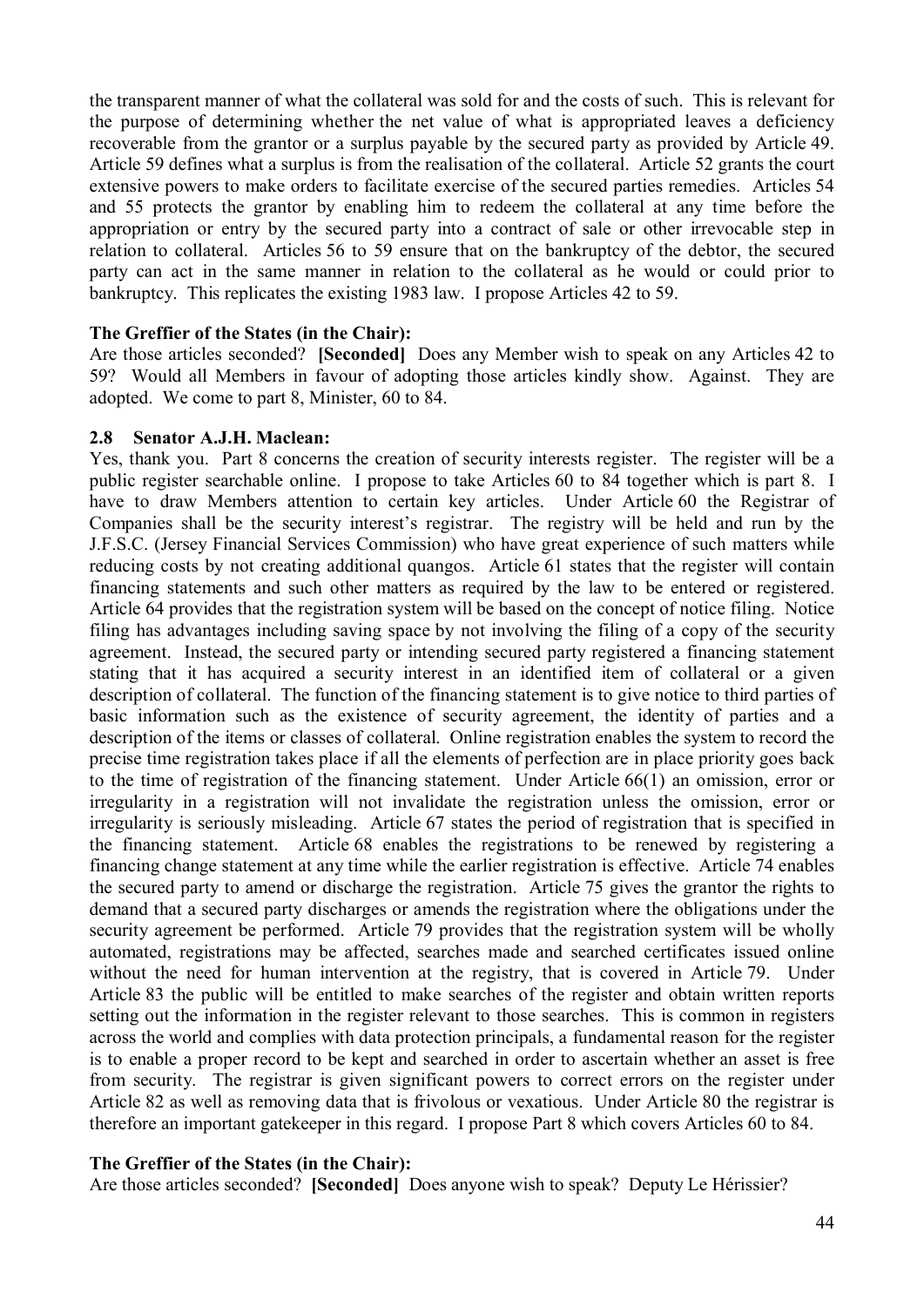the transparent manner of what the collateral was sold for and the costs of such. This is relevant for the purpose of determining whether the net value of what is appropriated leaves a deficiency recoverable from the grantor or a surplus payable by the secured party as provided by Article 49. Article 59 defines what a surplus is from the realisation of the collateral. Article 52 grants the court extensive powers to make orders to facilitate exercise of the secured parties remedies. Articles 54 and 55 protects the grantor by enabling him to redeem the collateral at any time before the appropriation or entry by the secured party into a contract of sale or other irrevocable step in relation to collateral. Articles 56 to 59 ensure that on the bankruptcy of the debtor, the secured party can act in the same manner in relation to the collateral as he would or could prior to bankruptcy. This replicates the existing 1983 law. I propose Articles 42 to 59.

**The Greffier of the States (in the Chair):**

Are those articles seconded? **[Seconded]** Does any Member wish to speak on any Articles 42 to 59? Would all Members in favour of adopting those articles kindly show. Against. They are adopted. We come to part 8, Minister, 60 to 84.

### 2.8 Senator A.J.H. Maclean:

Yes, thank you. Part 8 concerns the creation of security interests register. The register will be a public register searchable online. I propose to take Articles 60 to 84 together which is part 8. I have to draw Members attention to certain key articles. Under Article 60 the Registrar of Companies shall be the security interest's registrar. The registry will be held and run by the J.F.S.C. (Jersey Financial Services Commission) who have great experience of such matters while reducing costs by not creating additional quangos. Article 61 states that the register will contain financing statements and such other matters as required by the law to be entered or registered. Article 64 provides that the registration system will be based on the concept of notice filing. Notice filing has advantages including saving space by not involving the filing of a copy of the security agreement. Instead, the secured party or intending secured party registered a financing statement stating that it has acquired a security interest in an identified item of collateral or a given description of collateral. The function of the financing statement is to give notice to third parties of basic information such as the existence of security agreement, the identity of parties and a description of the items or classes of collateral. Online registration enables the system to record the precise time registration takes place if all the elements of perfection are in place priority goes back to the time of registration of the financing statement. Under Article 66(1) an omission, error or irregularity in a registration will not invalidate the registration unless the omission, error or irregularity is seriously misleading. Article 67 states the period of registration that is specified in the financing statement. Article 68 enables the registrations to be renewed by registering a financing change statement at any time while the earlier registration is effective. Article 74 enables the secured party to amend or discharge the registration. Article 75 gives the grantor the rights to demand that a secured party discharges or amends the registration where the obligations under the security agreement be performed. Article 79 provides that the registration system will be wholly automated, registrations may be affected, searches made and searched certificates issued online without the need for human intervention at the registry, that is covered in Article 79. Under Article 83 the public will be entitled to make searches of the register and obtain written reports setting out the information in the register relevant to those searches. This is common in registers across the world and complies with data protection principals, a fundamental reason for the register is to enable a proper record to be kept and searched in order to ascertain whether an asset is free from security. The registrar is given significant powers to correct errors on the register under Article 82 as well as removing data that is frivolous or vexatious. Under Article 80 the registrar is therefore an important gatekeeper in this regard. I propose Part 8 which covers Articles 60 to 84.

**The Greffier of the States (in the Chair):**

Are those articles seconded? **[Seconded]** Does anyone wish to speak? Deputy Le Hérissier?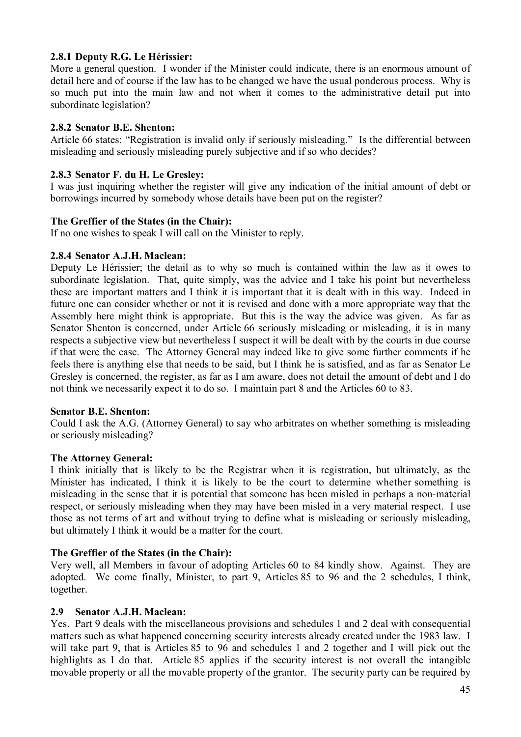### 2.8.1 Deputy R.G. Le Hérissier:

More a general question. I wonder if the Minister could indicate, there is an enormous amount of detail here and of course if the law has to be changed we have the usual ponderous process. Why is so much put into the main law and not when it comes to the administrative detail put into subordinate legislation?

### 2.8.2 Senator B.E. Shenton:

Article 66 states: "Registration is invalid only if seriously misleading." Is the differential between misleading and seriously misleading purely subjective and if so who decides?

### 2.8.3 Senator F. du H. Le Gresley:

I was just inquiring whether the register will give any indication of the initial amount of debt or borrowings incurred by somebody whose details have been put on the register?

**The Greffier of the States (in the Chair):**

If no one wishes to speak I will call on the Minister to reply.

### 2.8.4 Senator A.J.H. Maclean:

Deputy Le Hérissier; the detail as to why so much is contained within the law as it owes to subordinate legislation. That, quite simply, was the advice and I take his point but nevertheless these are important matters and I think it is important that it is dealt with in this way. Indeed in future one can consider whether or not it is revised and done with a more appropriate way that the Assembly here might think is appropriate. But this is the way the advice was given. As far as Senator Shenton is concerned, under Article 66 seriously misleading or misleading, it is in many respects a subjective view but nevertheless I suspect it will be dealt with by the courts in due course if that were the case. The Attorney General may indeed like to give some further comments if he feels there is anything else that needs to be said, but I think he is satisfied, and as far as Senator Le Gresley is concerned, the register, as far as I am aware, does not detail the amount of debt and I do not think we necessarily expect it to do so. I maintain part 8 and the Articles 60 to 83.

**Senator B.E. Shenton:**

Could I ask the A.G. (Attorney General) to say who arbitrates on whether something is misleading or seriously misleading?

**The Attorney General:**

I think initially that is likely to be the Registrar when it is registration, but ultimately, as the Minister has indicated, I think it is likely to be the court to determine whether something is misleading in the sense that it is potential that someone has been misled in perhaps a non-material respect, or seriously misleading when they may have been misled in a very material respect. I use those as not terms of art and without trying to define what is misleading or seriously misleading, but ultimately I think it would be a matter for the court.

**The Greffier of the States (in the Chair):**

Very well, all Members in favour of adopting Articles 60 to 84 kindly show. Against. They are adopted. We come finally, Minister, to part 9, Articles 85 to 96 and the 2 schedules, I think, together.

### 2.9 Senator A.J.H. Maclean:

Yes. Part 9 deals with the miscellaneous provisions and schedules 1 and 2 deal with consequential matters such as what happened concerning security interests already created under the 1983 law. I will take part 9, that is Articles 85 to 96 and schedules 1 and 2 together and I will pick out the highlights as I do that. Article 85 applies if the security interest is not overall the intangible movable property or all the movable property of the grantor. The security party can be required by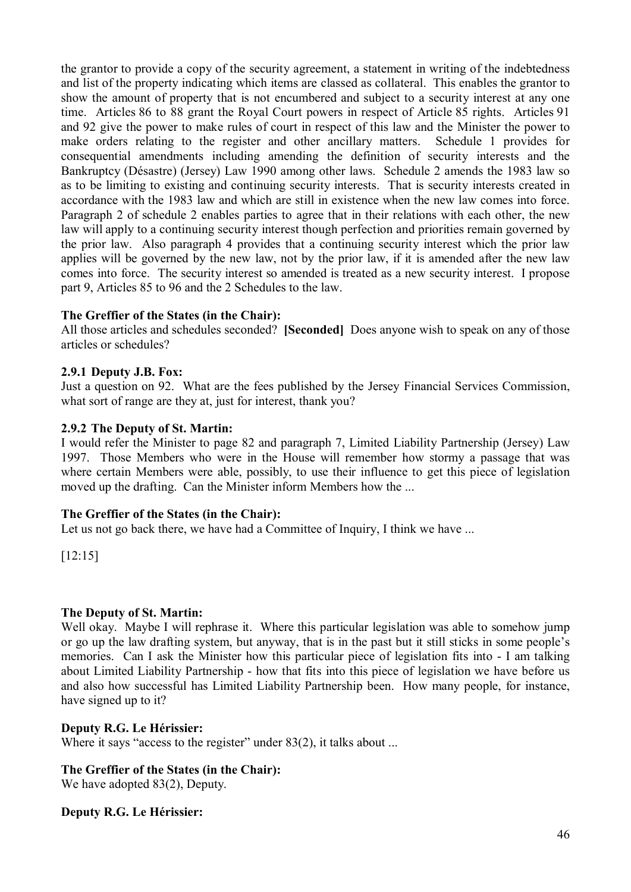the grantor to provide a copy of the security agreement, a statement in writing of the indebtedness and list of the property indicating which items are classed as collateral. This enables the grantor to show the amount of property that is not encumbered and subject to a security interest at any one time. Articles 86 to 88 grant the Royal Court powers in respect of Article 85 rights. Articles 91 and 92 give the power to make rules of court in respect of this law and the Minister the power to make orders relating to the register and other ancillary matters. Schedule 1 provides for consequential amendments including amending the definition of security interests and the Bankruptcy (Désastre) (Jersey) Law 1990 among other laws. Schedule 2 amends the 1983 law so as to be limiting to existing and continuing security interests. That is security interests created in accordance with the 1983 law and which are still in existence when the new law comes into force. Paragraph 2 of schedule 2 enables parties to agree that in their relations with each other, the new law will apply to a continuing security interest though perfection and priorities remain governed by the prior law. Also paragraph 4 provides that a continuing security interest which the prior law applies will be governed by the new law, not by the prior law, if it is amended after the new law comes into force. The security interest so amended is treated as a new security interest. I propose part 9, Articles 85 to 96 and the 2 Schedules to the law.

**The Greffier of the States (in the Chair):**
All those articles and schedules seconded? **[Seconded]** Does anyone wish to speak on any of those articles or schedules?

**2.9.1 Deputy J.B. Fox:**
Just a question on 92. What are the fees published by the Jersey Financial Services Commission, what sort of range are they at, just for interest, thank you?

**2.9.2 The Deputy of St. Martin:**
I would refer the Minister to page 82 and paragraph 7, Limited Liability Partnership (Jersey) Law 1997. Those Members who were in the House will remember how stormy a passage that was where certain Members were able, possibly, to use their influence to get this piece of legislation moved up the drafting. Can the Minister inform Members how the ...

**The Greffier of the States (in the Chair):**
Let us not go back there, we have had a Committee of Inquiry, I think we have ...

[12:15]

**The Deputy of St. Martin:**
Well okay. Maybe I will rephrase it. Where this particular legislation was able to somehow jump or go up the law drafting system, but anyway, that is in the past but it still sticks in some people's memories. Can I ask the Minister how this particular piece of legislation fits into - I am talking about Limited Liability Partnership - how that fits into this piece of legislation we have before us and also how successful has Limited Liability Partnership been. How many people, for instance, have signed up to it?

**Deputy R.G. Le Hérissier:**
Where it says "access to the register" under 83(2), it talks about ...

**The Greffier of the States (in the Chair):**
We have adopted 83(2), Deputy.

**Deputy R.G. Le Hérissier:**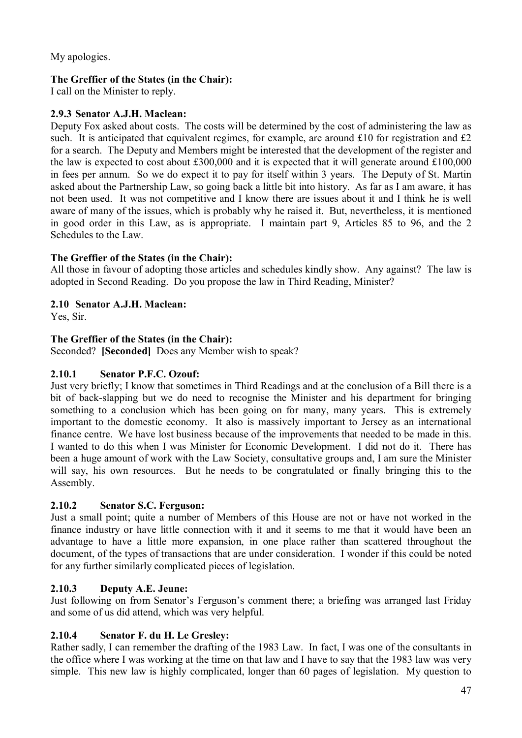My apologies.

**The Greffier of the States (in the Chair):**
I call on the Minister to reply.

**2.9.3 Senator A.J.H. Maclean:**
Deputy Fox asked about costs. The costs will be determined by the cost of administering the law as such. It is anticipated that equivalent regimes, for example, are around £10 for registration and £2 for a search. The Deputy and Members might be interested that the development of the register and the law is expected to cost about £300,000 and it is expected that it will generate around £100,000 in fees per annum. So we do expect it to pay for itself within 3 years. The Deputy of St. Martin asked about the Partnership Law, so going back a little bit into history. As far as I am aware, it has not been used. It was not competitive and I know there are issues about it and I think he is well aware of many of the issues, which is probably why he raised it. But, nevertheless, it is mentioned in good order in this Law, as is appropriate. I maintain part 9, Articles 85 to 96, and the 2 Schedules to the Law.

**The Greffier of the States (in the Chair):**
All those in favour of adopting those articles and schedules kindly show. Any against? The law is adopted in Second Reading. Do you propose the law in Third Reading, Minister?

**2.10 Senator A.J.H. Maclean:**
Yes, Sir.

**The Greffier of the States (in the Chair):**
Seconded? **[Seconded]** Does any Member wish to speak?

**2.10.1 Senator P.F.C. Ozouf:**
Just very briefly; I know that sometimes in Third Readings and at the conclusion of a Bill there is a bit of back-slapping but we do need to recognise the Minister and his department for bringing something to a conclusion which has been going on for many, many years. This is extremely important to the domestic economy. It also is massively important to Jersey as an international finance centre. We have lost business because of the improvements that needed to be made in this. I wanted to do this when I was Minister for Economic Development. I did not do it. There has been a huge amount of work with the Law Society, consultative groups and, I am sure the Minister will say, his own resources. But he needs to be congratulated or finally bringing this to the Assembly.

**2.10.2 Senator S.C. Ferguson:**
Just a small point; quite a number of Members of this House are not or have not worked in the finance industry or have little connection with it and it seems to me that it would have been an advantage to have a little more expansion, in one place rather than scattered throughout the document, of the types of transactions that are under consideration. I wonder if this could be noted for any further similarly complicated pieces of legislation.

**2.10.3 Deputy A.E. Jeune:**
Just following on from Senator's Ferguson's comment there; a briefing was arranged last Friday and some of us did attend, which was very helpful.

**2.10.4 Senator F. du H. Le Gresley:**
Rather sadly, I can remember the drafting of the 1983 Law. In fact, I was one of the consultants in the office where I was working at the time on that law and I have to say that the 1983 law was very simple. This new law is highly complicated, longer than 60 pages of legislation. My question to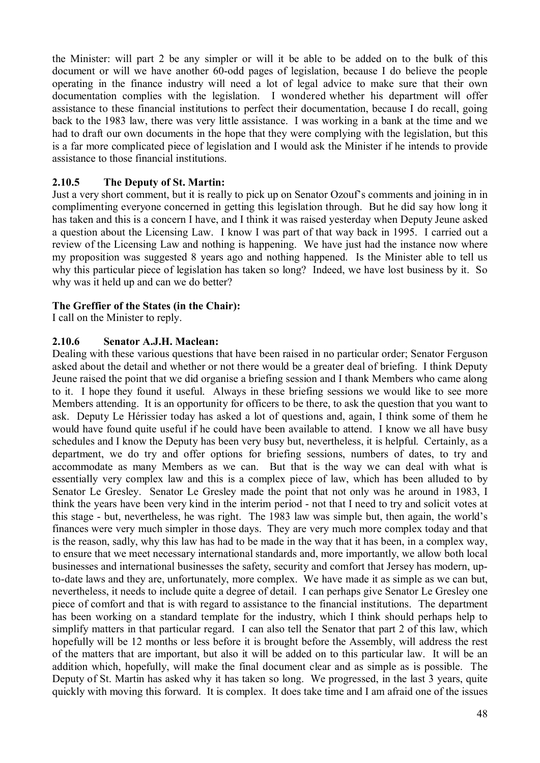the Minister: will part 2 be any simpler or will it be able to be added on to the bulk of this document or will we have another 60-odd pages of legislation, because I do believe the people operating in the finance industry will need a lot of legal advice to make sure that their own documentation complies with the legislation. I wondered whether his department will offer assistance to these financial institutions to perfect their documentation, because I do recall, going back to the 1983 law, there was very little assistance. I was working in a bank at the time and we had to draft our own documents in the hope that they were complying with the legislation, but this is a far more complicated piece of legislation and I would ask the Minister if he intends to provide assistance to those financial institutions.

### 2.10.5 The Deputy of St. Martin:

Just a very short comment, but it is really to pick up on Senator Ozouf's comments and joining in in complimenting everyone concerned in getting this legislation through. But he did say how long it has taken and this is a concern I have, and I think it was raised yesterday when Deputy Jeune asked a question about the Licensing Law. I know I was part of that way back in 1995. I carried out a review of the Licensing Law and nothing is happening. We have just had the instance now where my proposition was suggested 8 years ago and nothing happened. Is the Minister able to tell us why this particular piece of legislation has taken so long? Indeed, we have lost business by it. So why was it held up and can we do better?

**The Greffier of the States (in the Chair):**

I call on the Minister to reply.

### 2.10.6 Senator A.J.H. Maclean:

Dealing with these various questions that have been raised in no particular order; Senator Ferguson asked about the detail and whether or not there would be a greater deal of briefing. I think Deputy Jeune raised the point that we did organise a briefing session and I thank Members who came along to it. I hope they found it useful. Always in these briefing sessions we would like to see more Members attending. It is an opportunity for officers to be there, to ask the question that you want to ask. Deputy Le Hérissier today has asked a lot of questions and, again, I think some of them he would have found quite useful if he could have been available to attend. I know we all have busy schedules and I know the Deputy has been very busy but, nevertheless, it is helpful. Certainly, as a department, we do try and offer options for briefing sessions, numbers of dates, to try and accommodate as many Members as we can. But that is the way we can deal with what is essentially very complex law and this is a complex piece of law, which has been alluded to by Senator Le Gresley. Senator Le Gresley made the point that not only was he around in 1983, I think the years have been very kind in the interim period - not that I need to try and solicit votes at this stage - but, nevertheless, he was right. The 1983 law was simple but, then again, the world's finances were very much simpler in those days. They are very much more complex today and that is the reason, sadly, why this law has had to be made in the way that it has been, in a complex way, to ensure that we meet necessary international standards and, more importantly, we allow both local businesses and international businesses the safety, security and comfort that Jersey has modern, up-to-date laws and they are, unfortunately, more complex. We have made it as simple as we can but, nevertheless, it needs to include quite a degree of detail. I can perhaps give Senator Le Gresley one piece of comfort and that is with regard to assistance to the financial institutions. The department has been working on a standard template for the industry, which I think should perhaps help to simplify matters in that particular regard. I can also tell the Senator that part 2 of this law, which hopefully will be 12 months or less before it is brought before the Assembly, will address the rest of the matters that are important, but also it will be added on to this particular law. It will be an addition which, hopefully, will make the final document clear and as simple as is possible. The Deputy of St. Martin has asked why it has taken so long. We progressed, in the last 3 years, quite quickly with moving this forward. It is complex. It does take time and I am afraid one of the issues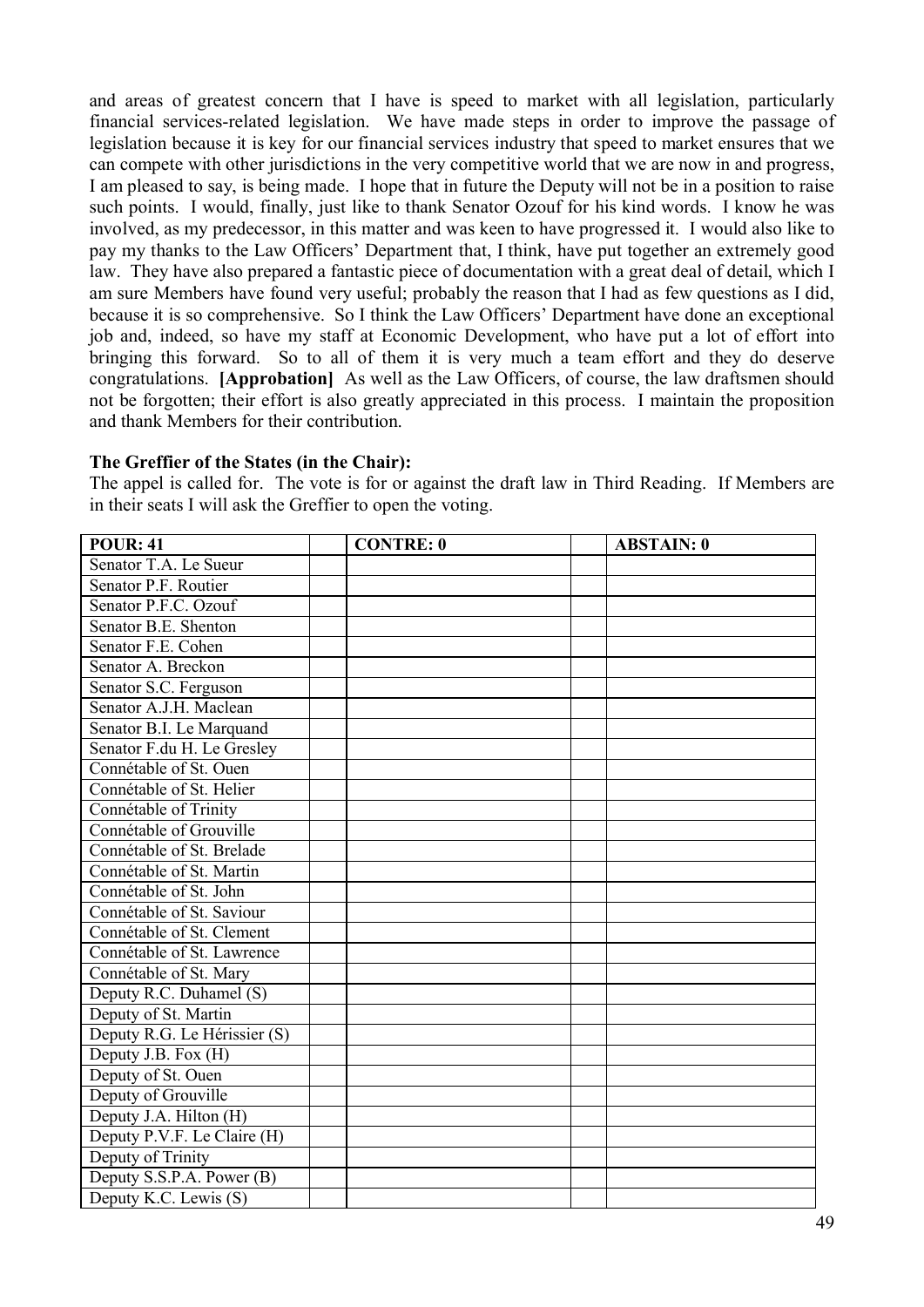and areas of greatest concern that I have is speed to market with all legislation, particularly financial services-related legislation. We have made steps in order to improve the passage of legislation because it is key for our financial services industry that speed to market ensures that we can compete with other jurisdictions in the very competitive world that we are now in and progress, I am pleased to say, is being made. I hope that in future the Deputy will not be in a position to raise such points. I would, finally, just like to thank Senator Ozouf for his kind words. I know he was involved, as my predecessor, in this matter and was keen to have progressed it. I would also like to pay my thanks to the Law Officers' Department that, I think, have put together an extremely good law. They have also prepared a fantastic piece of documentation with a great deal of detail, which I am sure Members have found very useful; probably the reason that I had as few questions as I did, because it is so comprehensive. So I think the Law Officers' Department have done an exceptional job and, indeed, so have my staff at Economic Development, who have put a lot of effort into bringing this forward. So to all of them it is very much a team effort and they do deserve congratulations. **[Approbation]** As well as the Law Officers, of course, the law draftsmen should not be forgotten; their effort is also greatly appreciated in this process. I maintain the proposition and thank Members for their contribution.

**The Greffier of the States (in the Chair):**

The appel is called for. The vote is for or against the draft law in Third Reading. If Members are in their seats I will ask the Greffier to open the voting.

| POUR: 41 | | CONTRE: 0 | | ABSTAIN: 0 |
|---|---|---|---|---|
| Senator T.A. Le Sueur | | | | |
| Senator P.F. Routier | | | | |
| Senator P.F.C. Ozouf | | | | |
| Senator B.E. Shenton | | | | |
| Senator F.E. Cohen | | | | |
| Senator A. Breckon | | | | |
| Senator S.C. Ferguson | | | | |
| Senator A.J.H. Maclean | | | | |
| Senator B.I. Le Marquand | | | | |
| Senator F.du H. Le Gresley | | | | |
| Connétable of St. Ouen | | | | |
| Connétable of St. Helier | | | | |
| Connétable of Trinity | | | | |
| Connétable of Grouville | | | | |
| Connétable of St. Brelade | | | | |
| Connétable of St. Martin | | | | |
| Connétable of St. John | | | | |
| Connétable of St. Saviour | | | | |
| Connétable of St. Clement | | | | |
| Connétable of St. Lawrence | | | | |
| Connétable of St. Mary | | | | |
| Deputy R.C. Duhamel (S) | | | | |
| Deputy of St. Martin | | | | |
| Deputy R.G. Le Hérissier (S) | | | | |
| Deputy J.B. Fox (H) | | | | |
| Deputy of St. Ouen | | | | |
| Deputy of Grouville | | | | |
| Deputy J.A. Hilton (H) | | | | |
| Deputy P.V.F. Le Claire (H) | | | | |
| Deputy of Trinity | | | | |
| Deputy S.S.P.A. Power (B) | | | | |
| Deputy K.C. Lewis (S) | | | | |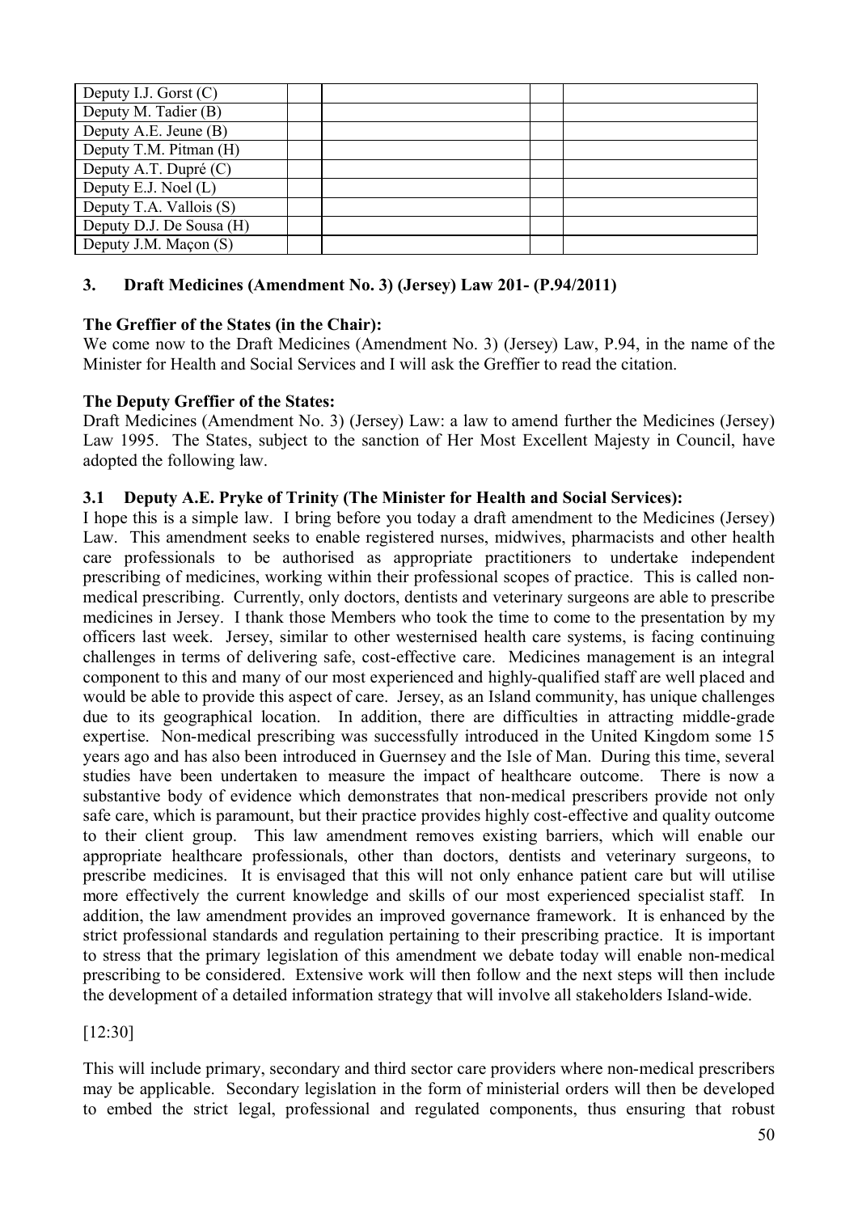| | | | | |
|---|---|---|---|---|
| Deputy I.J. Gorst (C) | | | | |
| Deputy M. Tadier (B) | | | | |
| Deputy A.E. Jeune (B) | | | | |
| Deputy T.M. Pitman (H) | | | | |
| Deputy A.T. Dupré (C) | | | | |
| Deputy E.J. Noel (L) | | | | |
| Deputy T.A. Vallois (S) | | | | |
| Deputy D.J. De Sousa (H) | | | | |
| Deputy J.M. Maçon (S) | | | | |

### 3. Draft Medicines (Amendment No. 3) (Jersey) Law 201- (P.94/2011)

**The Greffier of the States (in the Chair):**

We come now to the Draft Medicines (Amendment No. 3) (Jersey) Law, P.94, in the name of the Minister for Health and Social Services and I will ask the Greffier to read the citation.

**The Deputy Greffier of the States:**

Draft Medicines (Amendment No. 3) (Jersey) Law: a law to amend further the Medicines (Jersey) Law 1995. The States, subject to the sanction of Her Most Excellent Majesty in Council, have adopted the following law.

#### 3.1 Deputy A.E. Pryke of Trinity (The Minister for Health and Social Services):

I hope this is a simple law. I bring before you today a draft amendment to the Medicines (Jersey) Law. This amendment seeks to enable registered nurses, midwives, pharmacists and other health care professionals to be authorised as appropriate practitioners to undertake independent prescribing of medicines, working within their professional scopes of practice. This is called non-medical prescribing. Currently, only doctors, dentists and veterinary surgeons are able to prescribe medicines in Jersey. I thank those Members who took the time to come to the presentation by my officers last week. Jersey, similar to other westernised health care systems, is facing continuing challenges in terms of delivering safe, cost-effective care. Medicines management is an integral component to this and many of our most experienced and highly-qualified staff are well placed and would be able to provide this aspect of care. Jersey, as an Island community, has unique challenges due to its geographical location. In addition, there are difficulties in attracting middle-grade expertise. Non-medical prescribing was successfully introduced in the United Kingdom some 15 years ago and has also been introduced in Guernsey and the Isle of Man. During this time, several studies have been undertaken to measure the impact of healthcare outcome. There is now a substantive body of evidence which demonstrates that non-medical prescribers provide not only safe care, which is paramount, but their practice provides highly cost-effective and quality outcome to their client group. This law amendment removes existing barriers, which will enable our appropriate healthcare professionals, other than doctors, dentists and veterinary surgeons, to prescribe medicines. It is envisaged that this will not only enhance patient care but will utilise more effectively the current knowledge and skills of our most experienced specialist staff. In addition, the law amendment provides an improved governance framework. It is enhanced by the strict professional standards and regulation pertaining to their prescribing practice. It is important to stress that the primary legislation of this amendment we debate today will enable non-medical prescribing to be considered. Extensive work will then follow and the next steps will then include the development of a detailed information strategy that will involve all stakeholders Island-wide.

[12:30]

This will include primary, secondary and third sector care providers where non-medical prescribers may be applicable. Secondary legislation in the form of ministerial orders will then be developed to embed the strict legal, professional and regulated components, thus ensuring that robust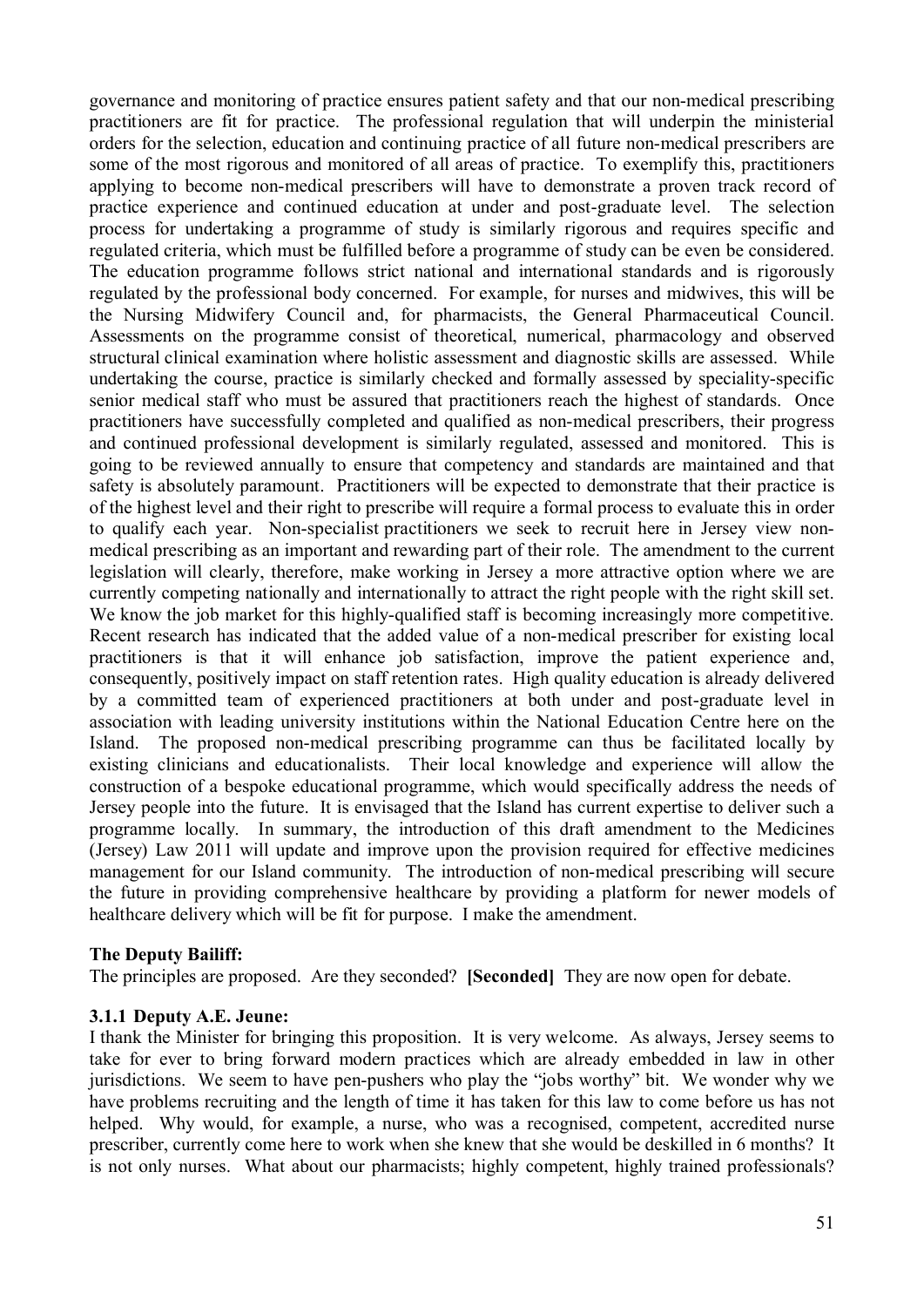governance and monitoring of practice ensures patient safety and that our non-medical prescribing practitioners are fit for practice. The professional regulation that will underpin the ministerial orders for the selection, education and continuing practice of all future non-medical prescribers are some of the most rigorous and monitored of all areas of practice. To exemplify this, practitioners applying to become non-medical prescribers will have to demonstrate a proven track record of practice experience and continued education at under and post-graduate level. The selection process for undertaking a programme of study is similarly rigorous and requires specific and regulated criteria, which must be fulfilled before a programme of study can be even be considered. The education programme follows strict national and international standards and is rigorously regulated by the professional body concerned. For example, for nurses and midwives, this will be the Nursing Midwifery Council and, for pharmacists, the General Pharmaceutical Council. Assessments on the programme consist of theoretical, numerical, pharmacology and observed structural clinical examination where holistic assessment and diagnostic skills are assessed. While undertaking the course, practice is similarly checked and formally assessed by speciality-specific senior medical staff who must be assured that practitioners reach the highest of standards. Once practitioners have successfully completed and qualified as non-medical prescribers, their progress and continued professional development is similarly regulated, assessed and monitored. This is going to be reviewed annually to ensure that competency and standards are maintained and that safety is absolutely paramount. Practitioners will be expected to demonstrate that their practice is of the highest level and their right to prescribe will require a formal process to evaluate this in order to qualify each year. Non-specialist practitioners we seek to recruit here in Jersey view non-medical prescribing as an important and rewarding part of their role. The amendment to the current legislation will clearly, therefore, make working in Jersey a more attractive option where we are currently competing nationally and internationally to attract the right people with the right skill set. We know the job market for this highly-qualified staff is becoming increasingly more competitive. Recent research has indicated that the added value of a non-medical prescriber for existing local practitioners is that it will enhance job satisfaction, improve the patient experience and, consequently, positively impact on staff retention rates. High quality education is already delivered by a committed team of experienced practitioners at both under and post-graduate level in association with leading university institutions within the National Education Centre here on the Island. The proposed non-medical prescribing programme can thus be facilitated locally by existing clinicians and educationalists. Their local knowledge and experience will allow the construction of a bespoke educational programme, which would specifically address the needs of Jersey people into the future. It is envisaged that the Island has current expertise to deliver such a programme locally. In summary, the introduction of this draft amendment to the Medicines (Jersey) Law 2011 will update and improve upon the provision required for effective medicines management for our Island community. The introduction of non-medical prescribing will secure the future in providing comprehensive healthcare by providing a platform for newer models of healthcare delivery which will be fit for purpose. I make the amendment.

**The Deputy Bailiff:**

The principles are proposed. Are they seconded? **[Seconded]** They are now open for debate.

**3.1.1 Deputy A.E. Jeune:**

I thank the Minister for bringing this proposition. It is very welcome. As always, Jersey seems to take for ever to bring forward modern practices which are already embedded in law in other jurisdictions. We seem to have pen-pushers who play the "jobs worthy" bit. We wonder why we have problems recruiting and the length of time it has taken for this law to come before us has not helped. Why would, for example, a nurse, who was a recognised, competent, accredited nurse prescriber, currently come here to work when she knew that she would be deskilled in 6 months? It is not only nurses. What about our pharmacists; highly competent, highly trained professionals?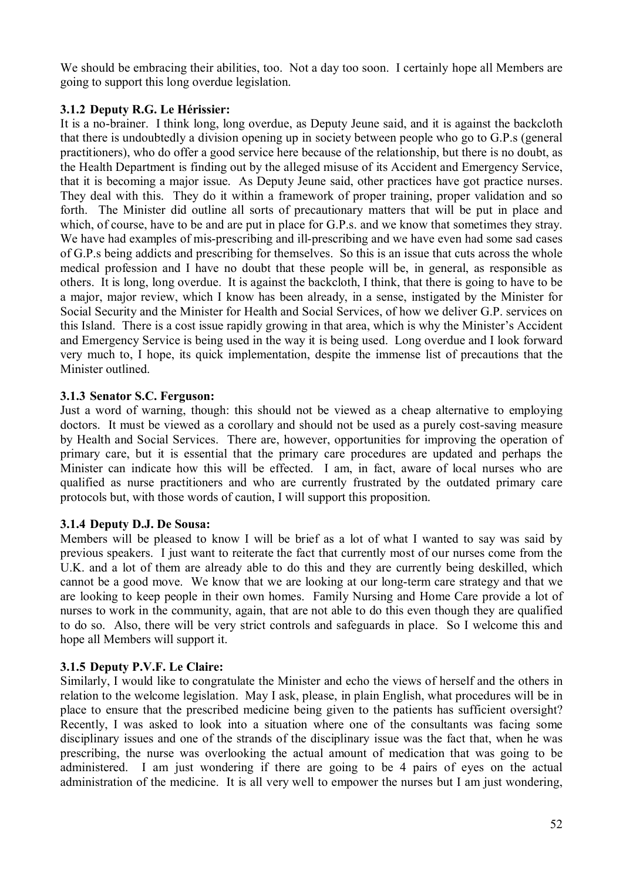We should be embracing their abilities, too. Not a day too soon. I certainly hope all Members are going to support this long overdue legislation.

### 3.1.2 Deputy R.G. Le Hérissier:

It is a no-brainer. I think long, long overdue, as Deputy Jeune said, and it is against the backcloth that there is undoubtedly a division opening up in society between people who go to G.P.s (general practitioners), who do offer a good service here because of the relationship, but there is no doubt, as the Health Department is finding out by the alleged misuse of its Accident and Emergency Service, that it is becoming a major issue. As Deputy Jeune said, other practices have got practice nurses. They deal with this. They do it within a framework of proper training, proper validation and so forth. The Minister did outline all sorts of precautionary matters that will be put in place and which, of course, have to be and are put in place for G.P.s. and we know that sometimes they stray. We have had examples of mis-prescribing and ill-prescribing and we have even had some sad cases of G.P.s being addicts and prescribing for themselves. So this is an issue that cuts across the whole medical profession and I have no doubt that these people will be, in general, as responsible as others. It is long, long overdue. It is against the backcloth, I think, that there is going to have to be a major, major review, which I know has been already, in a sense, instigated by the Minister for Social Security and the Minister for Health and Social Services, of how we deliver G.P. services on this Island. There is a cost issue rapidly growing in that area, which is why the Minister's Accident and Emergency Service is being used in the way it is being used. Long overdue and I look forward very much to, I hope, its quick implementation, despite the immense list of precautions that the Minister outlined.

### 3.1.3 Senator S.C. Ferguson:

Just a word of warning, though: this should not be viewed as a cheap alternative to employing doctors. It must be viewed as a corollary and should not be used as a purely cost-saving measure by Health and Social Services. There are, however, opportunities for improving the operation of primary care, but it is essential that the primary care procedures are updated and perhaps the Minister can indicate how this will be effected. I am, in fact, aware of local nurses who are qualified as nurse practitioners and who are currently frustrated by the outdated primary care protocols but, with those words of caution, I will support this proposition.

### 3.1.4 Deputy D.J. De Sousa:

Members will be pleased to know I will be brief as a lot of what I wanted to say was said by previous speakers. I just want to reiterate the fact that currently most of our nurses come from the U.K. and a lot of them are already able to do this and they are currently being deskilled, which cannot be a good move. We know that we are looking at our long-term care strategy and that we are looking to keep people in their own homes. Family Nursing and Home Care provide a lot of nurses to work in the community, again, that are not able to do this even though they are qualified to do so. Also, there will be very strict controls and safeguards in place. So I welcome this and hope all Members will support it.

### 3.1.5 Deputy P.V.F. Le Claire:

Similarly, I would like to congratulate the Minister and echo the views of herself and the others in relation to the welcome legislation. May I ask, please, in plain English, what procedures will be in place to ensure that the prescribed medicine being given to the patients has sufficient oversight? Recently, I was asked to look into a situation where one of the consultants was facing some disciplinary issues and one of the strands of the disciplinary issue was the fact that, when he was prescribing, the nurse was overlooking the actual amount of medication that was going to be administered. I am just wondering if there are going to be 4 pairs of eyes on the actual administration of the medicine. It is all very well to empower the nurses but I am just wondering,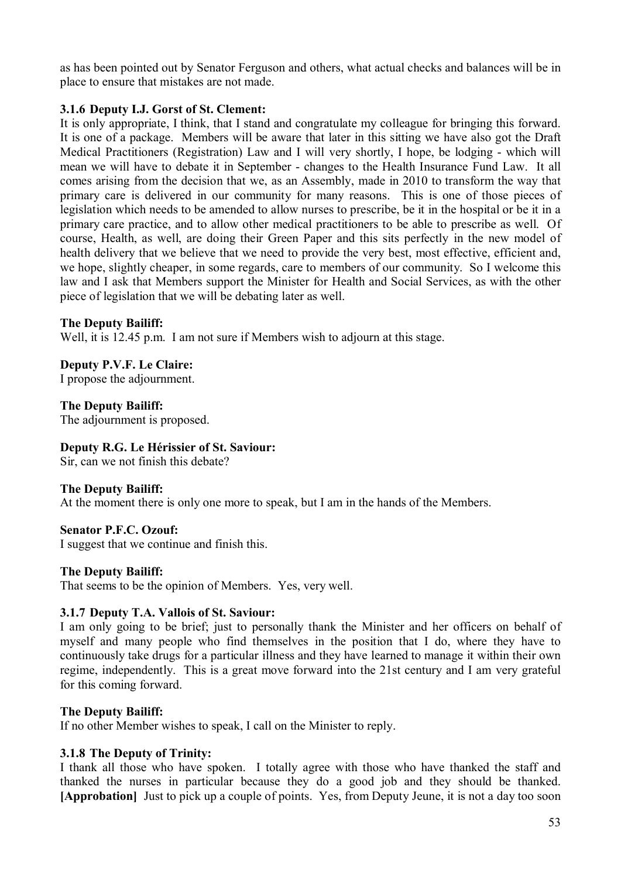as has been pointed out by Senator Ferguson and others, what actual checks and balances will be in place to ensure that mistakes are not made.

### 3.1.6 Deputy I.J. Gorst of St. Clement:

It is only appropriate, I think, that I stand and congratulate my colleague for bringing this forward. It is one of a package. Members will be aware that later in this sitting we have also got the Draft Medical Practitioners (Registration) Law and I will very shortly, I hope, be lodging - which will mean we will have to debate it in September - changes to the Health Insurance Fund Law. It all comes arising from the decision that we, as an Assembly, made in 2010 to transform the way that primary care is delivered in our community for many reasons. This is one of those pieces of legislation which needs to be amended to allow nurses to prescribe, be it in the hospital or be it in a primary care practice, and to allow other medical practitioners to be able to prescribe as well. Of course, Health, as well, are doing their Green Paper and this sits perfectly in the new model of health delivery that we believe that we need to provide the very best, most effective, efficient and, we hope, slightly cheaper, in some regards, care to members of our community. So I welcome this law and I ask that Members support the Minister for Health and Social Services, as with the other piece of legislation that we will be debating later as well.

**The Deputy Bailiff:**

Well, it is 12.45 p.m. I am not sure if Members wish to adjourn at this stage.

**Deputy P.V.F. Le Claire:**

I propose the adjournment.

**The Deputy Bailiff:**

The adjournment is proposed.

**Deputy R.G. Le Hérissier of St. Saviour:**

Sir, can we not finish this debate?

**The Deputy Bailiff:**

At the moment there is only one more to speak, but I am in the hands of the Members.

**Senator P.F.C. Ozouf:**

I suggest that we continue and finish this.

**The Deputy Bailiff:**

That seems to be the opinion of Members. Yes, very well.

### 3.1.7 Deputy T.A. Vallois of St. Saviour:

I am only going to be brief; just to personally thank the Minister and her officers on behalf of myself and many people who find themselves in the position that I do, where they have to continuously take drugs for a particular illness and they have learned to manage it within their own regime, independently. This is a great move forward into the 21st century and I am very grateful for this coming forward.

**The Deputy Bailiff:**

If no other Member wishes to speak, I call on the Minister to reply.

### 3.1.8 The Deputy of Trinity:

I thank all those who have spoken. I totally agree with those who have thanked the staff and thanked the nurses in particular because they do a good job and they should be thanked. **[Approbation]** Just to pick up a couple of points. Yes, from Deputy Jeune, it is not a day too soon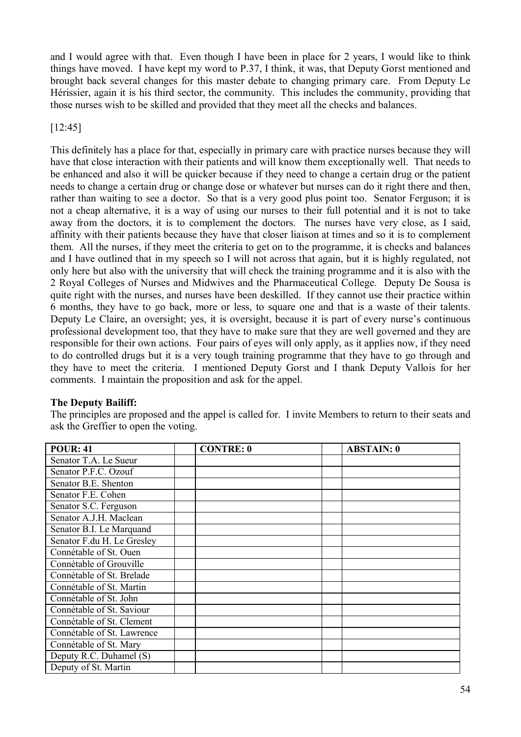and I would agree with that. Even though I have been in place for 2 years, I would like to think things have moved. I have kept my word to P.37, I think, it was, that Deputy Gorst mentioned and brought back several changes for this master debate to changing primary care. From Deputy Le Hérissier, again it is his third sector, the community. This includes the community, providing that those nurses wish to be skilled and provided that they meet all the checks and balances.

[12:45]

This definitely has a place for that, especially in primary care with practice nurses because they will have that close interaction with their patients and will know them exceptionally well. That needs to be enhanced and also it will be quicker because if they need to change a certain drug or the patient needs to change a certain drug or change dose or whatever but nurses can do it right there and then, rather than waiting to see a doctor. So that is a very good plus point too. Senator Ferguson; it is not a cheap alternative, it is a way of using our nurses to their full potential and it is not to take away from the doctors, it is to complement the doctors. The nurses have very close, as I said, affinity with their patients because they have that closer liaison at times and so it is to complement them. All the nurses, if they meet the criteria to get on to the programme, it is checks and balances and I have outlined that in my speech so I will not across that again, but it is highly regulated, not only here but also with the university that will check the training programme and it is also with the 2 Royal Colleges of Nurses and Midwives and the Pharmaceutical College. Deputy De Sousa is quite right with the nurses, and nurses have been deskilled. If they cannot use their practice within 6 months, they have to go back, more or less, to square one and that is a waste of their talents. Deputy Le Claire, an oversight; yes, it is oversight, because it is part of every nurse's continuous professional development too, that they have to make sure that they are well governed and they are responsible for their own actions. Four pairs of eyes will only apply, as it applies now, if they need to do controlled drugs but it is a very tough training programme that they have to go through and they have to meet the criteria. I mentioned Deputy Gorst and I thank Deputy Vallois for her comments. I maintain the proposition and ask for the appel.

**The Deputy Bailiff:**

The principles are proposed and the appel is called for. I invite Members to return to their seats and ask the Greffier to open the voting.

| POUR: 41 | CONTRE: 0 | ABSTAIN: 0 |
|---|---|---|
| Senator T.A. Le Sueur | | |
| Senator P.F.C. Ozouf | | |
| Senator B.E. Shenton | | |
| Senator F.E. Cohen | | |
| Senator S.C. Ferguson | | |
| Senator A.J.H. Maclean | | |
| Senator B.I. Le Marquand | | |
| Senator F.du H. Le Gresley | | |
| Connétable of St. Ouen | | |
| Connétable of Grouville | | |
| Connétable of St. Brelade | | |
| Connétable of St. Martin | | |
| Connétable of St. John | | |
| Connétable of St. Saviour | | |
| Connétable of St. Clement | | |
| Connétable of St. Lawrence | | |
| Connétable of St. Mary | | |
| Deputy R.C. Duhamel (S) | | |
| Deputy of St. Martin | | |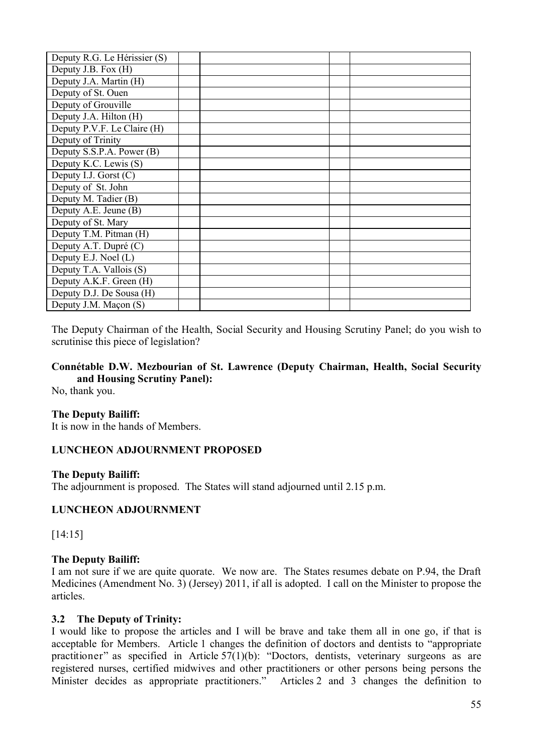| | | | | |
|---|---|---|---|---|
| Deputy R.G. Le Hérissier (S) | | | | |
| Deputy J.B. Fox (H) | | | | |
| Deputy J.A. Martin (H) | | | | |
| Deputy of St. Ouen | | | | |
| Deputy of Grouville | | | | |
| Deputy J.A. Hilton (H) | | | | |
| Deputy P.V.F. Le Claire (H) | | | | |
| Deputy of Trinity | | | | |
| Deputy S.S.P.A. Power (B) | | | | |
| Deputy K.C. Lewis (S) | | | | |
| Deputy I.J. Gorst (C) | | | | |
| Deputy of St. John | | | | |
| Deputy M. Tadier (B) | | | | |
| Deputy A.E. Jeune (B) | | | | |
| Deputy of St. Mary | | | | |
| Deputy T.M. Pitman (H) | | | | |
| Deputy A.T. Dupré (C) | | | | |
| Deputy E.J. Noel (L) | | | | |
| Deputy T.A. Vallois (S) | | | | |
| Deputy A.K.F. Green (H) | | | | |
| Deputy D.J. De Sousa (H) | | | | |
| Deputy J.M. Maçon (S) | | | | |

The Deputy Chairman of the Health, Social Security and Housing Scrutiny Panel; do you wish to scrutinise this piece of legislation?

**Connétable D.W. Mezbourian of St. Lawrence (Deputy Chairman, Health, Social Security and Housing Scrutiny Panel):**

No, thank you.

**The Deputy Bailiff:**

It is now in the hands of Members.

**LUNCHEON ADJOURNMENT PROPOSED**

**The Deputy Bailiff:**

The adjournment is proposed. The States will stand adjourned until 2.15 p.m.

**LUNCHEON ADJOURNMENT**

[14:15]

**The Deputy Bailiff:**

I am not sure if we are quite quorate. We now are. The States resumes debate on P.94, the Draft Medicines (Amendment No. 3) (Jersey) 2011, if all is adopted. I call on the Minister to propose the articles.

**3.2 The Deputy of Trinity:**

I would like to propose the articles and I will be brave and take them all in one go, if that is acceptable for Members. Article 1 changes the definition of doctors and dentists to "appropriate practitioner" as specified in Article 57(1)(b): "Doctors, dentists, veterinary surgeons as are registered nurses, certified midwives and other practitioners or other persons being persons the Minister decides as appropriate practitioners." Articles 2 and 3 changes the definition to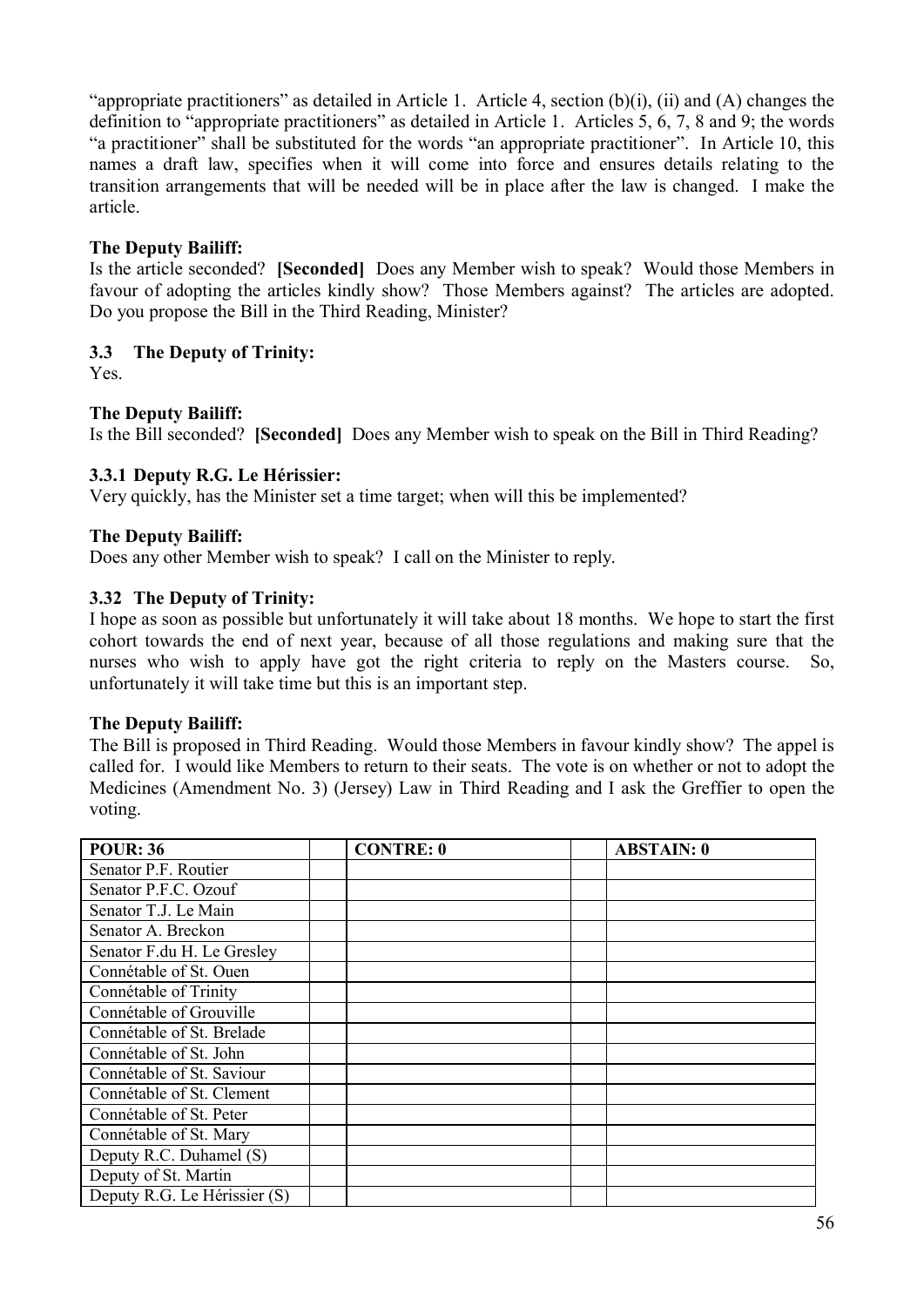"appropriate practitioners" as detailed in Article 1. Article 4, section (b)(i), (ii) and (A) changes the definition to "appropriate practitioners" as detailed in Article 1. Articles 5, 6, 7, 8 and 9; the words "a practitioner" shall be substituted for the words "an appropriate practitioner". In Article 10, this names a draft law, specifies when it will come into force and ensures details relating to the transition arrangements that will be needed will be in place after the law is changed. I make the article.

**The Deputy Bailiff:**

Is the article seconded? **[Seconded]** Does any Member wish to speak? Would those Members in favour of adopting the articles kindly show? Those Members against? The articles are adopted. Do you propose the Bill in the Third Reading, Minister?

### 3.3 The Deputy of Trinity:

Yes.

**The Deputy Bailiff:**

Is the Bill seconded? **[Seconded]** Does any Member wish to speak on the Bill in Third Reading?

### 3.3.1 Deputy R.G. Le Hérissier:

Very quickly, has the Minister set a time target; when will this be implemented?

**The Deputy Bailiff:**

Does any other Member wish to speak? I call on the Minister to reply.

### 3.32 The Deputy of Trinity:

I hope as soon as possible but unfortunately it will take about 18 months. We hope to start the first cohort towards the end of next year, because of all those regulations and making sure that the nurses who wish to apply have got the right criteria to reply on the Masters course. So, unfortunately it will take time but this is an important step.

**The Deputy Bailiff:**

The Bill is proposed in Third Reading. Would those Members in favour kindly show? The appel is called for. I would like Members to return to their seats. The vote is on whether or not to adopt the Medicines (Amendment No. 3) (Jersey) Law in Third Reading and I ask the Greffier to open the voting.

| POUR: 36 | | CONTRE: 0 | | ABSTAIN: 0 |
|---|---|---|---|---|
| Senator P.F. Routier | | | | |
| Senator P.F.C. Ozouf | | | | |
| Senator T.J. Le Main | | | | |
| Senator A. Breckon | | | | |
| Senator F.du H. Le Gresley | | | | |
| Connétable of St. Ouen | | | | |
| Connétable of Trinity | | | | |
| Connétable of Grouville | | | | |
| Connétable of St. Brelade | | | | |
| Connétable of St. John | | | | |
| Connétable of St. Saviour | | | | |
| Connétable of St. Clement | | | | |
| Connétable of St. Peter | | | | |
| Connétable of St. Mary | | | | |
| Deputy R.C. Duhamel (S) | | | | |
| Deputy of St. Martin | | | | |
| Deputy R.G. Le Hérissier (S) | | | | |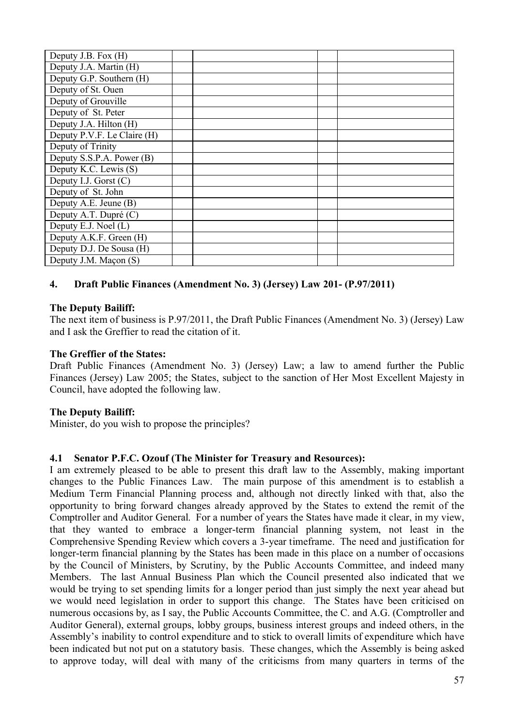| | | | | |
|---|---|---|---|---|
| Deputy J.B. Fox (H) | | | | |
| Deputy J.A. Martin (H) | | | | |
| Deputy G.P. Southern (H) | | | | |
| Deputy of St. Ouen | | | | |
| Deputy of Grouville | | | | |
| Deputy of St. Peter | | | | |
| Deputy J.A. Hilton (H) | | | | |
| Deputy P.V.F. Le Claire (H) | | | | |
| Deputy of Trinity | | | | |
| Deputy S.S.P.A. Power (B) | | | | |
| Deputy K.C. Lewis (S) | | | | |
| Deputy I.J. Gorst (C) | | | | |
| Deputy of St. John | | | | |
| Deputy A.E. Jeune (B) | | | | |
| Deputy A.T. Dupré (C) | | | | |
| Deputy E.J. Noel (L) | | | | |
| Deputy A.K.F. Green (H) | | | | |
| Deputy D.J. De Sousa (H) | | | | |
| Deputy J.M. Maçon (S) | | | | |

## 4. Draft Public Finances (Amendment No. 3) (Jersey) Law 201- (P.97/2011)

**The Deputy Bailiff:**

The next item of business is P.97/2011, the Draft Public Finances (Amendment No. 3) (Jersey) Law and I ask the Greffier to read the citation of it.

**The Greffier of the States:**

Draft Public Finances (Amendment No. 3) (Jersey) Law; a law to amend further the Public Finances (Jersey) Law 2005; the States, subject to the sanction of Her Most Excellent Majesty in Council, have adopted the following law.

**The Deputy Bailiff:**

Minister, do you wish to propose the principles?

### 4.1 Senator P.F.C. Ozouf (The Minister for Treasury and Resources):

I am extremely pleased to be able to present this draft law to the Assembly, making important changes to the Public Finances Law. The main purpose of this amendment is to establish a Medium Term Financial Planning process and, although not directly linked with that, also the opportunity to bring forward changes already approved by the States to extend the remit of the Comptroller and Auditor General. For a number of years the States have made it clear, in my view, that they wanted to embrace a longer-term financial planning system, not least in the Comprehensive Spending Review which covers a 3-year timeframe. The need and justification for longer-term financial planning by the States has been made in this place on a number of occasions by the Council of Ministers, by Scrutiny, by the Public Accounts Committee, and indeed many Members. The last Annual Business Plan which the Council presented also indicated that we would be trying to set spending limits for a longer period than just simply the next year ahead but we would need legislation in order to support this change. The States have been criticised on numerous occasions by, as I say, the Public Accounts Committee, the C. and A.G. (Comptroller and Auditor General), external groups, lobby groups, business interest groups and indeed others, in the Assembly's inability to control expenditure and to stick to overall limits of expenditure which have been indicated but not put on a statutory basis. These changes, which the Assembly is being asked to approve today, will deal with many of the criticisms from many quarters in terms of the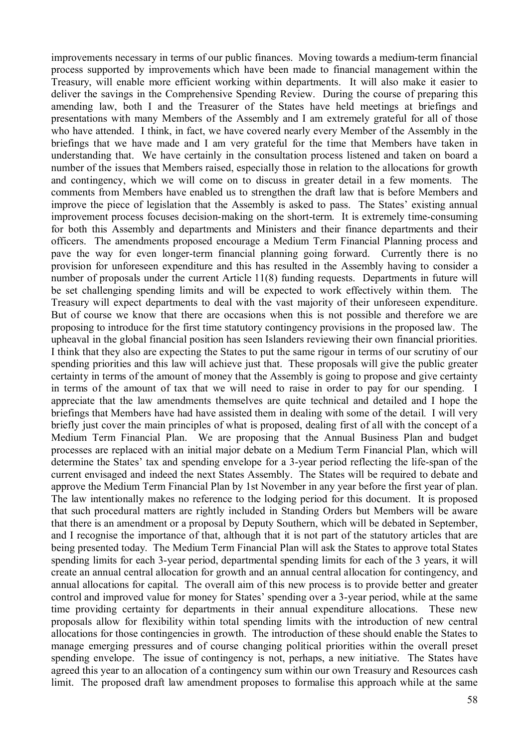improvements necessary in terms of our public finances. Moving towards a medium-term financial process supported by improvements which have been made to financial management within the Treasury, will enable more efficient working within departments. It will also make it easier to deliver the savings in the Comprehensive Spending Review. During the course of preparing this amending law, both I and the Treasurer of the States have held meetings at briefings and presentations with many Members of the Assembly and I am extremely grateful for all of those who have attended. I think, in fact, we have covered nearly every Member of the Assembly in the briefings that we have made and I am very grateful for the time that Members have taken in understanding that. We have certainly in the consultation process listened and taken on board a number of the issues that Members raised, especially those in relation to the allocations for growth and contingency, which we will come on to discuss in greater detail in a few moments. The comments from Members have enabled us to strengthen the draft law that is before Members and improve the piece of legislation that the Assembly is asked to pass. The States' existing annual improvement process focuses decision-making on the short-term. It is extremely time-consuming for both this Assembly and departments and Ministers and their finance departments and their officers. The amendments proposed encourage a Medium Term Financial Planning process and pave the way for even longer-term financial planning going forward. Currently there is no provision for unforeseen expenditure and this has resulted in the Assembly having to consider a number of proposals under the current Article 11(8) funding requests. Departments in future will be set challenging spending limits and will be expected to work effectively within them. The Treasury will expect departments to deal with the vast majority of their unforeseen expenditure. But of course we know that there are occasions when this is not possible and therefore we are proposing to introduce for the first time statutory contingency provisions in the proposed law. The upheaval in the global financial position has seen Islanders reviewing their own financial priorities. I think that they also are expecting the States to put the same rigour in terms of our scrutiny of our spending priorities and this law will achieve just that. These proposals will give the public greater certainty in terms of the amount of money that the Assembly is going to propose and give certainty in terms of the amount of tax that we will need to raise in order to pay for our spending. I appreciate that the law amendments themselves are quite technical and detailed and I hope the briefings that Members have had have assisted them in dealing with some of the detail. I will very briefly just cover the main principles of what is proposed, dealing first of all with the concept of a Medium Term Financial Plan. We are proposing that the Annual Business Plan and budget processes are replaced with an initial major debate on a Medium Term Financial Plan, which will determine the States' tax and spending envelope for a 3-year period reflecting the life-span of the current envisaged and indeed the next States Assembly. The States will be required to debate and approve the Medium Term Financial Plan by 1st November in any year before the first year of plan. The law intentionally makes no reference to the lodging period for this document. It is proposed that such procedural matters are rightly included in Standing Orders but Members will be aware that there is an amendment or a proposal by Deputy Southern, which will be debated in September, and I recognise the importance of that, although that it is not part of the statutory articles that are being presented today. The Medium Term Financial Plan will ask the States to approve total States spending limits for each 3-year period, departmental spending limits for each of the 3 years, it will create an annual central allocation for growth and an annual central allocation for contingency, and annual allocations for capital. The overall aim of this new process is to provide better and greater control and improved value for money for States' spending over a 3-year period, while at the same time providing certainty for departments in their annual expenditure allocations. These new proposals allow for flexibility within total spending limits with the introduction of new central allocations for those contingencies in growth. The introduction of these should enable the States to manage emerging pressures and of course changing political priorities within the overall preset spending envelope. The issue of contingency is not, perhaps, a new initiative. The States have agreed this year to an allocation of a contingency sum within our own Treasury and Resources cash limit. The proposed draft law amendment proposes to formalise this approach while at the same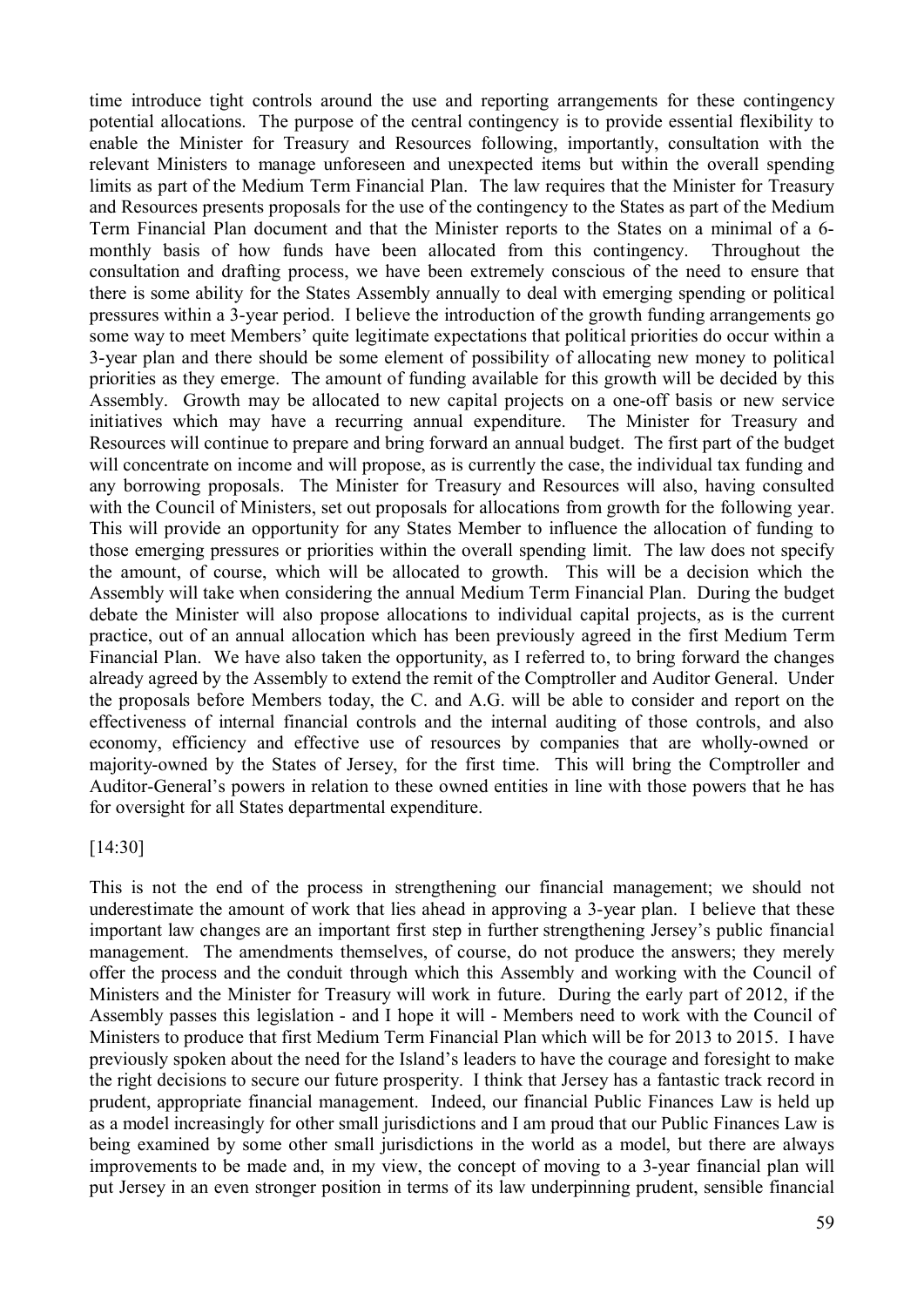time introduce tight controls around the use and reporting arrangements for these contingency potential allocations. The purpose of the central contingency is to provide essential flexibility to enable the Minister for Treasury and Resources following, importantly, consultation with the relevant Ministers to manage unforeseen and unexpected items but within the overall spending limits as part of the Medium Term Financial Plan. The law requires that the Minister for Treasury and Resources presents proposals for the use of the contingency to the States as part of the Medium Term Financial Plan document and that the Minister reports to the States on a minimal of a 6-monthly basis of how funds have been allocated from this contingency. Throughout the consultation and drafting process, we have been extremely conscious of the need to ensure that there is some ability for the States Assembly annually to deal with emerging spending or political pressures within a 3-year period. I believe the introduction of the growth funding arrangements go some way to meet Members' quite legitimate expectations that political priorities do occur within a 3-year plan and there should be some element of possibility of allocating new money to political priorities as they emerge. The amount of funding available for this growth will be decided by this Assembly. Growth may be allocated to new capital projects on a one-off basis or new service initiatives which may have a recurring annual expenditure. The Minister for Treasury and Resources will continue to prepare and bring forward an annual budget. The first part of the budget will concentrate on income and will propose, as is currently the case, the individual tax funding and any borrowing proposals. The Minister for Treasury and Resources will also, having consulted with the Council of Ministers, set out proposals for allocations from growth for the following year. This will provide an opportunity for any States Member to influence the allocation of funding to those emerging pressures or priorities within the overall spending limit. The law does not specify the amount, of course, which will be allocated to growth. This will be a decision which the Assembly will take when considering the annual Medium Term Financial Plan. During the budget debate the Minister will also propose allocations to individual capital projects, as is the current practice, out of an annual allocation which has been previously agreed in the first Medium Term Financial Plan. We have also taken the opportunity, as I referred to, to bring forward the changes already agreed by the Assembly to extend the remit of the Comptroller and Auditor General. Under the proposals before Members today, the C. and A.G. will be able to consider and report on the effectiveness of internal financial controls and the internal auditing of those controls, and also economy, efficiency and effective use of resources by companies that are wholly-owned or majority-owned by the States of Jersey, for the first time. This will bring the Comptroller and Auditor-General's powers in relation to these owned entities in line with those powers that he has for oversight for all States departmental expenditure.

[14:30]

This is not the end of the process in strengthening our financial management; we should not underestimate the amount of work that lies ahead in approving a 3-year plan. I believe that these important law changes are an important first step in further strengthening Jersey's public financial management. The amendments themselves, of course, do not produce the answers; they merely offer the process and the conduit through which this Assembly and working with the Council of Ministers and the Minister for Treasury will work in future. During the early part of 2012, if the Assembly passes this legislation - and I hope it will - Members need to work with the Council of Ministers to produce that first Medium Term Financial Plan which will be for 2013 to 2015. I have previously spoken about the need for the Island's leaders to have the courage and foresight to make the right decisions to secure our future prosperity. I think that Jersey has a fantastic track record in prudent, appropriate financial management. Indeed, our financial Public Finances Law is held up as a model increasingly for other small jurisdictions and I am proud that our Public Finances Law is being examined by some other small jurisdictions in the world as a model, but there are always improvements to be made and, in my view, the concept of moving to a 3-year financial plan will put Jersey in an even stronger position in terms of its law underpinning prudent, sensible financial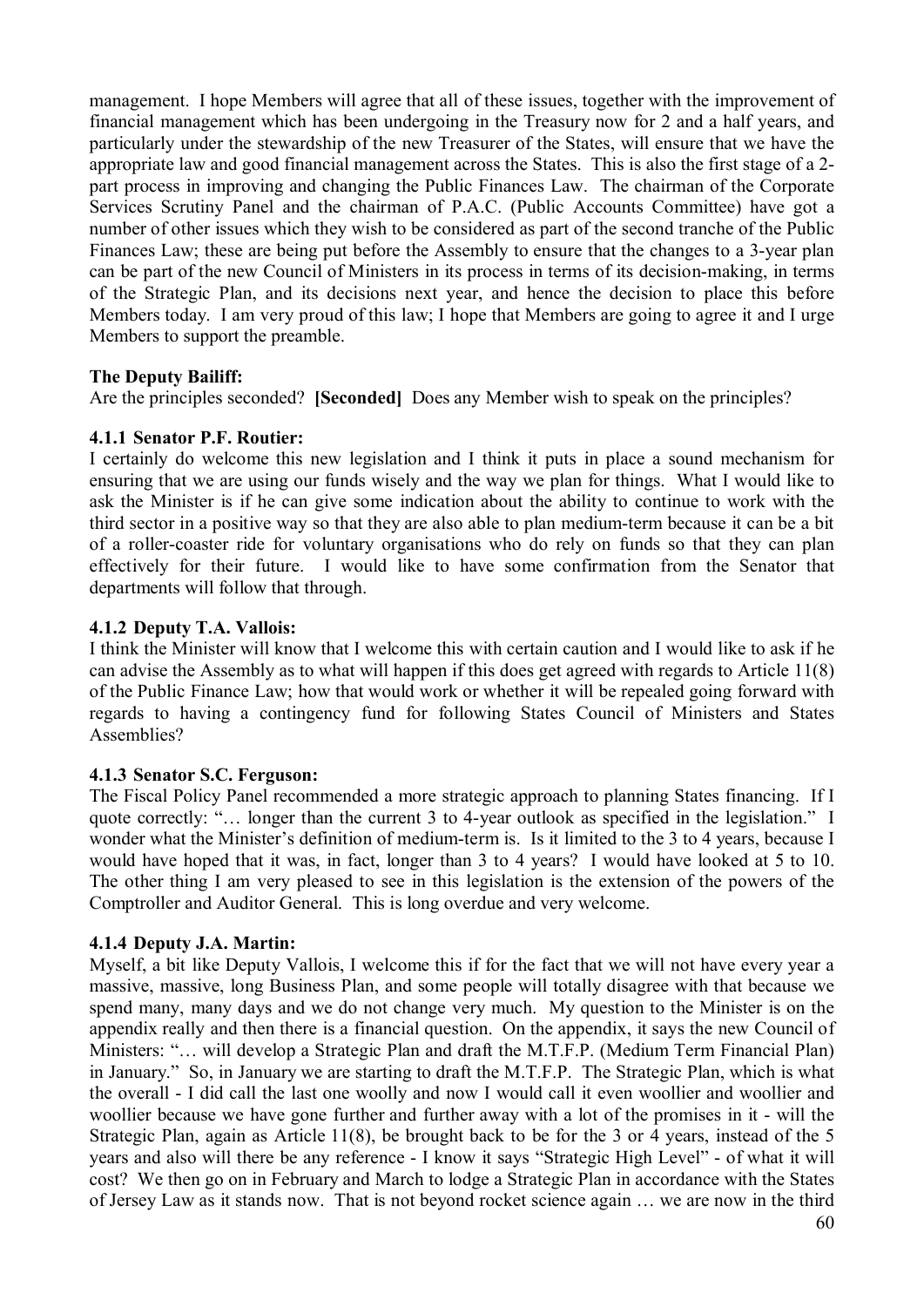management. I hope Members will agree that all of these issues, together with the improvement of financial management which has been undergoing in the Treasury now for 2 and a half years, and particularly under the stewardship of the new Treasurer of the States, will ensure that we have the appropriate law and good financial management across the States. This is also the first stage of a 2-part process in improving and changing the Public Finances Law. The chairman of the Corporate Services Scrutiny Panel and the chairman of P.A.C. (Public Accounts Committee) have got a number of other issues which they wish to be considered as part of the second tranche of the Public Finances Law; these are being put before the Assembly to ensure that the changes to a 3-year plan can be part of the new Council of Ministers in its process in terms of its decision-making, in terms of the Strategic Plan, and its decisions next year, and hence the decision to place this before Members today. I am very proud of this law; I hope that Members are going to agree it and I urge Members to support the preamble.

**The Deputy Bailiff:**

Are the principles seconded? **[Seconded]** Does any Member wish to speak on the principles?

### 4.1.1 Senator P.F. Routier:

I certainly do welcome this new legislation and I think it puts in place a sound mechanism for ensuring that we are using our funds wisely and the way we plan for things. What I would like to ask the Minister is if he can give some indication about the ability to continue to work with the third sector in a positive way so that they are also able to plan medium-term because it can be a bit of a roller-coaster ride for voluntary organisations who do rely on funds so that they can plan effectively for their future. I would like to have some confirmation from the Senator that departments will follow that through.

### 4.1.2 Deputy T.A. Vallois:

I think the Minister will know that I welcome this with certain caution and I would like to ask if he can advise the Assembly as to what will happen if this does get agreed with regards to Article 11(8) of the Public Finance Law; how that would work or whether it will be repealed going forward with regards to having a contingency fund for following States Council of Ministers and States Assemblies?

### 4.1.3 Senator S.C. Ferguson:

The Fiscal Policy Panel recommended a more strategic approach to planning States financing. If I quote correctly: "… longer than the current 3 to 4-year outlook as specified in the legislation." I wonder what the Minister's definition of medium-term is. Is it limited to the 3 to 4 years, because I would have hoped that it was, in fact, longer than 3 to 4 years? I would have looked at 5 to 10. The other thing I am very pleased to see in this legislation is the extension of the powers of the Comptroller and Auditor General. This is long overdue and very welcome.

### 4.1.4 Deputy J.A. Martin:

Myself, a bit like Deputy Vallois, I welcome this if for the fact that we will not have every year a massive, massive, long Business Plan, and some people will totally disagree with that because we spend many, many days and we do not change very much. My question to the Minister is on the appendix really and then there is a financial question. On the appendix, it says the new Council of Ministers: "… will develop a Strategic Plan and draft the M.T.F.P. (Medium Term Financial Plan) in January." So, in January we are starting to draft the M.T.F.P. The Strategic Plan, which is what the overall - I did call the last one woolly and now I would call it even woollier and woollier and woollier because we have gone further and further away with a lot of the promises in it - will the Strategic Plan, again as Article 11(8), be brought back to be for the 3 or 4 years, instead of the 5 years and also will there be any reference - I know it says "Strategic High Level" - of what it will cost? We then go on in February and March to lodge a Strategic Plan in accordance with the States of Jersey Law as it stands now. That is not beyond rocket science again … we are now in the third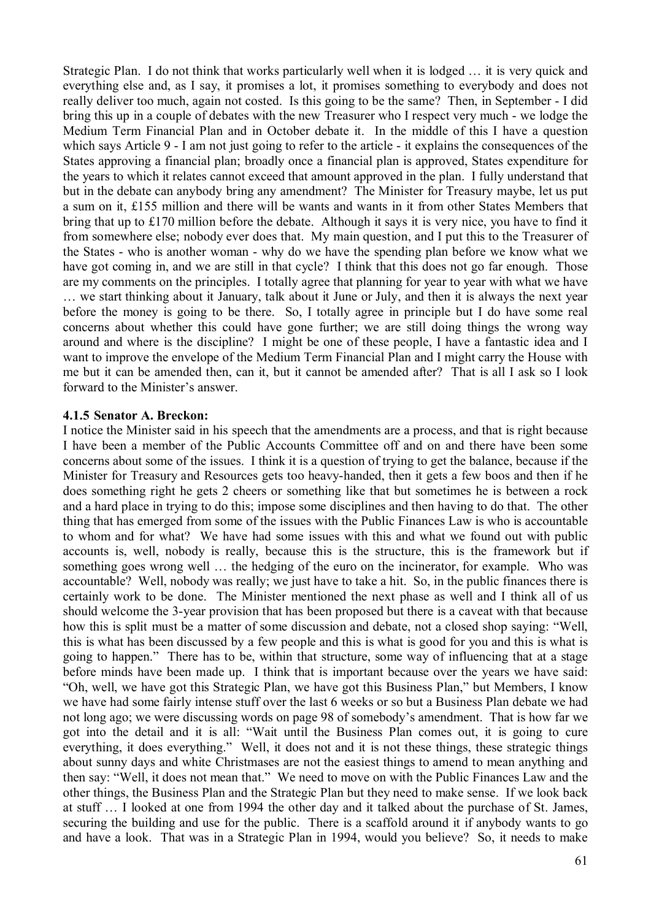Strategic Plan. I do not think that works particularly well when it is lodged … it is very quick and everything else and, as I say, it promises a lot, it promises something to everybody and does not really deliver too much, again not costed. Is this going to be the same? Then, in September - I did bring this up in a couple of debates with the new Treasurer who I respect very much - we lodge the Medium Term Financial Plan and in October debate it. In the middle of this I have a question which says Article 9 - I am not just going to refer to the article - it explains the consequences of the States approving a financial plan; broadly once a financial plan is approved, States expenditure for the years to which it relates cannot exceed that amount approved in the plan. I fully understand that but in the debate can anybody bring any amendment? The Minister for Treasury maybe, let us put a sum on it, £155 million and there will be wants and wants in it from other States Members that bring that up to £170 million before the debate. Although it says it is very nice, you have to find it from somewhere else; nobody ever does that. My main question, and I put this to the Treasurer of the States - who is another woman - why do we have the spending plan before we know what we have got coming in, and we are still in that cycle? I think that this does not go far enough. Those are my comments on the principles. I totally agree that planning for year to year with what we have … we start thinking about it January, talk about it June or July, and then it is always the next year before the money is going to be there. So, I totally agree in principle but I do have some real concerns about whether this could have gone further; we are still doing things the wrong way around and where is the discipline? I might be one of these people, I have a fantastic idea and I want to improve the envelope of the Medium Term Financial Plan and I might carry the House with me but it can be amended then, can it, but it cannot be amended after? That is all I ask so I look forward to the Minister's answer.

#### 4.1.5 Senator A. Breckon:

I notice the Minister said in his speech that the amendments are a process, and that is right because I have been a member of the Public Accounts Committee off and on and there have been some concerns about some of the issues. I think it is a question of trying to get the balance, because if the Minister for Treasury and Resources gets too heavy-handed, then it gets a few boos and then if he does something right he gets 2 cheers or something like that but sometimes he is between a rock and a hard place in trying to do this; impose some disciplines and then having to do that. The other thing that has emerged from some of the issues with the Public Finances Law is who is accountable to whom and for what? We have had some issues with this and what we found out with public accounts is, well, nobody is really, because this is the structure, this is the framework but if something goes wrong well … the hedging of the euro on the incinerator, for example. Who was accountable? Well, nobody was really; we just have to take a hit. So, in the public finances there is certainly work to be done. The Minister mentioned the next phase as well and I think all of us should welcome the 3-year provision that has been proposed but there is a caveat with that because how this is split must be a matter of some discussion and debate, not a closed shop saying: "Well, this is what has been discussed by a few people and this is what is good for you and this is what is going to happen." There has to be, within that structure, some way of influencing that at a stage before minds have been made up. I think that is important because over the years we have said: "Oh, well, we have got this Strategic Plan, we have got this Business Plan," but Members, I know we have had some fairly intense stuff over the last 6 weeks or so but a Business Plan debate we had not long ago; we were discussing words on page 98 of somebody's amendment. That is how far we got into the detail and it is all: "Wait until the Business Plan comes out, it is going to cure everything, it does everything." Well, it does not and it is not these things, these strategic things about sunny days and white Christmases are not the easiest things to amend to mean anything and then say: "Well, it does not mean that." We need to move on with the Public Finances Law and the other things, the Business Plan and the Strategic Plan but they need to make sense. If we look back at stuff … I looked at one from 1994 the other day and it talked about the purchase of St. James, securing the building and use for the public. There is a scaffold around it if anybody wants to go and have a look. That was in a Strategic Plan in 1994, would you believe? So, it needs to make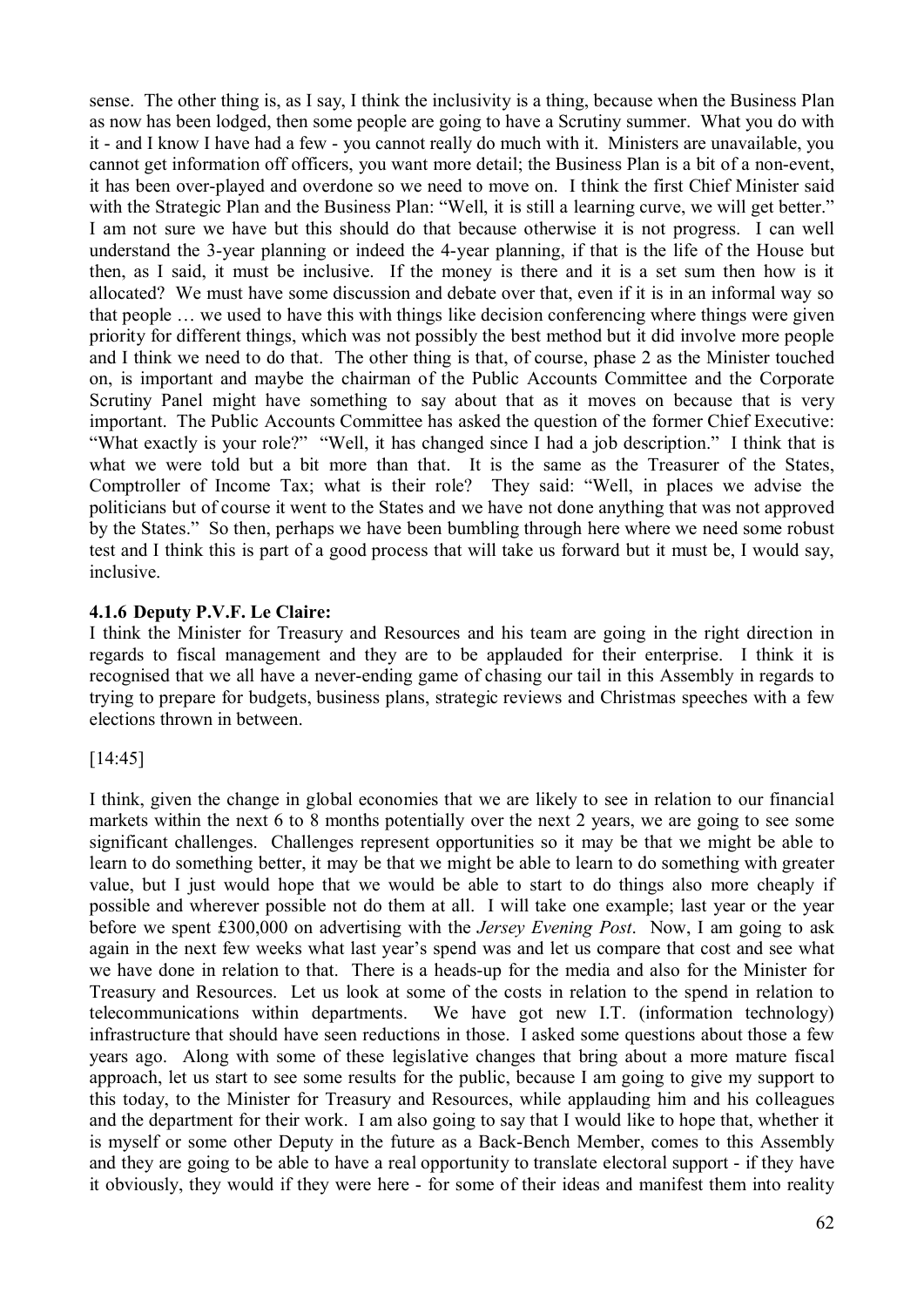sense. The other thing is, as I say, I think the inclusivity is a thing, because when the Business Plan as now has been lodged, then some people are going to have a Scrutiny summer. What you do with it - and I know I have had a few - you cannot really do much with it. Ministers are unavailable, you cannot get information off officers, you want more detail; the Business Plan is a bit of a non-event, it has been over-played and overdone so we need to move on. I think the first Chief Minister said with the Strategic Plan and the Business Plan: "Well, it is still a learning curve, we will get better." I am not sure we have but this should do that because otherwise it is not progress. I can well understand the 3-year planning or indeed the 4-year planning, if that is the life of the House but then, as I said, it must be inclusive. If the money is there and it is a set sum then how is it allocated? We must have some discussion and debate over that, even if it is in an informal way so that people … we used to have this with things like decision conferencing where things were given priority for different things, which was not possibly the best method but it did involve more people and I think we need to do that. The other thing is that, of course, phase 2 as the Minister touched on, is important and maybe the chairman of the Public Accounts Committee and the Corporate Scrutiny Panel might have something to say about that as it moves on because that is very important. The Public Accounts Committee has asked the question of the former Chief Executive: "What exactly is your role?" "Well, it has changed since I had a job description." I think that is what we were told but a bit more than that. It is the same as the Treasurer of the States, Comptroller of Income Tax; what is their role? They said: "Well, in places we advise the politicians but of course it went to the States and we have not done anything that was not approved by the States." So then, perhaps we have been bumbling through here where we need some robust test and I think this is part of a good process that will take us forward but it must be, I would say, inclusive.

#### 4.1.6 Deputy P.V.F. Le Claire:

I think the Minister for Treasury and Resources and his team are going in the right direction in regards to fiscal management and they are to be applauded for their enterprise. I think it is recognised that we all have a never-ending game of chasing our tail in this Assembly in regards to trying to prepare for budgets, business plans, strategic reviews and Christmas speeches with a few elections thrown in between.

[14:45]

I think, given the change in global economies that we are likely to see in relation to our financial markets within the next 6 to 8 months potentially over the next 2 years, we are going to see some significant challenges. Challenges represent opportunities so it may be that we might be able to learn to do something better, it may be that we might be able to learn to do something with greater value, but I just would hope that we would be able to start to do things also more cheaply if possible and wherever possible not do them at all. I will take one example; last year or the year before we spent £300,000 on advertising with the *Jersey Evening Post*. Now, I am going to ask again in the next few weeks what last year's spend was and let us compare that cost and see what we have done in relation to that. There is a heads-up for the media and also for the Minister for Treasury and Resources. Let us look at some of the costs in relation to the spend in relation to telecommunications within departments. We have got new I.T. (information technology) infrastructure that should have seen reductions in those. I asked some questions about those a few years ago. Along with some of these legislative changes that bring about a more mature fiscal approach, let us start to see some results for the public, because I am going to give my support to this today, to the Minister for Treasury and Resources, while applauding him and his colleagues and the department for their work. I am also going to say that I would like to hope that, whether it is myself or some other Deputy in the future as a Back-Bench Member, comes to this Assembly and they are going to be able to have a real opportunity to translate electoral support - if they have it obviously, they would if they were here - for some of their ideas and manifest them into reality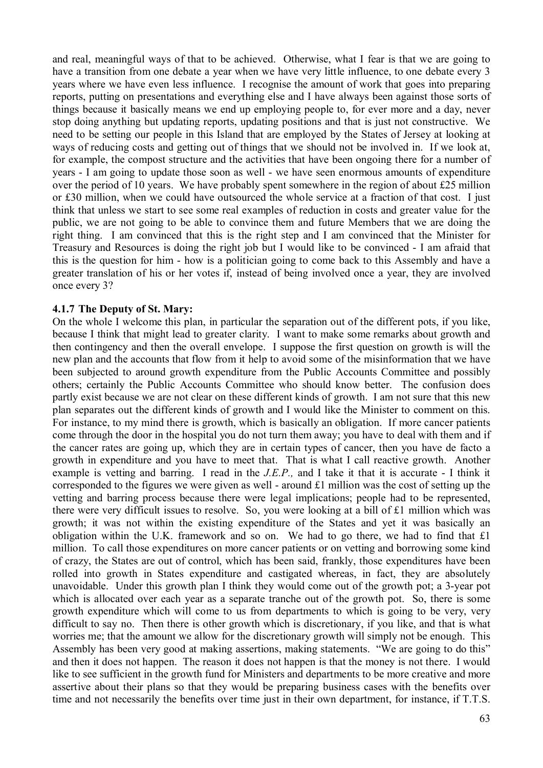and real, meaningful ways of that to be achieved. Otherwise, what I fear is that we are going to have a transition from one debate a year when we have very little influence, to one debate every 3 years where we have even less influence. I recognise the amount of work that goes into preparing reports, putting on presentations and everything else and I have always been against those sorts of things because it basically means we end up employing people to, for ever more and a day, never stop doing anything but updating reports, updating positions and that is just not constructive. We need to be setting our people in this Island that are employed by the States of Jersey at looking at ways of reducing costs and getting out of things that we should not be involved in. If we look at, for example, the compost structure and the activities that have been ongoing there for a number of years - I am going to update those soon as well - we have seen enormous amounts of expenditure over the period of 10 years. We have probably spent somewhere in the region of about £25 million or £30 million, when we could have outsourced the whole service at a fraction of that cost. I just think that unless we start to see some real examples of reduction in costs and greater value for the public, we are not going to be able to convince them and future Members that we are doing the right thing. I am convinced that this is the right step and I am convinced that the Minister for Treasury and Resources is doing the right job but I would like to be convinced - I am afraid that this is the question for him - how is a politician going to come back to this Assembly and have a greater translation of his or her votes if, instead of being involved once a year, they are involved once every 3?

**4.1.7 The Deputy of St. Mary:**

On the whole I welcome this plan, in particular the separation out of the different pots, if you like, because I think that might lead to greater clarity. I want to make some remarks about growth and then contingency and then the overall envelope. I suppose the first question on growth is will the new plan and the accounts that flow from it help to avoid some of the misinformation that we have been subjected to around growth expenditure from the Public Accounts Committee and possibly others; certainly the Public Accounts Committee who should know better. The confusion does partly exist because we are not clear on these different kinds of growth. I am not sure that this new plan separates out the different kinds of growth and I would like the Minister to comment on this. For instance, to my mind there is growth, which is basically an obligation. If more cancer patients come through the door in the hospital you do not turn them away; you have to deal with them and if the cancer rates are going up, which they are in certain types of cancer, then you have de facto a growth in expenditure and you have to meet that. That is what I call reactive growth. Another example is vetting and barring. I read in the *J.E.P.,* and I take it that it is accurate - I think it corresponded to the figures we were given as well - around £1 million was the cost of setting up the vetting and barring process because there were legal implications; people had to be represented, there were very difficult issues to resolve. So, you were looking at a bill of £1 million which was growth; it was not within the existing expenditure of the States and yet it was basically an obligation within the U.K. framework and so on. We had to go there, we had to find that £1 million. To call those expenditures on more cancer patients or on vetting and borrowing some kind of crazy, the States are out of control, which has been said, frankly, those expenditures have been rolled into growth in States expenditure and castigated whereas, in fact, they are absolutely unavoidable. Under this growth plan I think they would come out of the growth pot; a 3-year pot which is allocated over each year as a separate tranche out of the growth pot. So, there is some growth expenditure which will come to us from departments to which is going to be very, very difficult to say no. Then there is other growth which is discretionary, if you like, and that is what worries me; that the amount we allow for the discretionary growth will simply not be enough. This Assembly has been very good at making assertions, making statements. "We are going to do this" and then it does not happen. The reason it does not happen is that the money is not there. I would like to see sufficient in the growth fund for Ministers and departments to be more creative and more assertive about their plans so that they would be preparing business cases with the benefits over time and not necessarily the benefits over time just in their own department, for instance, if T.T.S.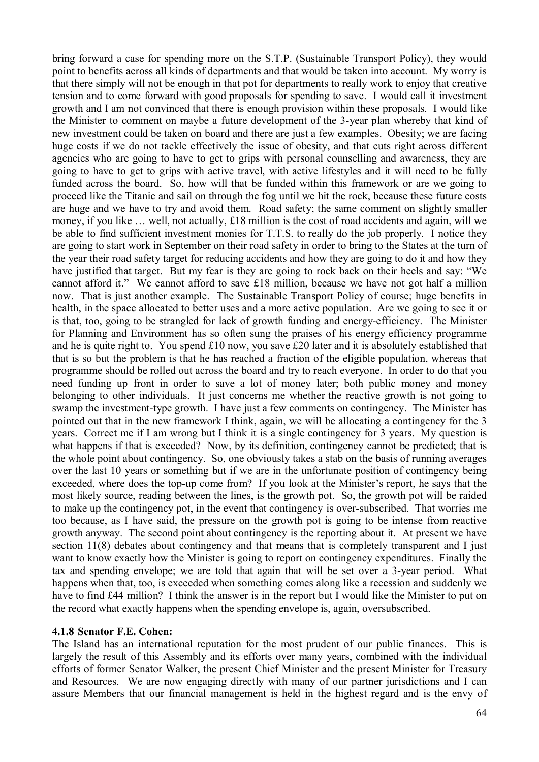bring forward a case for spending more on the S.T.P. (Sustainable Transport Policy), they would point to benefits across all kinds of departments and that would be taken into account. My worry is that there simply will not be enough in that pot for departments to really work to enjoy that creative tension and to come forward with good proposals for spending to save. I would call it investment growth and I am not convinced that there is enough provision within these proposals. I would like the Minister to comment on maybe a future development of the 3-year plan whereby that kind of new investment could be taken on board and there are just a few examples. Obesity; we are facing huge costs if we do not tackle effectively the issue of obesity, and that cuts right across different agencies who are going to have to get to grips with personal counselling and awareness, they are going to have to get to grips with active travel, with active lifestyles and it will need to be fully funded across the board. So, how will that be funded within this framework or are we going to proceed like the Titanic and sail on through the fog until we hit the rock, because these future costs are huge and we have to try and avoid them. Road safety; the same comment on slightly smaller money, if you like … well, not actually, £18 million is the cost of road accidents and again, will we be able to find sufficient investment monies for T.T.S. to really do the job properly. I notice they are going to start work in September on their road safety in order to bring to the States at the turn of the year their road safety target for reducing accidents and how they are going to do it and how they have justified that target. But my fear is they are going to rock back on their heels and say: "We cannot afford it." We cannot afford to save £18 million, because we have not got half a million now. That is just another example. The Sustainable Transport Policy of course; huge benefits in health, in the space allocated to better uses and a more active population. Are we going to see it or is that, too, going to be strangled for lack of growth funding and energy-efficiency. The Minister for Planning and Environment has so often sung the praises of his energy efficiency programme and he is quite right to. You spend £10 now, you save £20 later and it is absolutely established that that is so but the problem is that he has reached a fraction of the eligible population, whereas that programme should be rolled out across the board and try to reach everyone. In order to do that you need funding up front in order to save a lot of money later; both public money and money belonging to other individuals. It just concerns me whether the reactive growth is not going to swamp the investment-type growth. I have just a few comments on contingency. The Minister has pointed out that in the new framework I think, again, we will be allocating a contingency for the 3 years. Correct me if I am wrong but I think it is a single contingency for 3 years. My question is what happens if that is exceeded? Now, by its definition, contingency cannot be predicted; that is the whole point about contingency. So, one obviously takes a stab on the basis of running averages over the last 10 years or something but if we are in the unfortunate position of contingency being exceeded, where does the top-up come from? If you look at the Minister's report, he says that the most likely source, reading between the lines, is the growth pot. So, the growth pot will be raided to make up the contingency pot, in the event that contingency is over-subscribed. That worries me too because, as I have said, the pressure on the growth pot is going to be intense from reactive growth anyway. The second point about contingency is the reporting about it. At present we have section 11(8) debates about contingency and that means that is completely transparent and I just want to know exactly how the Minister is going to report on contingency expenditures. Finally the tax and spending envelope; we are told that again that will be set over a 3-year period. What happens when that, too, is exceeded when something comes along like a recession and suddenly we have to find £44 million? I think the answer is in the report but I would like the Minister to put on the record what exactly happens when the spending envelope is, again, oversubscribed.

### 4.1.8 Senator F.E. Cohen:

The Island has an international reputation for the most prudent of our public finances. This is largely the result of this Assembly and its efforts over many years, combined with the individual efforts of former Senator Walker, the present Chief Minister and the present Minister for Treasury and Resources. We are now engaging directly with many of our partner jurisdictions and I can assure Members that our financial management is held in the highest regard and is the envy of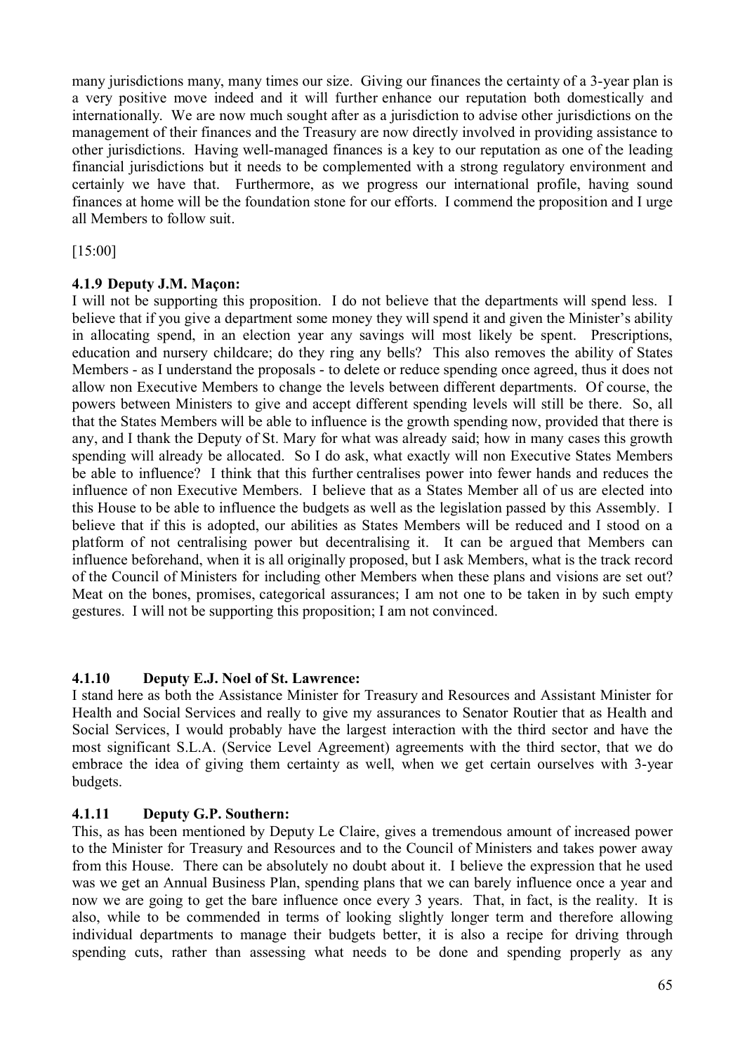many jurisdictions many, many times our size. Giving our finances the certainty of a 3-year plan is a very positive move indeed and it will further enhance our reputation both domestically and internationally. We are now much sought after as a jurisdiction to advise other jurisdictions on the management of their finances and the Treasury are now directly involved in providing assistance to other jurisdictions. Having well-managed finances is a key to our reputation as one of the leading financial jurisdictions but it needs to be complemented with a strong regulatory environment and certainly we have that. Furthermore, as we progress our international profile, having sound finances at home will be the foundation stone for our efforts. I commend the proposition and I urge all Members to follow suit.

[15:00]

### 4.1.9 Deputy J.M. Maçon:

I will not be supporting this proposition. I do not believe that the departments will spend less. I believe that if you give a department some money they will spend it and given the Minister's ability in allocating spend, in an election year any savings will most likely be spent. Prescriptions, education and nursery childcare; do they ring any bells? This also removes the ability of States Members - as I understand the proposals - to delete or reduce spending once agreed, thus it does not allow non Executive Members to change the levels between different departments. Of course, the powers between Ministers to give and accept different spending levels will still be there. So, all that the States Members will be able to influence is the growth spending now, provided that there is any, and I thank the Deputy of St. Mary for what was already said; how in many cases this growth spending will already be allocated. So I do ask, what exactly will non Executive States Members be able to influence? I think that this further centralises power into fewer hands and reduces the influence of non Executive Members. I believe that as a States Member all of us are elected into this House to be able to influence the budgets as well as the legislation passed by this Assembly. I believe that if this is adopted, our abilities as States Members will be reduced and I stood on a platform of not centralising power but decentralising it. It can be argued that Members can influence beforehand, when it is all originally proposed, but I ask Members, what is the track record of the Council of Ministers for including other Members when these plans and visions are set out? Meat on the bones, promises, categorical assurances; I am not one to be taken in by such empty gestures. I will not be supporting this proposition; I am not convinced.

### 4.1.10 Deputy E.J. Noel of St. Lawrence:

I stand here as both the Assistance Minister for Treasury and Resources and Assistant Minister for Health and Social Services and really to give my assurances to Senator Routier that as Health and Social Services, I would probably have the largest interaction with the third sector and have the most significant S.L.A. (Service Level Agreement) agreements with the third sector, that we do embrace the idea of giving them certainty as well, when we get certain ourselves with 3-year budgets.

### 4.1.11 Deputy G.P. Southern:

This, as has been mentioned by Deputy Le Claire, gives a tremendous amount of increased power to the Minister for Treasury and Resources and to the Council of Ministers and takes power away from this House. There can be absolutely no doubt about it. I believe the expression that he used was we get an Annual Business Plan, spending plans that we can barely influence once a year and now we are going to get the bare influence once every 3 years. That, in fact, is the reality. It is also, while to be commended in terms of looking slightly longer term and therefore allowing individual departments to manage their budgets better, it is also a recipe for driving through spending cuts, rather than assessing what needs to be done and spending properly as any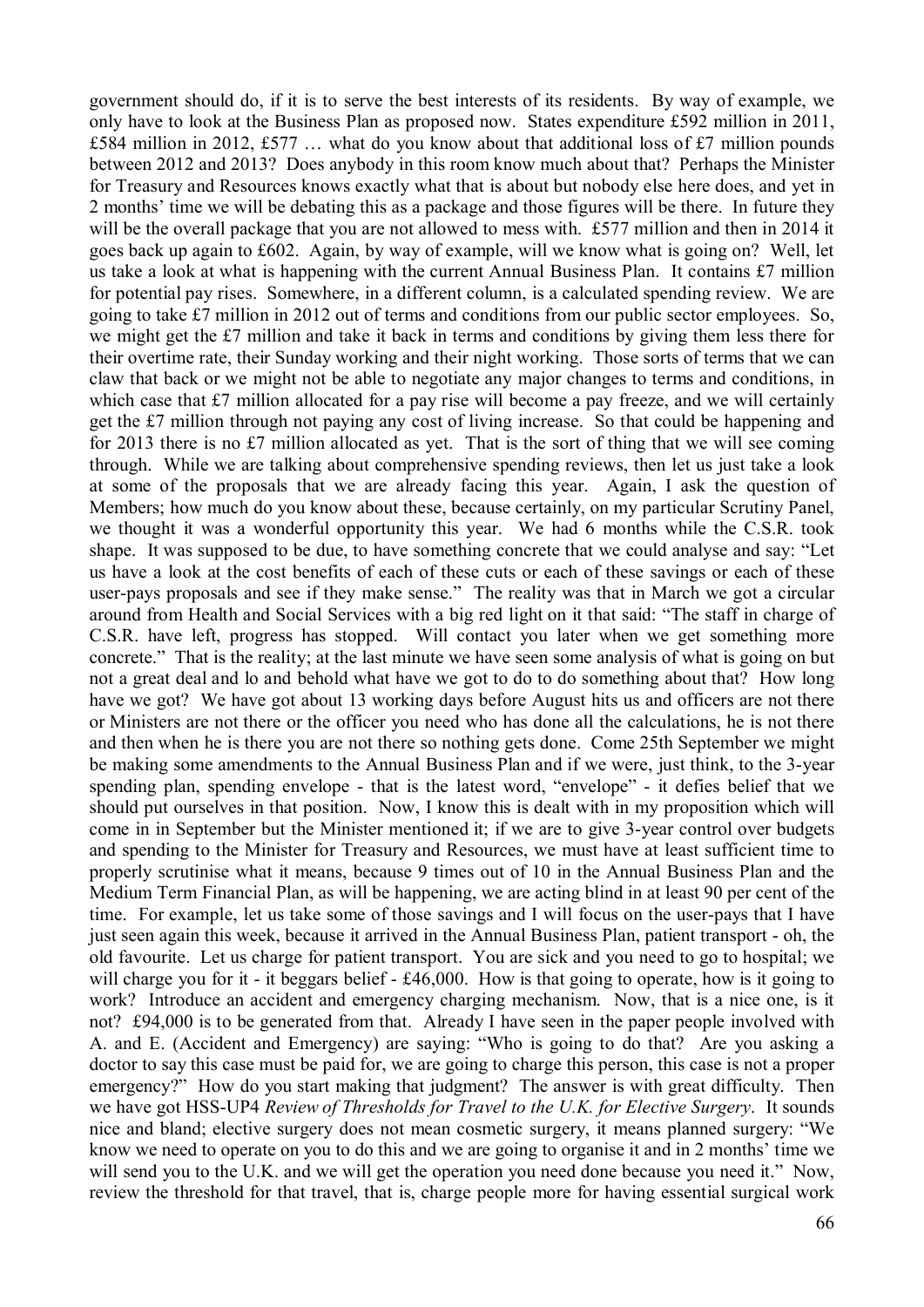government should do, if it is to serve the best interests of its residents. By way of example, we only have to look at the Business Plan as proposed now. States expenditure £592 million in 2011, £584 million in 2012, £577 … what do you know about that additional loss of £7 million pounds between 2012 and 2013? Does anybody in this room know much about that? Perhaps the Minister for Treasury and Resources knows exactly what that is about but nobody else here does, and yet in 2 months' time we will be debating this as a package and those figures will be there. In future they will be the overall package that you are not allowed to mess with. £577 million and then in 2014 it goes back up again to £602. Again, by way of example, will we know what is going on? Well, let us take a look at what is happening with the current Annual Business Plan. It contains £7 million for potential pay rises. Somewhere, in a different column, is a calculated spending review. We are going to take £7 million in 2012 out of terms and conditions from our public sector employees. So, we might get the £7 million and take it back in terms and conditions by giving them less there for their overtime rate, their Sunday working and their night working. Those sorts of terms that we can claw that back or we might not be able to negotiate any major changes to terms and conditions, in which case that £7 million allocated for a pay rise will become a pay freeze, and we will certainly get the £7 million through not paying any cost of living increase. So that could be happening and for 2013 there is no £7 million allocated as yet. That is the sort of thing that we will see coming through. While we are talking about comprehensive spending reviews, then let us just take a look at some of the proposals that we are already facing this year. Again, I ask the question of Members; how much do you know about these, because certainly, on my particular Scrutiny Panel, we thought it was a wonderful opportunity this year. We had 6 months while the C.S.R. took shape. It was supposed to be due, to have something concrete that we could analyse and say: "Let us have a look at the cost benefits of each of these cuts or each of these savings or each of these user-pays proposals and see if they make sense." The reality was that in March we got a circular around from Health and Social Services with a big red light on it that said: "The staff in charge of C.S.R. have left, progress has stopped. Will contact you later when we get something more concrete." That is the reality; at the last minute we have seen some analysis of what is going on but not a great deal and lo and behold what have we got to do to do something about that? How long have we got? We have got about 13 working days before August hits us and officers are not there or Ministers are not there or the officer you need who has done all the calculations, he is not there and then when he is there you are not there so nothing gets done. Come 25th September we might be making some amendments to the Annual Business Plan and if we were, just think, to the 3-year spending plan, spending envelope - that is the latest word, "envelope" - it defies belief that we should put ourselves in that position. Now, I know this is dealt with in my proposition which will come in in September but the Minister mentioned it; if we are to give 3-year control over budgets and spending to the Minister for Treasury and Resources, we must have at least sufficient time to properly scrutinise what it means, because 9 times out of 10 in the Annual Business Plan and the Medium Term Financial Plan, as will be happening, we are acting blind in at least 90 per cent of the time. For example, let us take some of those savings and I will focus on the user-pays that I have just seen again this week, because it arrived in the Annual Business Plan, patient transport - oh, the old favourite. Let us charge for patient transport. You are sick and you need to go to hospital; we will charge you for it - it beggars belief - £46,000. How is that going to operate, how is it going to work? Introduce an accident and emergency charging mechanism. Now, that is a nice one, is it not? £94,000 is to be generated from that. Already I have seen in the paper people involved with A. and E. (Accident and Emergency) are saying: "Who is going to do that? Are you asking a doctor to say this case must be paid for, we are going to charge this person, this case is not a proper emergency?" How do you start making that judgment? The answer is with great difficulty. Then we have got HSS-UP4 *Review of Thresholds for Travel to the U.K. for Elective Surgery*. It sounds nice and bland; elective surgery does not mean cosmetic surgery, it means planned surgery: "We know we need to operate on you to do this and we are going to organise it and in 2 months' time we will send you to the U.K. and we will get the operation you need done because you need it." Now, review the threshold for that travel, that is, charge people more for having essential surgical work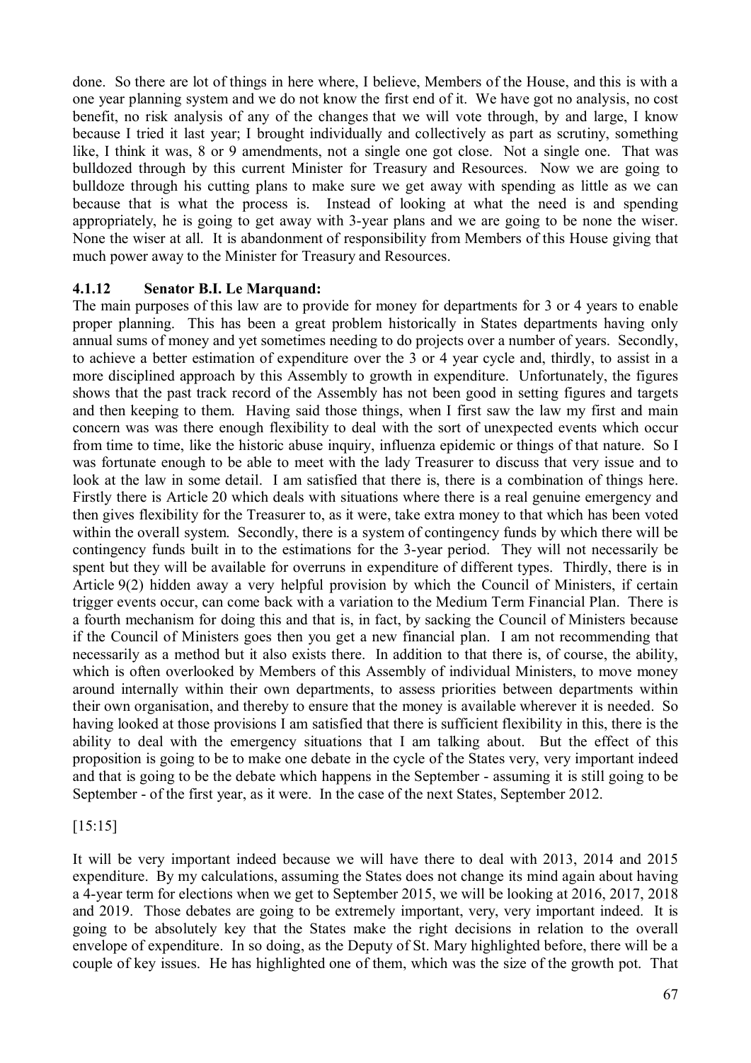done. So there are lot of things in here where, I believe, Members of the House, and this is with a one year planning system and we do not know the first end of it. We have got no analysis, no cost benefit, no risk analysis of any of the changes that we will vote through, by and large, I know because I tried it last year; I brought individually and collectively as part as scrutiny, something like, I think it was, 8 or 9 amendments, not a single one got close. Not a single one. That was bulldozed through by this current Minister for Treasury and Resources. Now we are going to bulldoze through his cutting plans to make sure we get away with spending as little as we can because that is what the process is. Instead of looking at what the need is and spending appropriately, he is going to get away with 3-year plans and we are going to be none the wiser. None the wiser at all. It is abandonment of responsibility from Members of this House giving that much power away to the Minister for Treasury and Resources.

### 4.1.12 Senator B.I. Le Marquand:

The main purposes of this law are to provide for money for departments for 3 or 4 years to enable proper planning. This has been a great problem historically in States departments having only annual sums of money and yet sometimes needing to do projects over a number of years. Secondly, to achieve a better estimation of expenditure over the 3 or 4 year cycle and, thirdly, to assist in a more disciplined approach by this Assembly to growth in expenditure. Unfortunately, the figures shows that the past track record of the Assembly has not been good in setting figures and targets and then keeping to them. Having said those things, when I first saw the law my first and main concern was was there enough flexibility to deal with the sort of unexpected events which occur from time to time, like the historic abuse inquiry, influenza epidemic or things of that nature. So I was fortunate enough to be able to meet with the lady Treasurer to discuss that very issue and to look at the law in some detail. I am satisfied that there is, there is a combination of things here. Firstly there is Article 20 which deals with situations where there is a real genuine emergency and then gives flexibility for the Treasurer to, as it were, take extra money to that which has been voted within the overall system. Secondly, there is a system of contingency funds by which there will be contingency funds built in to the estimations for the 3-year period. They will not necessarily be spent but they will be available for overruns in expenditure of different types. Thirdly, there is in Article 9(2) hidden away a very helpful provision by which the Council of Ministers, if certain trigger events occur, can come back with a variation to the Medium Term Financial Plan. There is a fourth mechanism for doing this and that is, in fact, by sacking the Council of Ministers because if the Council of Ministers goes then you get a new financial plan. I am not recommending that necessarily as a method but it also exists there. In addition to that there is, of course, the ability, which is often overlooked by Members of this Assembly of individual Ministers, to move money around internally within their own departments, to assess priorities between departments within their own organisation, and thereby to ensure that the money is available wherever it is needed. So having looked at those provisions I am satisfied that there is sufficient flexibility in this, there is the ability to deal with the emergency situations that I am talking about. But the effect of this proposition is going to be to make one debate in the cycle of the States very, very important indeed and that is going to be the debate which happens in the September - assuming it is still going to be September - of the first year, as it were. In the case of the next States, September 2012.

[15:15]

It will be very important indeed because we will have there to deal with 2013, 2014 and 2015 expenditure. By my calculations, assuming the States does not change its mind again about having a 4-year term for elections when we get to September 2015, we will be looking at 2016, 2017, 2018 and 2019. Those debates are going to be extremely important, very, very important indeed. It is going to be absolutely key that the States make the right decisions in relation to the overall envelope of expenditure. In so doing, as the Deputy of St. Mary highlighted before, there will be a couple of key issues. He has highlighted one of them, which was the size of the growth pot. That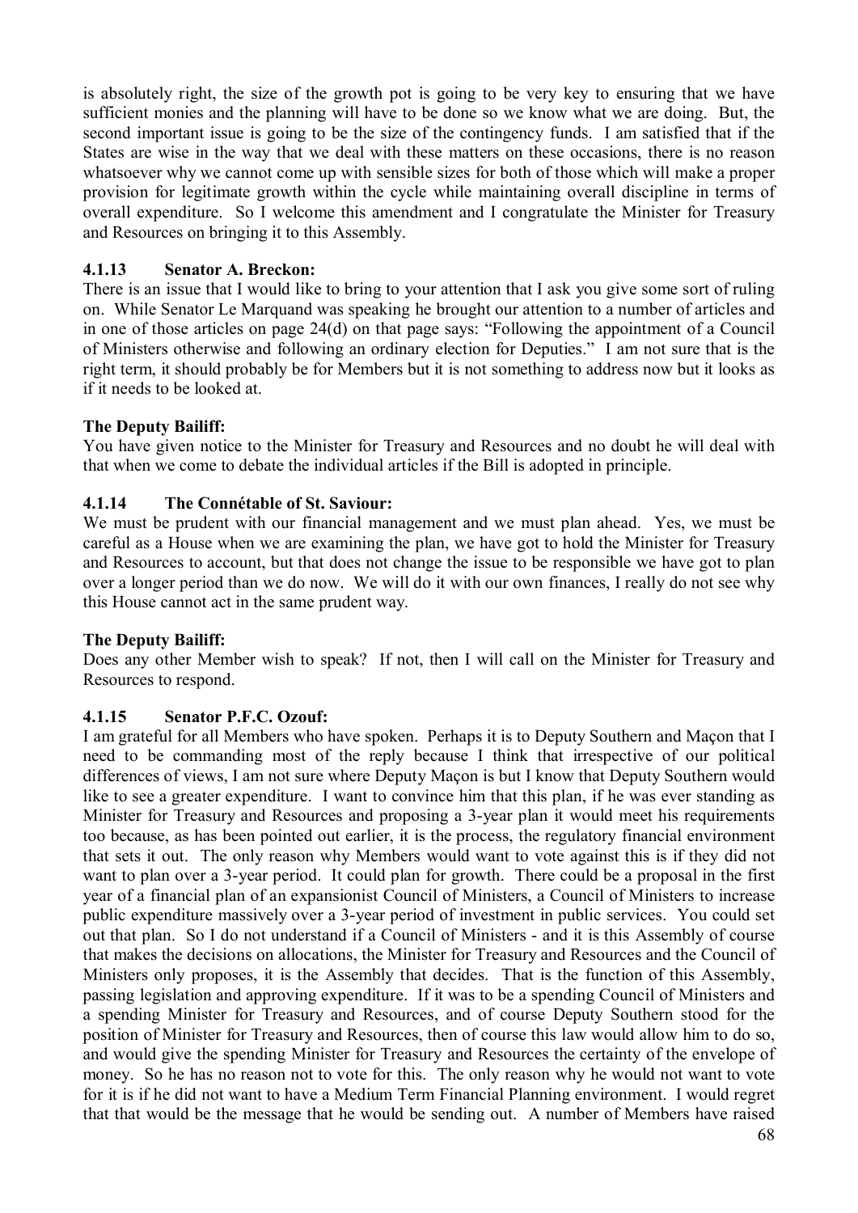is absolutely right, the size of the growth pot is going to be very key to ensuring that we have sufficient monies and the planning will have to be done so we know what we are doing. But, the second important issue is going to be the size of the contingency funds. I am satisfied that if the States are wise in the way that we deal with these matters on these occasions, there is no reason whatsoever why we cannot come up with sensible sizes for both of those which will make a proper provision for legitimate growth within the cycle while maintaining overall discipline in terms of overall expenditure. So I welcome this amendment and I congratulate the Minister for Treasury and Resources on bringing it to this Assembly.

### 4.1.13 Senator A. Breckon:

There is an issue that I would like to bring to your attention that I ask you give some sort of ruling on. While Senator Le Marquand was speaking he brought our attention to a number of articles and in one of those articles on page 24(d) on that page says: "Following the appointment of a Council of Ministers otherwise and following an ordinary election for Deputies." I am not sure that is the right term, it should probably be for Members but it is not something to address now but it looks as if it needs to be looked at.

**The Deputy Bailiff:**

You have given notice to the Minister for Treasury and Resources and no doubt he will deal with that when we come to debate the individual articles if the Bill is adopted in principle.

### 4.1.14 The Connétable of St. Saviour:

We must be prudent with our financial management and we must plan ahead. Yes, we must be careful as a House when we are examining the plan, we have got to hold the Minister for Treasury and Resources to account, but that does not change the issue to be responsible we have got to plan over a longer period than we do now. We will do it with our own finances, I really do not see why this House cannot act in the same prudent way.

**The Deputy Bailiff:**

Does any other Member wish to speak? If not, then I will call on the Minister for Treasury and Resources to respond.

### 4.1.15 Senator P.F.C. Ozouf:

I am grateful for all Members who have spoken. Perhaps it is to Deputy Southern and Maçon that I need to be commanding most of the reply because I think that irrespective of our political differences of views, I am not sure where Deputy Maçon is but I know that Deputy Southern would like to see a greater expenditure. I want to convince him that this plan, if he was ever standing as Minister for Treasury and Resources and proposing a 3-year plan it would meet his requirements too because, as has been pointed out earlier, it is the process, the regulatory financial environment that sets it out. The only reason why Members would want to vote against this is if they did not want to plan over a 3-year period. It could plan for growth. There could be a proposal in the first year of a financial plan of an expansionist Council of Ministers, a Council of Ministers to increase public expenditure massively over a 3-year period of investment in public services. You could set out that plan. So I do not understand if a Council of Ministers - and it is this Assembly of course that makes the decisions on allocations, the Minister for Treasury and Resources and the Council of Ministers only proposes, it is the Assembly that decides. That is the function of this Assembly, passing legislation and approving expenditure. If it was to be a spending Council of Ministers and a spending Minister for Treasury and Resources, and of course Deputy Southern stood for the position of Minister for Treasury and Resources, then of course this law would allow him to do so, and would give the spending Minister for Treasury and Resources the certainty of the envelope of money. So he has no reason not to vote for this. The only reason why he would not want to vote for it is if he did not want to have a Medium Term Financial Planning environment. I would regret that that would be the message that he would be sending out. A number of Members have raised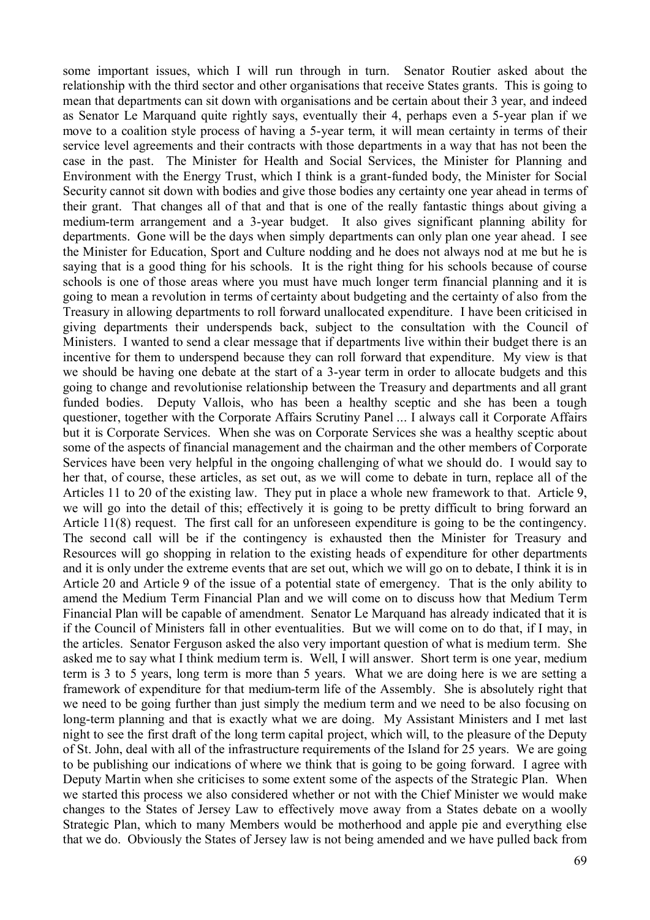some important issues, which I will run through in turn. Senator Routier asked about the relationship with the third sector and other organisations that receive States grants. This is going to mean that departments can sit down with organisations and be certain about their 3 year, and indeed as Senator Le Marquand quite rightly says, eventually their 4, perhaps even a 5-year plan if we move to a coalition style process of having a 5-year term, it will mean certainty in terms of their service level agreements and their contracts with those departments in a way that has not been the case in the past. The Minister for Health and Social Services, the Minister for Planning and Environment with the Energy Trust, which I think is a grant-funded body, the Minister for Social Security cannot sit down with bodies and give those bodies any certainty one year ahead in terms of their grant. That changes all of that and that is one of the really fantastic things about giving a medium-term arrangement and a 3-year budget. It also gives significant planning ability for departments. Gone will be the days when simply departments can only plan one year ahead. I see the Minister for Education, Sport and Culture nodding and he does not always nod at me but he is saying that is a good thing for his schools. It is the right thing for his schools because of course schools is one of those areas where you must have much longer term financial planning and it is going to mean a revolution in terms of certainty about budgeting and the certainty of also from the Treasury in allowing departments to roll forward unallocated expenditure. I have been criticised in giving departments their underspends back, subject to the consultation with the Council of Ministers. I wanted to send a clear message that if departments live within their budget there is an incentive for them to underspend because they can roll forward that expenditure. My view is that we should be having one debate at the start of a 3-year term in order to allocate budgets and this going to change and revolutionise relationship between the Treasury and departments and all grant funded bodies. Deputy Vallois, who has been a healthy sceptic and she has been a tough questioner, together with the Corporate Affairs Scrutiny Panel ... I always call it Corporate Affairs but it is Corporate Services. When she was on Corporate Services she was a healthy sceptic about some of the aspects of financial management and the chairman and the other members of Corporate Services have been very helpful in the ongoing challenging of what we should do. I would say to her that, of course, these articles, as set out, as we will come to debate in turn, replace all of the Articles 11 to 20 of the existing law. They put in place a whole new framework to that. Article 9, we will go into the detail of this; effectively it is going to be pretty difficult to bring forward an Article 11(8) request. The first call for an unforeseen expenditure is going to be the contingency. The second call will be if the contingency is exhausted then the Minister for Treasury and Resources will go shopping in relation to the existing heads of expenditure for other departments and it is only under the extreme events that are set out, which we will go on to debate, I think it is in Article 20 and Article 9 of the issue of a potential state of emergency. That is the only ability to amend the Medium Term Financial Plan and we will come on to discuss how that Medium Term Financial Plan will be capable of amendment. Senator Le Marquand has already indicated that it is if the Council of Ministers fall in other eventualities. But we will come on to do that, if I may, in the articles. Senator Ferguson asked the also very important question of what is medium term. She asked me to say what I think medium term is. Well, I will answer. Short term is one year, medium term is 3 to 5 years, long term is more than 5 years. What we are doing here is we are setting a framework of expenditure for that medium-term life of the Assembly. She is absolutely right that we need to be going further than just simply the medium term and we need to be also focusing on long-term planning and that is exactly what we are doing. My Assistant Ministers and I met last night to see the first draft of the long term capital project, which will, to the pleasure of the Deputy of St. John, deal with all of the infrastructure requirements of the Island for 25 years. We are going to be publishing our indications of where we think that is going to be going forward. I agree with Deputy Martin when she criticises to some extent some of the aspects of the Strategic Plan. When we started this process we also considered whether or not with the Chief Minister we would make changes to the States of Jersey Law to effectively move away from a States debate on a woolly Strategic Plan, which to many Members would be motherhood and apple pie and everything else that we do. Obviously the States of Jersey law is not being amended and we have pulled back from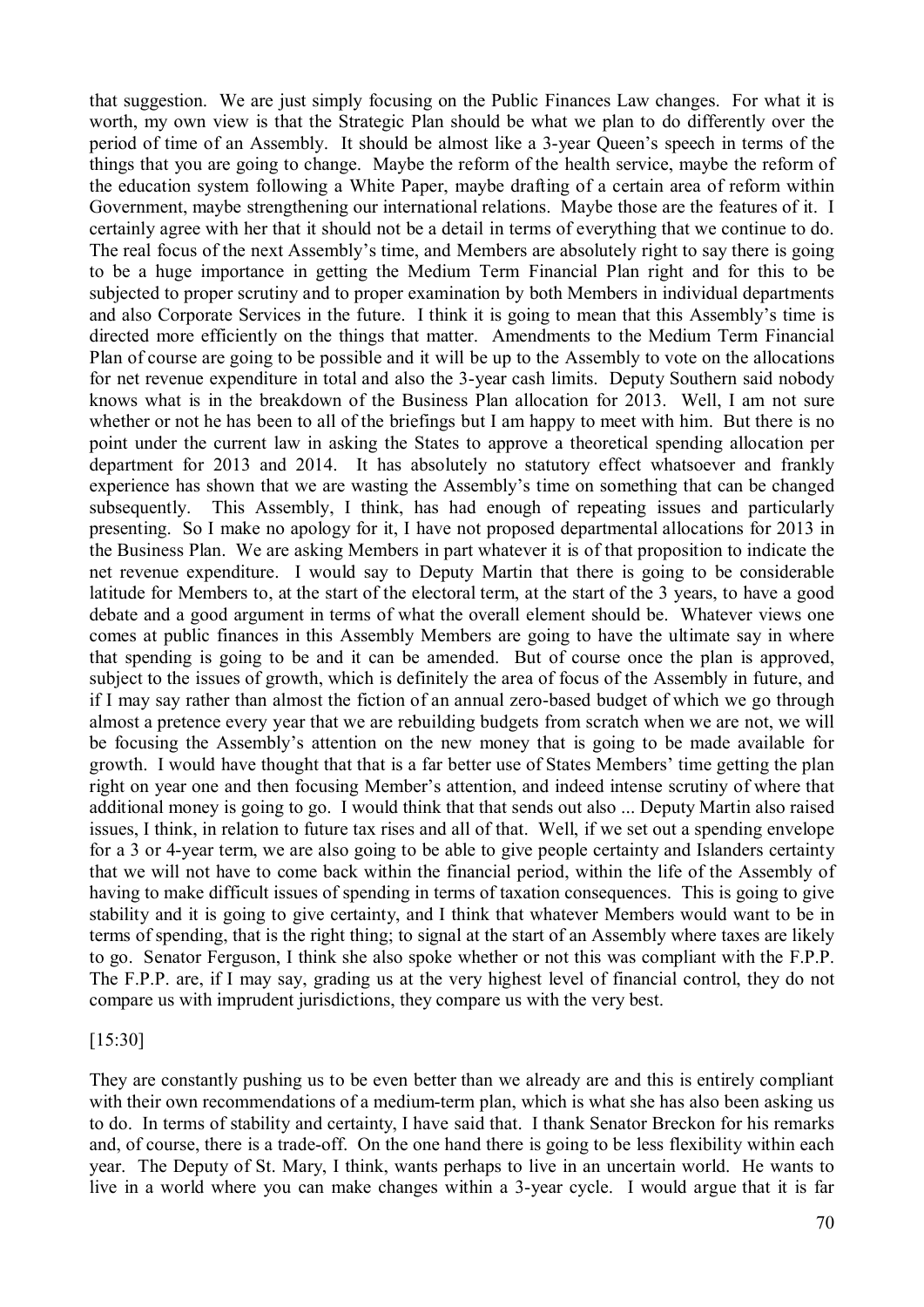that suggestion. We are just simply focusing on the Public Finances Law changes. For what it is worth, my own view is that the Strategic Plan should be what we plan to do differently over the period of time of an Assembly. It should be almost like a 3-year Queen's speech in terms of the things that you are going to change. Maybe the reform of the health service, maybe the reform of the education system following a White Paper, maybe drafting of a certain area of reform within Government, maybe strengthening our international relations. Maybe those are the features of it. I certainly agree with her that it should not be a detail in terms of everything that we continue to do. The real focus of the next Assembly's time, and Members are absolutely right to say there is going to be a huge importance in getting the Medium Term Financial Plan right and for this to be subjected to proper scrutiny and to proper examination by both Members in individual departments and also Corporate Services in the future. I think it is going to mean that this Assembly's time is directed more efficiently on the things that matter. Amendments to the Medium Term Financial Plan of course are going to be possible and it will be up to the Assembly to vote on the allocations for net revenue expenditure in total and also the 3-year cash limits. Deputy Southern said nobody knows what is in the breakdown of the Business Plan allocation for 2013. Well, I am not sure whether or not he has been to all of the briefings but I am happy to meet with him. But there is no point under the current law in asking the States to approve a theoretical spending allocation per department for 2013 and 2014. It has absolutely no statutory effect whatsoever and frankly experience has shown that we are wasting the Assembly's time on something that can be changed subsequently. This Assembly, I think, has had enough of repeating issues and particularly presenting. So I make no apology for it, I have not proposed departmental allocations for 2013 in the Business Plan. We are asking Members in part whatever it is of that proposition to indicate the net revenue expenditure. I would say to Deputy Martin that there is going to be considerable latitude for Members to, at the start of the electoral term, at the start of the 3 years, to have a good debate and a good argument in terms of what the overall element should be. Whatever views one comes at public finances in this Assembly Members are going to have the ultimate say in where that spending is going to be and it can be amended. But of course once the plan is approved, subject to the issues of growth, which is definitely the area of focus of the Assembly in future, and if I may say rather than almost the fiction of an annual zero-based budget of which we go through almost a pretence every year that we are rebuilding budgets from scratch when we are not, we will be focusing the Assembly's attention on the new money that is going to be made available for growth. I would have thought that that is a far better use of States Members' time getting the plan right on year one and then focusing Member's attention, and indeed intense scrutiny of where that additional money is going to go. I would think that that sends out also ... Deputy Martin also raised issues, I think, in relation to future tax rises and all of that. Well, if we set out a spending envelope for a 3 or 4-year term, we are also going to be able to give people certainty and Islanders certainty that we will not have to come back within the financial period, within the life of the Assembly of having to make difficult issues of spending in terms of taxation consequences. This is going to give stability and it is going to give certainty, and I think that whatever Members would want to be in terms of spending, that is the right thing; to signal at the start of an Assembly where taxes are likely to go. Senator Ferguson, I think she also spoke whether or not this was compliant with the F.P.P. The F.P.P. are, if I may say, grading us at the very highest level of financial control, they do not compare us with imprudent jurisdictions, they compare us with the very best.

[15:30]

They are constantly pushing us to be even better than we already are and this is entirely compliant with their own recommendations of a medium-term plan, which is what she has also been asking us to do. In terms of stability and certainty, I have said that. I thank Senator Breckon for his remarks and, of course, there is a trade-off. On the one hand there is going to be less flexibility within each year. The Deputy of St. Mary, I think, wants perhaps to live in an uncertain world. He wants to live in a world where you can make changes within a 3-year cycle. I would argue that it is far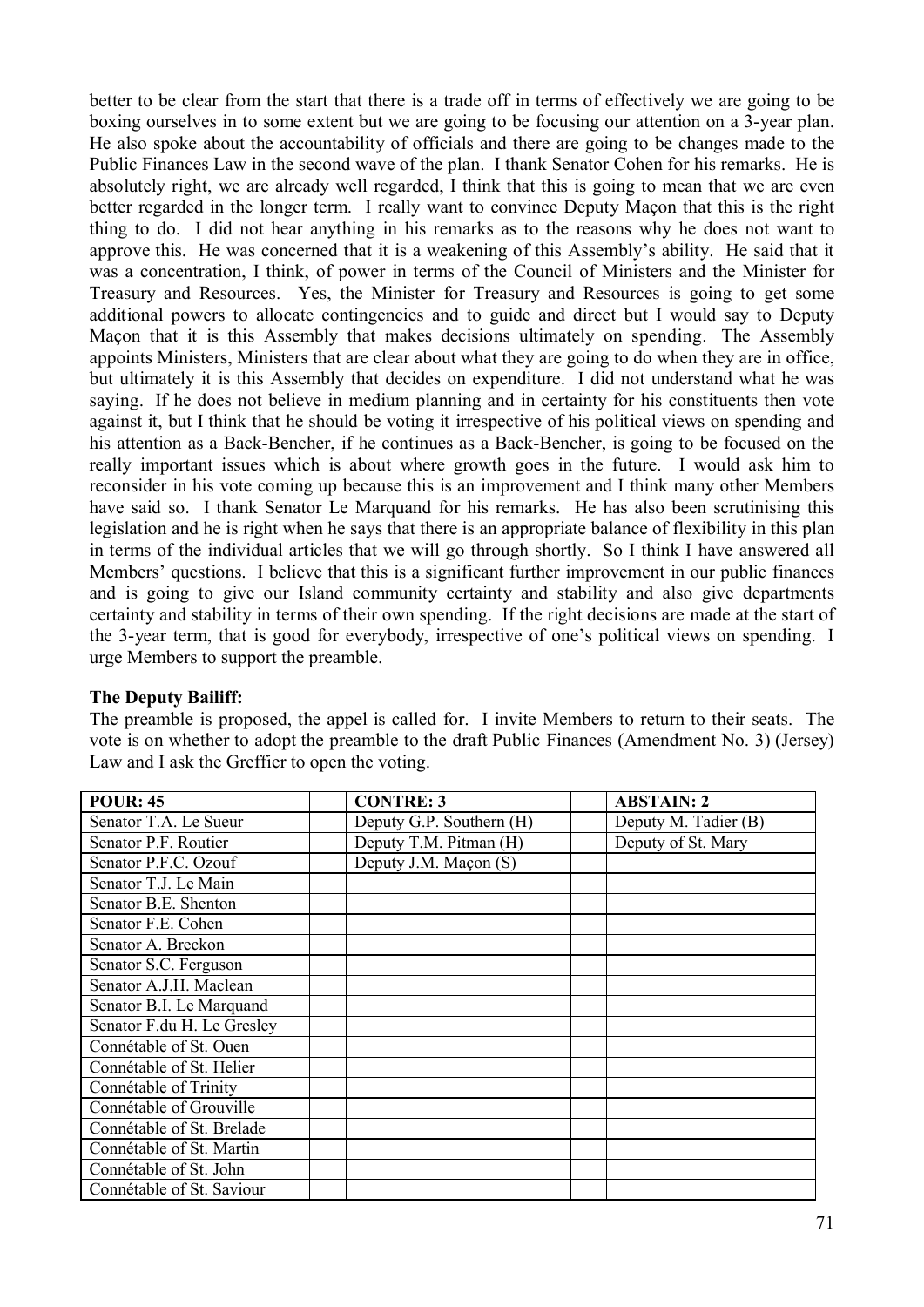better to be clear from the start that there is a trade off in terms of effectively we are going to be boxing ourselves in to some extent but we are going to be focusing our attention on a 3-year plan. He also spoke about the accountability of officials and there are going to be changes made to the Public Finances Law in the second wave of the plan. I thank Senator Cohen for his remarks. He is absolutely right, we are already well regarded, I think that this is going to mean that we are even better regarded in the longer term. I really want to convince Deputy Maçon that this is the right thing to do. I did not hear anything in his remarks as to the reasons why he does not want to approve this. He was concerned that it is a weakening of this Assembly's ability. He said that it was a concentration, I think, of power in terms of the Council of Ministers and the Minister for Treasury and Resources. Yes, the Minister for Treasury and Resources is going to get some additional powers to allocate contingencies and to guide and direct but I would say to Deputy Maçon that it is this Assembly that makes decisions ultimately on spending. The Assembly appoints Ministers, Ministers that are clear about what they are going to do when they are in office, but ultimately it is this Assembly that decides on expenditure. I did not understand what he was saying. If he does not believe in medium planning and in certainty for his constituents then vote against it, but I think that he should be voting it irrespective of his political views on spending and his attention as a Back-Bencher, if he continues as a Back-Bencher, is going to be focused on the really important issues which is about where growth goes in the future. I would ask him to reconsider in his vote coming up because this is an improvement and I think many other Members have said so. I thank Senator Le Marquand for his remarks. He has also been scrutinising this legislation and he is right when he says that there is an appropriate balance of flexibility in this plan in terms of the individual articles that we will go through shortly. So I think I have answered all Members' questions. I believe that this is a significant further improvement in our public finances and is going to give our Island community certainty and stability and also give departments certainty and stability in terms of their own spending. If the right decisions are made at the start of the 3-year term, that is good for everybody, irrespective of one's political views on spending. I urge Members to support the preamble.

**The Deputy Bailiff:**

The preamble is proposed, the appel is called for. I invite Members to return to their seats. The vote is on whether to adopt the preamble to the draft Public Finances (Amendment No. 3) (Jersey) Law and I ask the Greffier to open the voting.

| POUR: 45 | | CONTRE: 3 | | ABSTAIN: 2 |
|---|---|---|---|---|
| Senator T.A. Le Sueur | | Deputy G.P. Southern (H) | | Deputy M. Tadier (B) |
| Senator P.F. Routier | | Deputy T.M. Pitman (H) | | Deputy of St. Mary |
| Senator P.F.C. Ozouf | | Deputy J.M. Maçon (S) | | |
| Senator T.J. Le Main | | | | |
| Senator B.E. Shenton | | | | |
| Senator F.E. Cohen | | | | |
| Senator A. Breckon | | | | |
| Senator S.C. Ferguson | | | | |
| Senator A.J.H. Maclean | | | | |
| Senator B.I. Le Marquand | | | | |
| Senator F.du H. Le Gresley | | | | |
| Connétable of St. Ouen | | | | |
| Connétable of St. Helier | | | | |
| Connétable of Trinity | | | | |
| Connétable of Grouville | | | | |
| Connétable of St. Brelade | | | | |
| Connétable of St. Martin | | | | |
| Connétable of St. John | | | | |
| Connétable of St. Saviour | | | | |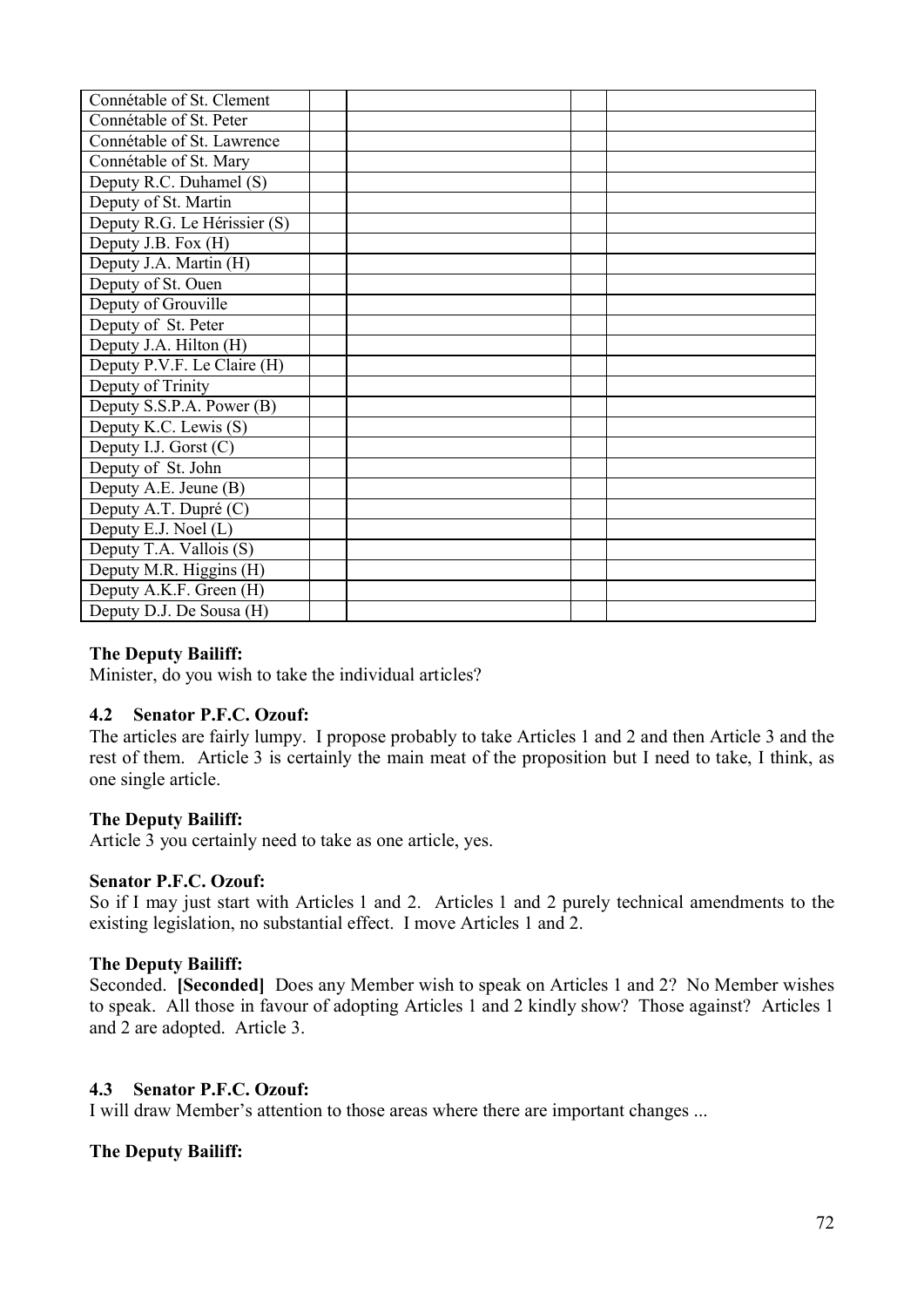| | | | | |
|---|---|---|---|---|
| Connétable of St. Clement | | | | |
| Connétable of St. Peter | | | | |
| Connétable of St. Lawrence | | | | |
| Connétable of St. Mary | | | | |
| Deputy R.C. Duhamel (S) | | | | |
| Deputy of St. Martin | | | | |
| Deputy R.G. Le Hérissier (S) | | | | |
| Deputy J.B. Fox (H) | | | | |
| Deputy J.A. Martin (H) | | | | |
| Deputy of St. Ouen | | | | |
| Deputy of Grouville | | | | |
| Deputy of St. Peter | | | | |
| Deputy J.A. Hilton (H) | | | | |
| Deputy P.V.F. Le Claire (H) | | | | |
| Deputy of Trinity | | | | |
| Deputy S.S.P.A. Power (B) | | | | |
| Deputy K.C. Lewis (S) | | | | |
| Deputy I.J. Gorst (C) | | | | |
| Deputy of St. John | | | | |
| Deputy A.E. Jeune (B) | | | | |
| Deputy A.T. Dupré (C) | | | | |
| Deputy E.J. Noel (L) | | | | |
| Deputy T.A. Vallois (S) | | | | |
| Deputy M.R. Higgins (H) | | | | |
| Deputy A.K.F. Green (H) | | | | |
| Deputy D.J. De Sousa (H) | | | | |

**The Deputy Bailiff:**

Minister, do you wish to take the individual articles?

**4.2 Senator P.F.C. Ozouf:**

The articles are fairly lumpy. I propose probably to take Articles 1 and 2 and then Article 3 and the rest of them. Article 3 is certainly the main meat of the proposition but I need to take, I think, as one single article.

**The Deputy Bailiff:**

Article 3 you certainly need to take as one article, yes.

**Senator P.F.C. Ozouf:**

So if I may just start with Articles 1 and 2. Articles 1 and 2 purely technical amendments to the existing legislation, no substantial effect. I move Articles 1 and 2.

**The Deputy Bailiff:**

Seconded. **[Seconded]** Does any Member wish to speak on Articles 1 and 2? No Member wishes to speak. All those in favour of adopting Articles 1 and 2 kindly show? Those against? Articles 1 and 2 are adopted. Article 3.

**4.3 Senator P.F.C. Ozouf:**

I will draw Member's attention to those areas where there are important changes ...

**The Deputy Bailiff:**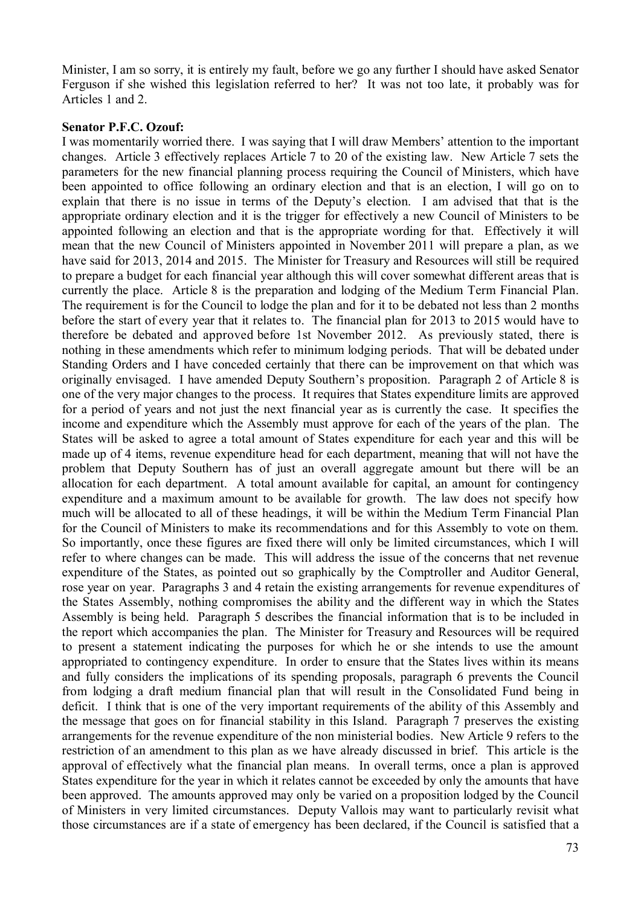Minister, I am so sorry, it is entirely my fault, before we go any further I should have asked Senator Ferguson if she wished this legislation referred to her? It was not too late, it probably was for Articles 1 and 2.

**Senator P.F.C. Ozouf:**

I was momentarily worried there. I was saying that I will draw Members' attention to the important changes. Article 3 effectively replaces Article 7 to 20 of the existing law. New Article 7 sets the parameters for the new financial planning process requiring the Council of Ministers, which have been appointed to office following an ordinary election and that is an election, I will go on to explain that there is no issue in terms of the Deputy's election. I am advised that that is the appropriate ordinary election and it is the trigger for effectively a new Council of Ministers to be appointed following an election and that is the appropriate wording for that. Effectively it will mean that the new Council of Ministers appointed in November 2011 will prepare a plan, as we have said for 2013, 2014 and 2015. The Minister for Treasury and Resources will still be required to prepare a budget for each financial year although this will cover somewhat different areas that is currently the place. Article 8 is the preparation and lodging of the Medium Term Financial Plan. The requirement is for the Council to lodge the plan and for it to be debated not less than 2 months before the start of every year that it relates to. The financial plan for 2013 to 2015 would have to therefore be debated and approved before 1st November 2012. As previously stated, there is nothing in these amendments which refer to minimum lodging periods. That will be debated under Standing Orders and I have conceded certainly that there can be improvement on that which was originally envisaged. I have amended Deputy Southern's proposition. Paragraph 2 of Article 8 is one of the very major changes to the process. It requires that States expenditure limits are approved for a period of years and not just the next financial year as is currently the case. It specifies the income and expenditure which the Assembly must approve for each of the years of the plan. The States will be asked to agree a total amount of States expenditure for each year and this will be made up of 4 items, revenue expenditure head for each department, meaning that will not have the problem that Deputy Southern has of just an overall aggregate amount but there will be an allocation for each department. A total amount available for capital, an amount for contingency expenditure and a maximum amount to be available for growth. The law does not specify how much will be allocated to all of these headings, it will be within the Medium Term Financial Plan for the Council of Ministers to make its recommendations and for this Assembly to vote on them. So importantly, once these figures are fixed there will only be limited circumstances, which I will refer to where changes can be made. This will address the issue of the concerns that net revenue expenditure of the States, as pointed out so graphically by the Comptroller and Auditor General, rose year on year. Paragraphs 3 and 4 retain the existing arrangements for revenue expenditures of the States Assembly, nothing compromises the ability and the different way in which the States Assembly is being held. Paragraph 5 describes the financial information that is to be included in the report which accompanies the plan. The Minister for Treasury and Resources will be required to present a statement indicating the purposes for which he or she intends to use the amount appropriated to contingency expenditure. In order to ensure that the States lives within its means and fully considers the implications of its spending proposals, paragraph 6 prevents the Council from lodging a draft medium financial plan that will result in the Consolidated Fund being in deficit. I think that is one of the very important requirements of the ability of this Assembly and the message that goes on for financial stability in this Island. Paragraph 7 preserves the existing arrangements for the revenue expenditure of the non ministerial bodies. New Article 9 refers to the restriction of an amendment to this plan as we have already discussed in brief. This article is the approval of effectively what the financial plan means. In overall terms, once a plan is approved States expenditure for the year in which it relates cannot be exceeded by only the amounts that have been approved. The amounts approved may only be varied on a proposition lodged by the Council of Ministers in very limited circumstances. Deputy Vallois may want to particularly revisit what those circumstances are if a state of emergency has been declared, if the Council is satisfied that a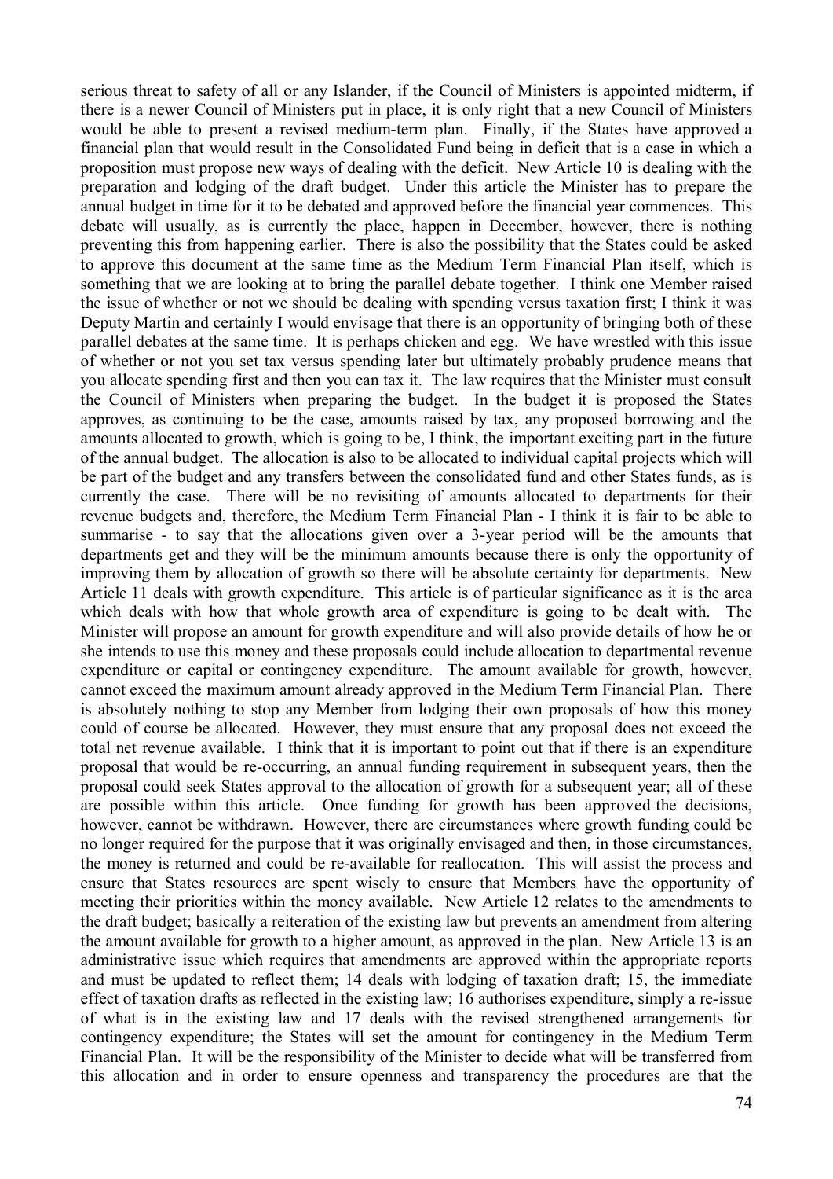serious threat to safety of all or any Islander, if the Council of Ministers is appointed midterm, if there is a newer Council of Ministers put in place, it is only right that a new Council of Ministers would be able to present a revised medium-term plan. Finally, if the States have approved a financial plan that would result in the Consolidated Fund being in deficit that is a case in which a proposition must propose new ways of dealing with the deficit. New Article 10 is dealing with the preparation and lodging of the draft budget. Under this article the Minister has to prepare the annual budget in time for it to be debated and approved before the financial year commences. This debate will usually, as is currently the place, happen in December, however, there is nothing preventing this from happening earlier. There is also the possibility that the States could be asked to approve this document at the same time as the Medium Term Financial Plan itself, which is something that we are looking at to bring the parallel debate together. I think one Member raised the issue of whether or not we should be dealing with spending versus taxation first; I think it was Deputy Martin and certainly I would envisage that there is an opportunity of bringing both of these parallel debates at the same time. It is perhaps chicken and egg. We have wrestled with this issue of whether or not you set tax versus spending later but ultimately probably prudence means that you allocate spending first and then you can tax it. The law requires that the Minister must consult the Council of Ministers when preparing the budget. In the budget it is proposed the States approves, as continuing to be the case, amounts raised by tax, any proposed borrowing and the amounts allocated to growth, which is going to be, I think, the important exciting part in the future of the annual budget. The allocation is also to be allocated to individual capital projects which will be part of the budget and any transfers between the consolidated fund and other States funds, as is currently the case. There will be no revisiting of amounts allocated to departments for their revenue budgets and, therefore, the Medium Term Financial Plan - I think it is fair to be able to summarise - to say that the allocations given over a 3-year period will be the amounts that departments get and they will be the minimum amounts because there is only the opportunity of improving them by allocation of growth so there will be absolute certainty for departments. New Article 11 deals with growth expenditure. This article is of particular significance as it is the area which deals with how that whole growth area of expenditure is going to be dealt with. The Minister will propose an amount for growth expenditure and will also provide details of how he or she intends to use this money and these proposals could include allocation to departmental revenue expenditure or capital or contingency expenditure. The amount available for growth, however, cannot exceed the maximum amount already approved in the Medium Term Financial Plan. There is absolutely nothing to stop any Member from lodging their own proposals of how this money could of course be allocated. However, they must ensure that any proposal does not exceed the total net revenue available. I think that it is important to point out that if there is an expenditure proposal that would be re-occurring, an annual funding requirement in subsequent years, then the proposal could seek States approval to the allocation of growth for a subsequent year; all of these are possible within this article. Once funding for growth has been approved the decisions, however, cannot be withdrawn. However, there are circumstances where growth funding could be no longer required for the purpose that it was originally envisaged and then, in those circumstances, the money is returned and could be re-available for reallocation. This will assist the process and ensure that States resources are spent wisely to ensure that Members have the opportunity of meeting their priorities within the money available. New Article 12 relates to the amendments to the draft budget; basically a reiteration of the existing law but prevents an amendment from altering the amount available for growth to a higher amount, as approved in the plan. New Article 13 is an administrative issue which requires that amendments are approved within the appropriate reports and must be updated to reflect them; 14 deals with lodging of taxation draft; 15, the immediate effect of taxation drafts as reflected in the existing law; 16 authorises expenditure, simply a re-issue of what is in the existing law and 17 deals with the revised strengthened arrangements for contingency expenditure; the States will set the amount for contingency in the Medium Term Financial Plan. It will be the responsibility of the Minister to decide what will be transferred from this allocation and in order to ensure openness and transparency the procedures are that the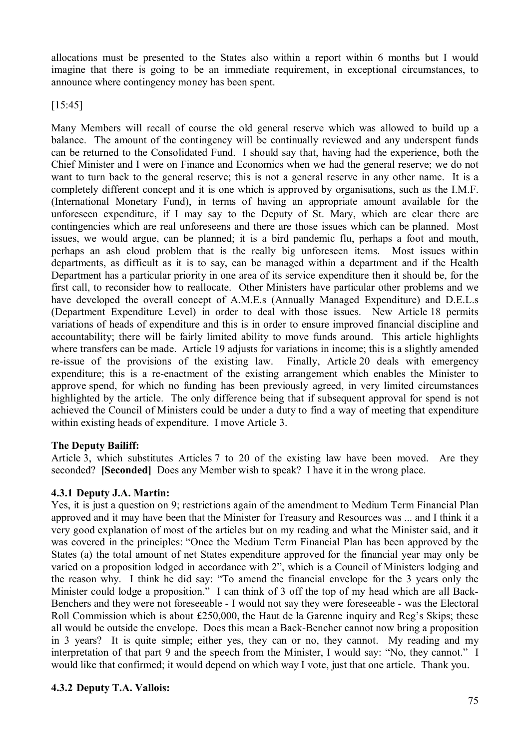allocations must be presented to the States also within a report within 6 months but I would imagine that there is going to be an immediate requirement, in exceptional circumstances, to announce where contingency money has been spent.

[15:45]

Many Members will recall of course the old general reserve which was allowed to build up a balance. The amount of the contingency will be continually reviewed and any underspent funds can be returned to the Consolidated Fund. I should say that, having had the experience, both the Chief Minister and I were on Finance and Economics when we had the general reserve; we do not want to turn back to the general reserve; this is not a general reserve in any other name. It is a completely different concept and it is one which is approved by organisations, such as the I.M.F. (International Monetary Fund), in terms of having an appropriate amount available for the unforeseen expenditure, if I may say to the Deputy of St. Mary, which are clear there are contingencies which are real unforeseens and there are those issues which can be planned. Most issues, we would argue, can be planned; it is a bird pandemic flu, perhaps a foot and mouth, perhaps an ash cloud problem that is the really big unforeseen items. Most issues within departments, as difficult as it is to say, can be managed within a department and if the Health Department has a particular priority in one area of its service expenditure then it should be, for the first call, to reconsider how to reallocate. Other Ministers have particular other problems and we have developed the overall concept of A.M.E.s (Annually Managed Expenditure) and D.E.L.s (Department Expenditure Level) in order to deal with those issues. New Article 18 permits variations of heads of expenditure and this is in order to ensure improved financial discipline and accountability; there will be fairly limited ability to move funds around. This article highlights where transfers can be made. Article 19 adjusts for variations in income; this is a slightly amended re-issue of the provisions of the existing law. Finally, Article 20 deals with emergency expenditure; this is a re-enactment of the existing arrangement which enables the Minister to approve spend, for which no funding has been previously agreed, in very limited circumstances highlighted by the article. The only difference being that if subsequent approval for spend is not achieved the Council of Ministers could be under a duty to find a way of meeting that expenditure within existing heads of expenditure. I move Article 3.

**The Deputy Bailiff:**
Article 3, which substitutes Articles 7 to 20 of the existing law have been moved. Are they seconded? **[Seconded]** Does any Member wish to speak? I have it in the wrong place.

### 4.3.1 Deputy J.A. Martin:

Yes, it is just a question on 9; restrictions again of the amendment to Medium Term Financial Plan approved and it may have been that the Minister for Treasury and Resources was ... and I think it a very good explanation of most of the articles but on my reading and what the Minister said, and it was covered in the principles: "Once the Medium Term Financial Plan has been approved by the States (a) the total amount of net States expenditure approved for the financial year may only be varied on a proposition lodged in accordance with 2", which is a Council of Ministers lodging and the reason why. I think he did say: "To amend the financial envelope for the 3 years only the Minister could lodge a proposition." I can think of 3 off the top of my head which are all Back-Benchers and they were not foreseeable - I would not say they were foreseeable - was the Electoral Roll Commission which is about £250,000, the Haut de la Garenne inquiry and Reg's Skips; these all would be outside the envelope. Does this mean a Back-Bencher cannot now bring a proposition in 3 years? It is quite simple; either yes, they can or no, they cannot. My reading and my interpretation of that part 9 and the speech from the Minister, I would say: "No, they cannot." I would like that confirmed; it would depend on which way I vote, just that one article. Thank you.

### 4.3.2 Deputy T.A. Vallois: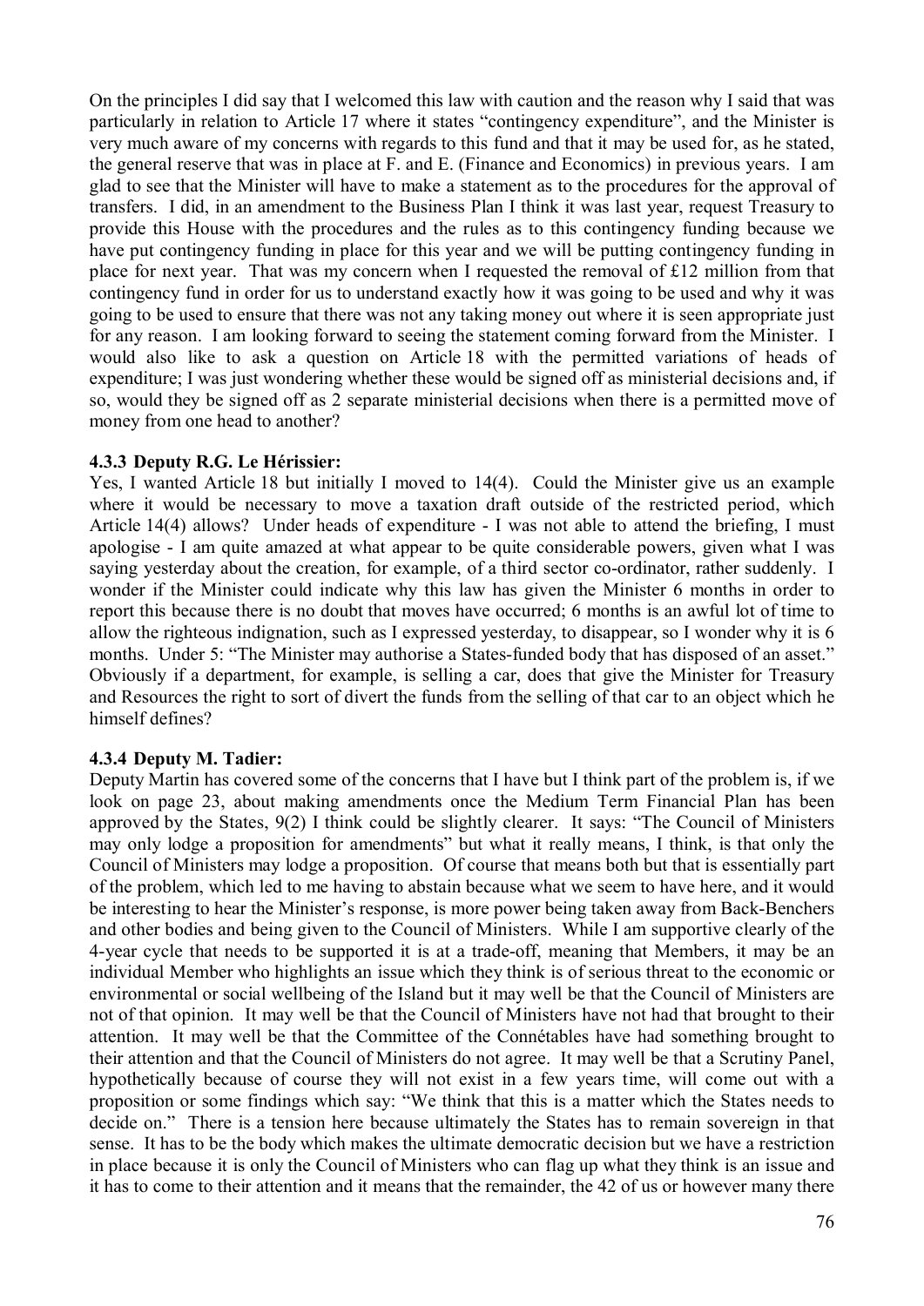On the principles I did say that I welcomed this law with caution and the reason why I said that was particularly in relation to Article 17 where it states "contingency expenditure", and the Minister is very much aware of my concerns with regards to this fund and that it may be used for, as he stated, the general reserve that was in place at F. and E. (Finance and Economics) in previous years. I am glad to see that the Minister will have to make a statement as to the procedures for the approval of transfers. I did, in an amendment to the Business Plan I think it was last year, request Treasury to provide this House with the procedures and the rules as to this contingency funding because we have put contingency funding in place for this year and we will be putting contingency funding in place for next year. That was my concern when I requested the removal of £12 million from that contingency fund in order for us to understand exactly how it was going to be used and why it was going to be used to ensure that there was not any taking money out where it is seen appropriate just for any reason. I am looking forward to seeing the statement coming forward from the Minister. I would also like to ask a question on Article 18 with the permitted variations of heads of expenditure; I was just wondering whether these would be signed off as ministerial decisions and, if so, would they be signed off as 2 separate ministerial decisions when there is a permitted move of money from one head to another?

### 4.3.3 Deputy R.G. Le Hérissier:

Yes, I wanted Article 18 but initially I moved to 14(4). Could the Minister give us an example where it would be necessary to move a taxation draft outside of the restricted period, which Article 14(4) allows? Under heads of expenditure - I was not able to attend the briefing, I must apologise - I am quite amazed at what appear to be quite considerable powers, given what I was saying yesterday about the creation, for example, of a third sector co-ordinator, rather suddenly. I wonder if the Minister could indicate why this law has given the Minister 6 months in order to report this because there is no doubt that moves have occurred; 6 months is an awful lot of time to allow the righteous indignation, such as I expressed yesterday, to disappear, so I wonder why it is 6 months. Under 5: "The Minister may authorise a States-funded body that has disposed of an asset." Obviously if a department, for example, is selling a car, does that give the Minister for Treasury and Resources the right to sort of divert the funds from the selling of that car to an object which he himself defines?

### 4.3.4 Deputy M. Tadier:

Deputy Martin has covered some of the concerns that I have but I think part of the problem is, if we look on page 23, about making amendments once the Medium Term Financial Plan has been approved by the States, 9(2) I think could be slightly clearer. It says: "The Council of Ministers may only lodge a proposition for amendments" but what it really means, I think, is that only the Council of Ministers may lodge a proposition. Of course that means both but that is essentially part of the problem, which led to me having to abstain because what we seem to have here, and it would be interesting to hear the Minister's response, is more power being taken away from Back-Benchers and other bodies and being given to the Council of Ministers. While I am supportive clearly of the 4-year cycle that needs to be supported it is at a trade-off, meaning that Members, it may be an individual Member who highlights an issue which they think is of serious threat to the economic or environmental or social wellbeing of the Island but it may well be that the Council of Ministers are not of that opinion. It may well be that the Council of Ministers have not had that brought to their attention. It may well be that the Committee of the Connétables have had something brought to their attention and that the Council of Ministers do not agree. It may well be that a Scrutiny Panel, hypothetically because of course they will not exist in a few years time, will come out with a proposition or some findings which say: "We think that this is a matter which the States needs to decide on." There is a tension here because ultimately the States has to remain sovereign in that sense. It has to be the body which makes the ultimate democratic decision but we have a restriction in place because it is only the Council of Ministers who can flag up what they think is an issue and it has to come to their attention and it means that the remainder, the 42 of us or however many there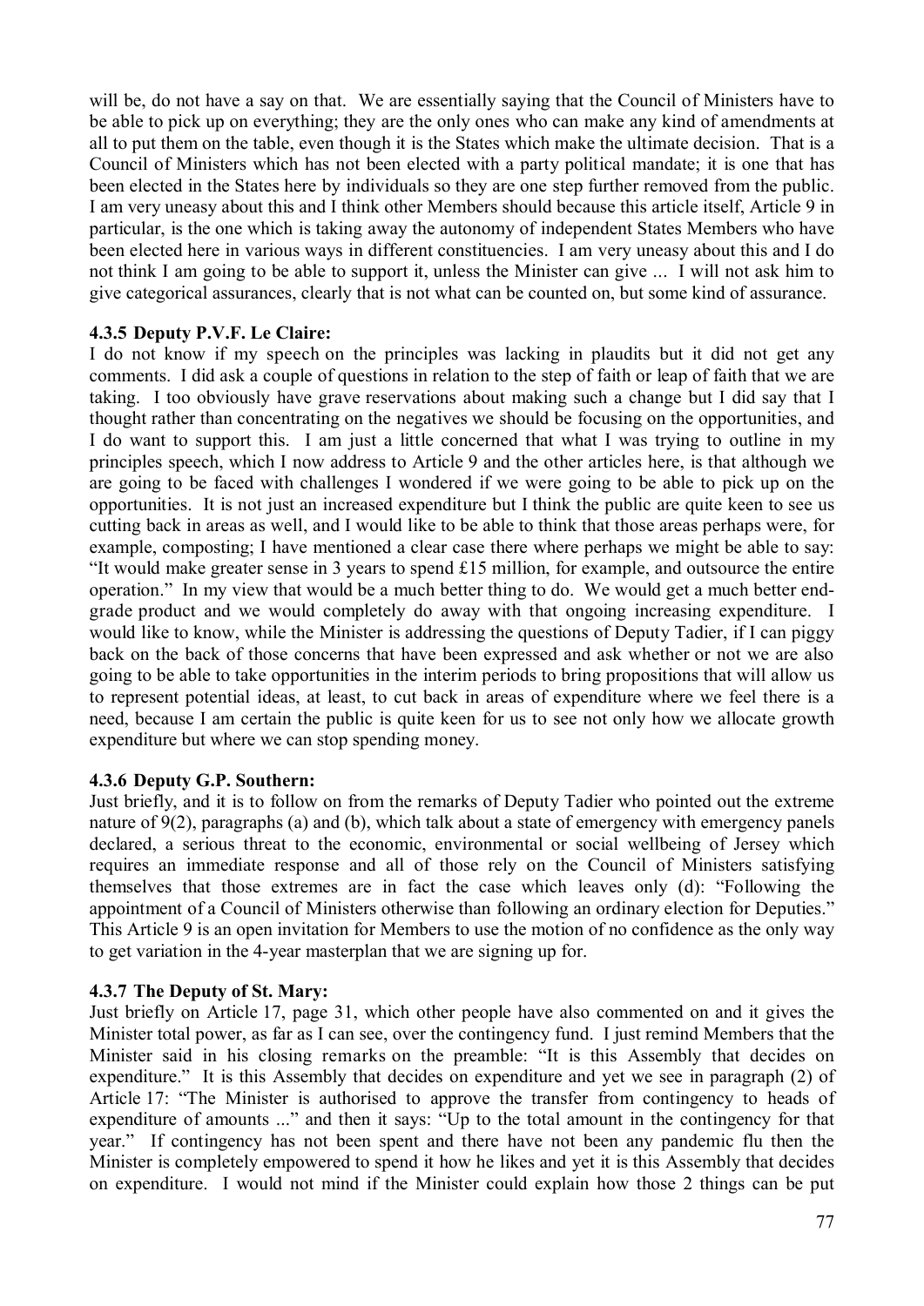will be, do not have a say on that. We are essentially saying that the Council of Ministers have to be able to pick up on everything; they are the only ones who can make any kind of amendments at all to put them on the table, even though it is the States which make the ultimate decision. That is a Council of Ministers which has not been elected with a party political mandate; it is one that has been elected in the States here by individuals so they are one step further removed from the public. I am very uneasy about this and I think other Members should because this article itself, Article 9 in particular, is the one which is taking away the autonomy of independent States Members who have been elected here in various ways in different constituencies. I am very uneasy about this and I do not think I am going to be able to support it, unless the Minister can give ... I will not ask him to give categorical assurances, clearly that is not what can be counted on, but some kind of assurance.

### 4.3.5 Deputy P.V.F. Le Claire:

I do not know if my speech on the principles was lacking in plaudits but it did not get any comments. I did ask a couple of questions in relation to the step of faith or leap of faith that we are taking. I too obviously have grave reservations about making such a change but I did say that I thought rather than concentrating on the negatives we should be focusing on the opportunities, and I do want to support this. I am just a little concerned that what I was trying to outline in my principles speech, which I now address to Article 9 and the other articles here, is that although we are going to be faced with challenges I wondered if we were going to be able to pick up on the opportunities. It is not just an increased expenditure but I think the public are quite keen to see us cutting back in areas as well, and I would like to be able to think that those areas perhaps were, for example, composting; I have mentioned a clear case there where perhaps we might be able to say: "It would make greater sense in 3 years to spend £15 million, for example, and outsource the entire operation." In my view that would be a much better thing to do. We would get a much better end-grade product and we would completely do away with that ongoing increasing expenditure. I would like to know, while the Minister is addressing the questions of Deputy Tadier, if I can piggy back on the back of those concerns that have been expressed and ask whether or not we are also going to be able to take opportunities in the interim periods to bring propositions that will allow us to represent potential ideas, at least, to cut back in areas of expenditure where we feel there is a need, because I am certain the public is quite keen for us to see not only how we allocate growth expenditure but where we can stop spending money.

### 4.3.6 Deputy G.P. Southern:

Just briefly, and it is to follow on from the remarks of Deputy Tadier who pointed out the extreme nature of 9(2), paragraphs (a) and (b), which talk about a state of emergency with emergency panels declared, a serious threat to the economic, environmental or social wellbeing of Jersey which requires an immediate response and all of those rely on the Council of Ministers satisfying themselves that those extremes are in fact the case which leaves only (d): "Following the appointment of a Council of Ministers otherwise than following an ordinary election for Deputies." This Article 9 is an open invitation for Members to use the motion of no confidence as the only way to get variation in the 4-year masterplan that we are signing up for.

### 4.3.7 The Deputy of St. Mary:

Just briefly on Article 17, page 31, which other people have also commented on and it gives the Minister total power, as far as I can see, over the contingency fund. I just remind Members that the Minister said in his closing remarks on the preamble: "It is this Assembly that decides on expenditure." It is this Assembly that decides on expenditure and yet we see in paragraph (2) of Article 17: "The Minister is authorised to approve the transfer from contingency to heads of expenditure of amounts ..." and then it says: "Up to the total amount in the contingency for that year." If contingency has not been spent and there have not been any pandemic flu then the Minister is completely empowered to spend it how he likes and yet it is this Assembly that decides on expenditure. I would not mind if the Minister could explain how those 2 things can be put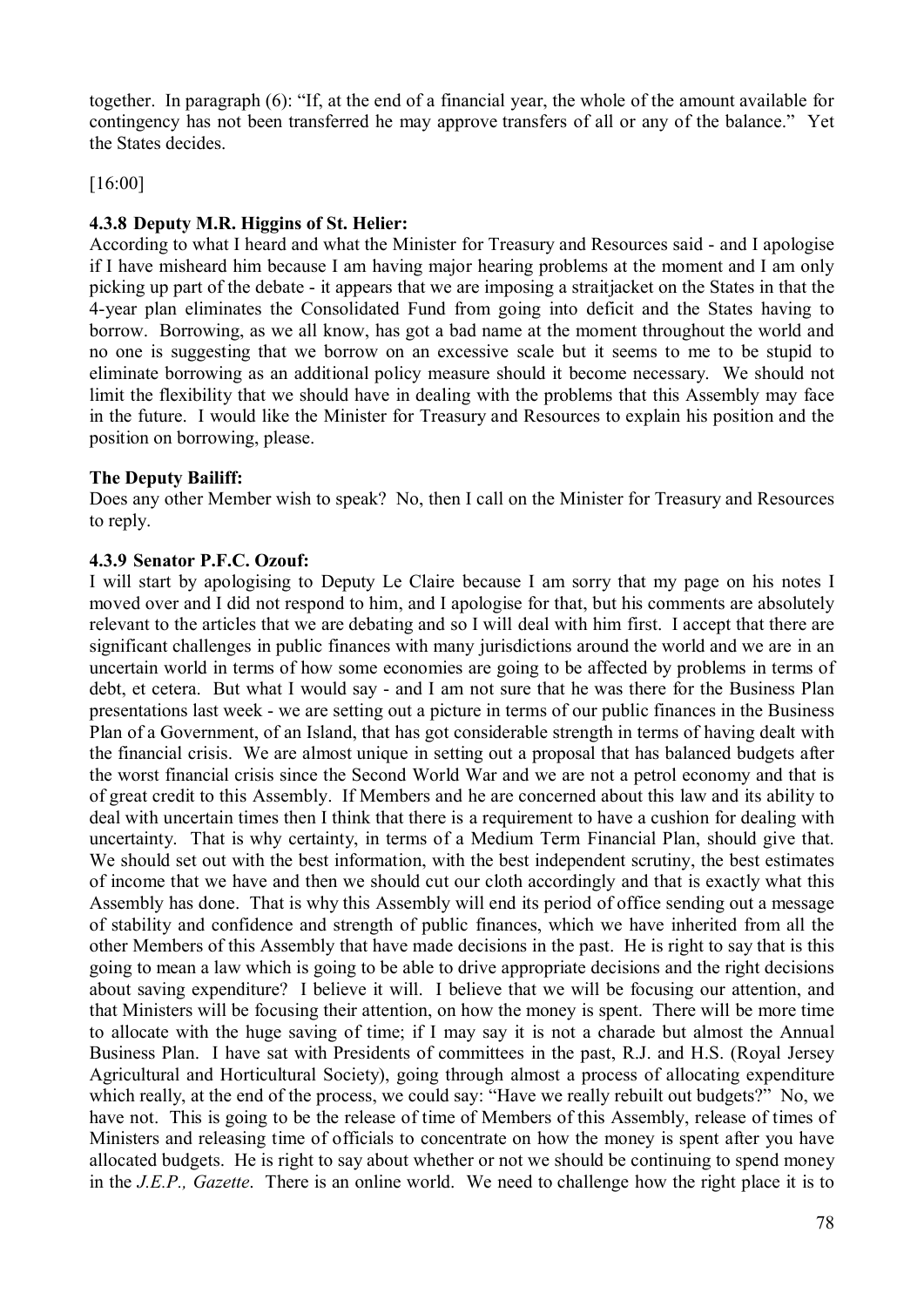together. In paragraph (6): "If, at the end of a financial year, the whole of the amount available for contingency has not been transferred he may approve transfers of all or any of the balance." Yet the States decides.

[16:00]

### 4.3.8 Deputy M.R. Higgins of St. Helier:

According to what I heard and what the Minister for Treasury and Resources said - and I apologise if I have misheard him because I am having major hearing problems at the moment and I am only picking up part of the debate - it appears that we are imposing a straitjacket on the States in that the 4-year plan eliminates the Consolidated Fund from going into deficit and the States having to borrow. Borrowing, as we all know, has got a bad name at the moment throughout the world and no one is suggesting that we borrow on an excessive scale but it seems to me to be stupid to eliminate borrowing as an additional policy measure should it become necessary. We should not limit the flexibility that we should have in dealing with the problems that this Assembly may face in the future. I would like the Minister for Treasury and Resources to explain his position and the position on borrowing, please.

### The Deputy Bailiff:

Does any other Member wish to speak? No, then I call on the Minister for Treasury and Resources to reply.

### 4.3.9 Senator P.F.C. Ozouf:

I will start by apologising to Deputy Le Claire because I am sorry that my page on his notes I moved over and I did not respond to him, and I apologise for that, but his comments are absolutely relevant to the articles that we are debating and so I will deal with him first. I accept that there are significant challenges in public finances with many jurisdictions around the world and we are in an uncertain world in terms of how some economies are going to be affected by problems in terms of debt, et cetera. But what I would say - and I am not sure that he was there for the Business Plan presentations last week - we are setting out a picture in terms of our public finances in the Business Plan of a Government, of an Island, that has got considerable strength in terms of having dealt with the financial crisis. We are almost unique in setting out a proposal that has balanced budgets after the worst financial crisis since the Second World War and we are not a petrol economy and that is of great credit to this Assembly. If Members and he are concerned about this law and its ability to deal with uncertain times then I think that there is a requirement to have a cushion for dealing with uncertainty. That is why certainty, in terms of a Medium Term Financial Plan, should give that. We should set out with the best information, with the best independent scrutiny, the best estimates of income that we have and then we should cut our cloth accordingly and that is exactly what this Assembly has done. That is why this Assembly will end its period of office sending out a message of stability and confidence and strength of public finances, which we have inherited from all the other Members of this Assembly that have made decisions in the past. He is right to say that is this going to mean a law which is going to be able to drive appropriate decisions and the right decisions about saving expenditure? I believe it will. I believe that we will be focusing our attention, and that Ministers will be focusing their attention, on how the money is spent. There will be more time to allocate with the huge saving of time; if I may say it is not a charade but almost the Annual Business Plan. I have sat with Presidents of committees in the past, R.J. and H.S. (Royal Jersey Agricultural and Horticultural Society), going through almost a process of allocating expenditure which really, at the end of the process, we could say: "Have we really rebuilt out budgets?" No, we have not. This is going to be the release of time of Members of this Assembly, release of times of Ministers and releasing time of officials to concentrate on how the money is spent after you have allocated budgets. He is right to say about whether or not we should be continuing to spend money in the *J.E.P., Gazette*. There is an online world. We need to challenge how the right place it is to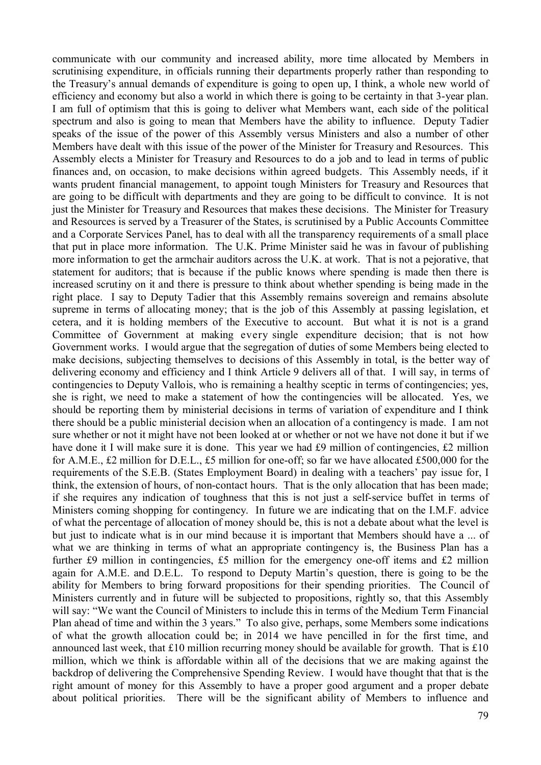communicate with our community and increased ability, more time allocated by Members in scrutinising expenditure, in officials running their departments properly rather than responding to the Treasury's annual demands of expenditure is going to open up, I think, a whole new world of efficiency and economy but also a world in which there is going to be certainty in that 3-year plan. I am full of optimism that this is going to deliver what Members want, each side of the political spectrum and also is going to mean that Members have the ability to influence. Deputy Tadier speaks of the issue of the power of this Assembly versus Ministers and also a number of other Members have dealt with this issue of the power of the Minister for Treasury and Resources. This Assembly elects a Minister for Treasury and Resources to do a job and to lead in terms of public finances and, on occasion, to make decisions within agreed budgets. This Assembly needs, if it wants prudent financial management, to appoint tough Ministers for Treasury and Resources that are going to be difficult with departments and they are going to be difficult to convince. It is not just the Minister for Treasury and Resources that makes these decisions. The Minister for Treasury and Resources is served by a Treasurer of the States, is scrutinised by a Public Accounts Committee and a Corporate Services Panel, has to deal with all the transparency requirements of a small place that put in place more information. The U.K. Prime Minister said he was in favour of publishing more information to get the armchair auditors across the U.K. at work. That is not a pejorative, that statement for auditors; that is because if the public knows where spending is made then there is increased scrutiny on it and there is pressure to think about whether spending is being made in the right place. I say to Deputy Tadier that this Assembly remains sovereign and remains absolute supreme in terms of allocating money; that is the job of this Assembly at passing legislation, et cetera, and it is holding members of the Executive to account. But what it is not is a grand Committee of Government at making every single expenditure decision; that is not how Government works. I would argue that the segregation of duties of some Members being elected to make decisions, subjecting themselves to decisions of this Assembly in total, is the better way of delivering economy and efficiency and I think Article 9 delivers all of that. I will say, in terms of contingencies to Deputy Vallois, who is remaining a healthy sceptic in terms of contingencies; yes, she is right, we need to make a statement of how the contingencies will be allocated. Yes, we should be reporting them by ministerial decisions in terms of variation of expenditure and I think there should be a public ministerial decision when an allocation of a contingency is made. I am not sure whether or not it might have not been looked at or whether or not we have not done it but if we have done it I will make sure it is done. This year we had £9 million of contingencies, £2 million for A.M.E., £2 million for D.E.L., £5 million for one-off; so far we have allocated £500,000 for the requirements of the S.E.B. (States Employment Board) in dealing with a teachers' pay issue for, I think, the extension of hours, of non-contact hours. That is the only allocation that has been made; if she requires any indication of toughness that this is not just a self-service buffet in terms of Ministers coming shopping for contingency. In future we are indicating that on the I.M.F. advice of what the percentage of allocation of money should be, this is not a debate about what the level is but just to indicate what is in our mind because it is important that Members should have a ... of what we are thinking in terms of what an appropriate contingency is, the Business Plan has a further £9 million in contingencies, £5 million for the emergency one-off items and £2 million again for A.M.E. and D.E.L. To respond to Deputy Martin's question, there is going to be the ability for Members to bring forward propositions for their spending priorities. The Council of Ministers currently and in future will be subjected to propositions, rightly so, that this Assembly will say: "We want the Council of Ministers to include this in terms of the Medium Term Financial Plan ahead of time and within the 3 years." To also give, perhaps, some Members some indications of what the growth allocation could be; in 2014 we have pencilled in for the first time, and announced last week, that £10 million recurring money should be available for growth. That is £10 million, which we think is affordable within all of the decisions that we are making against the backdrop of delivering the Comprehensive Spending Review. I would have thought that that is the right amount of money for this Assembly to have a proper good argument and a proper debate about political priorities. There will be the significant ability of Members to influence and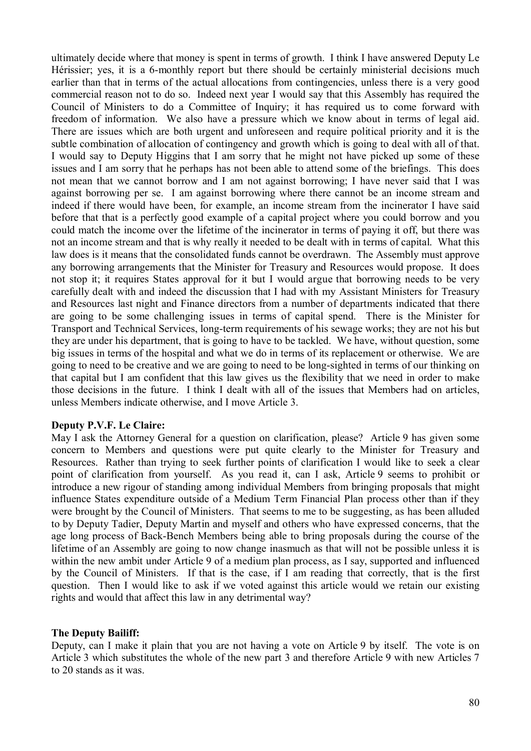ultimately decide where that money is spent in terms of growth. I think I have answered Deputy Le Hérissier; yes, it is a 6-monthly report but there should be certainly ministerial decisions much earlier than that in terms of the actual allocations from contingencies, unless there is a very good commercial reason not to do so. Indeed next year I would say that this Assembly has required the Council of Ministers to do a Committee of Inquiry; it has required us to come forward with freedom of information. We also have a pressure which we know about in terms of legal aid. There are issues which are both urgent and unforeseen and require political priority and it is the subtle combination of allocation of contingency and growth which is going to deal with all of that. I would say to Deputy Higgins that I am sorry that he might not have picked up some of these issues and I am sorry that he perhaps has not been able to attend some of the briefings. This does not mean that we cannot borrow and I am not against borrowing; I have never said that I was against borrowing per se. I am against borrowing where there cannot be an income stream and indeed if there would have been, for example, an income stream from the incinerator I have said before that that is a perfectly good example of a capital project where you could borrow and you could match the income over the lifetime of the incinerator in terms of paying it off, but there was not an income stream and that is why really it needed to be dealt with in terms of capital. What this law does is it means that the consolidated funds cannot be overdrawn. The Assembly must approve any borrowing arrangements that the Minister for Treasury and Resources would propose. It does not stop it; it requires States approval for it but I would argue that borrowing needs to be very carefully dealt with and indeed the discussion that I had with my Assistant Ministers for Treasury and Resources last night and Finance directors from a number of departments indicated that there are going to be some challenging issues in terms of capital spend. There is the Minister for Transport and Technical Services, long-term requirements of his sewage works; they are not his but they are under his department, that is going to have to be tackled. We have, without question, some big issues in terms of the hospital and what we do in terms of its replacement or otherwise. We are going to need to be creative and we are going to need to be long-sighted in terms of our thinking on that capital but I am confident that this law gives us the flexibility that we need in order to make those decisions in the future. I think I dealt with all of the issues that Members had on articles, unless Members indicate otherwise, and I move Article 3.

**Deputy P.V.F. Le Claire:**

May I ask the Attorney General for a question on clarification, please? Article 9 has given some concern to Members and questions were put quite clearly to the Minister for Treasury and Resources. Rather than trying to seek further points of clarification I would like to seek a clear point of clarification from yourself. As you read it, can I ask, Article 9 seems to prohibit or introduce a new rigour of standing among individual Members from bringing proposals that might influence States expenditure outside of a Medium Term Financial Plan process other than if they were brought by the Council of Ministers. That seems to me to be suggesting, as has been alluded to by Deputy Tadier, Deputy Martin and myself and others who have expressed concerns, that the age long process of Back-Bench Members being able to bring proposals during the course of the lifetime of an Assembly are going to now change inasmuch as that will not be possible unless it is within the new ambit under Article 9 of a medium plan process, as I say, supported and influenced by the Council of Ministers. If that is the case, if I am reading that correctly, that is the first question. Then I would like to ask if we voted against this article would we retain our existing rights and would that affect this law in any detrimental way?

**The Deputy Bailiff:**

Deputy, can I make it plain that you are not having a vote on Article 9 by itself. The vote is on Article 3 which substitutes the whole of the new part 3 and therefore Article 9 with new Articles 7 to 20 stands as it was.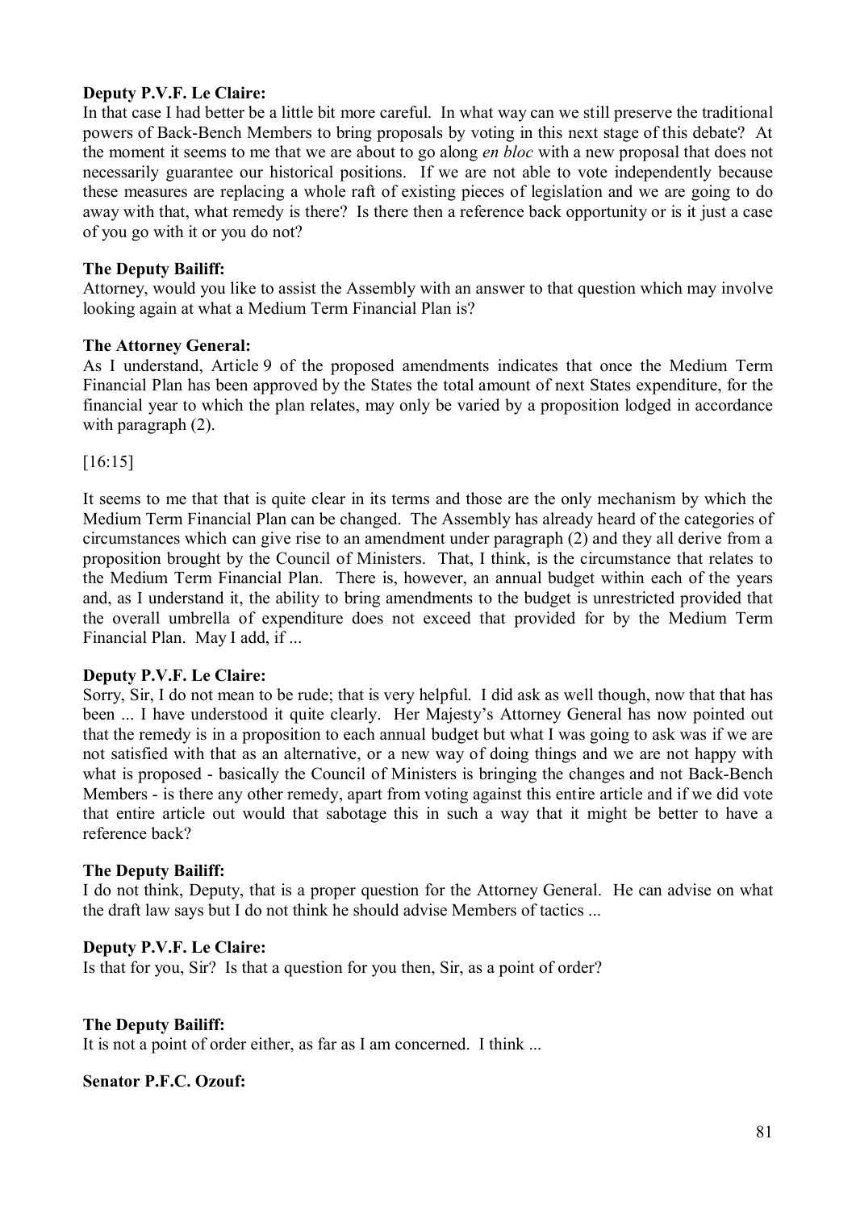**Deputy P.V.F. Le Claire:**

In that case I had better be a little bit more careful. In what way can we still preserve the traditional powers of Back-Bench Members to bring proposals by voting in this next stage of this debate? At the moment it seems to me that we are about to go along *en bloc* with a new proposal that does not necessarily guarantee our historical positions. If we are not able to vote independently because these measures are replacing a whole raft of existing pieces of legislation and we are going to do away with that, what remedy is there? Is there then a reference back opportunity or is it just a case of you go with it or you do not?

**The Deputy Bailiff:**

Attorney, would you like to assist the Assembly with an answer to that question which may involve looking again at what a Medium Term Financial Plan is?

**The Attorney General:**

As I understand, Article 9 of the proposed amendments indicates that once the Medium Term Financial Plan has been approved by the States the total amount of next States expenditure, for the financial year to which the plan relates, may only be varied by a proposition lodged in accordance with paragraph (2).

[16:15]

It seems to me that that is quite clear in its terms and those are the only mechanism by which the Medium Term Financial Plan can be changed. The Assembly has already heard of the categories of circumstances which can give rise to an amendment under paragraph (2) and they all derive from a proposition brought by the Council of Ministers. That, I think, is the circumstance that relates to the Medium Term Financial Plan. There is, however, an annual budget within each of the years and, as I understand it, the ability to bring amendments to the budget is unrestricted provided that the overall umbrella of expenditure does not exceed that provided for by the Medium Term Financial Plan. May I add, if ...

**Deputy P.V.F. Le Claire:**

Sorry, Sir, I do not mean to be rude; that is very helpful. I did ask as well though, now that that has been ... I have understood it quite clearly. Her Majesty's Attorney General has now pointed out that the remedy is in a proposition to each annual budget but what I was going to ask was if we are not satisfied with that as an alternative, or a new way of doing things and we are not happy with what is proposed - basically the Council of Ministers is bringing the changes and not Back-Bench Members - is there any other remedy, apart from voting against this entire article and if we did vote that entire article out would that sabotage this in such a way that it might be better to have a reference back?

**The Deputy Bailiff:**

I do not think, Deputy, that is a proper question for the Attorney General. He can advise on what the draft law says but I do not think he should advise Members of tactics ...

**Deputy P.V.F. Le Claire:**

Is that for you, Sir? Is that a question for you then, Sir, as a point of order?

**The Deputy Bailiff:**

It is not a point of order either, as far as I am concerned. I think ...

**Senator P.F.C. Ozouf:**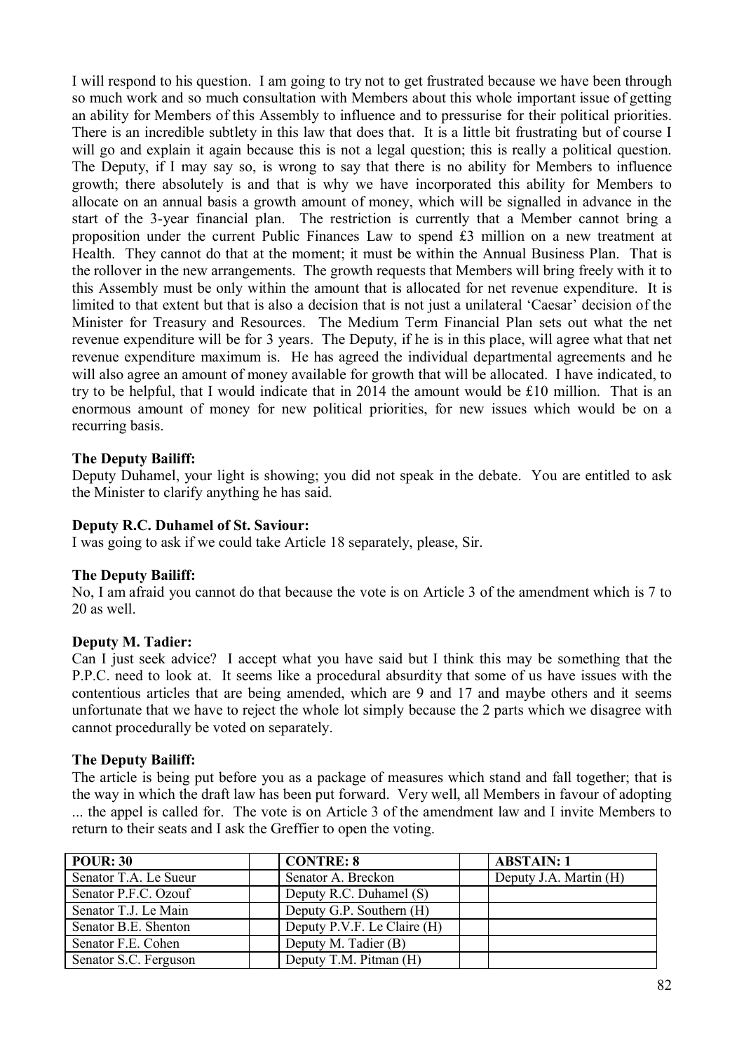I will respond to his question. I am going to try not to get frustrated because we have been through so much work and so much consultation with Members about this whole important issue of getting an ability for Members of this Assembly to influence and to pressurise for their political priorities. There is an incredible subtlety in this law that does that. It is a little bit frustrating but of course I will go and explain it again because this is not a legal question; this is really a political question. The Deputy, if I may say so, is wrong to say that there is no ability for Members to influence growth; there absolutely is and that is why we have incorporated this ability for Members to allocate on an annual basis a growth amount of money, which will be signalled in advance in the start of the 3-year financial plan. The restriction is currently that a Member cannot bring a proposition under the current Public Finances Law to spend £3 million on a new treatment at Health. They cannot do that at the moment; it must be within the Annual Business Plan. That is the rollover in the new arrangements. The growth requests that Members will bring freely with it to this Assembly must be only within the amount that is allocated for net revenue expenditure. It is limited to that extent but that is also a decision that is not just a unilateral 'Caesar' decision of the Minister for Treasury and Resources. The Medium Term Financial Plan sets out what the net revenue expenditure will be for 3 years. The Deputy, if he is in this place, will agree what that net revenue expenditure maximum is. He has agreed the individual departmental agreements and he will also agree an amount of money available for growth that will be allocated. I have indicated, to try to be helpful, that I would indicate that in 2014 the amount would be £10 million. That is an enormous amount of money for new political priorities, for new issues which would be on a recurring basis.

**The Deputy Bailiff:**

Deputy Duhamel, your light is showing; you did not speak in the debate. You are entitled to ask the Minister to clarify anything he has said.

**Deputy R.C. Duhamel of St. Saviour:**

I was going to ask if we could take Article 18 separately, please, Sir.

**The Deputy Bailiff:**

No, I am afraid you cannot do that because the vote is on Article 3 of the amendment which is 7 to 20 as well.

**Deputy M. Tadier:**

Can I just seek advice? I accept what you have said but I think this may be something that the P.P.C. need to look at. It seems like a procedural absurdity that some of us have issues with the contentious articles that are being amended, which are 9 and 17 and maybe others and it seems unfortunate that we have to reject the whole lot simply because the 2 parts which we disagree with cannot procedurally be voted on separately.

**The Deputy Bailiff:**

The article is being put before you as a package of measures which stand and fall together; that is the way in which the draft law has been put forward. Very well, all Members in favour of adopting ... the appel is called for. The vote is on Article 3 of the amendment law and I invite Members to return to their seats and I ask the Greffier to open the voting.

| **POUR: 30** | | **CONTRE: 8** | | **ABSTAIN: 1** |
|---|---|---|---|---|
| Senator T.A. Le Sueur | | Senator A. Breckon | | Deputy J.A. Martin (H) |
| Senator P.F.C. Ozouf | | Deputy R.C. Duhamel (S) | | |
| Senator T.J. Le Main | | Deputy G.P. Southern (H) | | |
| Senator B.E. Shenton | | Deputy P.V.F. Le Claire (H) | | |
| Senator F.E. Cohen | | Deputy M. Tadier (B) | | |
| Senator S.C. Ferguson | | Deputy T.M. Pitman (H) | | |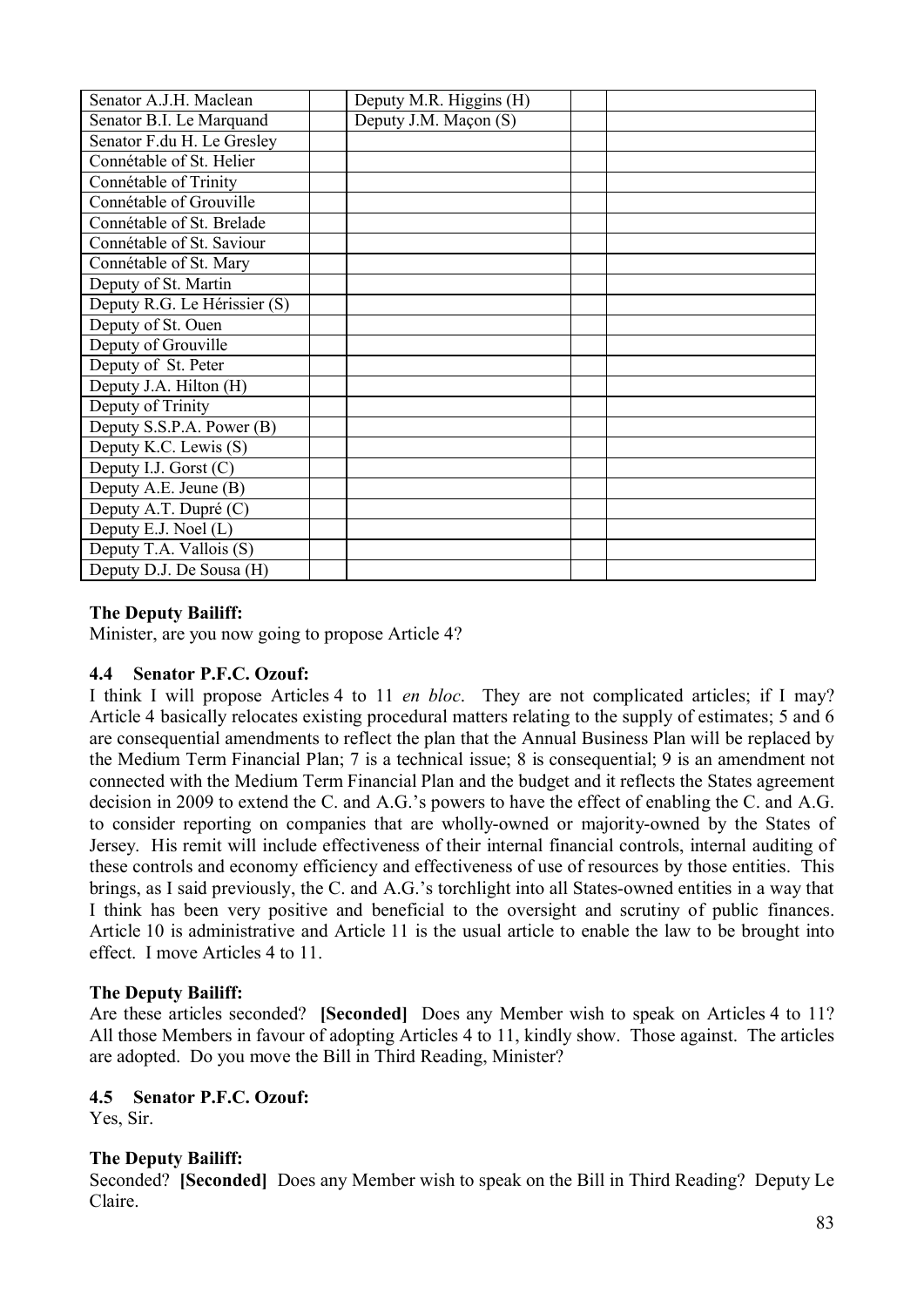| | | | | |
|---|---|---|---|---|
| Senator A.J.H. Maclean | | Deputy M.R. Higgins (H) | | |
| Senator B.I. Le Marquand | | Deputy J.M. Maçon (S) | | |
| Senator F.du H. Le Gresley | | | | |
| Connétable of St. Helier | | | | |
| Connétable of Trinity | | | | |
| Connétable of Grouville | | | | |
| Connétable of St. Brelade | | | | |
| Connétable of St. Saviour | | | | |
| Connétable of St. Mary | | | | |
| Deputy of St. Martin | | | | |
| Deputy R.G. Le Hérissier (S) | | | | |
| Deputy of St. Ouen | | | | |
| Deputy of Grouville | | | | |
| Deputy of St. Peter | | | | |
| Deputy J.A. Hilton (H) | | | | |
| Deputy of Trinity | | | | |
| Deputy S.S.P.A. Power (B) | | | | |
| Deputy K.C. Lewis (S) | | | | |
| Deputy I.J. Gorst (C) | | | | |
| Deputy A.E. Jeune (B) | | | | |
| Deputy A.T. Dupré (C) | | | | |
| Deputy E.J. Noel (L) | | | | |
| Deputy T.A. Vallois (S) | | | | |
| Deputy D.J. De Sousa (H) | | | | |

**The Deputy Bailiff:**
Minister, are you now going to propose Article 4?

### 4.4 Senator P.F.C. Ozouf:

I think I will propose Articles 4 to 11 *en bloc*. They are not complicated articles; if I may? Article 4 basically relocates existing procedural matters relating to the supply of estimates; 5 and 6 are consequential amendments to reflect the plan that the Annual Business Plan will be replaced by the Medium Term Financial Plan; 7 is a technical issue; 8 is consequential; 9 is an amendment not connected with the Medium Term Financial Plan and the budget and it reflects the States agreement decision in 2009 to extend the C. and A.G.'s powers to have the effect of enabling the C. and A.G. to consider reporting on companies that are wholly-owned or majority-owned by the States of Jersey. His remit will include effectiveness of their internal financial controls, internal auditing of these controls and economy efficiency and effectiveness of use of resources by those entities. This brings, as I said previously, the C. and A.G.'s torchlight into all States-owned entities in a way that I think has been very positive and beneficial to the oversight and scrutiny of public finances. Article 10 is administrative and Article 11 is the usual article to enable the law to be brought into effect. I move Articles 4 to 11.

**The Deputy Bailiff:**
Are these articles seconded? **[Seconded]** Does any Member wish to speak on Articles 4 to 11? All those Members in favour of adopting Articles 4 to 11, kindly show. Those against. The articles are adopted. Do you move the Bill in Third Reading, Minister?

### 4.5 Senator P.F.C. Ozouf:

Yes, Sir.

**The Deputy Bailiff:**
Seconded? **[Seconded]** Does any Member wish to speak on the Bill in Third Reading? Deputy Le Claire.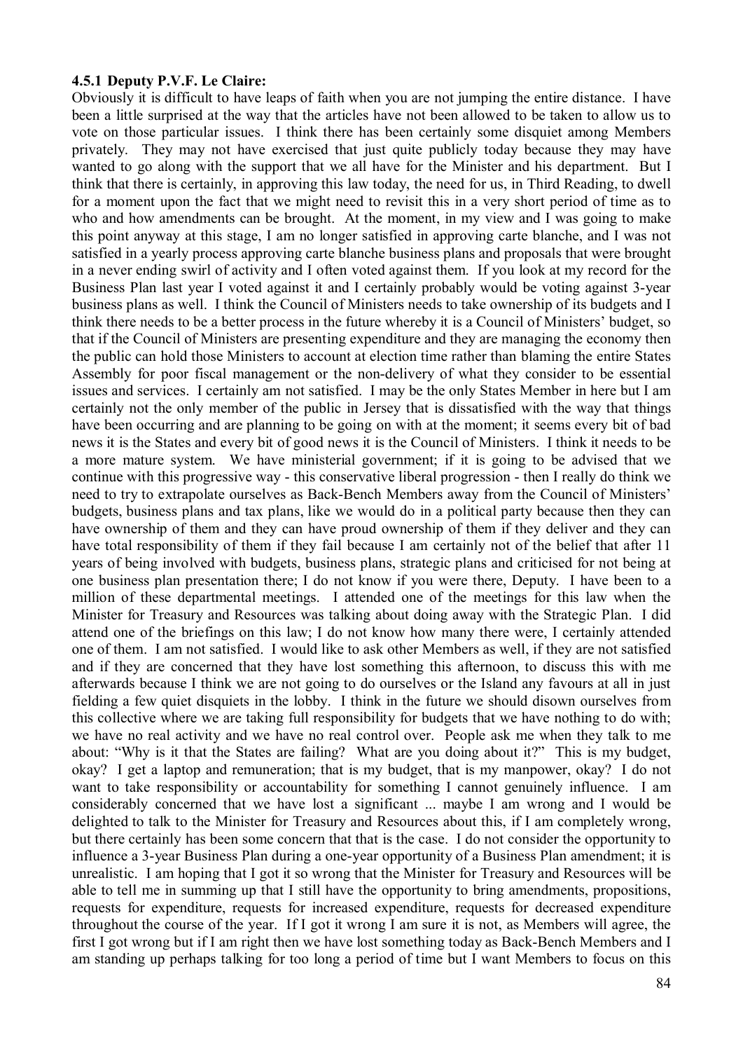**4.5.1 Deputy P.V.F. Le Claire:**

Obviously it is difficult to have leaps of faith when you are not jumping the entire distance. I have been a little surprised at the way that the articles have not been allowed to be taken to allow us to vote on those particular issues. I think there has been certainly some disquiet among Members privately. They may not have exercised that just quite publicly today because they may have wanted to go along with the support that we all have for the Minister and his department. But I think that there is certainly, in approving this law today, the need for us, in Third Reading, to dwell for a moment upon the fact that we might need to revisit this in a very short period of time as to who and how amendments can be brought. At the moment, in my view and I was going to make this point anyway at this stage, I am no longer satisfied in approving carte blanche, and I was not satisfied in a yearly process approving carte blanche business plans and proposals that were brought in a never ending swirl of activity and I often voted against them. If you look at my record for the Business Plan last year I voted against it and I certainly probably would be voting against 3-year business plans as well. I think the Council of Ministers needs to take ownership of its budgets and I think there needs to be a better process in the future whereby it is a Council of Ministers' budget, so that if the Council of Ministers are presenting expenditure and they are managing the economy then the public can hold those Ministers to account at election time rather than blaming the entire States Assembly for poor fiscal management or the non-delivery of what they consider to be essential issues and services. I certainly am not satisfied. I may be the only States Member in here but I am certainly not the only member of the public in Jersey that is dissatisfied with the way that things have been occurring and are planning to be going on with at the moment; it seems every bit of bad news it is the States and every bit of good news it is the Council of Ministers. I think it needs to be a more mature system. We have ministerial government; if it is going to be advised that we continue with this progressive way - this conservative liberal progression - then I really do think we need to try to extrapolate ourselves as Back-Bench Members away from the Council of Ministers' budgets, business plans and tax plans, like we would do in a political party because then they can have ownership of them and they can have proud ownership of them if they deliver and they can have total responsibility of them if they fail because I am certainly not of the belief that after 11 years of being involved with budgets, business plans, strategic plans and criticised for not being at one business plan presentation there; I do not know if you were there, Deputy. I have been to a million of these departmental meetings. I attended one of the meetings for this law when the Minister for Treasury and Resources was talking about doing away with the Strategic Plan. I did attend one of the briefings on this law; I do not know how many there were, I certainly attended one of them. I am not satisfied. I would like to ask other Members as well, if they are not satisfied and if they are concerned that they have lost something this afternoon, to discuss this with me afterwards because I think we are not going to do ourselves or the Island any favours at all in just fielding a few quiet disquiets in the lobby. I think in the future we should disown ourselves from this collective where we are taking full responsibility for budgets that we have nothing to do with; we have no real activity and we have no real control over. People ask me when they talk to me about: "Why is it that the States are failing? What are you doing about it?" This is my budget, okay? I get a laptop and remuneration; that is my budget, that is my manpower, okay? I do not want to take responsibility or accountability for something I cannot genuinely influence. I am considerably concerned that we have lost a significant ... maybe I am wrong and I would be delighted to talk to the Minister for Treasury and Resources about this, if I am completely wrong, but there certainly has been some concern that that is the case. I do not consider the opportunity to influence a 3-year Business Plan during a one-year opportunity of a Business Plan amendment; it is unrealistic. I am hoping that I got it so wrong that the Minister for Treasury and Resources will be able to tell me in summing up that I still have the opportunity to bring amendments, propositions, requests for expenditure, requests for increased expenditure, requests for decreased expenditure throughout the course of the year. If I got it wrong I am sure it is not, as Members will agree, the first I got wrong but if I am right then we have lost something today as Back-Bench Members and I am standing up perhaps talking for too long a period of time but I want Members to focus on this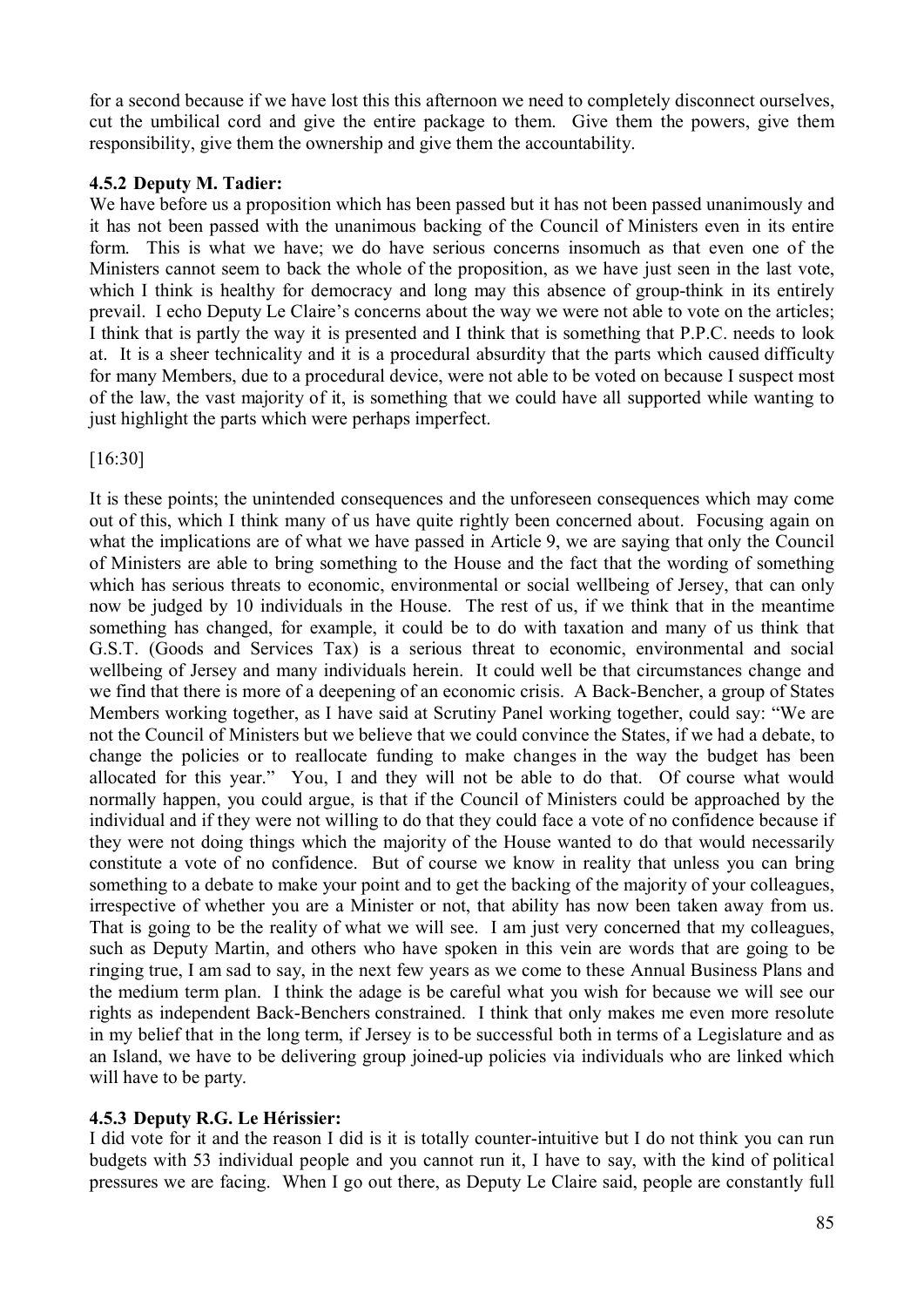for a second because if we have lost this this afternoon we need to completely disconnect ourselves, cut the umbilical cord and give the entire package to them. Give them the powers, give them responsibility, give them the ownership and give them the accountability.

### 4.5.2 Deputy M. Tadier:

We have before us a proposition which has been passed but it has not been passed unanimously and it has not been passed with the unanimous backing of the Council of Ministers even in its entire form. This is what we have; we do have serious concerns insomuch as that even one of the Ministers cannot seem to back the whole of the proposition, as we have just seen in the last vote, which I think is healthy for democracy and long may this absence of group-think in its entirely prevail. I echo Deputy Le Claire's concerns about the way we were not able to vote on the articles; I think that is partly the way it is presented and I think that is something that P.P.C. needs to look at. It is a sheer technicality and it is a procedural absurdity that the parts which caused difficulty for many Members, due to a procedural device, were not able to be voted on because I suspect most of the law, the vast majority of it, is something that we could have all supported while wanting to just highlight the parts which were perhaps imperfect.

[16:30]

It is these points; the unintended consequences and the unforeseen consequences which may come out of this, which I think many of us have quite rightly been concerned about. Focusing again on what the implications are of what we have passed in Article 9, we are saying that only the Council of Ministers are able to bring something to the House and the fact that the wording of something which has serious threats to economic, environmental or social wellbeing of Jersey, that can only now be judged by 10 individuals in the House. The rest of us, if we think that in the meantime something has changed, for example, it could be to do with taxation and many of us think that G.S.T. (Goods and Services Tax) is a serious threat to economic, environmental and social wellbeing of Jersey and many individuals herein. It could well be that circumstances change and we find that there is more of a deepening of an economic crisis. A Back-Bencher, a group of States Members working together, as I have said at Scrutiny Panel working together, could say: "We are not the Council of Ministers but we believe that we could convince the States, if we had a debate, to change the policies or to reallocate funding to make changes in the way the budget has been allocated for this year." You, I and they will not be able to do that. Of course what would normally happen, you could argue, is that if the Council of Ministers could be approached by the individual and if they were not willing to do that they could face a vote of no confidence because if they were not doing things which the majority of the House wanted to do that would necessarily constitute a vote of no confidence. But of course we know in reality that unless you can bring something to a debate to make your point and to get the backing of the majority of your colleagues, irrespective of whether you are a Minister or not, that ability has now been taken away from us. That is going to be the reality of what we will see. I am just very concerned that my colleagues, such as Deputy Martin, and others who have spoken in this vein are words that are going to be ringing true, I am sad to say, in the next few years as we come to these Annual Business Plans and the medium term plan. I think the adage is be careful what you wish for because we will see our rights as independent Back-Benchers constrained. I think that only makes me even more resolute in my belief that in the long term, if Jersey is to be successful both in terms of a Legislature and as an Island, we have to be delivering group joined-up policies via individuals who are linked which will have to be party.

### 4.5.3 Deputy R.G. Le Hérissier:

I did vote for it and the reason I did is it is totally counter-intuitive but I do not think you can run budgets with 53 individual people and you cannot run it, I have to say, with the kind of political pressures we are facing. When I go out there, as Deputy Le Claire said, people are constantly full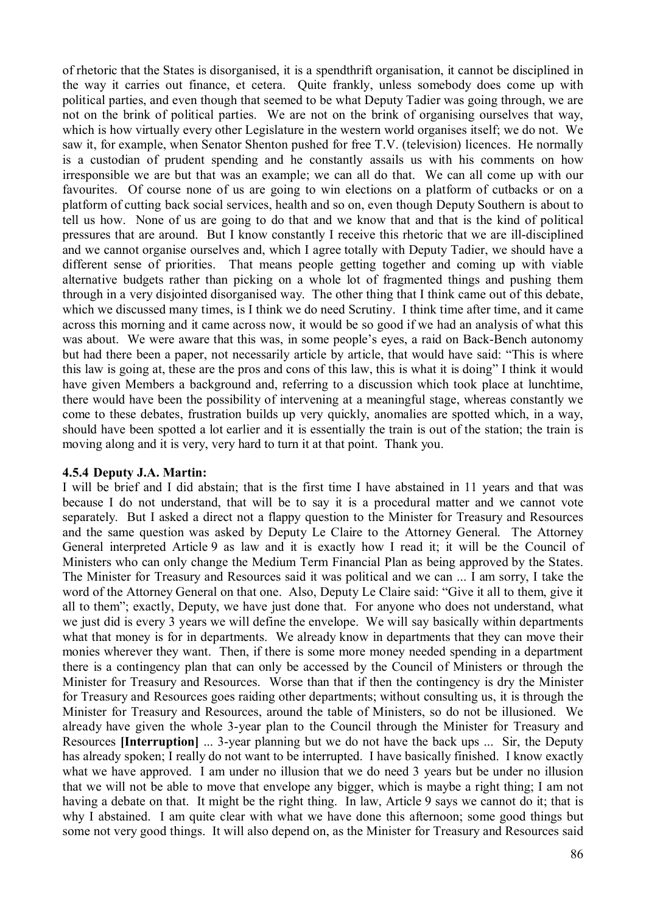of rhetoric that the States is disorganised, it is a spendthrift organisation, it cannot be disciplined in the way it carries out finance, et cetera. Quite frankly, unless somebody does come up with political parties, and even though that seemed to be what Deputy Tadier was going through, we are not on the brink of political parties. We are not on the brink of organising ourselves that way, which is how virtually every other Legislature in the western world organises itself; we do not. We saw it, for example, when Senator Shenton pushed for free T.V. (television) licences. He normally is a custodian of prudent spending and he constantly assails us with his comments on how irresponsible we are but that was an example; we can all do that. We can all come up with our favourites. Of course none of us are going to win elections on a platform of cutbacks or on a platform of cutting back social services, health and so on, even though Deputy Southern is about to tell us how. None of us are going to do that and we know that and that is the kind of political pressures that are around. But I know constantly I receive this rhetoric that we are ill-disciplined and we cannot organise ourselves and, which I agree totally with Deputy Tadier, we should have a different sense of priorities. That means people getting together and coming up with viable alternative budgets rather than picking on a whole lot of fragmented things and pushing them through in a very disjointed disorganised way. The other thing that I think came out of this debate, which we discussed many times, is I think we do need Scrutiny. I think time after time, and it came across this morning and it came across now, it would be so good if we had an analysis of what this was about. We were aware that this was, in some people's eyes, a raid on Back-Bench autonomy but had there been a paper, not necessarily article by article, that would have said: "This is where this law is going at, these are the pros and cons of this law, this is what it is doing" I think it would have given Members a background and, referring to a discussion which took place at lunchtime, there would have been the possibility of intervening at a meaningful stage, whereas constantly we come to these debates, frustration builds up very quickly, anomalies are spotted which, in a way, should have been spotted a lot earlier and it is essentially the train is out of the station; the train is moving along and it is very, very hard to turn it at that point. Thank you.

### 4.5.4 Deputy J.A. Martin:

I will be brief and I did abstain; that is the first time I have abstained in 11 years and that was because I do not understand, that will be to say it is a procedural matter and we cannot vote separately. But I asked a direct not a flappy question to the Minister for Treasury and Resources and the same question was asked by Deputy Le Claire to the Attorney General. The Attorney General interpreted Article 9 as law and it is exactly how I read it; it will be the Council of Ministers who can only change the Medium Term Financial Plan as being approved by the States. The Minister for Treasury and Resources said it was political and we can ... I am sorry, I take the word of the Attorney General on that one. Also, Deputy Le Claire said: "Give it all to them, give it all to them"; exactly, Deputy, we have just done that. For anyone who does not understand, what we just did is every 3 years we will define the envelope. We will say basically within departments what that money is for in departments. We already know in departments that they can move their monies wherever they want. Then, if there is some more money needed spending in a department there is a contingency plan that can only be accessed by the Council of Ministers or through the Minister for Treasury and Resources. Worse than that if then the contingency is dry the Minister for Treasury and Resources goes raiding other departments; without consulting us, it is through the Minister for Treasury and Resources, around the table of Ministers, so do not be illusioned. We already have given the whole 3-year plan to the Council through the Minister for Treasury and Resources **[Interruption]** ... 3-year planning but we do not have the back ups ... Sir, the Deputy has already spoken; I really do not want to be interrupted. I have basically finished. I know exactly what we have approved. I am under no illusion that we do need 3 years but be under no illusion that we will not be able to move that envelope any bigger, which is maybe a right thing; I am not having a debate on that. It might be the right thing. In law, Article 9 says we cannot do it; that is why I abstained. I am quite clear with what we have done this afternoon; some good things but some not very good things. It will also depend on, as the Minister for Treasury and Resources said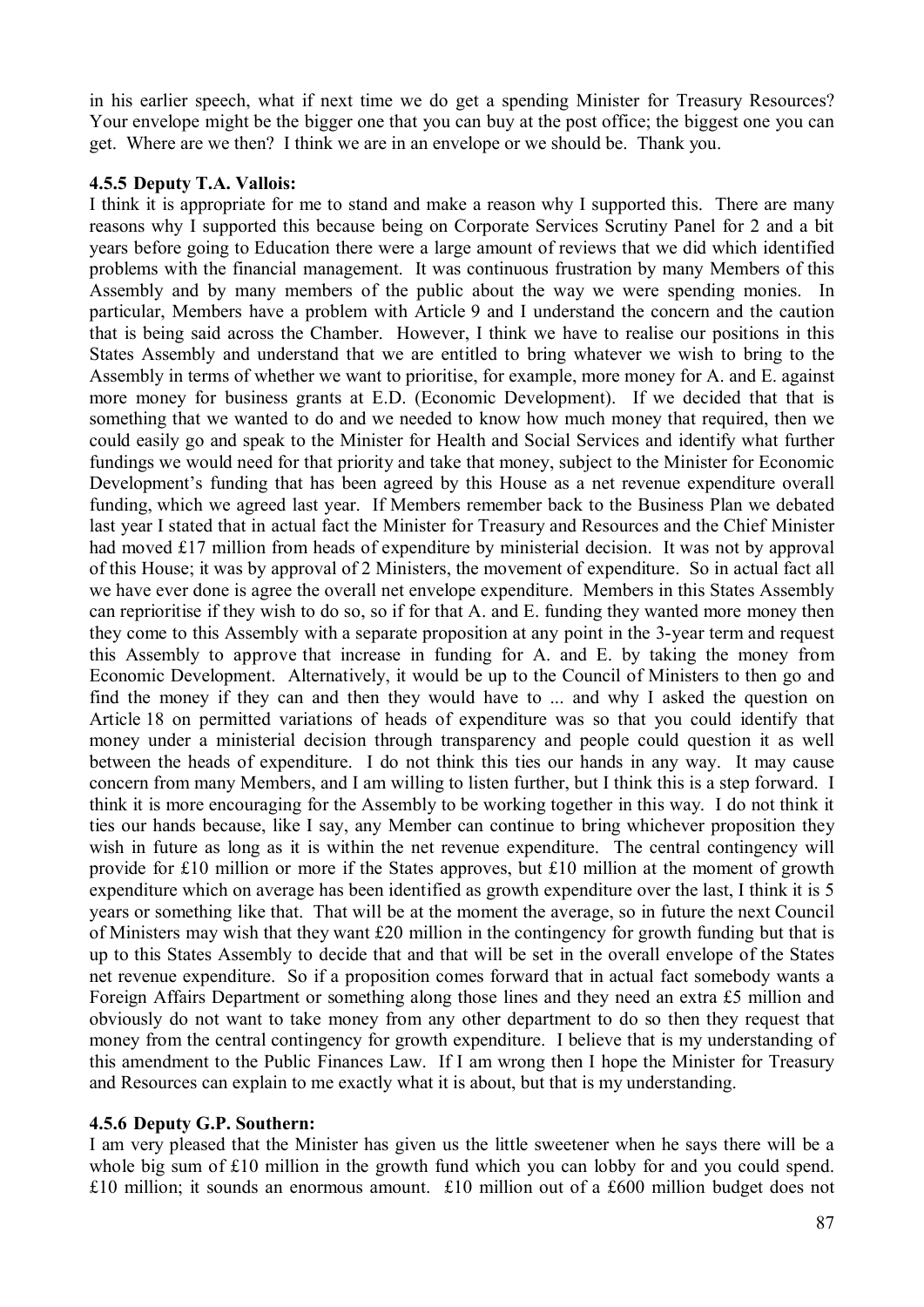in his earlier speech, what if next time we do get a spending Minister for Treasury Resources? Your envelope might be the bigger one that you can buy at the post office; the biggest one you can get. Where are we then? I think we are in an envelope or we should be. Thank you.

### 4.5.5 Deputy T.A. Vallois:

I think it is appropriate for me to stand and make a reason why I supported this. There are many reasons why I supported this because being on Corporate Services Scrutiny Panel for 2 and a bit years before going to Education there were a large amount of reviews that we did which identified problems with the financial management. It was continuous frustration by many Members of this Assembly and by many members of the public about the way we were spending monies. In particular, Members have a problem with Article 9 and I understand the concern and the caution that is being said across the Chamber. However, I think we have to realise our positions in this States Assembly and understand that we are entitled to bring whatever we wish to bring to the Assembly in terms of whether we want to prioritise, for example, more money for A. and E. against more money for business grants at E.D. (Economic Development). If we decided that that is something that we wanted to do and we needed to know how much money that required, then we could easily go and speak to the Minister for Health and Social Services and identify what further fundings we would need for that priority and take that money, subject to the Minister for Economic Development's funding that has been agreed by this House as a net revenue expenditure overall funding, which we agreed last year. If Members remember back to the Business Plan we debated last year I stated that in actual fact the Minister for Treasury and Resources and the Chief Minister had moved £17 million from heads of expenditure by ministerial decision. It was not by approval of this House; it was by approval of 2 Ministers, the movement of expenditure. So in actual fact all we have ever done is agree the overall net envelope expenditure. Members in this States Assembly can reprioritise if they wish to do so, so if for that A. and E. funding they wanted more money then they come to this Assembly with a separate proposition at any point in the 3-year term and request this Assembly to approve that increase in funding for A. and E. by taking the money from Economic Development. Alternatively, it would be up to the Council of Ministers to then go and find the money if they can and then they would have to ... and why I asked the question on Article 18 on permitted variations of heads of expenditure was so that you could identify that money under a ministerial decision through transparency and people could question it as well between the heads of expenditure. I do not think this ties our hands in any way. It may cause concern from many Members, and I am willing to listen further, but I think this is a step forward. I think it is more encouraging for the Assembly to be working together in this way. I do not think it ties our hands because, like I say, any Member can continue to bring whichever proposition they wish in future as long as it is within the net revenue expenditure. The central contingency will provide for £10 million or more if the States approves, but £10 million at the moment of growth expenditure which on average has been identified as growth expenditure over the last, I think it is 5 years or something like that. That will be at the moment the average, so in future the next Council of Ministers may wish that they want £20 million in the contingency for growth funding but that is up to this States Assembly to decide that and that will be set in the overall envelope of the States net revenue expenditure. So if a proposition comes forward that in actual fact somebody wants a Foreign Affairs Department or something along those lines and they need an extra £5 million and obviously do not want to take money from any other department to do so then they request that money from the central contingency for growth expenditure. I believe that is my understanding of this amendment to the Public Finances Law. If I am wrong then I hope the Minister for Treasury and Resources can explain to me exactly what it is about, but that is my understanding.

### 4.5.6 Deputy G.P. Southern:

I am very pleased that the Minister has given us the little sweetener when he says there will be a whole big sum of £10 million in the growth fund which you can lobby for and you could spend. £10 million; it sounds an enormous amount. £10 million out of a £600 million budget does not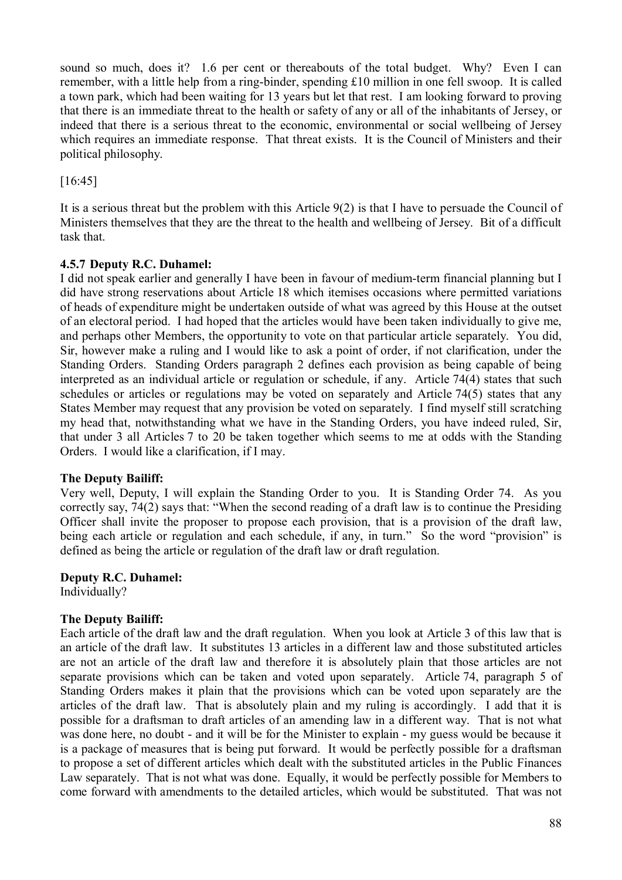sound so much, does it? 1.6 per cent or thereabouts of the total budget. Why? Even I can remember, with a little help from a ring-binder, spending £10 million in one fell swoop. It is called a town park, which had been waiting for 13 years but let that rest. I am looking forward to proving that there is an immediate threat to the health or safety of any or all of the inhabitants of Jersey, or indeed that there is a serious threat to the economic, environmental or social wellbeing of Jersey which requires an immediate response. That threat exists. It is the Council of Ministers and their political philosophy.

[16:45]

It is a serious threat but the problem with this Article 9(2) is that I have to persuade the Council of Ministers themselves that they are the threat to the health and wellbeing of Jersey. Bit of a difficult task that.

#### 4.5.7 Deputy R.C. Duhamel:

I did not speak earlier and generally I have been in favour of medium-term financial planning but I did have strong reservations about Article 18 which itemises occasions where permitted variations of heads of expenditure might be undertaken outside of what was agreed by this House at the outset of an electoral period. I had hoped that the articles would have been taken individually to give me, and perhaps other Members, the opportunity to vote on that particular article separately. You did, Sir, however make a ruling and I would like to ask a point of order, if not clarification, under the Standing Orders. Standing Orders paragraph 2 defines each provision as being capable of being interpreted as an individual article or regulation or schedule, if any. Article 74(4) states that such schedules or articles or regulations may be voted on separately and Article 74(5) states that any States Member may request that any provision be voted on separately. I find myself still scratching my head that, notwithstanding what we have in the Standing Orders, you have indeed ruled, Sir, that under 3 all Articles 7 to 20 be taken together which seems to me at odds with the Standing Orders. I would like a clarification, if I may.

**The Deputy Bailiff:**

Very well, Deputy, I will explain the Standing Order to you. It is Standing Order 74. As you correctly say, 74(2) says that: "When the second reading of a draft law is to continue the Presiding Officer shall invite the proposer to propose each provision, that is a provision of the draft law, being each article or regulation and each schedule, if any, in turn." So the word "provision" is defined as being the article or regulation of the draft law or draft regulation.

**Deputy R.C. Duhamel:**

Individually?

**The Deputy Bailiff:**

Each article of the draft law and the draft regulation. When you look at Article 3 of this law that is an article of the draft law. It substitutes 13 articles in a different law and those substituted articles are not an article of the draft law and therefore it is absolutely plain that those articles are not separate provisions which can be taken and voted upon separately. Article 74, paragraph 5 of Standing Orders makes it plain that the provisions which can be voted upon separately are the articles of the draft law. That is absolutely plain and my ruling is accordingly. I add that it is possible for a draftsman to draft articles of an amending law in a different way. That is not what was done here, no doubt - and it will be for the Minister to explain - my guess would be because it is a package of measures that is being put forward. It would be perfectly possible for a draftsman to propose a set of different articles which dealt with the substituted articles in the Public Finances Law separately. That is not what was done. Equally, it would be perfectly possible for Members to come forward with amendments to the detailed articles, which would be substituted. That was not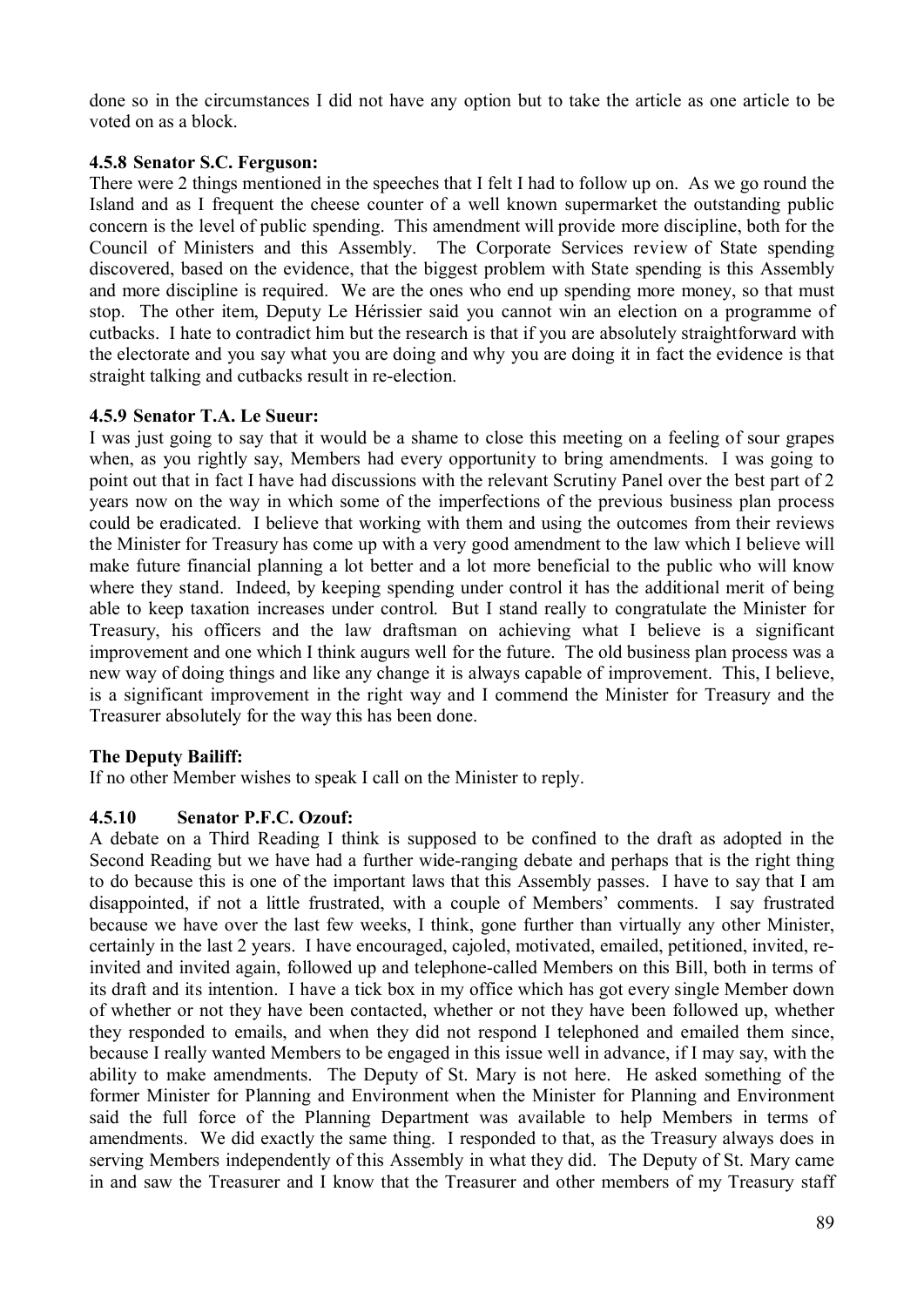done so in the circumstances I did not have any option but to take the article as one article to be voted on as a block.

**4.5.8 Senator S.C. Ferguson:**

There were 2 things mentioned in the speeches that I felt I had to follow up on. As we go round the Island and as I frequent the cheese counter of a well known supermarket the outstanding public concern is the level of public spending. This amendment will provide more discipline, both for the Council of Ministers and this Assembly. The Corporate Services review of State spending discovered, based on the evidence, that the biggest problem with State spending is this Assembly and more discipline is required. We are the ones who end up spending more money, so that must stop. The other item, Deputy Le Hérissier said you cannot win an election on a programme of cutbacks. I hate to contradict him but the research is that if you are absolutely straightforward with the electorate and you say what you are doing and why you are doing it in fact the evidence is that straight talking and cutbacks result in re-election.

**4.5.9 Senator T.A. Le Sueur:**

I was just going to say that it would be a shame to close this meeting on a feeling of sour grapes when, as you rightly say, Members had every opportunity to bring amendments. I was going to point out that in fact I have had discussions with the relevant Scrutiny Panel over the best part of 2 years now on the way in which some of the imperfections of the previous business plan process could be eradicated. I believe that working with them and using the outcomes from their reviews the Minister for Treasury has come up with a very good amendment to the law which I believe will make future financial planning a lot better and a lot more beneficial to the public who will know where they stand. Indeed, by keeping spending under control it has the additional merit of being able to keep taxation increases under control. But I stand really to congratulate the Minister for Treasury, his officers and the law draftsman on achieving what I believe is a significant improvement and one which I think augurs well for the future. The old business plan process was a new way of doing things and like any change it is always capable of improvement. This, I believe, is a significant improvement in the right way and I commend the Minister for Treasury and the Treasurer absolutely for the way this has been done.

**The Deputy Bailiff:**

If no other Member wishes to speak I call on the Minister to reply.

**4.5.10 Senator P.F.C. Ozouf:**

A debate on a Third Reading I think is supposed to be confined to the draft as adopted in the Second Reading but we have had a further wide-ranging debate and perhaps that is the right thing to do because this is one of the important laws that this Assembly passes. I have to say that I am disappointed, if not a little frustrated, with a couple of Members' comments. I say frustrated because we have over the last few weeks, I think, gone further than virtually any other Minister, certainly in the last 2 years. I have encouraged, cajoled, motivated, emailed, petitioned, invited, re-invited and invited again, followed up and telephone-called Members on this Bill, both in terms of its draft and its intention. I have a tick box in my office which has got every single Member down of whether or not they have been contacted, whether or not they have been followed up, whether they responded to emails, and when they did not respond I telephoned and emailed them since, because I really wanted Members to be engaged in this issue well in advance, if I may say, with the ability to make amendments. The Deputy of St. Mary is not here. He asked something of the former Minister for Planning and Environment when the Minister for Planning and Environment said the full force of the Planning Department was available to help Members in terms of amendments. We did exactly the same thing. I responded to that, as the Treasury always does in serving Members independently of this Assembly in what they did. The Deputy of St. Mary came in and saw the Treasurer and I know that the Treasurer and other members of my Treasury staff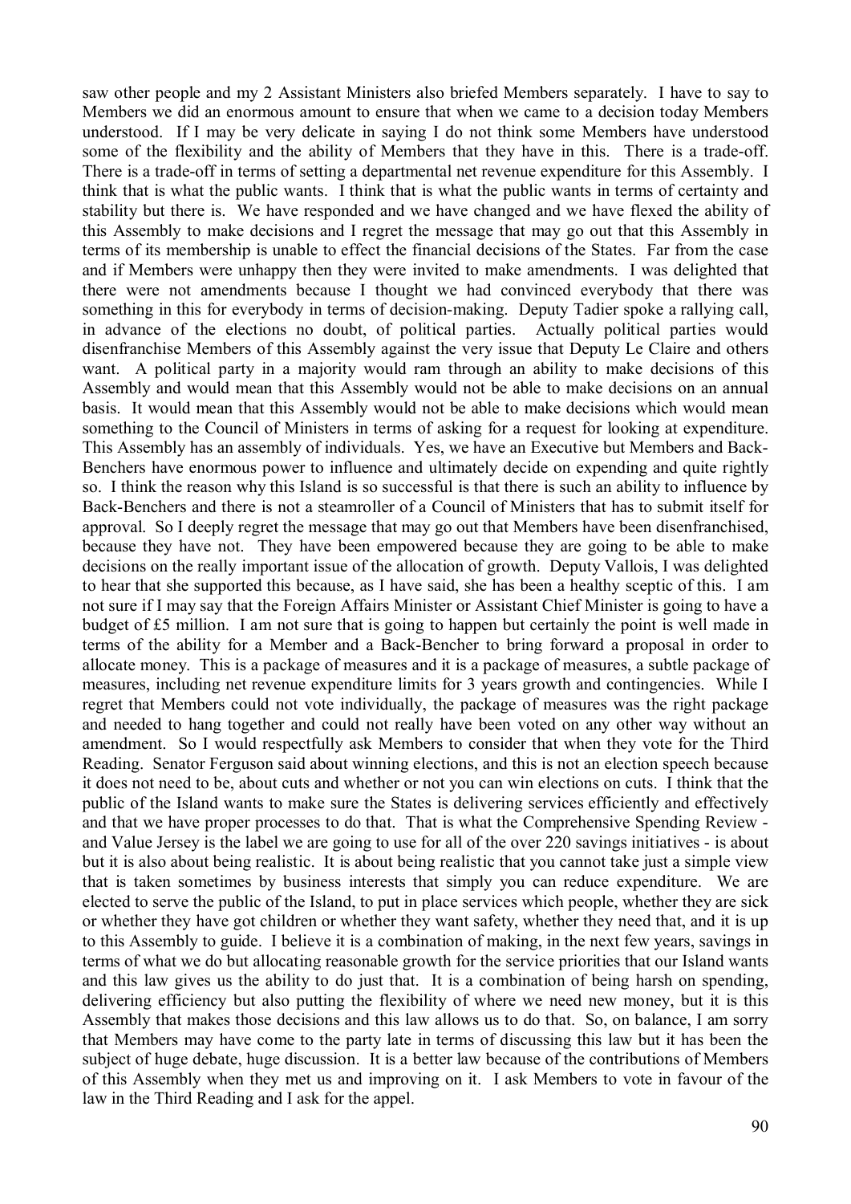saw other people and my 2 Assistant Ministers also briefed Members separately. I have to say to Members we did an enormous amount to ensure that when we came to a decision today Members understood. If I may be very delicate in saying I do not think some Members have understood some of the flexibility and the ability of Members that they have in this. There is a trade-off. There is a trade-off in terms of setting a departmental net revenue expenditure for this Assembly. I think that is what the public wants. I think that is what the public wants in terms of certainty and stability but there is. We have responded and we have changed and we have flexed the ability of this Assembly to make decisions and I regret the message that may go out that this Assembly in terms of its membership is unable to effect the financial decisions of the States. Far from the case and if Members were unhappy then they were invited to make amendments. I was delighted that there were not amendments because I thought we had convinced everybody that there was something in this for everybody in terms of decision-making. Deputy Tadier spoke a rallying call, in advance of the elections no doubt, of political parties. Actually political parties would disenfranchise Members of this Assembly against the very issue that Deputy Le Claire and others want. A political party in a majority would ram through an ability to make decisions of this Assembly and would mean that this Assembly would not be able to make decisions on an annual basis. It would mean that this Assembly would not be able to make decisions which would mean something to the Council of Ministers in terms of asking for a request for looking at expenditure. This Assembly has an assembly of individuals. Yes, we have an Executive but Members and Back-Benchers have enormous power to influence and ultimately decide on expending and quite rightly so. I think the reason why this Island is so successful is that there is such an ability to influence by Back-Benchers and there is not a steamroller of a Council of Ministers that has to submit itself for approval. So I deeply regret the message that may go out that Members have been disenfranchised, because they have not. They have been empowered because they are going to be able to make decisions on the really important issue of the allocation of growth. Deputy Vallois, I was delighted to hear that she supported this because, as I have said, she has been a healthy sceptic of this. I am not sure if I may say that the Foreign Affairs Minister or Assistant Chief Minister is going to have a budget of £5 million. I am not sure that is going to happen but certainly the point is well made in terms of the ability for a Member and a Back-Bencher to bring forward a proposal in order to allocate money. This is a package of measures and it is a package of measures, a subtle package of measures, including net revenue expenditure limits for 3 years growth and contingencies. While I regret that Members could not vote individually, the package of measures was the right package and needed to hang together and could not really have been voted on any other way without an amendment. So I would respectfully ask Members to consider that when they vote for the Third Reading. Senator Ferguson said about winning elections, and this is not an election speech because it does not need to be, about cuts and whether or not you can win elections on cuts. I think that the public of the Island wants to make sure the States is delivering services efficiently and effectively and that we have proper processes to do that. That is what the Comprehensive Spending Review - and Value Jersey is the label we are going to use for all of the over 220 savings initiatives - is about but it is also about being realistic. It is about being realistic that you cannot take just a simple view that is taken sometimes by business interests that simply you can reduce expenditure. We are elected to serve the public of the Island, to put in place services which people, whether they are sick or whether they have got children or whether they want safety, whether they need that, and it is up to this Assembly to guide. I believe it is a combination of making, in the next few years, savings in terms of what we do but allocating reasonable growth for the service priorities that our Island wants and this law gives us the ability to do just that. It is a combination of being harsh on spending, delivering efficiency but also putting the flexibility of where we need new money, but it is this Assembly that makes those decisions and this law allows us to do that. So, on balance, I am sorry that Members may have come to the party late in terms of discussing this law but it has been the subject of huge debate, huge discussion. It is a better law because of the contributions of Members of this Assembly when they met us and improving on it. I ask Members to vote in favour of the law in the Third Reading and I ask for the appel.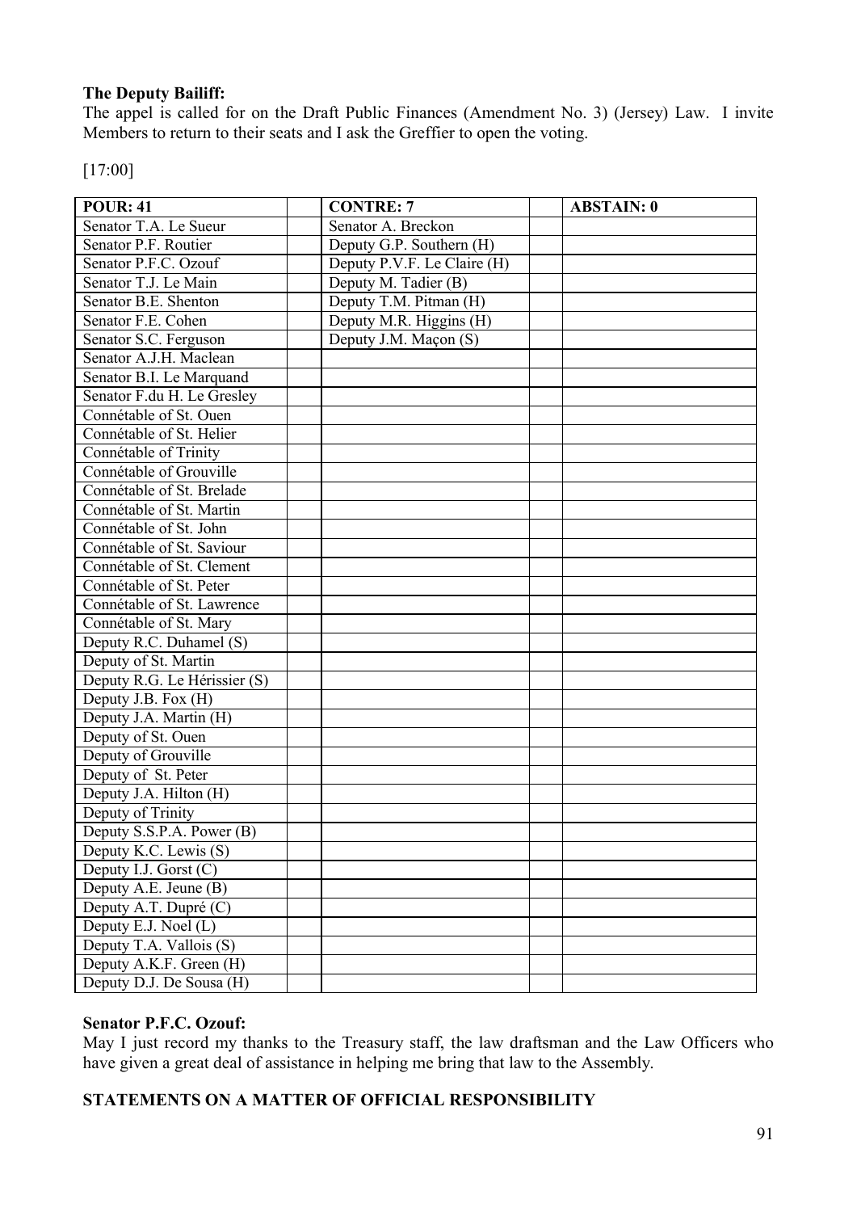**The Deputy Bailiff:**

The appel is called for on the Draft Public Finances (Amendment No. 3) (Jersey) Law. I invite Members to return to their seats and I ask the Greffier to open the voting.

[17:00]

| POUR: 41 | | CONTRE: 7 | | ABSTAIN: 0 |
|---|---|---|---|---|
| Senator T.A. Le Sueur | | Senator A. Breckon | | |
| Senator P.F. Routier | | Deputy G.P. Southern (H) | | |
| Senator P.F.C. Ozouf | | Deputy P.V.F. Le Claire (H) | | |
| Senator T.J. Le Main | | Deputy M. Tadier (B) | | |
| Senator B.E. Shenton | | Deputy T.M. Pitman (H) | | |
| Senator F.E. Cohen | | Deputy M.R. Higgins (H) | | |
| Senator S.C. Ferguson | | Deputy J.M. Maçon (S) | | |
| Senator A.J.H. Maclean | | | | |
| Senator B.I. Le Marquand | | | | |
| Senator F.du H. Le Gresley | | | | |
| Connétable of St. Ouen | | | | |
| Connétable of St. Helier | | | | |
| Connétable of Trinity | | | | |
| Connétable of Grouville | | | | |
| Connétable of St. Brelade | | | | |
| Connétable of St. Martin | | | | |
| Connétable of St. John | | | | |
| Connétable of St. Saviour | | | | |
| Connétable of St. Clement | | | | |
| Connétable of St. Peter | | | | |
| Connétable of St. Lawrence | | | | |
| Connétable of St. Mary | | | | |
| Deputy R.C. Duhamel (S) | | | | |
| Deputy of St. Martin | | | | |
| Deputy R.G. Le Hérissier (S) | | | | |
| Deputy J.B. Fox (H) | | | | |
| Deputy J.A. Martin (H) | | | | |
| Deputy of St. Ouen | | | | |
| Deputy of Grouville | | | | |
| Deputy of St. Peter | | | | |
| Deputy J.A. Hilton (H) | | | | |
| Deputy of Trinity | | | | |
| Deputy S.S.P.A. Power (B) | | | | |
| Deputy K.C. Lewis (S) | | | | |
| Deputy I.J. Gorst (C) | | | | |
| Deputy A.E. Jeune (B) | | | | |
| Deputy A.T. Dupré (C) | | | | |
| Deputy E.J. Noel (L) | | | | |
| Deputy T.A. Vallois (S) | | | | |
| Deputy A.K.F. Green (H) | | | | |
| Deputy D.J. De Sousa (H) | | | | |

**Senator P.F.C. Ozouf:**

May I just record my thanks to the Treasury staff, the law draftsman and the Law Officers who have given a great deal of assistance in helping me bring that law to the Assembly.

**STATEMENTS ON A MATTER OF OFFICIAL RESPONSIBILITY**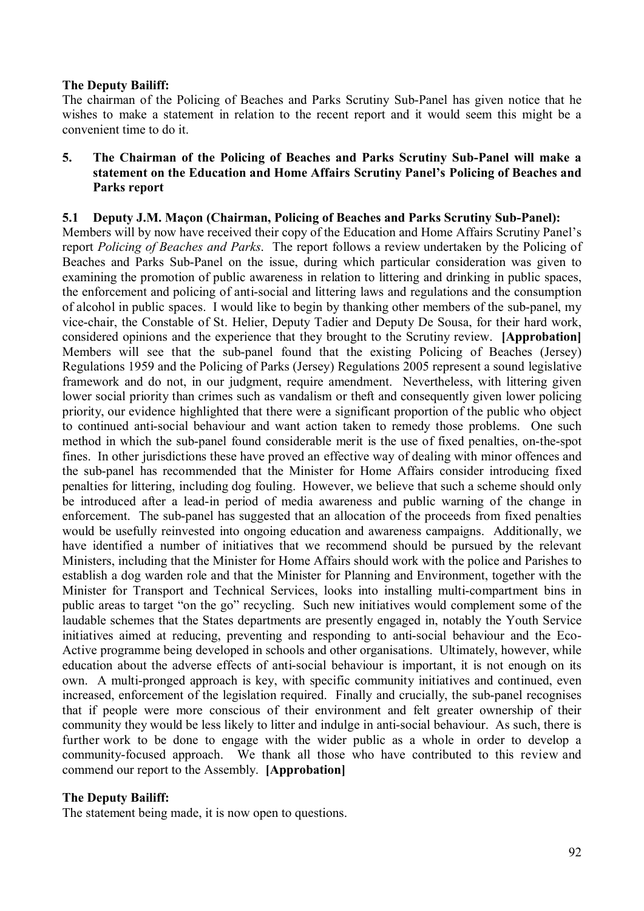**The Deputy Bailiff:**

The chairman of the Policing of Beaches and Parks Scrutiny Sub-Panel has given notice that he wishes to make a statement in relation to the recent report and it would seem this might be a convenient time to do it.

## 5. The Chairman of the Policing of Beaches and Parks Scrutiny Sub-Panel will make a statement on the Education and Home Affairs Scrutiny Panel's Policing of Beaches and Parks report

### 5.1 Deputy J.M. Maçon (Chairman, Policing of Beaches and Parks Scrutiny Sub-Panel):

Members will by now have received their copy of the Education and Home Affairs Scrutiny Panel's report *Policing of Beaches and Parks*. The report follows a review undertaken by the Policing of Beaches and Parks Sub-Panel on the issue, during which particular consideration was given to examining the promotion of public awareness in relation to littering and drinking in public spaces, the enforcement and policing of anti-social and littering laws and regulations and the consumption of alcohol in public spaces. I would like to begin by thanking other members of the sub-panel, my vice-chair, the Constable of St. Helier, Deputy Tadier and Deputy De Sousa, for their hard work, considered opinions and the experience that they brought to the Scrutiny review. **[Approbation]** Members will see that the sub-panel found that the existing Policing of Beaches (Jersey) Regulations 1959 and the Policing of Parks (Jersey) Regulations 2005 represent a sound legislative framework and do not, in our judgment, require amendment. Nevertheless, with littering given lower social priority than crimes such as vandalism or theft and consequently given lower policing priority, our evidence highlighted that there were a significant proportion of the public who object to continued anti-social behaviour and want action taken to remedy those problems. One such method in which the sub-panel found considerable merit is the use of fixed penalties, on-the-spot fines. In other jurisdictions these have proved an effective way of dealing with minor offences and the sub-panel has recommended that the Minister for Home Affairs consider introducing fixed penalties for littering, including dog fouling. However, we believe that such a scheme should only be introduced after a lead-in period of media awareness and public warning of the change in enforcement. The sub-panel has suggested that an allocation of the proceeds from fixed penalties would be usefully reinvested into ongoing education and awareness campaigns. Additionally, we have identified a number of initiatives that we recommend should be pursued by the relevant Ministers, including that the Minister for Home Affairs should work with the police and Parishes to establish a dog warden role and that the Minister for Planning and Environment, together with the Minister for Transport and Technical Services, looks into installing multi-compartment bins in public areas to target "on the go" recycling. Such new initiatives would complement some of the laudable schemes that the States departments are presently engaged in, notably the Youth Service initiatives aimed at reducing, preventing and responding to anti-social behaviour and the Eco-Active programme being developed in schools and other organisations. Ultimately, however, while education about the adverse effects of anti-social behaviour is important, it is not enough on its own. A multi-pronged approach is key, with specific community initiatives and continued, even increased, enforcement of the legislation required. Finally and crucially, the sub-panel recognises that if people were more conscious of their environment and felt greater ownership of their community they would be less likely to litter and indulge in anti-social behaviour. As such, there is further work to be done to engage with the wider public as a whole in order to develop a community-focused approach. We thank all those who have contributed to this review and commend our report to the Assembly. **[Approbation]**

**The Deputy Bailiff:**

The statement being made, it is now open to questions.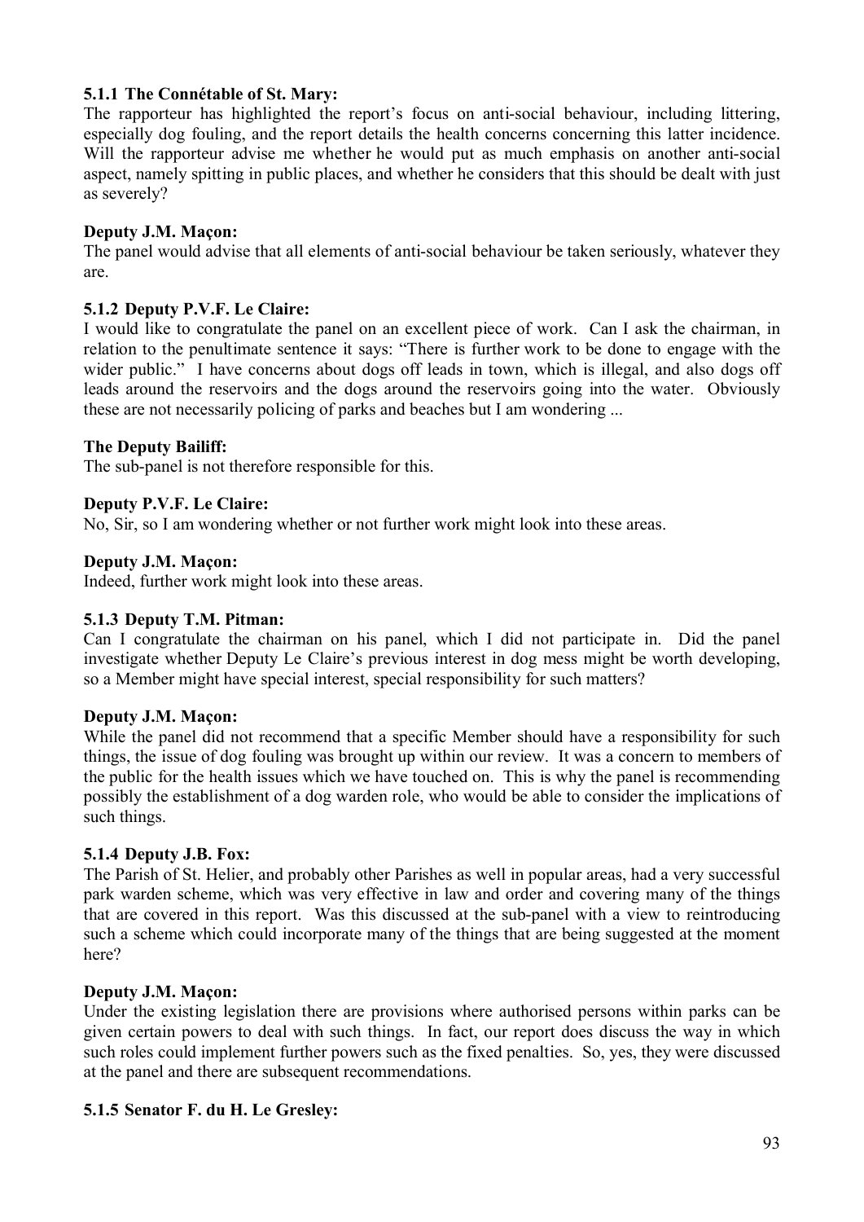#### 5.1.1 The Connétable of St. Mary:

The rapporteur has highlighted the report's focus on anti-social behaviour, including littering, especially dog fouling, and the report details the health concerns concerning this latter incidence. Will the rapporteur advise me whether he would put as much emphasis on another anti-social aspect, namely spitting in public places, and whether he considers that this should be dealt with just as severely?

**Deputy J.M. Maçon:**

The panel would advise that all elements of anti-social behaviour be taken seriously, whatever they are.

#### 5.1.2 Deputy P.V.F. Le Claire:

I would like to congratulate the panel on an excellent piece of work. Can I ask the chairman, in relation to the penultimate sentence it says: "There is further work to be done to engage with the wider public." I have concerns about dogs off leads in town, which is illegal, and also dogs off leads around the reservoirs and the dogs around the reservoirs going into the water. Obviously these are not necessarily policing of parks and beaches but I am wondering ...

**The Deputy Bailiff:**

The sub-panel is not therefore responsible for this.

**Deputy P.V.F. Le Claire:**

No, Sir, so I am wondering whether or not further work might look into these areas.

**Deputy J.M. Maçon:**

Indeed, further work might look into these areas.

#### 5.1.3 Deputy T.M. Pitman:

Can I congratulate the chairman on his panel, which I did not participate in. Did the panel investigate whether Deputy Le Claire's previous interest in dog mess might be worth developing, so a Member might have special interest, special responsibility for such matters?

**Deputy J.M. Maçon:**

While the panel did not recommend that a specific Member should have a responsibility for such things, the issue of dog fouling was brought up within our review. It was a concern to members of the public for the health issues which we have touched on. This is why the panel is recommending possibly the establishment of a dog warden role, who would be able to consider the implications of such things.

#### 5.1.4 Deputy J.B. Fox:

The Parish of St. Helier, and probably other Parishes as well in popular areas, had a very successful park warden scheme, which was very effective in law and order and covering many of the things that are covered in this report. Was this discussed at the sub-panel with a view to reintroducing such a scheme which could incorporate many of the things that are being suggested at the moment here?

**Deputy J.M. Maçon:**

Under the existing legislation there are provisions where authorised persons within parks can be given certain powers to deal with such things. In fact, our report does discuss the way in which such roles could implement further powers such as the fixed penalties. So, yes, they were discussed at the panel and there are subsequent recommendations.

#### 5.1.5 Senator F. du H. Le Gresley: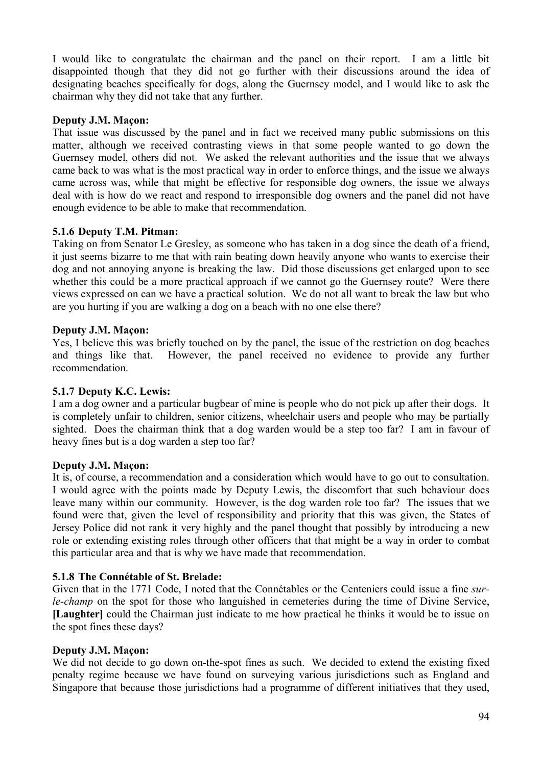I would like to congratulate the chairman and the panel on their report. I am a little bit disappointed though that they did not go further with their discussions around the idea of designating beaches specifically for dogs, along the Guernsey model, and I would like to ask the chairman why they did not take that any further.

**Deputy J.M. Maçon:**

That issue was discussed by the panel and in fact we received many public submissions on this matter, although we received contrasting views in that some people wanted to go down the Guernsey model, others did not. We asked the relevant authorities and the issue that we always came back to was what is the most practical way in order to enforce things, and the issue we always came across was, while that might be effective for responsible dog owners, the issue we always deal with is how do we react and respond to irresponsible dog owners and the panel did not have enough evidence to be able to make that recommendation.

### 5.1.6 Deputy T.M. Pitman:

Taking on from Senator Le Gresley, as someone who has taken in a dog since the death of a friend, it just seems bizarre to me that with rain beating down heavily anyone who wants to exercise their dog and not annoying anyone is breaking the law. Did those discussions get enlarged upon to see whether this could be a more practical approach if we cannot go the Guernsey route? Were there views expressed on can we have a practical solution. We do not all want to break the law but who are you hurting if you are walking a dog on a beach with no one else there?

**Deputy J.M. Maçon:**

Yes, I believe this was briefly touched on by the panel, the issue of the restriction on dog beaches and things like that. However, the panel received no evidence to provide any further recommendation.

### 5.1.7 Deputy K.C. Lewis:

I am a dog owner and a particular bugbear of mine is people who do not pick up after their dogs. It is completely unfair to children, senior citizens, wheelchair users and people who may be partially sighted. Does the chairman think that a dog warden would be a step too far? I am in favour of heavy fines but is a dog warden a step too far?

**Deputy J.M. Maçon:**

It is, of course, a recommendation and a consideration which would have to go out to consultation. I would agree with the points made by Deputy Lewis, the discomfort that such behaviour does leave many within our community. However, is the dog warden role too far? The issues that we found were that, given the level of responsibility and priority that this was given, the States of Jersey Police did not rank it very highly and the panel thought that possibly by introducing a new role or extending existing roles through other officers that that might be a way in order to combat this particular area and that is why we have made that recommendation.

### 5.1.8 The Connétable of St. Brelade:

Given that in the 1771 Code, I noted that the Connétables or the Centeniers could issue a fine *sur-le-champ* on the spot for those who languished in cemeteries during the time of Divine Service, **[Laughter]** could the Chairman just indicate to me how practical he thinks it would be to issue on the spot fines these days?

**Deputy J.M. Maçon:**

We did not decide to go down on-the-spot fines as such. We decided to extend the existing fixed penalty regime because we have found on surveying various jurisdictions such as England and Singapore that because those jurisdictions had a programme of different initiatives that they used,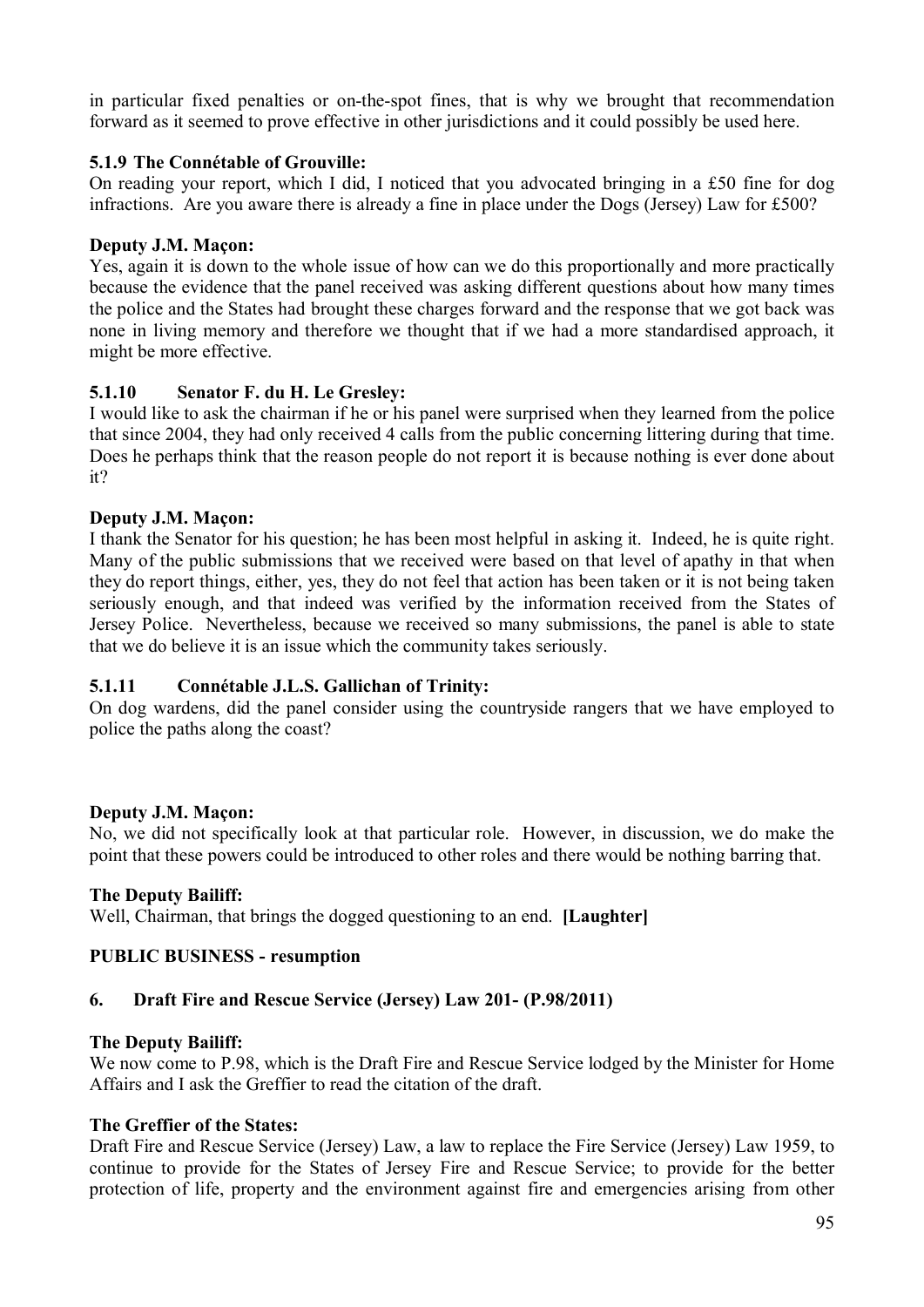in particular fixed penalties or on-the-spot fines, that is why we brought that recommendation forward as it seemed to prove effective in other jurisdictions and it could possibly be used here.

### 5.1.9 The Connétable of Grouville:

On reading your report, which I did, I noticed that you advocated bringing in a £50 fine for dog infractions. Are you aware there is already a fine in place under the Dogs (Jersey) Law for £500?

**Deputy J.M. Maçon:**

Yes, again it is down to the whole issue of how can we do this proportionally and more practically because the evidence that the panel received was asking different questions about how many times the police and the States had brought these charges forward and the response that we got back was none in living memory and therefore we thought that if we had a more standardised approach, it might be more effective.

### 5.1.10 Senator F. du H. Le Gresley:

I would like to ask the chairman if he or his panel were surprised when they learned from the police that since 2004, they had only received 4 calls from the public concerning littering during that time. Does he perhaps think that the reason people do not report it is because nothing is ever done about it?

**Deputy J.M. Maçon:**

I thank the Senator for his question; he has been most helpful in asking it. Indeed, he is quite right. Many of the public submissions that we received were based on that level of apathy in that when they do report things, either, yes, they do not feel that action has been taken or it is not being taken seriously enough, and that indeed was verified by the information received from the States of Jersey Police. Nevertheless, because we received so many submissions, the panel is able to state that we do believe it is an issue which the community takes seriously.

### 5.1.11 Connétable J.L.S. Gallichan of Trinity:

On dog wardens, did the panel consider using the countryside rangers that we have employed to police the paths along the coast?

**Deputy J.M. Maçon:**

No, we did not specifically look at that particular role. However, in discussion, we do make the point that these powers could be introduced to other roles and there would be nothing barring that.

**The Deputy Bailiff:**

Well, Chairman, that brings the dogged questioning to an end. **[Laughter]**

## PUBLIC BUSINESS - resumption

## 6. Draft Fire and Rescue Service (Jersey) Law 201- (P.98/2011)

**The Deputy Bailiff:**

We now come to P.98, which is the Draft Fire and Rescue Service lodged by the Minister for Home Affairs and I ask the Greffier to read the citation of the draft.

**The Greffier of the States:**

Draft Fire and Rescue Service (Jersey) Law, a law to replace the Fire Service (Jersey) Law 1959, to continue to provide for the States of Jersey Fire and Rescue Service; to provide for the better protection of life, property and the environment against fire and emergencies arising from other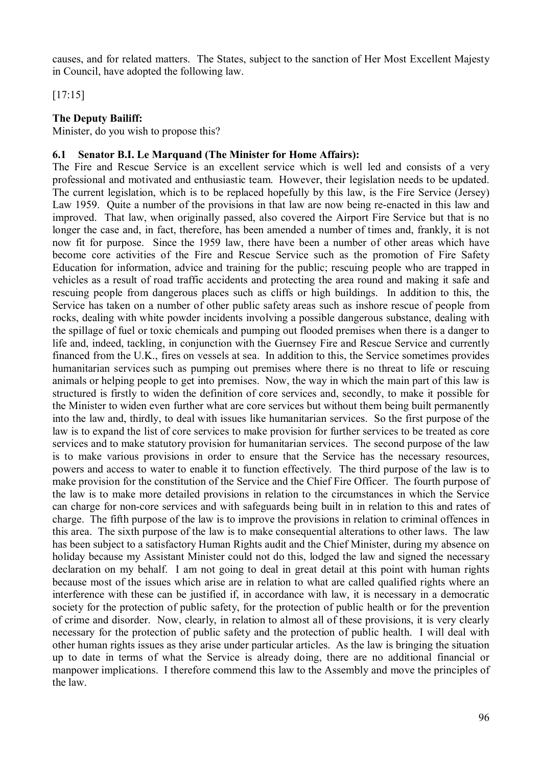causes, and for related matters. The States, subject to the sanction of Her Most Excellent Majesty in Council, have adopted the following law.

[17:15]

**The Deputy Bailiff:**

Minister, do you wish to propose this?

**6.1 Senator B.I. Le Marquand (The Minister for Home Affairs):**

The Fire and Rescue Service is an excellent service which is well led and consists of a very professional and motivated and enthusiastic team. However, their legislation needs to be updated. The current legislation, which is to be replaced hopefully by this law, is the Fire Service (Jersey) Law 1959. Quite a number of the provisions in that law are now being re-enacted in this law and improved. That law, when originally passed, also covered the Airport Fire Service but that is no longer the case and, in fact, therefore, has been amended a number of times and, frankly, it is not now fit for purpose. Since the 1959 law, there have been a number of other areas which have become core activities of the Fire and Rescue Service such as the promotion of Fire Safety Education for information, advice and training for the public; rescuing people who are trapped in vehicles as a result of road traffic accidents and protecting the area round and making it safe and rescuing people from dangerous places such as cliffs or high buildings. In addition to this, the Service has taken on a number of other public safety areas such as inshore rescue of people from rocks, dealing with white powder incidents involving a possible dangerous substance, dealing with the spillage of fuel or toxic chemicals and pumping out flooded premises when there is a danger to life and, indeed, tackling, in conjunction with the Guernsey Fire and Rescue Service and currently financed from the U.K., fires on vessels at sea. In addition to this, the Service sometimes provides humanitarian services such as pumping out premises where there is no threat to life or rescuing animals or helping people to get into premises. Now, the way in which the main part of this law is structured is firstly to widen the definition of core services and, secondly, to make it possible for the Minister to widen even further what are core services but without them being built permanently into the law and, thirdly, to deal with issues like humanitarian services. So the first purpose of the law is to expand the list of core services to make provision for further services to be treated as core services and to make statutory provision for humanitarian services. The second purpose of the law is to make various provisions in order to ensure that the Service has the necessary resources, powers and access to water to enable it to function effectively. The third purpose of the law is to make provision for the constitution of the Service and the Chief Fire Officer. The fourth purpose of the law is to make more detailed provisions in relation to the circumstances in which the Service can charge for non-core services and with safeguards being built in in relation to this and rates of charge. The fifth purpose of the law is to improve the provisions in relation to criminal offences in this area. The sixth purpose of the law is to make consequential alterations to other laws. The law has been subject to a satisfactory Human Rights audit and the Chief Minister, during my absence on holiday because my Assistant Minister could not do this, lodged the law and signed the necessary declaration on my behalf. I am not going to deal in great detail at this point with human rights because most of the issues which arise are in relation to what are called qualified rights where an interference with these can be justified if, in accordance with law, it is necessary in a democratic society for the protection of public safety, for the protection of public health or for the prevention of crime and disorder. Now, clearly, in relation to almost all of these provisions, it is very clearly necessary for the protection of public safety and the protection of public health. I will deal with other human rights issues as they arise under particular articles. As the law is bringing the situation up to date in terms of what the Service is already doing, there are no additional financial or manpower implications. I therefore commend this law to the Assembly and move the principles of the law.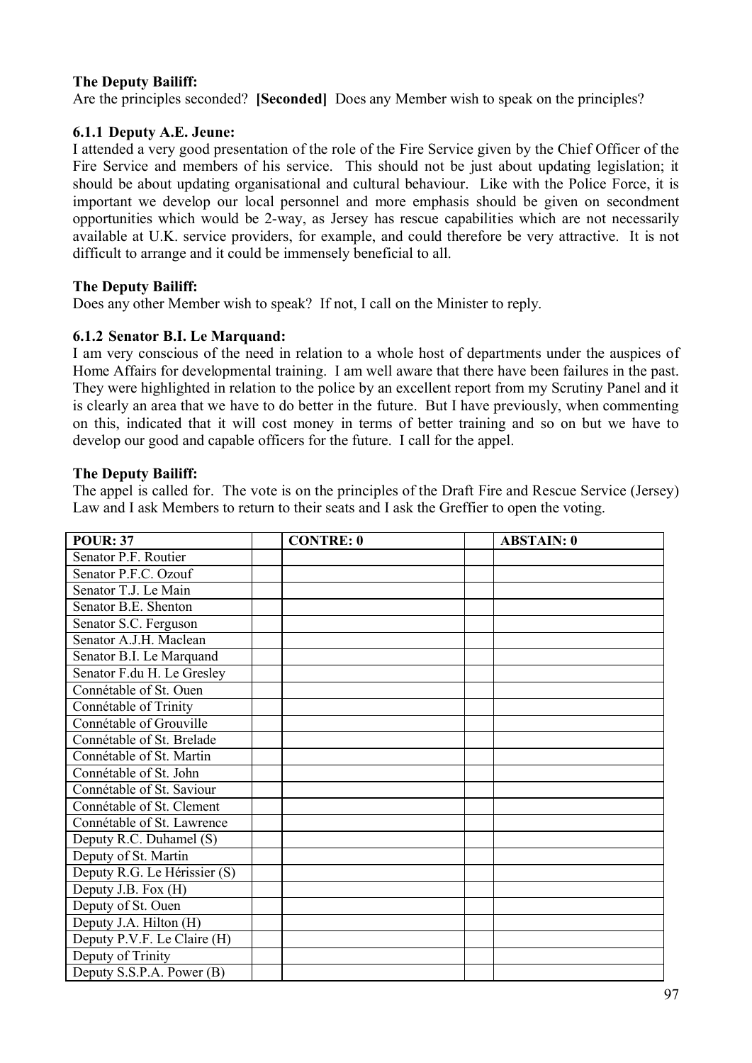**The Deputy Bailiff:**

Are the principles seconded? **[Seconded]** Does any Member wish to speak on the principles?

### 6.1.1 Deputy A.E. Jeune:

I attended a very good presentation of the role of the Fire Service given by the Chief Officer of the Fire Service and members of his service. This should not be just about updating legislation; it should be about updating organisational and cultural behaviour. Like with the Police Force, it is important we develop our local personnel and more emphasis should be given on secondment opportunities which would be 2-way, as Jersey has rescue capabilities which are not necessarily available at U.K. service providers, for example, and could therefore be very attractive. It is not difficult to arrange and it could be immensely beneficial to all.

**The Deputy Bailiff:**

Does any other Member wish to speak? If not, I call on the Minister to reply.

### 6.1.2 Senator B.I. Le Marquand:

I am very conscious of the need in relation to a whole host of departments under the auspices of Home Affairs for developmental training. I am well aware that there have been failures in the past. They were highlighted in relation to the police by an excellent report from my Scrutiny Panel and it is clearly an area that we have to do better in the future. But I have previously, when commenting on this, indicated that it will cost money in terms of better training and so on but we have to develop our good and capable officers for the future. I call for the appel.

**The Deputy Bailiff:**

The appel is called for. The vote is on the principles of the Draft Fire and Rescue Service (Jersey) Law and I ask Members to return to their seats and I ask the Greffier to open the voting.

| POUR: 37 | | CONTRE: 0 | | ABSTAIN: 0 |
|---|---|---|---|---|
| Senator P.F. Routier | | | | |
| Senator P.F.C. Ozouf | | | | |
| Senator T.J. Le Main | | | | |
| Senator B.E. Shenton | | | | |
| Senator S.C. Ferguson | | | | |
| Senator A.J.H. Maclean | | | | |
| Senator B.I. Le Marquand | | | | |
| Senator F.du H. Le Gresley | | | | |
| Connétable of St. Ouen | | | | |
| Connétable of Trinity | | | | |
| Connétable of Grouville | | | | |
| Connétable of St. Brelade | | | | |
| Connétable of St. Martin | | | | |
| Connétable of St. John | | | | |
| Connétable of St. Saviour | | | | |
| Connétable of St. Clement | | | | |
| Connétable of St. Lawrence | | | | |
| Deputy R.C. Duhamel (S) | | | | |
| Deputy of St. Martin | | | | |
| Deputy R.G. Le Hérissier (S) | | | | |
| Deputy J.B. Fox (H) | | | | |
| Deputy of St. Ouen | | | | |
| Deputy J.A. Hilton (H) | | | | |
| Deputy P.V.F. Le Claire (H) | | | | |
| Deputy of Trinity | | | | |
| Deputy S.S.P.A. Power (B) | | | | |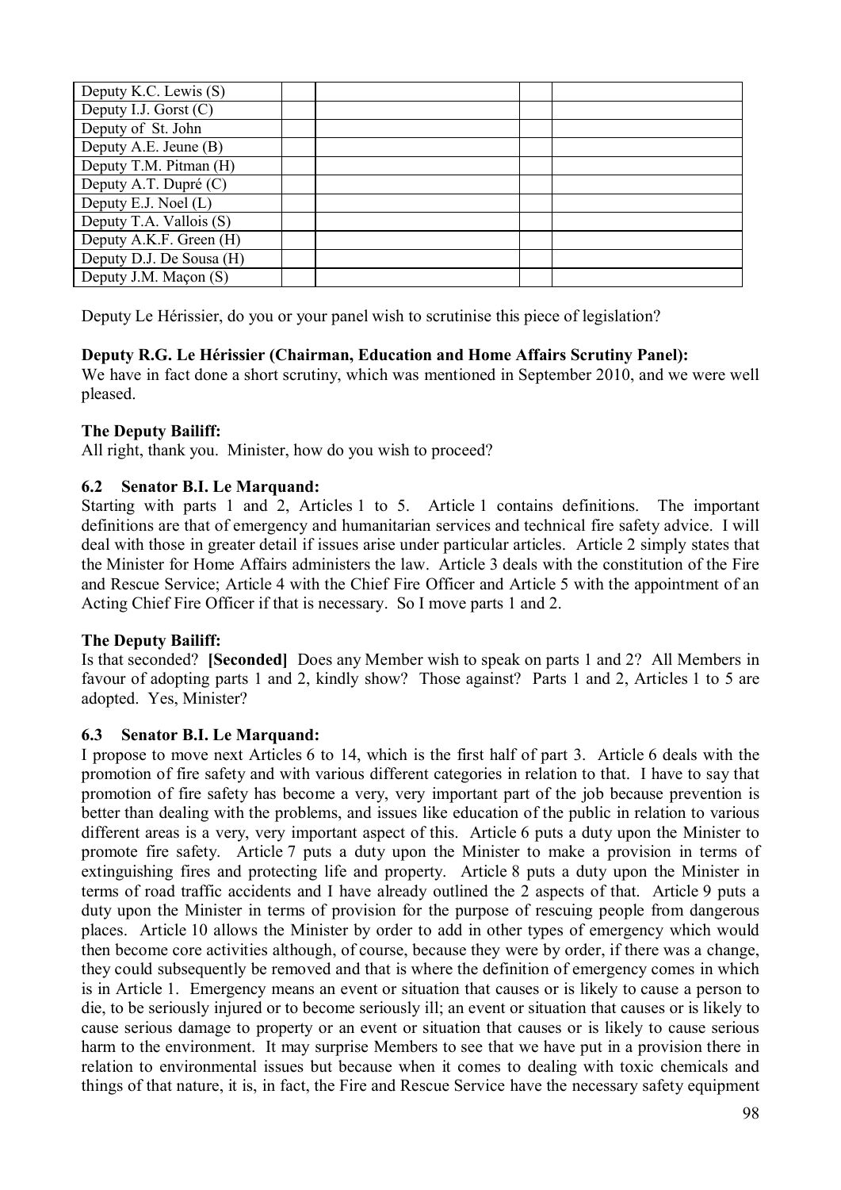| | | | | |
|---|---|---|---|---|
| Deputy K.C. Lewis (S) | | | | |
| Deputy I.J. Gorst (C) | | | | |
| Deputy of St. John | | | | |
| Deputy A.E. Jeune (B) | | | | |
| Deputy T.M. Pitman (H) | | | | |
| Deputy A.T. Dupré (C) | | | | |
| Deputy E.J. Noel (L) | | | | |
| Deputy T.A. Vallois (S) | | | | |
| Deputy A.K.F. Green (H) | | | | |
| Deputy D.J. De Sousa (H) | | | | |
| Deputy J.M. Maçon (S) | | | | |

Deputy Le Hérissier, do you or your panel wish to scrutinise this piece of legislation?

**Deputy R.G. Le Hérissier (Chairman, Education and Home Affairs Scrutiny Panel):**
We have in fact done a short scrutiny, which was mentioned in September 2010, and we were well pleased.

**The Deputy Bailiff:**
All right, thank you. Minister, how do you wish to proceed?

**6.2 Senator B.I. Le Marquand:**
Starting with parts 1 and 2, Articles 1 to 5. Article 1 contains definitions. The important definitions are that of emergency and humanitarian services and technical fire safety advice. I will deal with those in greater detail if issues arise under particular articles. Article 2 simply states that the Minister for Home Affairs administers the law. Article 3 deals with the constitution of the Fire and Rescue Service; Article 4 with the Chief Fire Officer and Article 5 with the appointment of an Acting Chief Fire Officer if that is necessary. So I move parts 1 and 2.

**The Deputy Bailiff:**
Is that seconded? **[Seconded]** Does any Member wish to speak on parts 1 and 2? All Members in favour of adopting parts 1 and 2, kindly show? Those against? Parts 1 and 2, Articles 1 to 5 are adopted. Yes, Minister?

**6.3 Senator B.I. Le Marquand:**
I propose to move next Articles 6 to 14, which is the first half of part 3. Article 6 deals with the promotion of fire safety and with various different categories in relation to that. I have to say that promotion of fire safety has become a very, very important part of the job because prevention is better than dealing with the problems, and issues like education of the public in relation to various different areas is a very, very important aspect of this. Article 6 puts a duty upon the Minister to promote fire safety. Article 7 puts a duty upon the Minister to make a provision in terms of extinguishing fires and protecting life and property. Article 8 puts a duty upon the Minister in terms of road traffic accidents and I have already outlined the 2 aspects of that. Article 9 puts a duty upon the Minister in terms of provision for the purpose of rescuing people from dangerous places. Article 10 allows the Minister by order to add in other types of emergency which would then become core activities although, of course, because they were by order, if there was a change, they could subsequently be removed and that is where the definition of emergency comes in which is in Article 1. Emergency means an event or situation that causes or is likely to cause a person to die, to be seriously injured or to become seriously ill; an event or situation that causes or is likely to cause serious damage to property or an event or situation that causes or is likely to cause serious harm to the environment. It may surprise Members to see that we have put in a provision there in relation to environmental issues but because when it comes to dealing with toxic chemicals and things of that nature, it is, in fact, the Fire and Rescue Service have the necessary safety equipment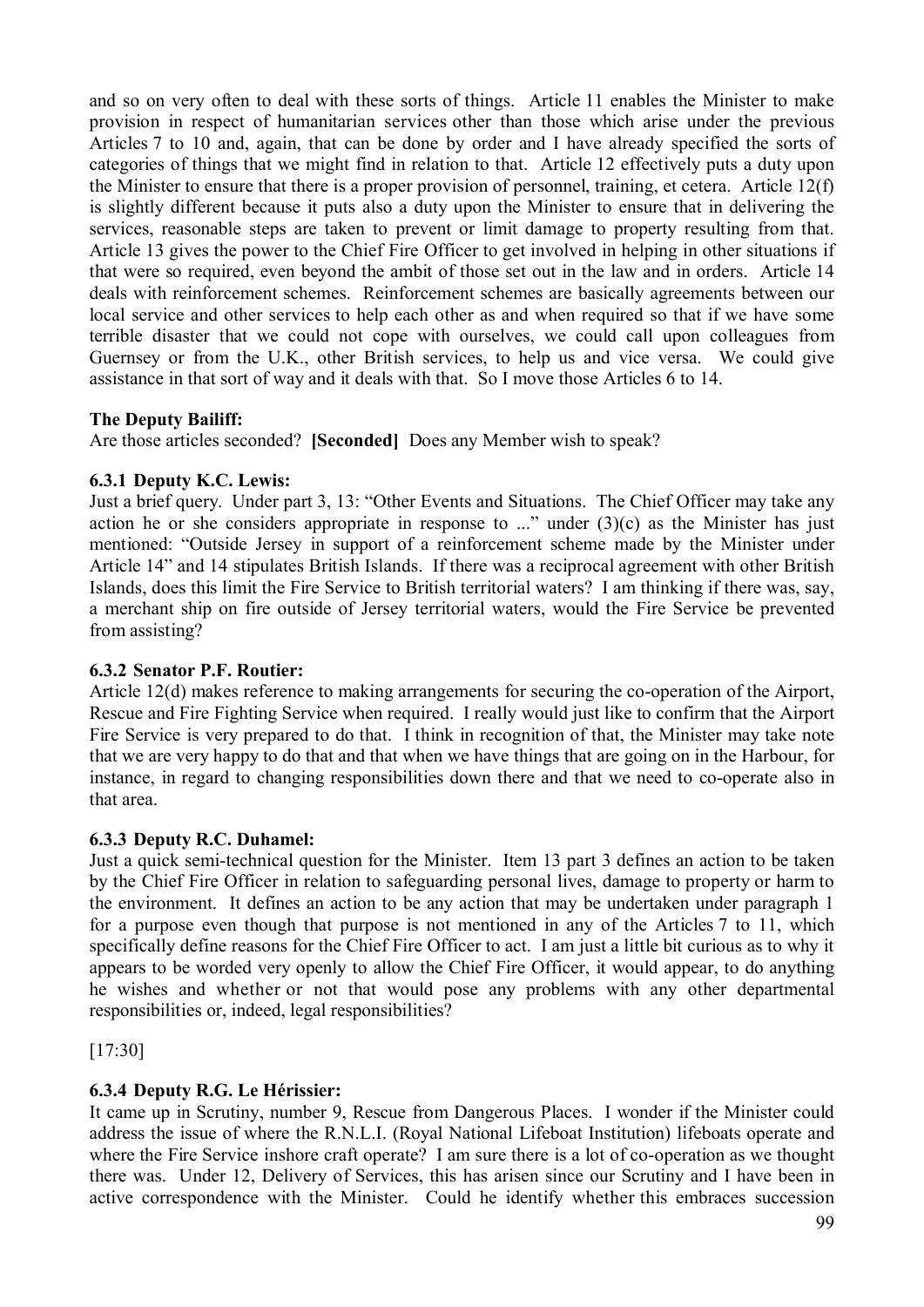and so on very often to deal with these sorts of things. Article 11 enables the Minister to make provision in respect of humanitarian services other than those which arise under the previous Articles 7 to 10 and, again, that can be done by order and I have already specified the sorts of categories of things that we might find in relation to that. Article 12 effectively puts a duty upon the Minister to ensure that there is a proper provision of personnel, training, et cetera. Article 12(f) is slightly different because it puts also a duty upon the Minister to ensure that in delivering the services, reasonable steps are taken to prevent or limit damage to property resulting from that. Article 13 gives the power to the Chief Fire Officer to get involved in helping in other situations if that were so required, even beyond the ambit of those set out in the law and in orders. Article 14 deals with reinforcement schemes. Reinforcement schemes are basically agreements between our local service and other services to help each other as and when required so that if we have some terrible disaster that we could not cope with ourselves, we could call upon colleagues from Guernsey or from the U.K., other British services, to help us and vice versa. We could give assistance in that sort of way and it deals with that. So I move those Articles 6 to 14.

**The Deputy Bailiff:**

Are those articles seconded? **[Seconded]** Does any Member wish to speak?

### 6.3.1 Deputy K.C. Lewis:

Just a brief query. Under part 3, 13: "Other Events and Situations. The Chief Officer may take any action he or she considers appropriate in response to ..." under (3)(c) as the Minister has just mentioned: "Outside Jersey in support of a reinforcement scheme made by the Minister under Article 14" and 14 stipulates British Islands. If there was a reciprocal agreement with other British Islands, does this limit the Fire Service to British territorial waters? I am thinking if there was, say, a merchant ship on fire outside of Jersey territorial waters, would the Fire Service be prevented from assisting?

### 6.3.2 Senator P.F. Routier:

Article 12(d) makes reference to making arrangements for securing the co-operation of the Airport, Rescue and Fire Fighting Service when required. I really would just like to confirm that the Airport Fire Service is very prepared to do that. I think in recognition of that, the Minister may take note that we are very happy to do that and that when we have things that are going on in the Harbour, for instance, in regard to changing responsibilities down there and that we need to co-operate also in that area.

### 6.3.3 Deputy R.C. Duhamel:

Just a quick semi-technical question for the Minister. Item 13 part 3 defines an action to be taken by the Chief Fire Officer in relation to safeguarding personal lives, damage to property or harm to the environment. It defines an action to be any action that may be undertaken under paragraph 1 for a purpose even though that purpose is not mentioned in any of the Articles 7 to 11, which specifically define reasons for the Chief Fire Officer to act. I am just a little bit curious as to why it appears to be worded very openly to allow the Chief Fire Officer, it would appear, to do anything he wishes and whether or not that would pose any problems with any other departmental responsibilities or, indeed, legal responsibilities?

[17:30]

### 6.3.4 Deputy R.G. Le Hérissier:

It came up in Scrutiny, number 9, Rescue from Dangerous Places. I wonder if the Minister could address the issue of where the R.N.L.I. (Royal National Lifeboat Institution) lifeboats operate and where the Fire Service inshore craft operate? I am sure there is a lot of co-operation as we thought there was. Under 12, Delivery of Services, this has arisen since our Scrutiny and I have been in active correspondence with the Minister. Could he identify whether this embraces succession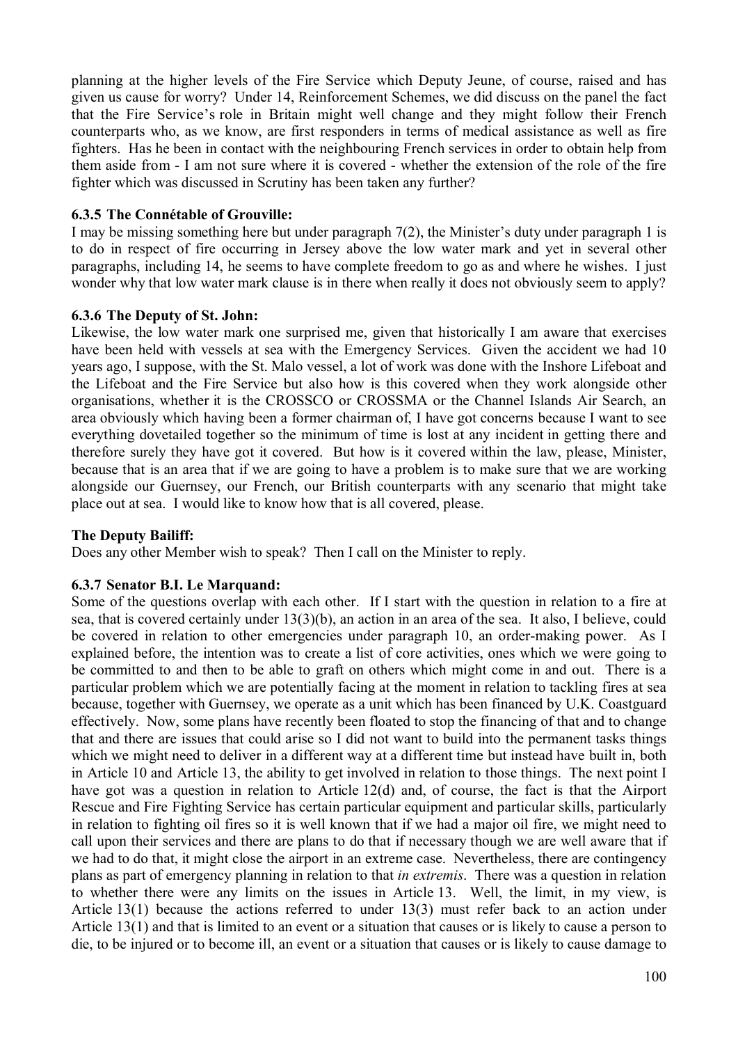planning at the higher levels of the Fire Service which Deputy Jeune, of course, raised and has given us cause for worry? Under 14, Reinforcement Schemes, we did discuss on the panel the fact that the Fire Service's role in Britain might well change and they might follow their French counterparts who, as we know, are first responders in terms of medical assistance as well as fire fighters. Has he been in contact with the neighbouring French services in order to obtain help from them aside from - I am not sure where it is covered - whether the extension of the role of the fire fighter which was discussed in Scrutiny has been taken any further?

### 6.3.5 The Connétable of Grouville:

I may be missing something here but under paragraph 7(2), the Minister's duty under paragraph 1 is to do in respect of fire occurring in Jersey above the low water mark and yet in several other paragraphs, including 14, he seems to have complete freedom to go as and where he wishes. I just wonder why that low water mark clause is in there when really it does not obviously seem to apply?

### 6.3.6 The Deputy of St. John:

Likewise, the low water mark one surprised me, given that historically I am aware that exercises have been held with vessels at sea with the Emergency Services. Given the accident we had 10 years ago, I suppose, with the St. Malo vessel, a lot of work was done with the Inshore Lifeboat and the Lifeboat and the Fire Service but also how is this covered when they work alongside other organisations, whether it is the CROSSCO or CROSSMA or the Channel Islands Air Search, an area obviously which having been a former chairman of, I have got concerns because I want to see everything dovetailed together so the minimum of time is lost at any incident in getting there and therefore surely they have got it covered. But how is it covered within the law, please, Minister, because that is an area that if we are going to have a problem is to make sure that we are working alongside our Guernsey, our French, our British counterparts with any scenario that might take place out at sea. I would like to know how that is all covered, please.

**The Deputy Bailiff:**

Does any other Member wish to speak? Then I call on the Minister to reply.

### 6.3.7 Senator B.I. Le Marquand:

Some of the questions overlap with each other. If I start with the question in relation to a fire at sea, that is covered certainly under 13(3)(b), an action in an area of the sea. It also, I believe, could be covered in relation to other emergencies under paragraph 10, an order-making power. As I explained before, the intention was to create a list of core activities, ones which we were going to be committed to and then to be able to graft on others which might come in and out. There is a particular problem which we are potentially facing at the moment in relation to tackling fires at sea because, together with Guernsey, we operate as a unit which has been financed by U.K. Coastguard effectively. Now, some plans have recently been floated to stop the financing of that and to change that and there are issues that could arise so I did not want to build into the permanent tasks things which we might need to deliver in a different way at a different time but instead have built in, both in Article 10 and Article 13, the ability to get involved in relation to those things. The next point I have got was a question in relation to Article 12(d) and, of course, the fact is that the Airport Rescue and Fire Fighting Service has certain particular equipment and particular skills, particularly in relation to fighting oil fires so it is well known that if we had a major oil fire, we might need to call upon their services and there are plans to do that if necessary though we are well aware that if we had to do that, it might close the airport in an extreme case. Nevertheless, there are contingency plans as part of emergency planning in relation to that *in extremis*. There was a question in relation to whether there were any limits on the issues in Article 13. Well, the limit, in my view, is Article 13(1) because the actions referred to under 13(3) must refer back to an action under Article 13(1) and that is limited to an event or a situation that causes or is likely to cause a person to die, to be injured or to become ill, an event or a situation that causes or is likely to cause damage to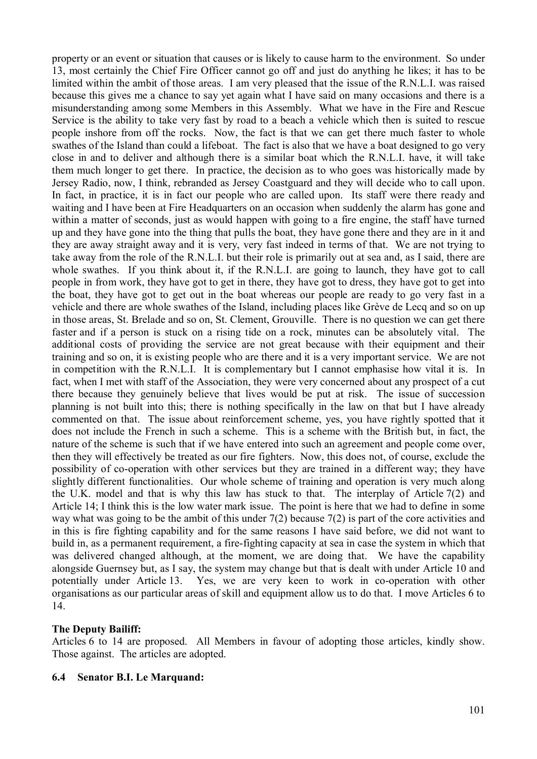property or an event or situation that causes or is likely to cause harm to the environment. So under 13, most certainly the Chief Fire Officer cannot go off and just do anything he likes; it has to be limited within the ambit of those areas. I am very pleased that the issue of the R.N.L.I. was raised because this gives me a chance to say yet again what I have said on many occasions and there is a misunderstanding among some Members in this Assembly. What we have in the Fire and Rescue Service is the ability to take very fast by road to a beach a vehicle which then is suited to rescue people inshore from off the rocks. Now, the fact is that we can get there much faster to whole swathes of the Island than could a lifeboat. The fact is also that we have a boat designed to go very close in and to deliver and although there is a similar boat which the R.N.L.I. have, it will take them much longer to get there. In practice, the decision as to who goes was historically made by Jersey Radio, now, I think, rebranded as Jersey Coastguard and they will decide who to call upon. In fact, in practice, it is in fact our people who are called upon. Its staff were there ready and waiting and I have been at Fire Headquarters on an occasion when suddenly the alarm has gone and within a matter of seconds, just as would happen with going to a fire engine, the staff have turned up and they have gone into the thing that pulls the boat, they have gone there and they are in it and they are away straight away and it is very, very fast indeed in terms of that. We are not trying to take away from the role of the R.N.L.I. but their role is primarily out at sea and, as I said, there are whole swathes. If you think about it, if the R.N.L.I. are going to launch, they have got to call people in from work, they have got to get in there, they have got to dress, they have got to get into the boat, they have got to get out in the boat whereas our people are ready to go very fast in a vehicle and there are whole swathes of the Island, including places like Grève de Lecq and so on up in those areas, St. Brelade and so on, St. Clement, Grouville. There is no question we can get there faster and if a person is stuck on a rising tide on a rock, minutes can be absolutely vital. The additional costs of providing the service are not great because with their equipment and their training and so on, it is existing people who are there and it is a very important service. We are not in competition with the R.N.L.I. It is complementary but I cannot emphasise how vital it is. In fact, when I met with staff of the Association, they were very concerned about any prospect of a cut there because they genuinely believe that lives would be put at risk. The issue of succession planning is not built into this; there is nothing specifically in the law on that but I have already commented on that. The issue about reinforcement scheme, yes, you have rightly spotted that it does not include the French in such a scheme. This is a scheme with the British but, in fact, the nature of the scheme is such that if we have entered into such an agreement and people come over, then they will effectively be treated as our fire fighters. Now, this does not, of course, exclude the possibility of co-operation with other services but they are trained in a different way; they have slightly different functionalities. Our whole scheme of training and operation is very much along the U.K. model and that is why this law has stuck to that. The interplay of Article 7(2) and Article 14; I think this is the low water mark issue. The point is here that we had to define in some way what was going to be the ambit of this under 7(2) because 7(2) is part of the core activities and in this is fire fighting capability and for the same reasons I have said before, we did not want to build in, as a permanent requirement, a fire-fighting capacity at sea in case the system in which that was delivered changed although, at the moment, we are doing that. We have the capability alongside Guernsey but, as I say, the system may change but that is dealt with under Article 10 and potentially under Article 13. Yes, we are very keen to work in co-operation with other organisations as our particular areas of skill and equipment allow us to do that. I move Articles 6 to 14.

**The Deputy Bailiff:**

Articles 6 to 14 are proposed. All Members in favour of adopting those articles, kindly show. Those against. The articles are adopted.

**6.4 Senator B.I. Le Marquand:**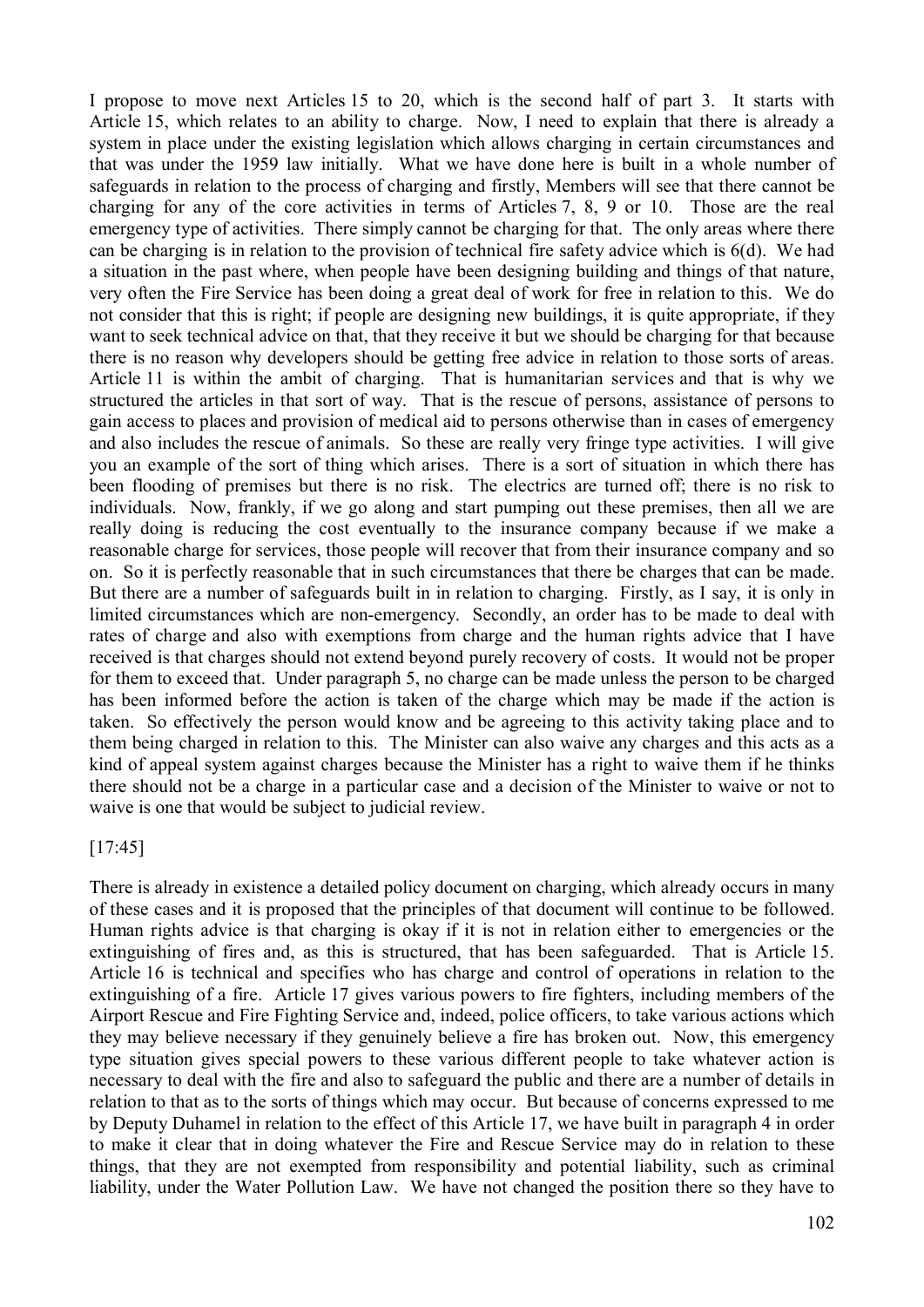I propose to move next Articles 15 to 20, which is the second half of part 3. It starts with Article 15, which relates to an ability to charge. Now, I need to explain that there is already a system in place under the existing legislation which allows charging in certain circumstances and that was under the 1959 law initially. What we have done here is built in a whole number of safeguards in relation to the process of charging and firstly, Members will see that there cannot be charging for any of the core activities in terms of Articles 7, 8, 9 or 10. Those are the real emergency type of activities. There simply cannot be charging for that. The only areas where there can be charging is in relation to the provision of technical fire safety advice which is 6(d). We had a situation in the past where, when people have been designing building and things of that nature, very often the Fire Service has been doing a great deal of work for free in relation to this. We do not consider that this is right; if people are designing new buildings, it is quite appropriate, if they want to seek technical advice on that, that they receive it but we should be charging for that because there is no reason why developers should be getting free advice in relation to those sorts of areas. Article 11 is within the ambit of charging. That is humanitarian services and that is why we structured the articles in that sort of way. That is the rescue of persons, assistance of persons to gain access to places and provision of medical aid to persons otherwise than in cases of emergency and also includes the rescue of animals. So these are really very fringe type activities. I will give you an example of the sort of thing which arises. There is a sort of situation in which there has been flooding of premises but there is no risk. The electrics are turned off; there is no risk to individuals. Now, frankly, if we go along and start pumping out these premises, then all we are really doing is reducing the cost eventually to the insurance company because if we make a reasonable charge for services, those people will recover that from their insurance company and so on. So it is perfectly reasonable that in such circumstances that there be charges that can be made. But there are a number of safeguards built in in relation to charging. Firstly, as I say, it is only in limited circumstances which are non-emergency. Secondly, an order has to be made to deal with rates of charge and also with exemptions from charge and the human rights advice that I have received is that charges should not extend beyond purely recovery of costs. It would not be proper for them to exceed that. Under paragraph 5, no charge can be made unless the person to be charged has been informed before the action is taken of the charge which may be made if the action is taken. So effectively the person would know and be agreeing to this activity taking place and to them being charged in relation to this. The Minister can also waive any charges and this acts as a kind of appeal system against charges because the Minister has a right to waive them if he thinks there should not be a charge in a particular case and a decision of the Minister to waive or not to waive is one that would be subject to judicial review.

[17:45]

There is already in existence a detailed policy document on charging, which already occurs in many of these cases and it is proposed that the principles of that document will continue to be followed. Human rights advice is that charging is okay if it is not in relation either to emergencies or the extinguishing of fires and, as this is structured, that has been safeguarded. That is Article 15. Article 16 is technical and specifies who has charge and control of operations in relation to the extinguishing of a fire. Article 17 gives various powers to fire fighters, including members of the Airport Rescue and Fire Fighting Service and, indeed, police officers, to take various actions which they may believe necessary if they genuinely believe a fire has broken out. Now, this emergency type situation gives special powers to these various different people to take whatever action is necessary to deal with the fire and also to safeguard the public and there are a number of details in relation to that as to the sorts of things which may occur. But because of concerns expressed to me by Deputy Duhamel in relation to the effect of this Article 17, we have built in paragraph 4 in order to make it clear that in doing whatever the Fire and Rescue Service may do in relation to these things, that they are not exempted from responsibility and potential liability, such as criminal liability, under the Water Pollution Law. We have not changed the position there so they have to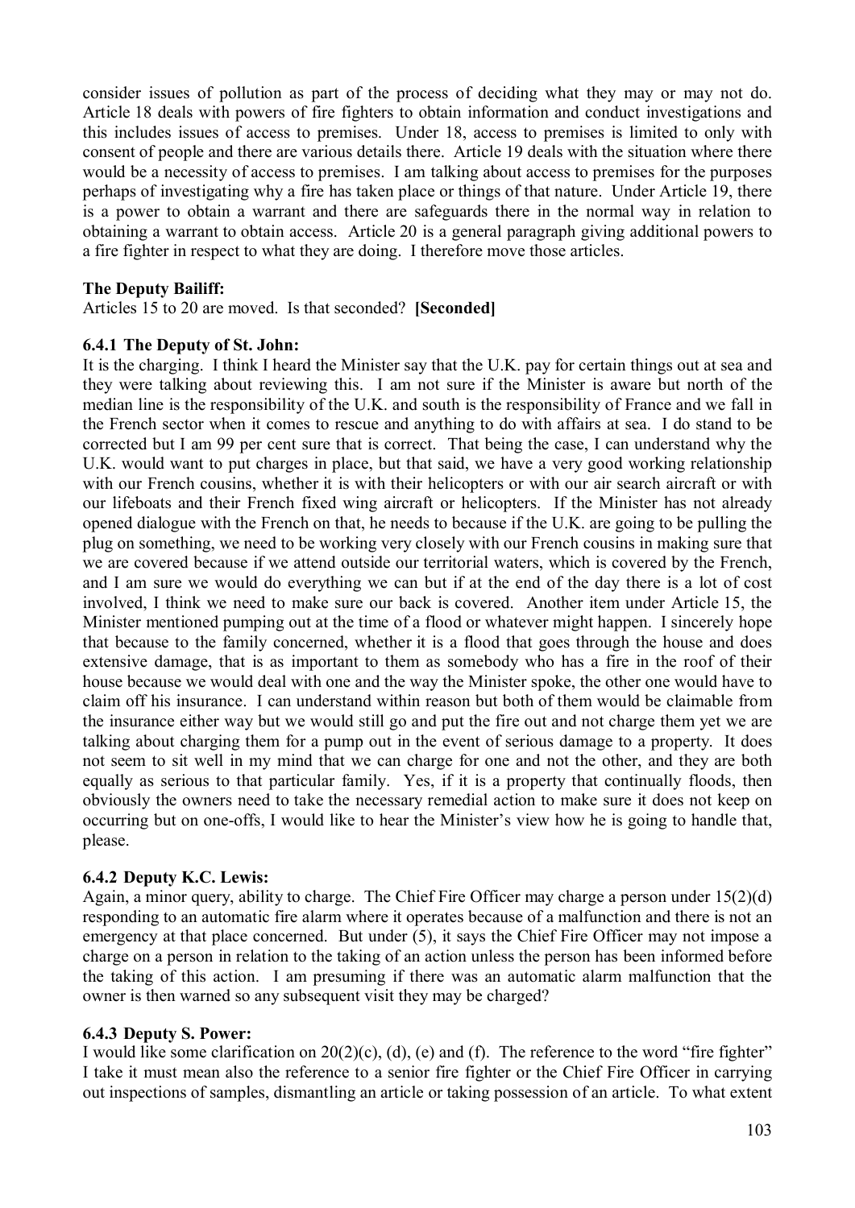consider issues of pollution as part of the process of deciding what they may or may not do. Article 18 deals with powers of fire fighters to obtain information and conduct investigations and this includes issues of access to premises. Under 18, access to premises is limited to only with consent of people and there are various details there. Article 19 deals with the situation where there would be a necessity of access to premises. I am talking about access to premises for the purposes perhaps of investigating why a fire has taken place or things of that nature. Under Article 19, there is a power to obtain a warrant and there are safeguards there in the normal way in relation to obtaining a warrant to obtain access. Article 20 is a general paragraph giving additional powers to a fire fighter in respect to what they are doing. I therefore move those articles.

**The Deputy Bailiff:**

Articles 15 to 20 are moved. Is that seconded? **[Seconded]**

### 6.4.1 The Deputy of St. John:

It is the charging. I think I heard the Minister say that the U.K. pay for certain things out at sea and they were talking about reviewing this. I am not sure if the Minister is aware but north of the median line is the responsibility of the U.K. and south is the responsibility of France and we fall in the French sector when it comes to rescue and anything to do with affairs at sea. I do stand to be corrected but I am 99 per cent sure that is correct. That being the case, I can understand why the U.K. would want to put charges in place, but that said, we have a very good working relationship with our French cousins, whether it is with their helicopters or with our air search aircraft or with our lifeboats and their French fixed wing aircraft or helicopters. If the Minister has not already opened dialogue with the French on that, he needs to because if the U.K. are going to be pulling the plug on something, we need to be working very closely with our French cousins in making sure that we are covered because if we attend outside our territorial waters, which is covered by the French, and I am sure we would do everything we can but if at the end of the day there is a lot of cost involved, I think we need to make sure our back is covered. Another item under Article 15, the Minister mentioned pumping out at the time of a flood or whatever might happen. I sincerely hope that because to the family concerned, whether it is a flood that goes through the house and does extensive damage, that is as important to them as somebody who has a fire in the roof of their house because we would deal with one and the way the Minister spoke, the other one would have to claim off his insurance. I can understand within reason but both of them would be claimable from the insurance either way but we would still go and put the fire out and not charge them yet we are talking about charging them for a pump out in the event of serious damage to a property. It does not seem to sit well in my mind that we can charge for one and not the other, and they are both equally as serious to that particular family. Yes, if it is a property that continually floods, then obviously the owners need to take the necessary remedial action to make sure it does not keep on occurring but on one-offs, I would like to hear the Minister's view how he is going to handle that, please.

### 6.4.2 Deputy K.C. Lewis:

Again, a minor query, ability to charge. The Chief Fire Officer may charge a person under 15(2)(d) responding to an automatic fire alarm where it operates because of a malfunction and there is not an emergency at that place concerned. But under (5), it says the Chief Fire Officer may not impose a charge on a person in relation to the taking of an action unless the person has been informed before the taking of this action. I am presuming if there was an automatic alarm malfunction that the owner is then warned so any subsequent visit they may be charged?

### 6.4.3 Deputy S. Power:

I would like some clarification on 20(2)(c), (d), (e) and (f). The reference to the word "fire fighter" I take it must mean also the reference to a senior fire fighter or the Chief Fire Officer in carrying out inspections of samples, dismantling an article or taking possession of an article. To what extent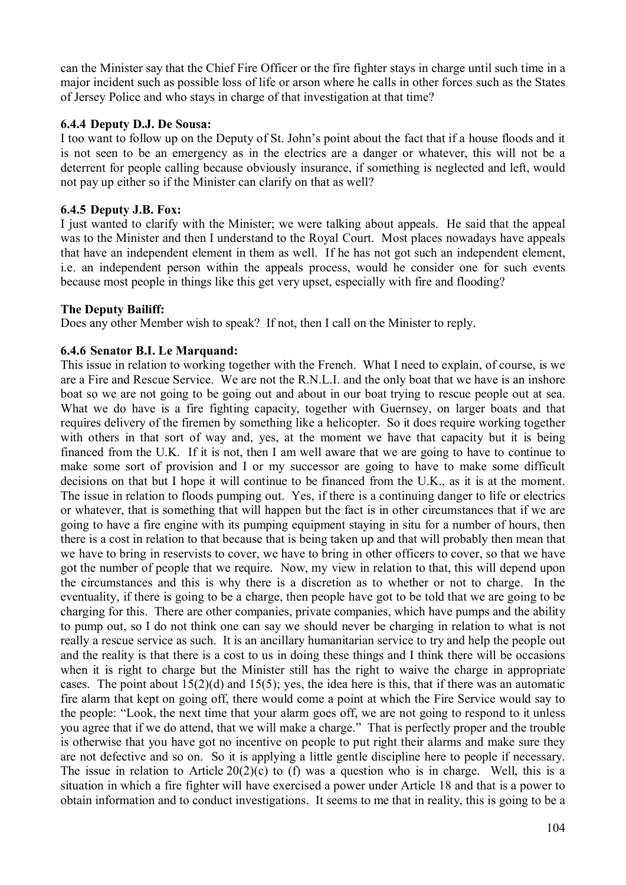can the Minister say that the Chief Fire Officer or the fire fighter stays in charge until such time in a major incident such as possible loss of life or arson where he calls in other forces such as the States of Jersey Police and who stays in charge of that investigation at that time?

### 6.4.4 Deputy D.J. De Sousa:

I too want to follow up on the Deputy of St. John's point about the fact that if a house floods and it is not seen to be an emergency as in the electrics are a danger or whatever, this will not be a deterrent for people calling because obviously insurance, if something is neglected and left, would not pay up either so if the Minister can clarify on that as well?

### 6.4.5 Deputy J.B. Fox:

I just wanted to clarify with the Minister; we were talking about appeals. He said that the appeal was to the Minister and then I understand to the Royal Court. Most places nowadays have appeals that have an independent element in them as well. If he has not got such an independent element, i.e. an independent person within the appeals process, would he consider one for such events because most people in things like this get very upset, especially with fire and flooding?

**The Deputy Bailiff:**

Does any other Member wish to speak? If not, then I call on the Minister to reply.

### 6.4.6 Senator B.I. Le Marquand:

This issue in relation to working together with the French. What I need to explain, of course, is we are a Fire and Rescue Service. We are not the R.N.L.I. and the only boat that we have is an inshore boat so we are not going to be going out and about in our boat trying to rescue people out at sea. What we do have is a fire fighting capacity, together with Guernsey, on larger boats and that requires delivery of the firemen by something like a helicopter. So it does require working together with others in that sort of way and, yes, at the moment we have that capacity but it is being financed from the U.K. If it is not, then I am well aware that we are going to have to continue to make some sort of provision and I or my successor are going to have to make some difficult decisions on that but I hope it will continue to be financed from the U.K., as it is at the moment. The issue in relation to floods pumping out. Yes, if there is a continuing danger to life or electrics or whatever, that is something that will happen but the fact is in other circumstances that if we are going to have a fire engine with its pumping equipment staying in situ for a number of hours, then there is a cost in relation to that because that is being taken up and that will probably then mean that we have to bring in reservists to cover, we have to bring in other officers to cover, so that we have got the number of people that we require. Now, my view in relation to that, this will depend upon the circumstances and this is why there is a discretion as to whether or not to charge. In the eventuality, if there is going to be a charge, then people have got to be told that we are going to be charging for this. There are other companies, private companies, which have pumps and the ability to pump out, so I do not think one can say we should never be charging in relation to what is not really a rescue service as such. It is an ancillary humanitarian service to try and help the people out and the reality is that there is a cost to us in doing these things and I think there will be occasions when it is right to charge but the Minister still has the right to waive the charge in appropriate cases. The point about 15(2)(d) and 15(5); yes, the idea here is this, that if there was an automatic fire alarm that kept on going off, there would come a point at which the Fire Service would say to the people: "Look, the next time that your alarm goes off, we are not going to respond to it unless you agree that if we do attend, that we will make a charge." That is perfectly proper and the trouble is otherwise that you have got no incentive on people to put right their alarms and make sure they are not defective and so on. So it is applying a little gentle discipline here to people if necessary. The issue in relation to Article 20(2)(c) to (f) was a question who is in charge. Well, this is a situation in which a fire fighter will have exercised a power under Article 18 and that is a power to obtain information and to conduct investigations. It seems to me that in reality, this is going to be a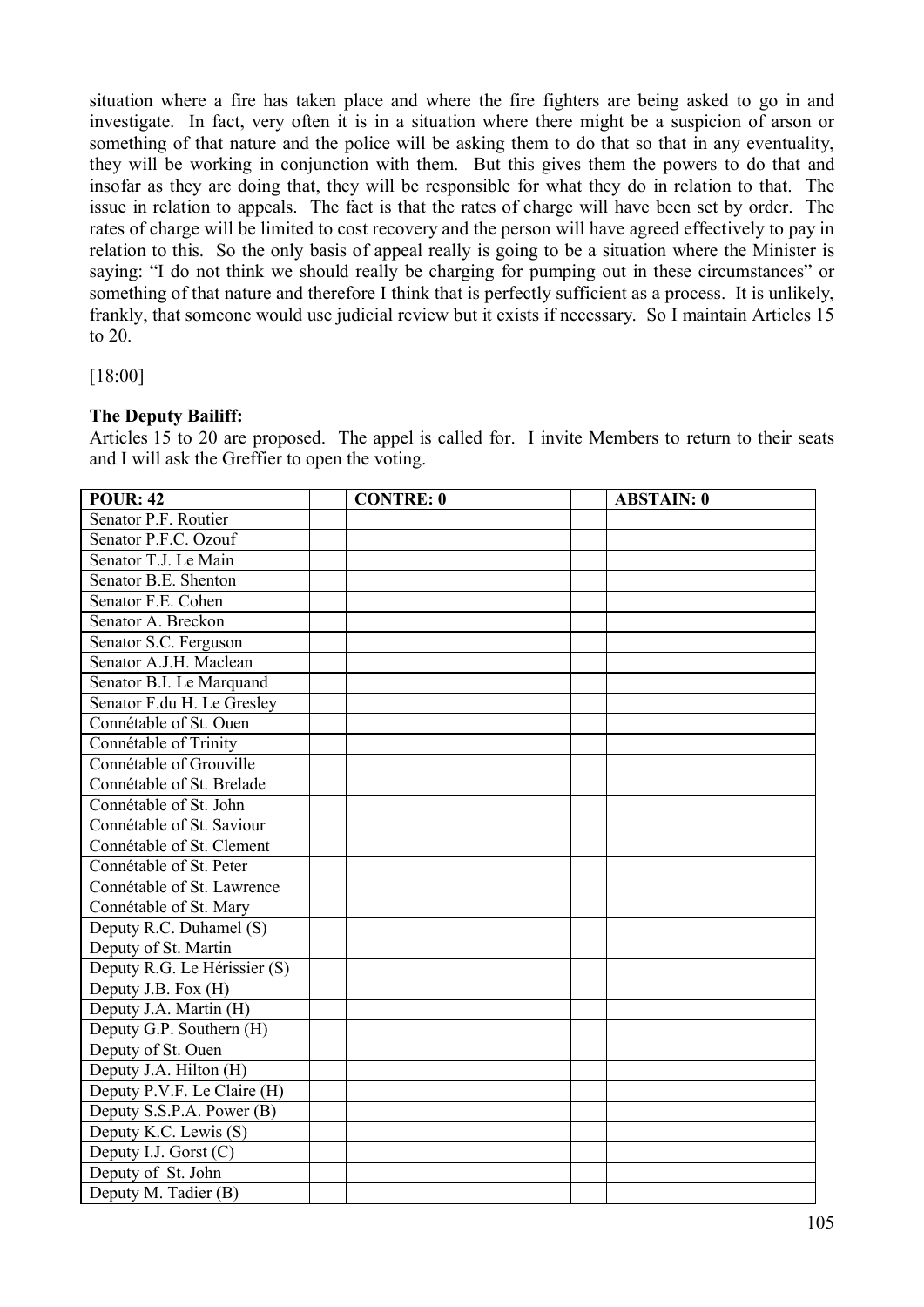situation where a fire has taken place and where the fire fighters are being asked to go in and investigate. In fact, very often it is in a situation where there might be a suspicion of arson or something of that nature and the police will be asking them to do that so that in any eventuality, they will be working in conjunction with them. But this gives them the powers to do that and insofar as they are doing that, they will be responsible for what they do in relation to that. The issue in relation to appeals. The fact is that the rates of charge will have been set by order. The rates of charge will be limited to cost recovery and the person will have agreed effectively to pay in relation to this. So the only basis of appeal really is going to be a situation where the Minister is saying: "I do not think we should really be charging for pumping out in these circumstances" or something of that nature and therefore I think that is perfectly sufficient as a process. It is unlikely, frankly, that someone would use judicial review but it exists if necessary. So I maintain Articles 15 to 20.

[18:00]

**The Deputy Bailiff:**

Articles 15 to 20 are proposed. The appel is called for. I invite Members to return to their seats and I will ask the Greffier to open the voting.

| POUR: 42 | | CONTRE: 0 | | ABSTAIN: 0 |
|---|---|---|---|---|
| Senator P.F. Routier | | | | |
| Senator P.F.C. Ozouf | | | | |
| Senator T.J. Le Main | | | | |
| Senator B.E. Shenton | | | | |
| Senator F.E. Cohen | | | | |
| Senator A. Breckon | | | | |
| Senator S.C. Ferguson | | | | |
| Senator A.J.H. Maclean | | | | |
| Senator B.I. Le Marquand | | | | |
| Senator F.du H. Le Gresley | | | | |
| Connétable of St. Ouen | | | | |
| Connétable of Trinity | | | | |
| Connétable of Grouville | | | | |
| Connétable of St. Brelade | | | | |
| Connétable of St. John | | | | |
| Connétable of St. Saviour | | | | |
| Connétable of St. Clement | | | | |
| Connétable of St. Peter | | | | |
| Connétable of St. Lawrence | | | | |
| Connétable of St. Mary | | | | |
| Deputy R.C. Duhamel (S) | | | | |
| Deputy of St. Martin | | | | |
| Deputy R.G. Le Hérissier (S) | | | | |
| Deputy J.B. Fox (H) | | | | |
| Deputy J.A. Martin (H) | | | | |
| Deputy G.P. Southern (H) | | | | |
| Deputy of St. Ouen | | | | |
| Deputy J.A. Hilton (H) | | | | |
| Deputy P.V.F. Le Claire (H) | | | | |
| Deputy S.S.P.A. Power (B) | | | | |
| Deputy K.C. Lewis (S) | | | | |
| Deputy I.J. Gorst (C) | | | | |
| Deputy of St. John | | | | |
| Deputy M. Tadier (B) | | | | |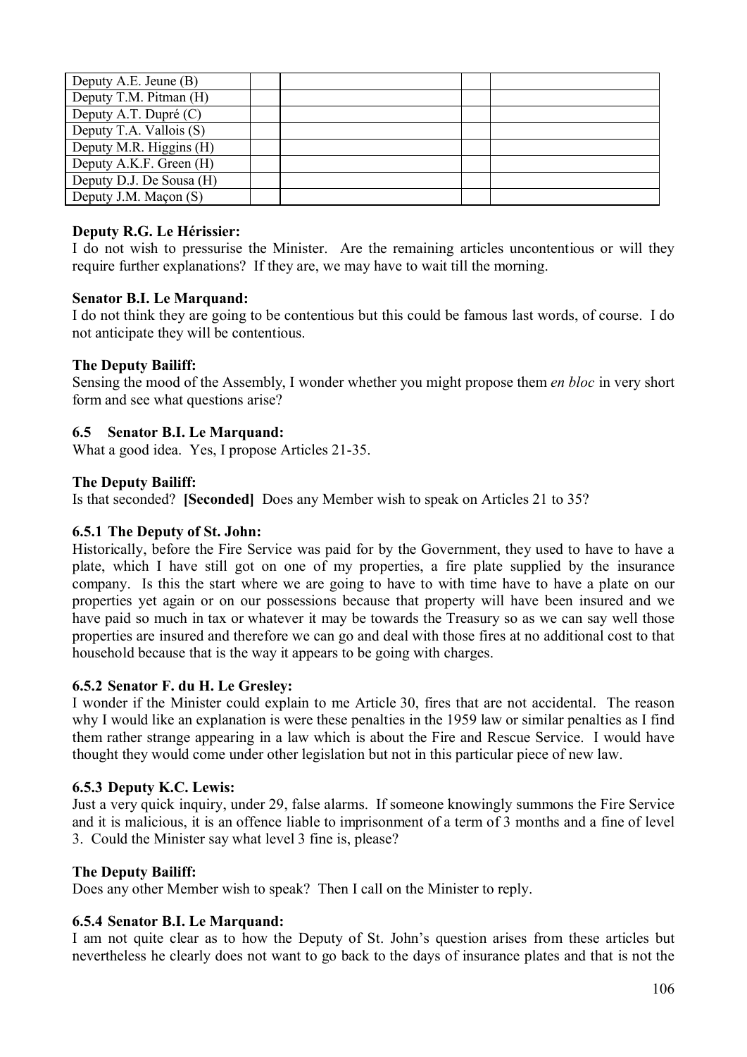| | | | | |
|---|---|---|---|---|
| Deputy A.E. Jeune (B) | | | | |
| Deputy T.M. Pitman (H) | | | | |
| Deputy A.T. Dupré (C) | | | | |
| Deputy T.A. Vallois (S) | | | | |
| Deputy M.R. Higgins (H) | | | | |
| Deputy A.K.F. Green (H) | | | | |
| Deputy D.J. De Sousa (H) | | | | |
| Deputy J.M. Maçon (S) | | | | |

**Deputy R.G. Le Hérissier:**

I do not wish to pressurise the Minister. Are the remaining articles uncontentious or will they require further explanations? If they are, we may have to wait till the morning.

**Senator B.I. Le Marquand:**

I do not think they are going to be contentious but this could be famous last words, of course. I do not anticipate they will be contentious.

**The Deputy Bailiff:**

Sensing the mood of the Assembly, I wonder whether you might propose them *en bloc* in very short form and see what questions arise?

**6.5 Senator B.I. Le Marquand:**

What a good idea. Yes, I propose Articles 21-35.

**The Deputy Bailiff:**

Is that seconded? **[Seconded]** Does any Member wish to speak on Articles 21 to 35?

**6.5.1 The Deputy of St. John:**

Historically, before the Fire Service was paid for by the Government, they used to have to have a plate, which I have still got on one of my properties, a fire plate supplied by the insurance company. Is this the start where we are going to have to with time have to have a plate on our properties yet again or on our possessions because that property will have been insured and we have paid so much in tax or whatever it may be towards the Treasury so as we can say well those properties are insured and therefore we can go and deal with those fires at no additional cost to that household because that is the way it appears to be going with charges.

**6.5.2 Senator F. du H. Le Gresley:**

I wonder if the Minister could explain to me Article 30, fires that are not accidental. The reason why I would like an explanation is were these penalties in the 1959 law or similar penalties as I find them rather strange appearing in a law which is about the Fire and Rescue Service. I would have thought they would come under other legislation but not in this particular piece of new law.

**6.5.3 Deputy K.C. Lewis:**

Just a very quick inquiry, under 29, false alarms. If someone knowingly summons the Fire Service and it is malicious, it is an offence liable to imprisonment of a term of 3 months and a fine of level 3. Could the Minister say what level 3 fine is, please?

**The Deputy Bailiff:**

Does any other Member wish to speak? Then I call on the Minister to reply.

**6.5.4 Senator B.I. Le Marquand:**

I am not quite clear as to how the Deputy of St. John's question arises from these articles but nevertheless he clearly does not want to go back to the days of insurance plates and that is not the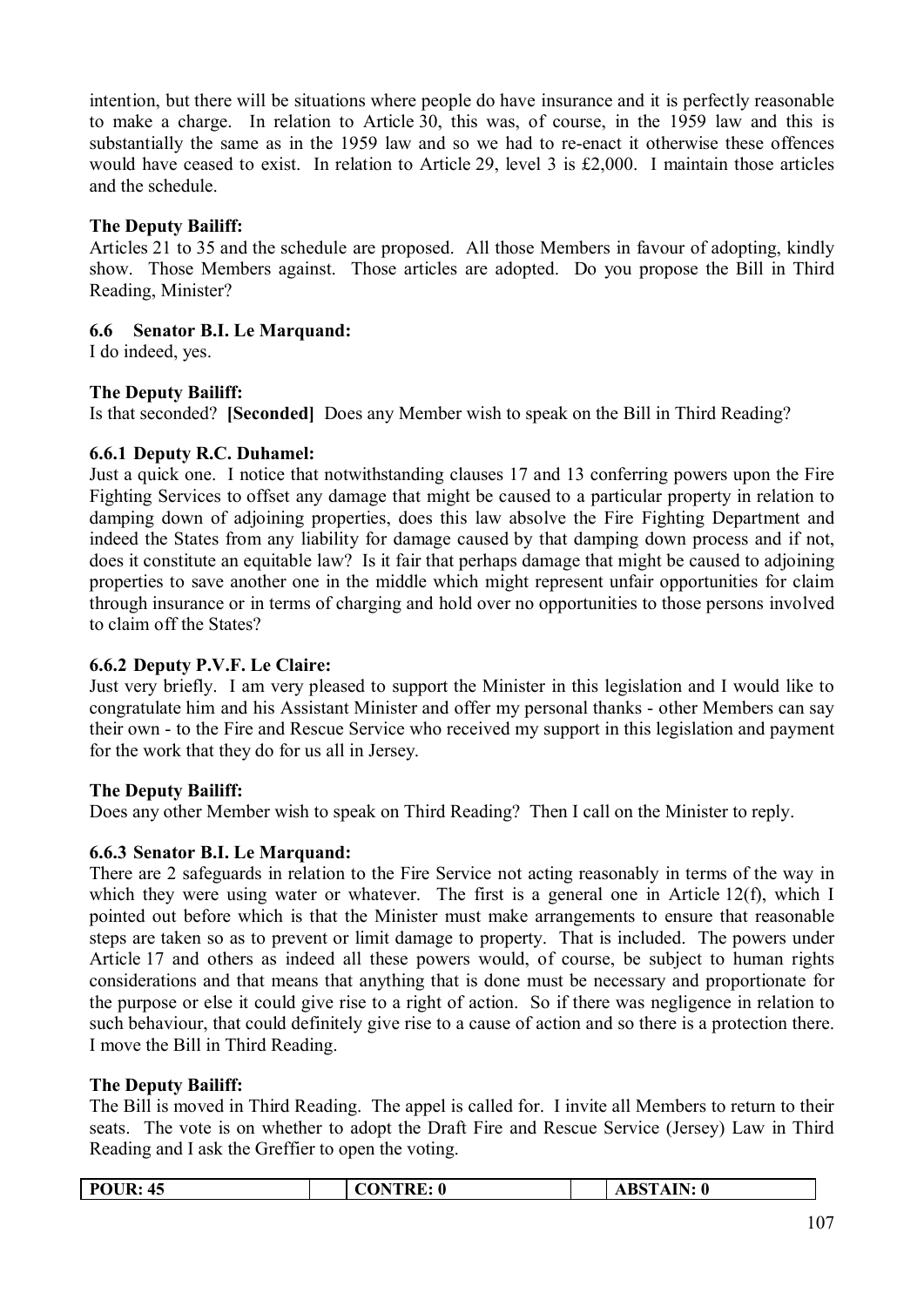intention, but there will be situations where people do have insurance and it is perfectly reasonable to make a charge. In relation to Article 30, this was, of course, in the 1959 law and this is substantially the same as in the 1959 law and so we had to re-enact it otherwise these offences would have ceased to exist. In relation to Article 29, level 3 is £2,000. I maintain those articles and the schedule.

**The Deputy Bailiff:**

Articles 21 to 35 and the schedule are proposed. All those Members in favour of adopting, kindly show. Those Members against. Those articles are adopted. Do you propose the Bill in Third Reading, Minister?

### 6.6 Senator B.I. Le Marquand:

I do indeed, yes.

**The Deputy Bailiff:**

Is that seconded? **[Seconded]** Does any Member wish to speak on the Bill in Third Reading?

### 6.6.1 Deputy R.C. Duhamel:

Just a quick one. I notice that notwithstanding clauses 17 and 13 conferring powers upon the Fire Fighting Services to offset any damage that might be caused to a particular property in relation to damping down of adjoining properties, does this law absolve the Fire Fighting Department and indeed the States from any liability for damage caused by that damping down process and if not, does it constitute an equitable law? Is it fair that perhaps damage that might be caused to adjoining properties to save another one in the middle which might represent unfair opportunities for claim through insurance or in terms of charging and hold over no opportunities to those persons involved to claim off the States?

### 6.6.2 Deputy P.V.F. Le Claire:

Just very briefly. I am very pleased to support the Minister in this legislation and I would like to congratulate him and his Assistant Minister and offer my personal thanks - other Members can say their own - to the Fire and Rescue Service who received my support in this legislation and payment for the work that they do for us all in Jersey.

**The Deputy Bailiff:**

Does any other Member wish to speak on Third Reading? Then I call on the Minister to reply.

### 6.6.3 Senator B.I. Le Marquand:

There are 2 safeguards in relation to the Fire Service not acting reasonably in terms of the way in which they were using water or whatever. The first is a general one in Article 12(f), which I pointed out before which is that the Minister must make arrangements to ensure that reasonable steps are taken so as to prevent or limit damage to property. That is included. The powers under Article 17 and others as indeed all these powers would, of course, be subject to human rights considerations and that means that anything that is done must be necessary and proportionate for the purpose or else it could give rise to a right of action. So if there was negligence in relation to such behaviour, that could definitely give rise to a cause of action and so there is a protection there. I move the Bill in Third Reading.

**The Deputy Bailiff:**

The Bill is moved in Third Reading. The appel is called for. I invite all Members to return to their seats. The vote is on whether to adopt the Draft Fire and Rescue Service (Jersey) Law in Third Reading and I ask the Greffier to open the voting.

| POUR: 45 | CONTRE: 0 | ABSTAIN: 0 |
|---|---|---|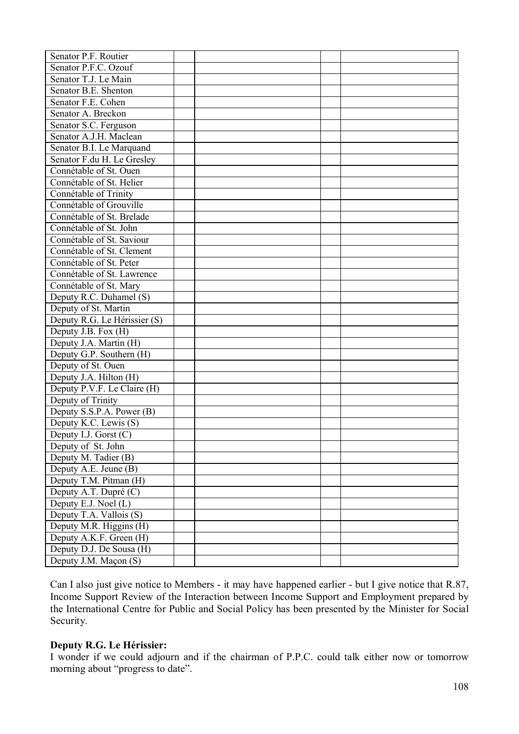| | | | | |
|---|---|---|---|---|
| Senator P.F. Routier | | | | |
| Senator P.F.C. Ozouf | | | | |
| Senator T.J. Le Main | | | | |
| Senator B.E. Shenton | | | | |
| Senator F.E. Cohen | | | | |
| Senator A. Breckon | | | | |
| Senator S.C. Ferguson | | | | |
| Senator A.J.H. Maclean | | | | |
| Senator B.I. Le Marquand | | | | |
| Senator F.du H. Le Gresley | | | | |
| Connétable of St. Ouen | | | | |
| Connétable of St. Helier | | | | |
| Connétable of Trinity | | | | |
| Connétable of Grouville | | | | |
| Connétable of St. Brelade | | | | |
| Connétable of St. John | | | | |
| Connétable of St. Saviour | | | | |
| Connétable of St. Clement | | | | |
| Connétable of St. Peter | | | | |
| Connétable of St. Lawrence | | | | |
| Connétable of St. Mary | | | | |
| Deputy R.C. Duhamel (S) | | | | |
| Deputy of St. Martin | | | | |
| Deputy R.G. Le Hérissier (S) | | | | |
| Deputy J.B. Fox (H) | | | | |
| Deputy J.A. Martin (H) | | | | |
| Deputy G.P. Southern (H) | | | | |
| Deputy of St. Ouen | | | | |
| Deputy J.A. Hilton (H) | | | | |
| Deputy P.V.F. Le Claire (H) | | | | |
| Deputy of Trinity | | | | |
| Deputy S.S.P.A. Power (B) | | | | |
| Deputy K.C. Lewis (S) | | | | |
| Deputy I.J. Gorst (C) | | | | |
| Deputy of St. John | | | | |
| Deputy M. Tadier (B) | | | | |
| Deputy A.E. Jeune (B) | | | | |
| Deputy T.M. Pitman (H) | | | | |
| Deputy A.T. Dupré (C) | | | | |
| Deputy E.J. Noel (L) | | | | |
| Deputy T.A. Vallois (S) | | | | |
| Deputy M.R. Higgins (H) | | | | |
| Deputy A.K.F. Green (H) | | | | |
| Deputy D.J. De Sousa (H) | | | | |
| Deputy J.M. Maçon (S) | | | | |

Can I also just give notice to Members - it may have happened earlier - but I give notice that R.87, Income Support Review of the Interaction between Income Support and Employment prepared by the International Centre for Public and Social Policy has been presented by the Minister for Social Security.

**Deputy R.G. Le Hérissier:**

I wonder if we could adjourn and if the chairman of P.P.C. could talk either now or tomorrow morning about "progress to date".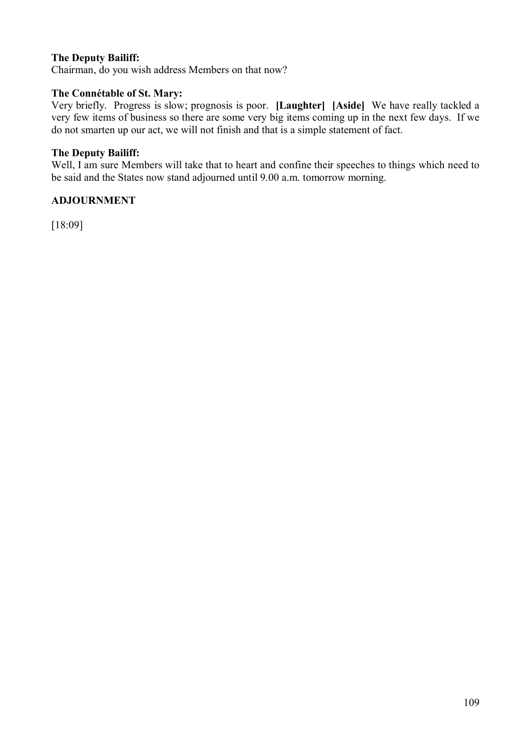**The Deputy Bailiff:**

Chairman, do you wish address Members on that now?

**The Connétable of St. Mary:**

Very briefly. Progress is slow; prognosis is poor. **[Laughter] [Aside]** We have really tackled a very few items of business so there are some very big items coming up in the next few days. If we do not smarten up our act, we will not finish and that is a simple statement of fact.

**The Deputy Bailiff:**

Well, I am sure Members will take that to heart and confine their speeches to things which need to be said and the States now stand adjourned until 9.00 a.m. tomorrow morning.

**ADJOURNMENT**

[18:09]